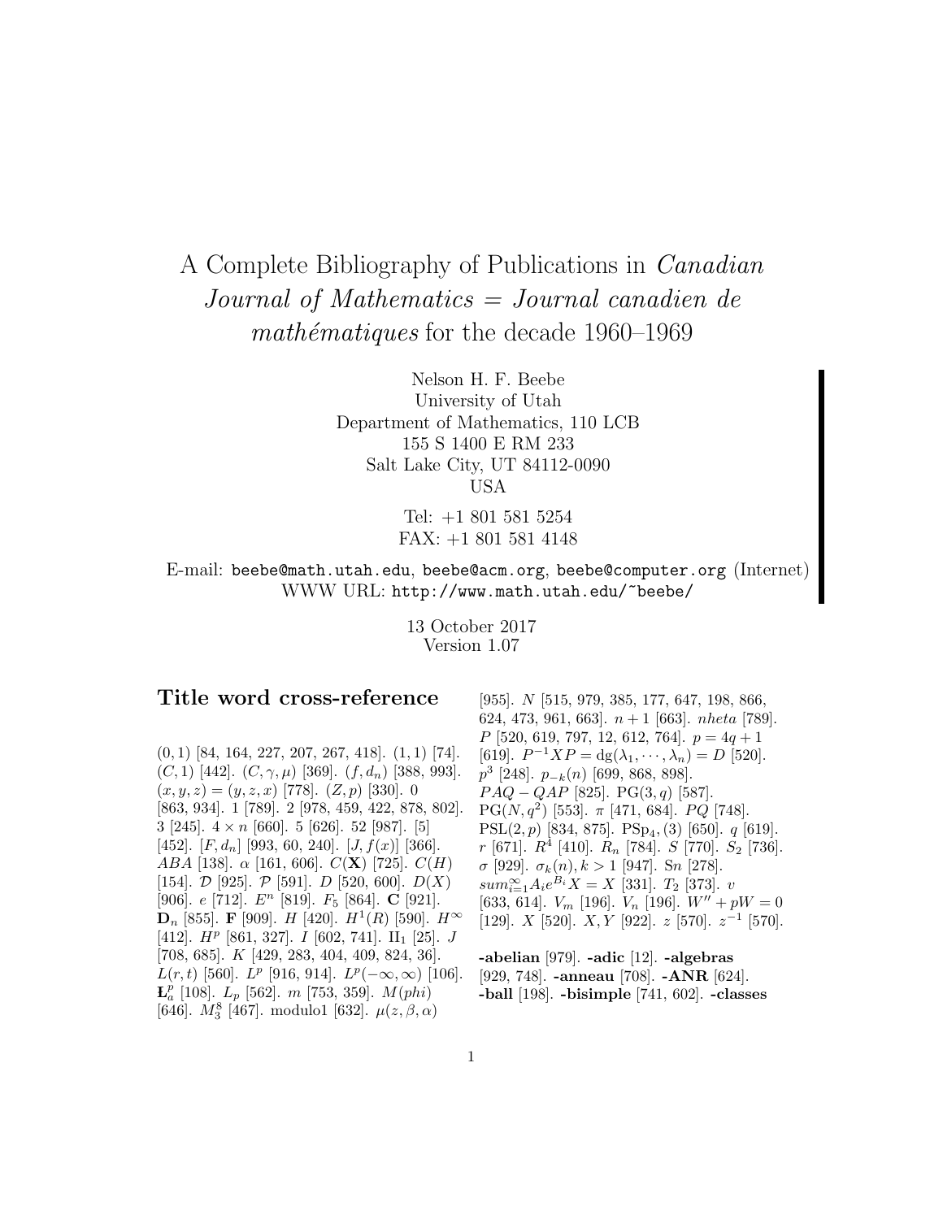# A Complete Bibliography of Publications in *Canadian Journal of Mathematics = Journal canadien de mathématiques* for the decade 1960–1969

Nelson H. F. Beebe
University of Utah
Department of Mathematics, 110 LCB
155 S 1400 E RM 233
Salt Lake City, UT 84112-0090
USA

Tel: +1 801 581 5254
FAX: +1 801 581 4148

E-mail: `beebe@math.utah.edu`, `beebe@acm.org`, `beebe@computer.org` (Internet)
WWW URL: `http://www.math.utah.edu/~beebe/`

13 October 2017
Version 1.07

## Title word cross-reference

$(0,1)$ [84, 164, 227, 207, 267, 418]. $(1,1)$ [74]. $(C,1)$ [442]. $(C,\gamma,\mu)$ [369]. $(f,d_n)$ [388, 993]. $(x,y,z)=(y,z,x)$ [778]. $(Z,p)$ [330]. 0 [863, 934]. 1 [789]. 2 [978, 459, 422, 878, 802]. 3 [245]. $4\times n$ [660]. 5 [626]. 52 [987]. [5] [452]. $[F,d_n]$ [993, 60, 240]. $[J,f(x)]$ [366]. $ABA$ [138]. $\alpha$ [161, 606]. $C(\mathbf{X})$ [725]. $C(H)$ [154]. $\mathcal{D}$ [925]. $\mathcal{P}$ [591]. $D$ [520, 600]. $D(X)$ [906]. $e$ [712]. $E^n$ [819]. $F_5$ [864]. $\mathbf{C}$ [921]. $\mathbf{D}_n$ [855]. $\mathbf{F}$ [909]. $H$ [420]. $H^1(R)$ [590]. $H^\infty$ [412]. $H^p$ [861, 327]. $I$ [602, 741]. $\mathrm{II}_1$ [25]. $J$ [708, 685]. $K$ [429, 283, 404, 409, 824, 36]. $L(r,t)$ [560]. $L^p$ [916, 914]. $L^p(-\infty,\infty)$ [106]. $\mathbf{L}^p_a$ [108]. $L_p$ [562]. $m$ [753, 359]. $M(phi)$ [646]. $M^8_3$ [467]. modulo1 [632]. $\mu(z,\beta,\alpha)$ [955]. $N$ [515, 979, 385, 177, 647, 198, 866, 624, 473, 961, 663]. $n+1$ [663]. $nheta$ [789]. $P$ [520, 619, 797, 12, 612, 764]. $p=4q+1$ [619]. $P^{-1}XP=\mathrm{dg}(\lambda_1,\cdots,\lambda_n)=D$ [520]. $p^3$ [248]. $p_{-k}(n)$ [699, 868, 898]. $PAQ-QAP$ [825]. $\mathrm{PG}(3,q)$ [587]. $\mathrm{PG}(N,q^2)$ [553]. $\pi$ [471, 684]. $PQ$ [748]. $\mathrm{PSL}(2,p)$ [834, 875]. $\mathrm{PSp}_4,(3)$ [650]. $q$ [619]. $r$ [671]. $R^4$ [410]. $R_n$ [784]. $S$ [770]. $S_2$ [736]. $\sigma$ [929]. $\sigma_k(n),k>1$ [947]. $\mathrm{S}n$ [278]. $sum_{i=1}^{\infty}A_ie^{B_i}X=X$ [331]. $T_2$ [373]. $v$ [633, 614]. $V_m$ [196]. $V_n$ [196]. $W''+pW=0$ [129]. $X$ [520]. $X,Y$ [922]. $z$ [570]. $z^{-1}$ [570].

**-abelian** [979]. **-adic** [12]. **-algebras** [929, 748]. **-anneau** [708]. **-ANR** [624]. **-ball** [198]. **-bisimple** [741, 602]. **-classes**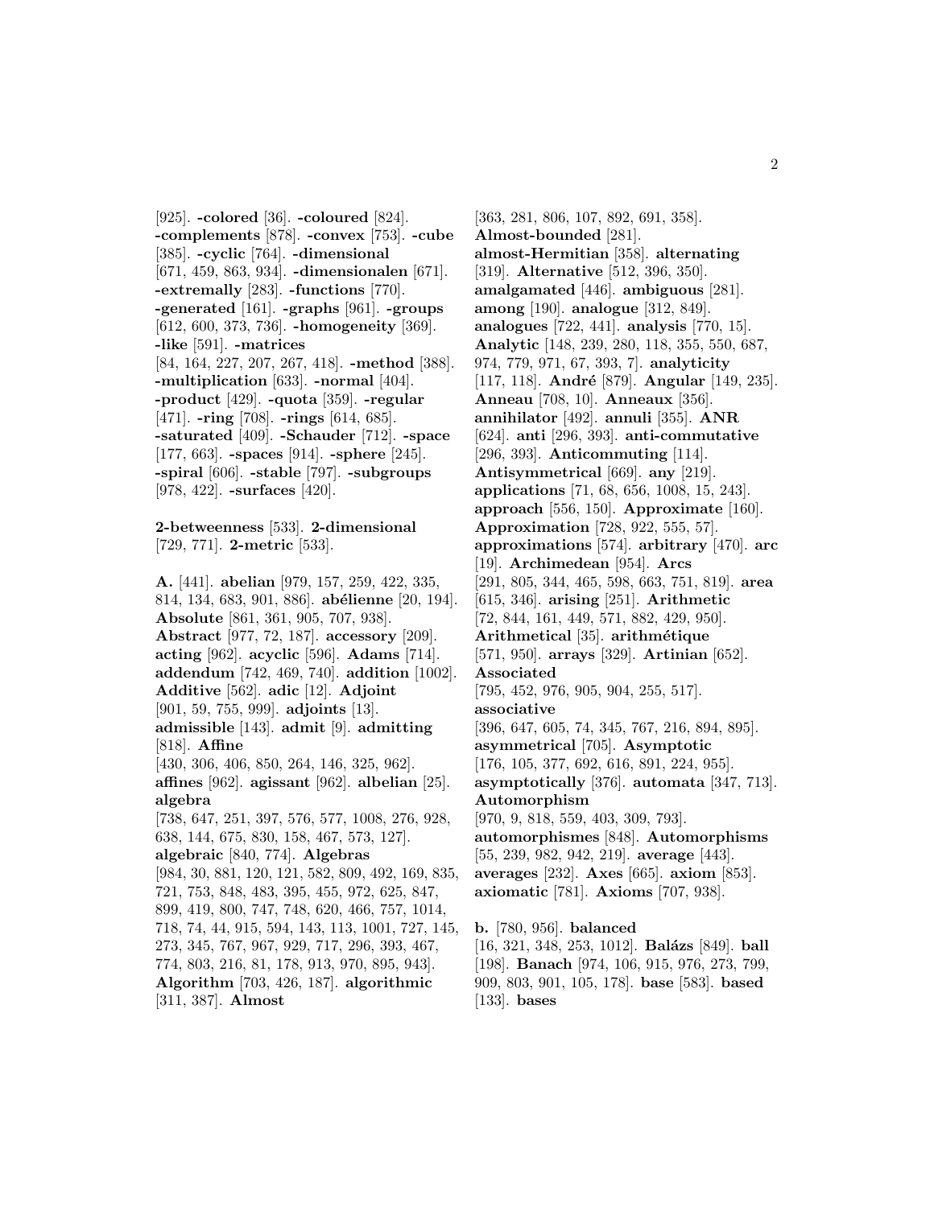[925]. **-colored** [36]. **-coloured** [824]. **-complements** [878]. **-convex** [753]. **-cube** [385]. **-cyclic** [764]. **-dimensional** [671, 459, 863, 934]. **-dimensionalen** [671]. **-extremally** [283]. **-functions** [770]. **-generated** [161]. **-graphs** [961]. **-groups** [612, 600, 373, 736]. **-homogeneity** [369]. **-like** [591]. **-matrices** [84, 164, 227, 207, 267, 418]. **-method** [388]. **-multiplication** [633]. **-normal** [404]. **-product** [429]. **-quota** [359]. **-regular** [471]. **-ring** [708]. **-rings** [614, 685]. **-saturated** [409]. **-Schauder** [712]. **-space** [177, 663]. **-spaces** [914]. **-sphere** [245]. **-spiral** [606]. **-stable** [797]. **-subgroups** [978, 422]. **-surfaces** [420].

**2-betweenness** [533]. **2-dimensional** [729, 771]. **2-metric** [533].

**A.** [441]. **abelian** [979, 157, 259, 422, 335, 814, 134, 683, 901, 886]. **abélienne** [20, 194]. **Absolute** [861, 361, 905, 707, 938]. **Abstract** [977, 72, 187]. **accessory** [209]. **acting** [962]. **acyclic** [596]. **Adams** [714]. **addendum** [742, 469, 740]. **addition** [1002]. **Additive** [562]. **adic** [12]. **Adjoint** [901, 59, 755, 999]. **adjoints** [13]. **admissible** [143]. **admit** [9]. **admitting** [818]. **Affine** [430, 306, 406, 850, 264, 146, 325, 962]. **affines** [962]. **agissant** [962]. **albelian** [25]. **algebra** [738, 647, 251, 397, 576, 577, 1008, 276, 928, 638, 144, 675, 830, 158, 467, 573, 127]. **algebraic** [840, 774]. **Algebras** [984, 30, 881, 120, 121, 582, 809, 492, 169, 835, 721, 753, 848, 483, 395, 455, 972, 625, 847, 899, 419, 800, 747, 748, 620, 466, 757, 1014, 718, 74, 44, 915, 594, 143, 113, 1001, 727, 145, 273, 345, 767, 967, 929, 717, 296, 393, 467, 774, 803, 216, 81, 178, 913, 970, 895, 943]. **Algorithm** [703, 426, 187]. **algorithmic** [311, 387]. **Almost** [363, 281, 806, 107, 892, 691, 358]. **Almost-bounded** [281]. **almost-Hermitian** [358]. **alternating** [319]. **Alternative** [512, 396, 350]. **amalgamated** [446]. **ambiguous** [281]. **among** [190]. **analogue** [312, 849]. **analogues** [722, 441]. **analysis** [770, 15]. **Analytic** [148, 239, 280, 118, 355, 550, 687, 974, 779, 971, 67, 393, 7]. **analyticity** [117, 118]. **André** [879]. **Angular** [149, 235]. **Anneau** [708, 10]. **Anneaux** [356]. **annihilator** [492]. **annuli** [355]. **ANR** [624]. **anti** [296, 393]. **anti-commutative** [296, 393]. **Anticommuting** [114]. **Antisymmetrical** [669]. **any** [219]. **applications** [71, 68, 656, 1008, 15, 243]. **approach** [556, 150]. **Approximate** [160]. **Approximation** [728, 922, 555, 57]. **approximations** [574]. **arbitrary** [470]. **arc** [19]. **Archimedean** [954]. **Arcs** [291, 805, 344, 465, 598, 663, 751, 819]. **area** [615, 346]. **arising** [251]. **Arithmetic** [72, 844, 161, 449, 571, 882, 429, 950]. **Arithmetical** [35]. **arithmétique** [571, 950]. **arrays** [329]. **Artinian** [652]. **Associated** [795, 452, 976, 905, 904, 255, 517]. **associative** [396, 647, 605, 74, 345, 767, 216, 894, 895]. **asymmetrical** [705]. **Asymptotic** [176, 105, 377, 692, 616, 891, 224, 955]. **asymptotically** [376]. **automata** [347, 713]. **Automorphism** [970, 9, 818, 559, 403, 309, 793]. **automorphismes** [848]. **Automorphisms** [55, 239, 982, 942, 219]. **average** [443]. **averages** [232]. **Axes** [665]. **axiom** [853]. **axiomatic** [781]. **Axioms** [707, 938].

**b.** [780, 956]. **balanced** [16, 321, 348, 253, 1012]. **Balázs** [849]. **ball** [198]. **Banach** [974, 106, 915, 976, 273, 799, 909, 803, 901, 105, 178]. **base** [583]. **based** [133]. **bases**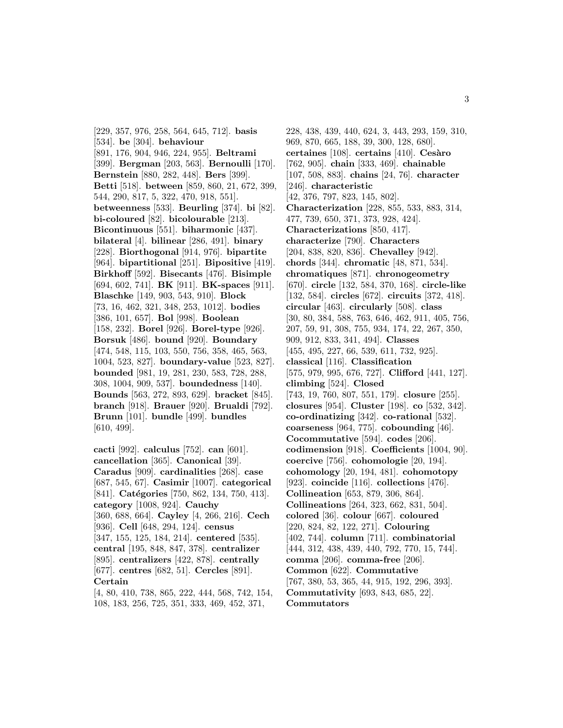[229, 357, 976, 258, 564, 645, 712]. **basis** [534]. **be** [304]. **behaviour** [891, 176, 904, 946, 224, 955]. **Beltrami** [399]. **Bergman** [203, 563]. **Bernoulli** [170]. **Bernstein** [880, 282, 448]. **Bers** [399]. **Betti** [518]. **between** [859, 860, 21, 672, 399, 544, 290, 817, 5, 322, 470, 918, 551]. **betweenness** [533]. **Beurling** [374]. **bi** [82]. **bi-coloured** [82]. **bicolourable** [213]. **Bicontinuous** [551]. **biharmonic** [437]. **bilateral** [4]. **bilinear** [286, 491]. **binary** [228]. **Biorthogonal** [914, 976]. **bipartite** [964]. **bipartitional** [251]. **Bipositive** [419]. **Birkhoff** [592]. **Bisecants** [476]. **Bisimple** [694, 602, 741]. **BK** [911]. **BK-spaces** [911]. **Blaschke** [149, 903, 543, 910]. **Block** [73, 16, 462, 321, 348, 253, 1012]. **bodies** [386, 101, 657]. **Bol** [998]. **Boolean** [158, 232]. **Borel** [926]. **Borel-type** [926]. **Borsuk** [486]. **bound** [920]. **Boundary** [474, 548, 115, 103, 550, 756, 358, 465, 563, 1004, 523, 827]. **boundary-value** [523, 827]. **bounded** [981, 19, 281, 230, 583, 728, 288, 308, 1004, 909, 537]. **boundedness** [140]. **Bounds** [563, 272, 893, 629]. **bracket** [845]. **branch** [918]. **Brauer** [920]. **Brualdi** [792]. **Brunn** [101]. **bundle** [499]. **bundles** [610, 499].

**cacti** [992]. **calculus** [752]. **can** [601]. **cancellation** [365]. **Canonical** [39]. **Caradus** [909]. **cardinalities** [268]. **case** [687, 545, 67]. **Casimir** [1007]. **categorical** [841]. **Catégories** [750, 862, 134, 750, 413]. **category** [1008, 924]. **Cauchy** [360, 688, 664]. **Cayley** [4, 266, 216]. **Cech** [936]. **Cell** [648, 294, 124]. **census** [347, 155, 125, 184, 214]. **centered** [535]. **central** [195, 848, 847, 378]. **centralizer** [895]. **centralizers** [422, 878]. **centrally** [677]. **centres** [682, 51]. **Cercles** [891]. **Certain** [4, 80, 410, 738, 865, 222, 444, 568, 742, 154, 108, 183, 256, 725, 351, 333, 469, 452, 371, 228, 438, 439, 440, 624, 3, 443, 293, 159, 310, 969, 870, 665, 188, 39, 300, 128, 680]. **certaines** [108]. **certains** [410]. **Cesàro** [762, 905]. **chain** [333, 469]. **chainable** [107, 508, 883]. **chains** [24, 76]. **character** [246]. **characteristic** [42, 376, 797, 823, 145, 802]. **Characterization** [228, 855, 533, 883, 314, 477, 739, 650, 371, 373, 928, 424]. **Characterizations** [850, 417]. **characterize** [790]. **Characters** [204, 838, 820, 836]. **Chevalley** [942]. **chords** [344]. **chromatic** [48, 871, 534]. **chromatiques** [871]. **chronogeometry** [670]. **circle** [132, 584, 370, 168]. **circle-like** [132, 584]. **circles** [672]. **circuits** [372, 418]. **circular** [463]. **circularly** [508]. **class** [30, 80, 384, 588, 763, 646, 462, 911, 405, 756, 207, 59, 91, 308, 755, 934, 174, 22, 267, 350, 909, 912, 833, 341, 494]. **Classes** [455, 495, 227, 66, 539, 611, 732, 925]. **classical** [116]. **Classification** [575, 979, 995, 676, 727]. **Clifford** [441, 127]. **climbing** [524]. **Closed** [743, 19, 760, 807, 551, 179]. **closure** [255]. **closures** [954]. **Cluster** [198]. **co** [532, 342]. **co-ordinatizing** [342]. **co-rational** [532]. **coarseness** [964, 775]. **cobounding** [46]. **Cocommutative** [594]. **codes** [206]. **codimension** [918]. **Coefficients** [1004, 90]. **coercive** [756]. **cohomologie** [20, 194]. **cohomology** [20, 194, 481]. **cohomotopy** [923]. **coincide** [116]. **collections** [476]. **Collineation** [653, 879, 306, 864]. **Collineations** [264, 323, 662, 831, 504]. **colored** [36]. **colour** [667]. **coloured** [220, 824, 82, 122, 271]. **Colouring** [402, 744]. **column** [711]. **combinatorial** [444, 312, 438, 439, 440, 792, 770, 15, 744]. **comma** [206]. **comma-free** [206]. **Common** [622]. **Commutative** [767, 380, 53, 365, 44, 915, 192, 296, 393]. **Commutativity** [693, 843, 685, 22]. **Commutators**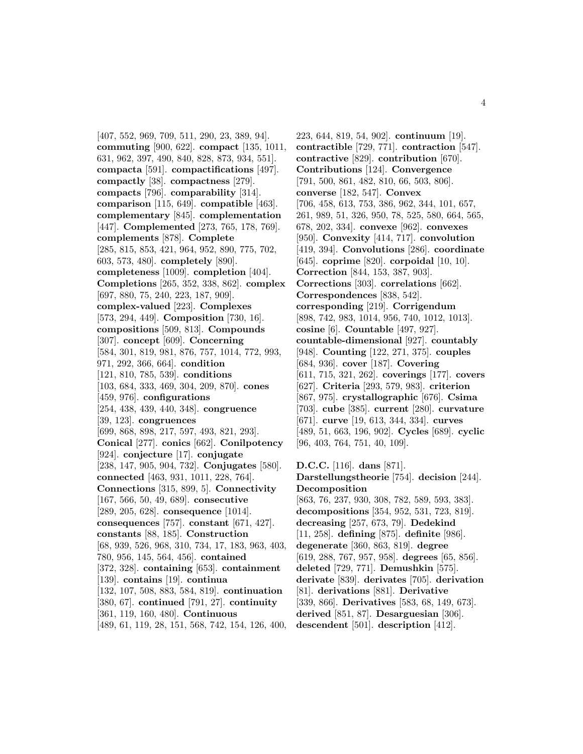[407, 552, 969, 709, 511, 290, 23, 389, 94]. **commuting** [900, 622]. **compact** [135, 1011, 631, 962, 397, 490, 840, 828, 873, 934, 551]. **compacta** [591]. **compactifications** [497]. **compactly** [38]. **compactness** [279]. **compacts** [796]. **comparability** [314]. **comparison** [115, 649]. **compatible** [463]. **complementary** [845]. **complementation** [447]. **Complemented** [273, 765, 178, 769]. **complements** [878]. **Complete** [285, 815, 853, 421, 964, 952, 890, 775, 702, 603, 573, 480]. **completely** [890]. **completeness** [1009]. **completion** [404]. **Completions** [265, 352, 338, 862]. **complex** [697, 880, 75, 240, 223, 187, 909]. **complex-valued** [223]. **Complexes** [573, 294, 449]. **Composition** [730, 16]. **compositions** [509, 813]. **Compounds** [307]. **concept** [609]. **Concerning** [584, 301, 819, 981, 876, 757, 1014, 772, 993, 971, 292, 366, 664]. **condition** [121, 810, 785, 539]. **conditions** [103, 684, 333, 469, 304, 209, 870]. **cones** [459, 976]. **configurations** [254, 438, 439, 440, 348]. **congruence** [39, 123]. **congruences** [699, 868, 898, 217, 597, 493, 821, 293]. **Conical** [277]. **conics** [662]. **Conilpotency** [924]. **conjecture** [17]. **conjugate** [238, 147, 905, 904, 732]. **Conjugates** [580]. **connected** [463, 931, 1011, 228, 764]. **Connections** [315, 899, 5]. **Connectivity** [167, 566, 50, 49, 689]. **consecutive** [289, 205, 628]. **consequence** [1014]. **consequences** [757]. **constant** [671, 427]. **constants** [88, 185]. **Construction** [68, 939, 526, 968, 310, 734, 17, 183, 963, 403, 780, 956, 145, 564, 456]. **contained** [372, 328]. **containing** [653]. **containment** [139]. **contains** [19]. **continua** [132, 107, 508, 883, 584, 819]. **continuation** [380, 67]. **continued** [791, 27]. **continuity** [361, 119, 160, 480]. **Continuous** [489, 61, 119, 28, 151, 568, 742, 154, 126, 400, 223, 644, 819, 54, 902]. **continuum** [19]. **contractible** [729, 771]. **contraction** [547]. **contractive** [829]. **contribution** [670]. **Contributions** [124]. **Convergence** [791, 500, 861, 482, 810, 66, 503, 806]. **converse** [182, 547]. **Convex** [706, 458, 613, 753, 386, 962, 344, 101, 657, 261, 989, 51, 326, 950, 78, 525, 580, 664, 565, 678, 202, 334]. **convexe** [962]. **convexes** [950]. **Convexity** [414, 717]. **convolution** [419, 394]. **Convolutions** [286]. **coordinate** [645]. **coprime** [820]. **corpoidal** [10, 10]. **Correction** [844, 153, 387, 903]. **Corrections** [303]. **correlations** [662]. **Correspondences** [838, 542]. **corresponding** [219]. **Corrigendum** [898, 742, 983, 1014, 956, 740, 1012, 1013]. **cosine** [6]. **Countable** [497, 927]. **countable-dimensional** [927]. **countably** [948]. **Counting** [122, 271, 375]. **couples** [684, 936]. **cover** [187]. **Covering** [611, 715, 321, 262]. **coverings** [177]. **covers** [627]. **Criteria** [293, 579, 983]. **criterion** [867, 975]. **crystallographic** [676]. **Csima** [703]. **cube** [385]. **current** [280]. **curvature** [671]. **curve** [19, 613, 344, 334]. **curves** [489, 51, 663, 196, 902]. **Cycles** [689]. **cyclic** [96, 403, 764, 751, 40, 109].

**D.C.C.** [116]. **dans** [871]. **Darstellungstheorie** [754]. **decision** [244]. **Decomposition** [863, 76, 237, 930, 308, 782, 589, 593, 383]. **decompositions** [354, 952, 531, 723, 819]. **decreasing** [257, 673, 79]. **Dedekind** [11, 258]. **defining** [875]. **definite** [986]. **degenerate** [360, 863, 819]. **degree** [619, 288, 767, 957, 958]. **degrees** [65, 856]. **deleted** [729, 771]. **Demushkin** [575]. **derivate** [839]. **derivates** [705]. **derivation** [81]. **derivations** [881]. **Derivative** [339, 866]. **Derivatives** [583, 68, 149, 673]. **derived** [851, 87]. **Desarguesian** [306]. **descendent** [501]. **description** [412].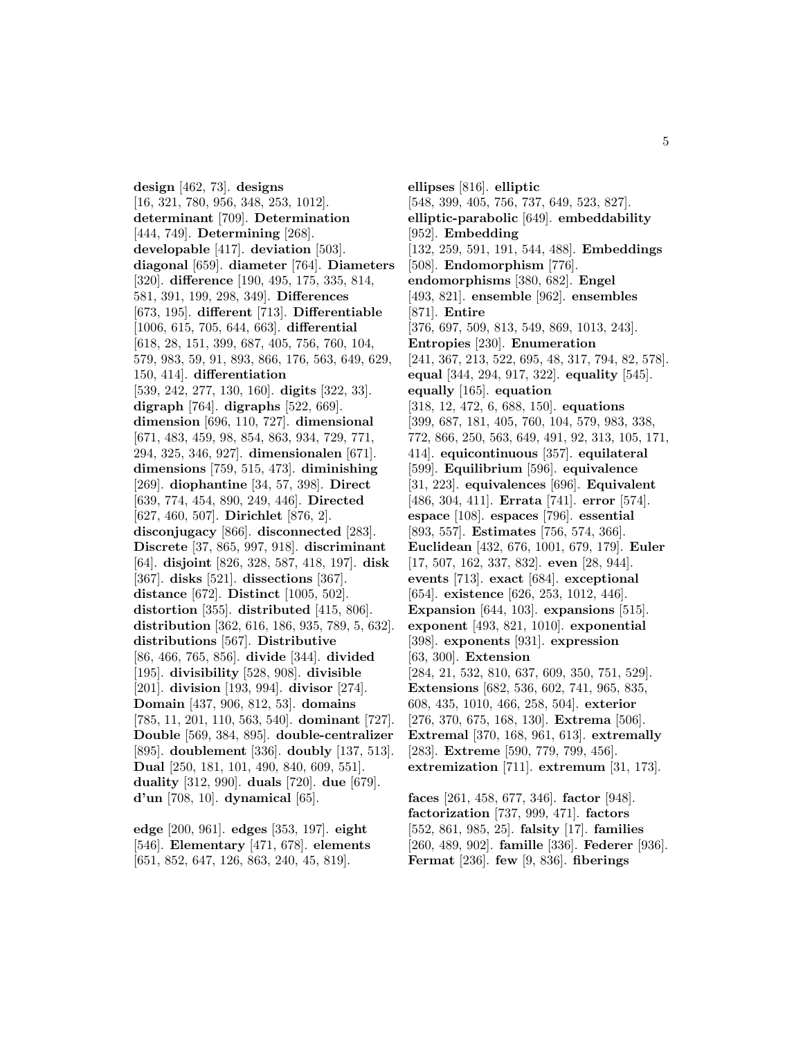**design** [462, 73]. **designs** [16, 321, 780, 956, 348, 253, 1012]. **determinant** [709]. **Determination** [444, 749]. **Determining** [268]. **developable** [417]. **deviation** [503]. **diagonal** [659]. **diameter** [764]. **Diameters** [320]. **difference** [190, 495, 175, 335, 814, 581, 391, 199, 298, 349]. **Differences** [673, 195]. **different** [713]. **Differentiable** [1006, 615, 705, 644, 663]. **differential** [618, 28, 151, 399, 687, 405, 756, 760, 104, 579, 983, 59, 91, 893, 866, 176, 563, 649, 629, 150, 414]. **differentiation** [539, 242, 277, 130, 160]. **digits** [322, 33]. **digraph** [764]. **digraphs** [522, 669]. **dimension** [696, 110, 727]. **dimensional** [671, 483, 459, 98, 854, 863, 934, 729, 771, 294, 325, 346, 927]. **dimensionalen** [671]. **dimensions** [759, 515, 473]. **diminishing** [269]. **diophantine** [34, 57, 398]. **Direct** [639, 774, 454, 890, 249, 446]. **Directed** [627, 460, 507]. **Dirichlet** [876, 2]. **disconjugacy** [866]. **disconnected** [283]. **Discrete** [37, 865, 997, 918]. **discriminant** [64]. **disjoint** [826, 328, 587, 418, 197]. **disk** [367]. **disks** [521]. **dissections** [367]. **distance** [672]. **Distinct** [1005, 502]. **distortion** [355]. **distributed** [415, 806]. **distribution** [362, 616, 186, 935, 789, 5, 632]. **distributions** [567]. **Distributive** [86, 466, 765, 856]. **divide** [344]. **divided** [195]. **divisibility** [528, 908]. **divisible** [201]. **division** [193, 994]. **divisor** [274]. **Domain** [437, 906, 812, 53]. **domains** [785, 11, 201, 110, 563, 540]. **dominant** [727]. **Double** [569, 384, 895]. **double-centralizer** [895]. **doublement** [336]. **doubly** [137, 513]. **Dual** [250, 181, 101, 490, 840, 609, 551]. **duality** [312, 990]. **duals** [720]. **due** [679]. **d'un** [708, 10]. **dynamical** [65].

**edge** [200, 961]. **edges** [353, 197]. **eight** [546]. **Elementary** [471, 678]. **elements** [651, 852, 647, 126, 863, 240, 45, 819]. **ellipses** [816]. **elliptic** [548, 399, 405, 756, 737, 649, 523, 827]. **elliptic-parabolic** [649]. **embeddability** [952]. **Embedding** [132, 259, 591, 191, 544, 488]. **Embeddings** [508]. **Endomorphism** [776]. **endomorphisms** [380, 682]. **Engel** [493, 821]. **ensemble** [962]. **ensembles** [871]. **Entire** [376, 697, 509, 813, 549, 869, 1013, 243]. **Entropies** [230]. **Enumeration** [241, 367, 213, 522, 695, 48, 317, 794, 82, 578]. **equal** [344, 294, 917, 322]. **equality** [545]. **equally** [165]. **equation** [318, 12, 472, 6, 688, 150]. **equations** [399, 687, 181, 405, 760, 104, 579, 983, 338, 772, 866, 250, 563, 649, 491, 92, 313, 105, 171, 414]. **equicontinuous** [357]. **equilateral** [599]. **Equilibrium** [596]. **equivalence** [31, 223]. **equivalences** [696]. **Equivalent** [486, 304, 411]. **Errata** [741]. **error** [574]. **espace** [108]. **espaces** [796]. **essential** [893, 557]. **Estimates** [756, 574, 366]. **Euclidean** [432, 676, 1001, 679, 179]. **Euler** [17, 507, 162, 337, 832]. **even** [28, 944]. **events** [713]. **exact** [684]. **exceptional** [654]. **existence** [626, 253, 1012, 446]. **Expansion** [644, 103]. **expansions** [515]. **exponent** [493, 821, 1010]. **exponential** [398]. **exponents** [931]. **expression** [63, 300]. **Extension** [284, 21, 532, 810, 637, 609, 350, 751, 529]. **Extensions** [682, 536, 602, 741, 965, 835, 608, 435, 1010, 466, 258, 504]. **exterior** [276, 370, 675, 168, 130]. **Extrema** [506]. **Extremal** [370, 168, 961, 613]. **extremally** [283]. **Extreme** [590, 779, 799, 456]. **extremization** [711]. **extremum** [31, 173].

**faces** [261, 458, 677, 346]. **factor** [948]. **factorization** [737, 999, 471]. **factors** [552, 861, 985, 25]. **falsity** [17]. **families** [260, 489, 902]. **famille** [336]. **Federer** [936]. **Fermat** [236]. **few** [9, 836]. **fiberings**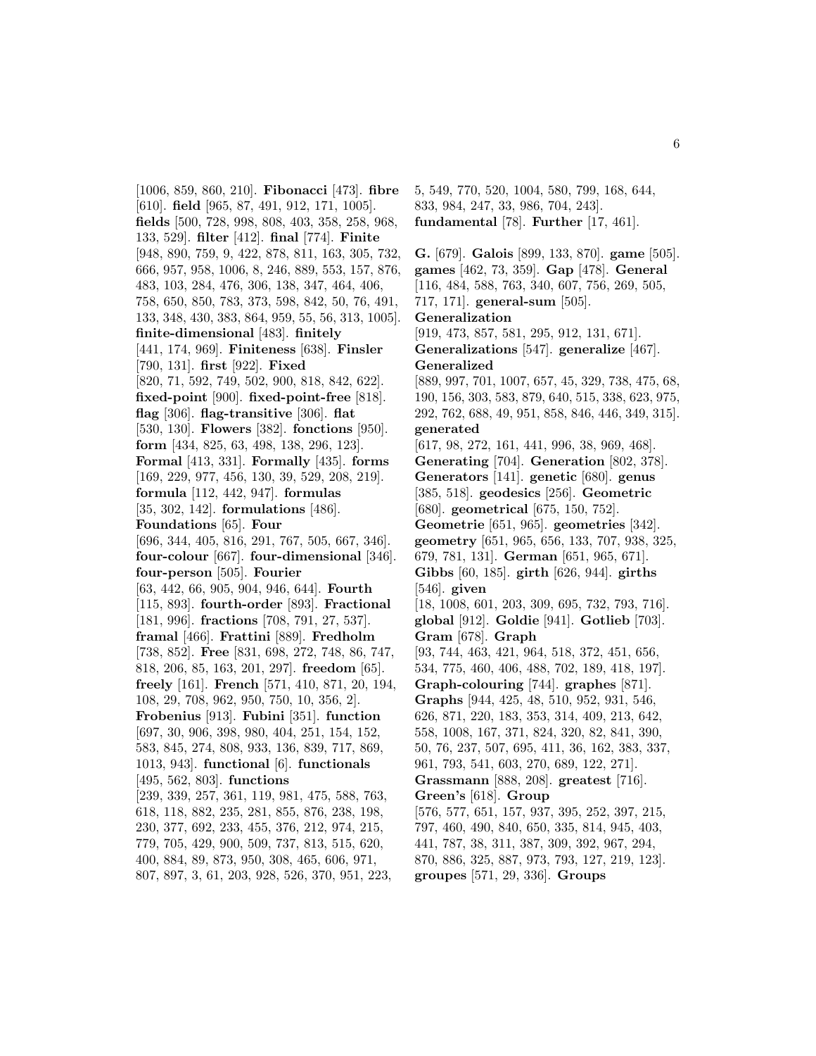[1006, 859, 860, 210]. **Fibonacci** [473]. **fibre** [610]. **field** [965, 87, 491, 912, 171, 1005]. **fields** [500, 728, 998, 808, 403, 358, 258, 968, 133, 529]. **filter** [412]. **final** [774]. **Finite** [948, 890, 759, 9, 422, 878, 811, 163, 305, 732, 666, 957, 958, 1006, 8, 246, 889, 553, 157, 876, 483, 103, 284, 476, 306, 138, 347, 464, 406, 758, 650, 850, 783, 373, 598, 842, 50, 76, 491, 133, 348, 430, 383, 864, 959, 55, 56, 313, 1005]. **finite-dimensional** [483]. **finitely** [441, 174, 969]. **Finiteness** [638]. **Finsler** [790, 131]. **first** [922]. **Fixed** [820, 71, 592, 749, 502, 900, 818, 842, 622]. **fixed-point** [900]. **fixed-point-free** [818]. **flag** [306]. **flag-transitive** [306]. **flat** [530, 130]. **Flowers** [382]. **fonctions** [950]. **form** [434, 825, 63, 498, 138, 296, 123]. **Formal** [413, 331]. **Formally** [435]. **forms** [169, 229, 977, 456, 130, 39, 529, 208, 219]. **formula** [112, 442, 947]. **formulas** [35, 302, 142]. **formulations** [486]. **Foundations** [65]. **Four** [696, 344, 405, 816, 291, 767, 505, 667, 346]. **four-colour** [667]. **four-dimensional** [346]. **four-person** [505]. **Fourier** [63, 442, 66, 905, 904, 946, 644]. **Fourth** [115, 893]. **fourth-order** [893]. **Fractional** [181, 996]. **fractions** [708, 791, 27, 537]. **framal** [466]. **Frattini** [889]. **Fredholm** [738, 852]. **Free** [831, 698, 272, 748, 86, 747, 818, 206, 85, 163, 201, 297]. **freedom** [65]. **freely** [161]. **French** [571, 410, 871, 20, 194, 108, 29, 708, 962, 950, 750, 10, 356, 2]. **Frobenius** [913]. **Fubini** [351]. **function** [697, 30, 906, 398, 980, 404, 251, 154, 152, 583, 845, 274, 808, 933, 136, 839, 717, 869, 1013, 943]. **functional** [6]. **functionals** [495, 562, 803]. **functions** [239, 339, 257, 361, 119, 981, 475, 588, 763, 618, 118, 882, 235, 281, 855, 876, 238, 198, 230, 377, 692, 233, 455, 376, 212, 974, 215, 779, 705, 429, 900, 509, 737, 813, 515, 620, 400, 884, 89, 873, 950, 308, 465, 606, 971, 807, 897, 3, 61, 203, 928, 526, 370, 951, 223, 5, 549, 770, 520, 1004, 580, 799, 168, 644, 833, 984, 247, 33, 986, 704, 243]. **fundamental** [78]. **Further** [17, 461].

**G.** [679]. **Galois** [899, 133, 870]. **game** [505]. **games** [462, 73, 359]. **Gap** [478]. **General** [116, 484, 588, 763, 340, 607, 756, 269, 505, 717, 171]. **general-sum** [505]. **Generalization** [919, 473, 857, 581, 295, 912, 131, 671]. **Generalizations** [547]. **generalize** [467]. **Generalized** [889, 997, 701, 1007, 657, 45, 329, 738, 475, 68, 190, 156, 303, 583, 879, 640, 515, 338, 623, 975, 292, 762, 688, 49, 951, 858, 846, 446, 349, 315]. **generated** [617, 98, 272, 161, 441, 996, 38, 969, 468]. **Generating** [704]. **Generation** [802, 378]. **Generators** [141]. **genetic** [680]. **genus** [385, 518]. **geodesics** [256]. **Geometric** [680]. **geometrical** [675, 150, 752]. **Geometrie** [651, 965]. **geometries** [342]. **geometry** [651, 965, 656, 133, 707, 938, 325, 679, 781, 131]. **German** [651, 965, 671]. **Gibbs** [60, 185]. **girth** [626, 944]. **girths** [546]. **given** [18, 1008, 601, 203, 309, 695, 732, 793, 716]. **global** [912]. **Goldie** [941]. **Gotlieb** [703]. **Gram** [678]. **Graph** [93, 744, 463, 421, 964, 518, 372, 451, 656, 534, 775, 460, 406, 488, 702, 189, 418, 197]. **Graph-colouring** [744]. **graphes** [871]. **Graphs** [944, 425, 48, 510, 952, 931, 546, 626, 871, 220, 183, 353, 314, 409, 213, 642, 558, 1008, 167, 371, 824, 320, 82, 841, 390, 50, 76, 237, 507, 695, 411, 36, 162, 383, 337, 961, 793, 541, 603, 270, 689, 122, 271]. **Grassmann** [888, 208]. **greatest** [716]. **Green's** [618]. **Group** [576, 577, 651, 157, 937, 395, 252, 397, 215, 797, 460, 490, 840, 650, 335, 814, 945, 403, 441, 787, 38, 311, 387, 309, 392, 967, 294, 870, 886, 325, 887, 973, 793, 127, 219, 123]. **groupes** [571, 29, 336]. **Groups**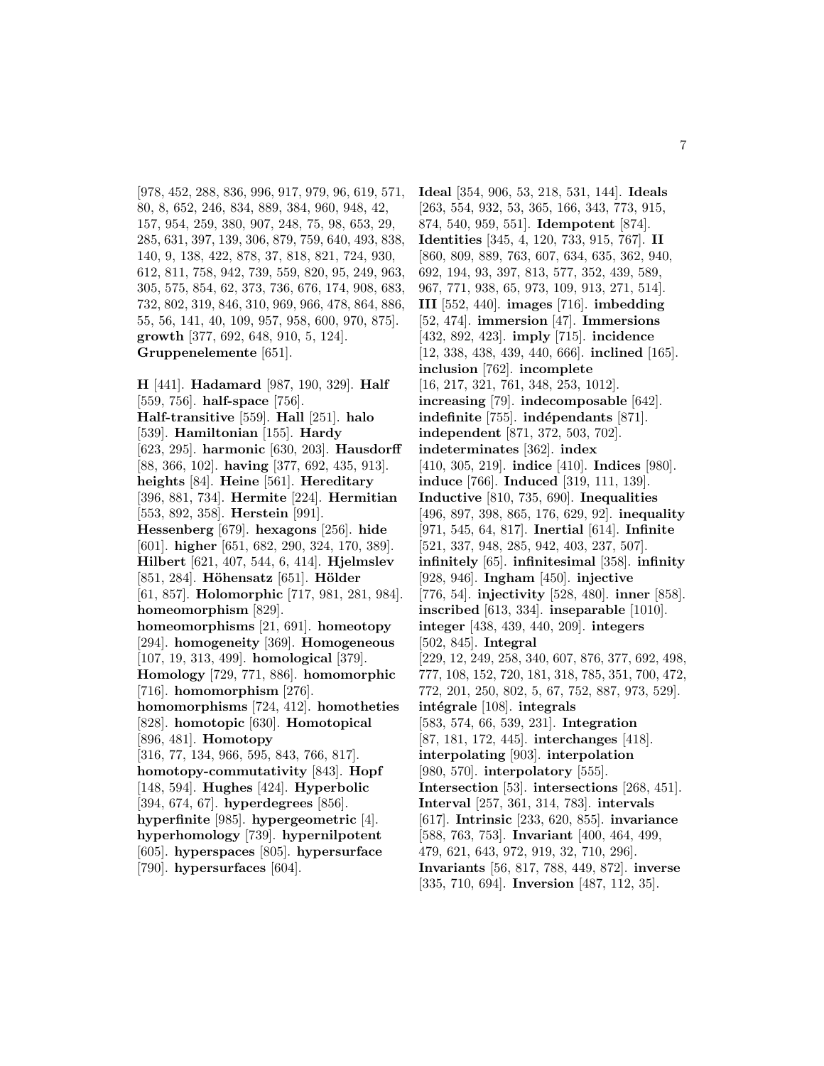[978, 452, 288, 836, 996, 917, 979, 96, 619, 571, 80, 8, 652, 246, 834, 889, 384, 960, 948, 42, 157, 954, 259, 380, 907, 248, 75, 98, 653, 29, 285, 631, 397, 139, 306, 879, 759, 640, 493, 838, 140, 9, 138, 422, 878, 37, 818, 821, 724, 930, 612, 811, 758, 942, 739, 559, 820, 95, 249, 963, 305, 575, 854, 62, 373, 736, 676, 174, 908, 683, 732, 802, 319, 846, 310, 969, 966, 478, 864, 886, 55, 56, 141, 40, 109, 957, 958, 600, 970, 875]. **growth** [377, 692, 648, 910, 5, 124]. **Gruppenelemente** [651].

**H** [441]. **Hadamard** [987, 190, 329]. **Half** [559, 756]. **half-space** [756]. **Half-transitive** [559]. **Hall** [251]. **halo** [539]. **Hamiltonian** [155]. **Hardy** [623, 295]. **harmonic** [630, 203]. **Hausdorff** [88, 366, 102]. **having** [377, 692, 435, 913]. **heights** [84]. **Heine** [561]. **Hereditary** [396, 881, 734]. **Hermite** [224]. **Hermitian** [553, 892, 358]. **Herstein** [991]. **Hessenberg** [679]. **hexagons** [256]. **hide** [601]. **higher** [651, 682, 290, 324, 170, 389]. **Hilbert** [621, 407, 544, 6, 414]. **Hjelmslev** [851, 284]. **Höhensatz** [651]. **Hölder** [61, 857]. **Holomorphic** [717, 981, 281, 984]. **homeomorphism** [829]. **homeomorphisms** [21, 691]. **homeotopy** [294]. **homogeneity** [369]. **Homogeneous** [107, 19, 313, 499]. **homological** [379]. **Homology** [729, 771, 886]. **homomorphic** [716]. **homomorphism** [276]. **homomorphisms** [724, 412]. **homotheties** [828]. **homotopic** [630]. **Homotopical** [896, 481]. **Homotopy** [316, 77, 134, 966, 595, 843, 766, 817]. **homotopy-commutativity** [843]. **Hopf** [148, 594]. **Hughes** [424]. **Hyperbolic** [394, 674, 67]. **hyperdegrees** [856]. **hyperfinite** [985]. **hypergeometric** [4]. **hyperhomology** [739]. **hypernilpotent** [605]. **hyperspaces** [805]. **hypersurface** [790]. **hypersurfaces** [604].

**Ideal** [354, 906, 53, 218, 531, 144]. **Ideals** [263, 554, 932, 53, 365, 166, 343, 773, 915, 874, 540, 959, 551]. **Idempotent** [874]. **Identities** [345, 4, 120, 733, 915, 767]. **II** [860, 809, 889, 763, 607, 634, 635, 362, 940, 692, 194, 93, 397, 813, 577, 352, 439, 589, 967, 771, 938, 65, 973, 109, 913, 271, 514]. **III** [552, 440]. **images** [716]. **imbedding** [52, 474]. **immersion** [47]. **Immersions** [432, 892, 423]. **imply** [715]. **incidence** [12, 338, 438, 439, 440, 666]. **inclined** [165]. **inclusion** [762]. **incomplete** [16, 217, 321, 761, 348, 253, 1012]. **increasing** [79]. **indecomposable** [642]. **indefinite** [755]. **indépendants** [871]. **independent** [871, 372, 503, 702]. **indeterminates** [362]. **index** [410, 305, 219]. **indice** [410]. **Indices** [980]. **induce** [766]. **Induced** [319, 111, 139]. **Inductive** [810, 735, 690]. **Inequalities** [496, 897, 398, 865, 176, 629, 92]. **inequality** [971, 545, 64, 817]. **Inertial** [614]. **Infinite** [521, 337, 948, 285, 942, 403, 237, 507]. **infinitely** [65]. **infinitesimal** [358]. **infinity** [928, 946]. **Ingham** [450]. **injective** [776, 54]. **injectivity** [528, 480]. **inner** [858]. **inscribed** [613, 334]. **inseparable** [1010]. **integer** [438, 439, 440, 209]. **integers** [502, 845]. **Integral** [229, 12, 249, 258, 340, 607, 876, 377, 692, 498, 777, 108, 152, 720, 181, 318, 785, 351, 700, 472, 772, 201, 250, 802, 5, 67, 752, 887, 973, 529]. **intégrale** [108]. **integrals** [583, 574, 66, 539, 231]. **Integration** [87, 181, 172, 445]. **interchanges** [418]. **interpolating** [903]. **interpolation** [980, 570]. **interpolatory** [555]. **Intersection** [53]. **intersections** [268, 451]. **Interval** [257, 361, 314, 783]. **intervals** [617]. **Intrinsic** [233, 620, 855]. **invariance** [588, 763, 753]. **Invariant** [400, 464, 499, 479, 621, 643, 972, 919, 32, 710, 296]. **Invariants** [56, 817, 788, 449, 872]. **inverse** [335, 710, 694]. **Inversion** [487, 112, 35].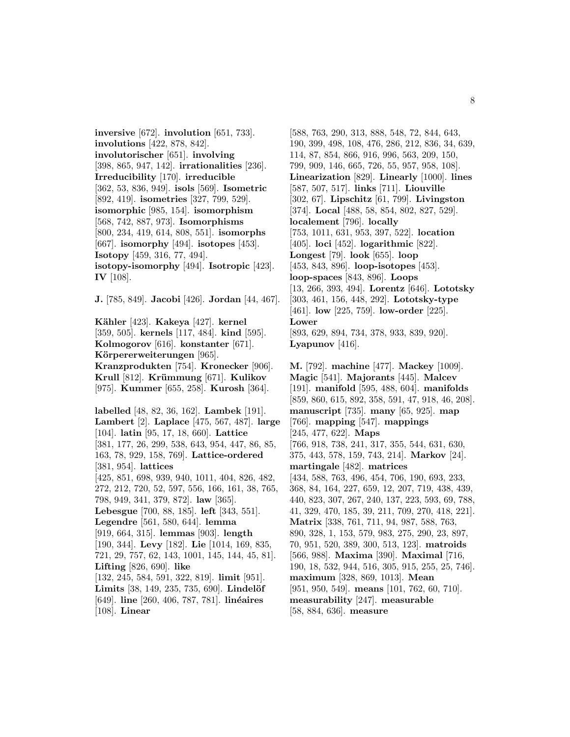**inversive** [672]. **involution** [651, 733]. **involutions** [422, 878, 842]. **involutorischer** [651]. **involving** [398, 865, 947, 142]. **irrationalities** [236]. **Irreducibility** [170]. **irreducible** [362, 53, 836, 949]. **isols** [569]. **Isometric** [892, 419]. **isometries** [327, 799, 529]. **isomorphic** [985, 154]. **isomorphism** [568, 742, 887, 973]. **Isomorphisms** [800, 234, 419, 614, 808, 551]. **isomorphs** [667]. **isomorphy** [494]. **isotopes** [453]. **Isotopy** [459, 316, 77, 494]. **isotopy-isomorphy** [494]. **Isotropic** [423]. **IV** [108].

**J.** [785, 849]. **Jacobi** [426]. **Jordan** [44, 467].

**Kähler** [423]. **Kakeya** [427]. **kernel** [359, 505]. **kernels** [117, 484]. **kind** [595]. **Kolmogorov** [616]. **konstanter** [671]. **Körpererweiterungen** [965]. **Kranzprodukten** [754]. **Kronecker** [906]. **Krull** [812]. **Krümmung** [671]. **Kulikov** [975]. **Kummer** [655, 258]. **Kurosh** [364].

**labelled** [48, 82, 36, 162]. **Lambek** [191]. **Lambert** [2]. **Laplace** [475, 567, 487]. **large** [104]. **latin** [95, 17, 18, 660]. **Lattice** [381, 177, 26, 299, 538, 643, 954, 447, 86, 85, 163, 78, 929, 158, 769]. **Lattice-ordered** [381, 954]. **lattices** [425, 851, 698, 939, 940, 1011, 404, 826, 482, 272, 212, 720, 52, 597, 556, 166, 161, 38, 765, 798, 949, 341, 379, 872]. **law** [365]. **Lebesgue** [700, 88, 185]. **left** [343, 551]. **Legendre** [561, 580, 644]. **lemma** [919, 664, 315]. **lemmas** [903]. **length** [190, 344]. **Levy** [182]. **Lie** [1014, 169, 835, 721, 29, 757, 62, 143, 1001, 145, 144, 45, 81]. **Lifting** [826, 690]. **like** [132, 245, 584, 591, 322, 819]. **limit** [951]. **Limits** [38, 149, 235, 735, 690]. **Lindelöf** [649]. **line** [260, 406, 787, 781]. **linéaires** [108]. **Linear** [588, 763, 290, 313, 888, 548, 72, 844, 643, 190, 399, 498, 108, 476, 286, 212, 836, 34, 639, 114, 87, 854, 866, 916, 996, 563, 209, 150, 799, 909, 146, 665, 726, 55, 957, 958, 108]. **Linearization** [829]. **Linearly** [1000]. **lines** [587, 507, 517]. **links** [711]. **Liouville** [302, 67]. **Lipschitz** [61, 799]. **Livingston** [374]. **Local** [488, 58, 854, 802, 827, 529]. **localement** [796]. **locally** [753, 1011, 631, 953, 397, 522]. **location** [405]. **loci** [452]. **logarithmic** [822]. **Longest** [79]. **look** [655]. **loop** [453, 843, 896]. **loop-isotopes** [453]. **loop-spaces** [843, 896]. **Loops** [13, 266, 393, 494]. **Lorentz** [646]. **Lototsky** [303, 461, 156, 448, 292]. **Lototsky-type** [461]. **low** [225, 759]. **low-order** [225]. **Lower** [893, 629, 894, 734, 378, 933, 839, 920]. **Lyapunov** [416].

**M.** [792]. **machine** [477]. **Mackey** [1009]. **Magic** [541]. **Majorants** [445]. **Malcev** [191]. **manifold** [595, 488, 604]. **manifolds** [859, 860, 615, 892, 358, 591, 47, 918, 46, 208]. **manuscript** [735]. **many** [65, 925]. **map** [766]. **mapping** [547]. **mappings** [245, 477, 622]. **Maps** [766, 918, 738, 241, 317, 355, 544, 631, 630, 375, 443, 578, 159, 743, 214]. **Markov** [24]. **martingale** [482]. **matrices** [434, 588, 763, 496, 454, 706, 190, 693, 233, 368, 84, 164, 227, 659, 12, 207, 719, 438, 439, 440, 823, 307, 267, 240, 137, 223, 593, 69, 788, 41, 329, 470, 185, 39, 211, 709, 270, 418, 221]. **Matrix** [338, 761, 711, 94, 987, 588, 763, 890, 328, 1, 153, 579, 983, 275, 290, 23, 897, 70, 951, 520, 389, 300, 513, 123]. **matroids** [566, 988]. **Maxima** [390]. **Maximal** [716, 190, 18, 532, 944, 516, 305, 915, 255, 25, 746]. **maximum** [328, 869, 1013]. **Mean** [951, 950, 549]. **means** [101, 762, 60, 710]. **measurability** [247]. **measurable** [58, 884, 636]. **measure**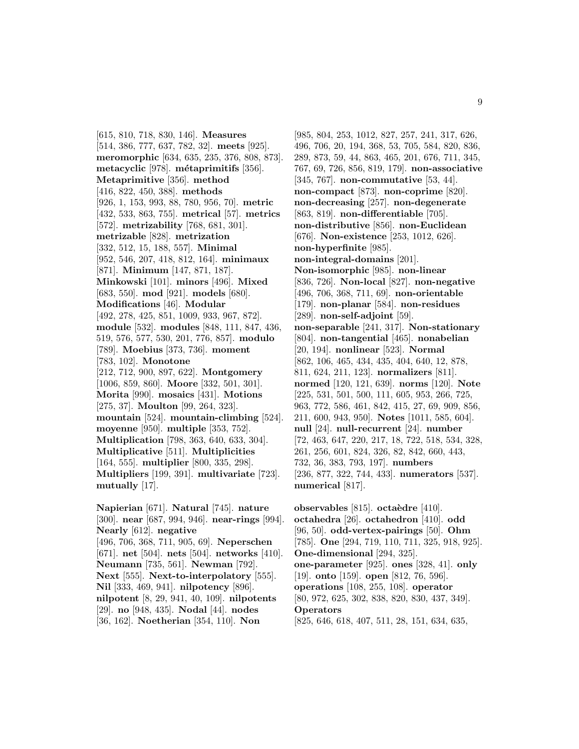[615, 810, 718, 830, 146]. **Measures** [514, 386, 777, 637, 782, 32]. **meets** [925]. **meromorphic** [634, 635, 235, 376, 808, 873]. **metacyclic** [978]. **métaprimitifs** [356]. **Metaprimitive** [356]. **method** [416, 822, 450, 388]. **methods** [926, 1, 153, 993, 88, 780, 956, 70]. **metric** [432, 533, 863, 755]. **metrical** [57]. **metrics** [572]. **metrizability** [768, 681, 301]. **metrizable** [828]. **metrization** [332, 512, 15, 188, 557]. **Minimal** [952, 546, 207, 418, 812, 164]. **minimaux** [871]. **Minimum** [147, 871, 187]. **Minkowski** [101]. **minors** [496]. **Mixed** [683, 550]. **mod** [921]. **models** [680]. **Modifications** [46]. **Modular** [492, 278, 425, 851, 1009, 933, 967, 872]. **module** [532]. **modules** [848, 111, 847, 436, 519, 576, 577, 530, 201, 776, 857]. **modulo** [789]. **Moebius** [373, 736]. **moment** [783, 102]. **Monotone** [212, 712, 900, 897, 622]. **Montgomery** [1006, 859, 860]. **Moore** [332, 501, 301]. **Morita** [990]. **mosaics** [431]. **Motions** [275, 37]. **Moulton** [99, 264, 323]. **mountain** [524]. **mountain-climbing** [524]. **moyenne** [950]. **multiple** [353, 752]. **Multiplication** [798, 363, 640, 633, 304]. **Multiplicative** [511]. **Multiplicities** [164, 555]. **multiplier** [800, 335, 298]. **Multipliers** [199, 391]. **multivariate** [723]. **mutually** [17].

**Napierian** [671]. **Natural** [745]. **nature** [300]. **near** [687, 994, 946]. **near-rings** [994]. **Nearly** [612]. **negative** [496, 706, 368, 711, 905, 69]. **Neperschen** [671]. **net** [504]. **nets** [504]. **networks** [410]. **Neumann** [735, 561]. **Newman** [792]. **Next** [555]. **Next-to-interpolatory** [555]. **Nil** [333, 469, 941]. **nilpotency** [896]. **nilpotent** [8, 29, 941, 40, 109]. **nilpotents** [29]. **no** [948, 435]. **Nodal** [44]. **nodes** [36, 162]. **Noetherian** [354, 110]. **Non** [985, 804, 253, 1012, 827, 257, 241, 317, 626, 496, 706, 20, 194, 368, 53, 705, 584, 820, 836, 289, 873, 59, 44, 863, 465, 201, 676, 711, 345, 767, 69, 726, 856, 819, 179]. **non-associative** [345, 767]. **non-commutative** [53, 44]. **non-compact** [873]. **non-coprime** [820]. **non-decreasing** [257]. **non-degenerate** [863, 819]. **non-differentiable** [705]. **non-distributive** [856]. **non-Euclidean** [676]. **Non-existence** [253, 1012, 626]. **non-hyperfinite** [985]. **non-integral-domains** [201]. **Non-isomorphic** [985]. **non-linear** [836, 726]. **Non-local** [827]. **non-negative** [496, 706, 368, 711, 69]. **non-orientable** [179]. **non-planar** [584]. **non-residues** [289]. **non-self-adjoint** [59]. **non-separable** [241, 317]. **Non-stationary** [804]. **non-tangential** [465]. **nonabelian** [20, 194]. **nonlinear** [523]. **Normal** [862, 106, 465, 434, 435, 404, 640, 12, 878, 811, 624, 211, 123]. **normalizers** [811]. **normed** [120, 121, 639]. **norms** [120]. **Note** [225, 531, 501, 500, 111, 605, 953, 266, 725, 963, 772, 586, 461, 842, 415, 27, 69, 909, 856, 211, 600, 943, 950]. **Notes** [1011, 585, 604]. **null** [24]. **null-recurrent** [24]. **number** [72, 463, 647, 220, 217, 18, 722, 518, 534, 328, 261, 256, 601, 824, 326, 82, 842, 660, 443, 732, 36, 383, 793, 197]. **numbers** [236, 877, 322, 744, 433]. **numerators** [537]. **numerical** [817].

**observables** [815]. **octaèdre** [410]. **octahedra** [26]. **octahedron** [410]. **odd** [96, 50]. **odd-vertex-pairings** [50]. **Ohm** [785]. **One** [294, 719, 110, 711, 325, 918, 925]. **One-dimensional** [294, 325]. **one-parameter** [925]. **ones** [328, 41]. **only** [19]. **onto** [159]. **open** [812, 76, 596]. **operations** [108, 255, 108]. **operator** [80, 972, 625, 302, 838, 820, 830, 437, 349]. **Operators** [825, 646, 618, 407, 511, 28, 151, 634, 635,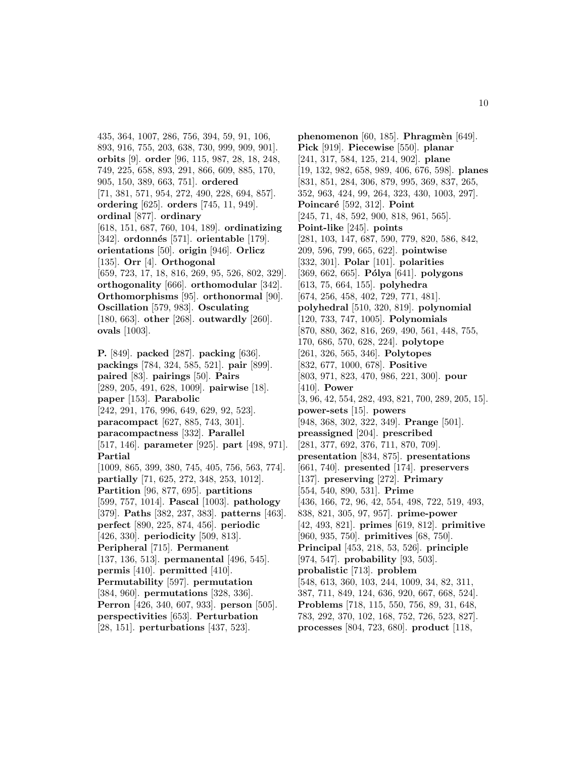435, 364, 1007, 286, 756, 394, 59, 91, 106, 893, 916, 755, 203, 638, 730, 999, 909, 901]. **orbits** [9]. **order** [96, 115, 987, 28, 18, 248, 749, 225, 658, 893, 291, 866, 609, 885, 170, 905, 150, 389, 663, 751]. **ordered** [71, 381, 571, 954, 272, 490, 228, 694, 857]. **ordering** [625]. **orders** [745, 11, 949]. **ordinal** [877]. **ordinary** [618, 151, 687, 760, 104, 189]. **ordinatizing** [342]. **ordonnés** [571]. **orientable** [179]. **orientations** [50]. **origin** [946]. **Orlicz** [135]. **Orr** [4]. **Orthogonal** [659, 723, 17, 18, 816, 269, 95, 526, 802, 329]. **orthogonality** [666]. **orthomodular** [342]. **Orthomorphisms** [95]. **orthonormal** [90]. **Oscillation** [579, 983]. **Osculating** [180, 663]. **other** [268]. **outwardly** [260]. **ovals** [1003].

**P.** [849]. **packed** [287]. **packing** [636]. **packings** [784, 324, 585, 521]. **pair** [899]. **paired** [83]. **pairings** [50]. **Pairs** [289, 205, 491, 628, 1009]. **pairwise** [18]. **paper** [153]. **Parabolic** [242, 291, 176, 996, 649, 629, 92, 523]. **paracompact** [627, 885, 743, 301]. **paracompactness** [332]. **Parallel** [517, 146]. **parameter** [925]. **part** [498, 971]. **Partial** [1009, 865, 399, 380, 745, 405, 756, 563, 774]. **partially** [71, 625, 272, 348, 253, 1012]. **Partition** [96, 877, 695]. **partitions** [599, 757, 1014]. **Pascal** [1003]. **pathology** [379]. **Paths** [382, 237, 383]. **patterns** [463]. **perfect** [890, 225, 874, 456]. **periodic** [426, 330]. **periodicity** [509, 813]. **Peripheral** [715]. **Permanent** [137, 136, 513]. **permanental** [496, 545]. **permis** [410]. **permitted** [410]. **Permutability** [597]. **permutation** [384, 960]. **permutations** [328, 336]. **Perron** [426, 340, 607, 933]. **person** [505]. **perspectivities** [653]. **Perturbation** [28, 151]. **perturbations** [437, 523].

**phenomenon** [60, 185]. **Phragmèn** [649]. **Pick** [919]. **Piecewise** [550]. **planar** [241, 317, 584, 125, 214, 902]. **plane** [19, 132, 982, 658, 989, 406, 676, 598]. **planes** [831, 851, 284, 306, 879, 995, 369, 837, 265, 352, 963, 424, 99, 264, 323, 430, 1003, 297]. **Poincaré** [592, 312]. **Point** [245, 71, 48, 592, 900, 818, 961, 565]. **Point-like** [245]. **points** [281, 103, 147, 687, 590, 779, 820, 586, 842, 209, 596, 799, 665, 622]. **pointwise** [332, 301]. **Polar** [101]. **polarities** [369, 662, 665]. **Pólya** [641]. **polygons** [613, 75, 664, 155]. **polyhedra** [674, 256, 458, 402, 729, 771, 481]. **polyhedral** [510, 320, 819]. **polynomial** [120, 733, 747, 1005]. **Polynomials** [870, 880, 362, 816, 269, 490, 561, 448, 755, 170, 686, 570, 628, 224]. **polytope** [261, 326, 565, 346]. **Polytopes** [832, 677, 1000, 678]. **Positive** [803, 971, 823, 470, 986, 221, 300]. **pour** [410]. **Power** [3, 96, 42, 554, 282, 493, 821, 700, 289, 205, 15]. **power-sets** [15]. **powers** [948, 368, 302, 322, 349]. **Prange** [501]. **preassigned** [204]. **prescribed** [281, 377, 692, 376, 711, 870, 709]. **presentation** [834, 875]. **presentations** [661, 740]. **presented** [174]. **preservers** [137]. **preserving** [272]. **Primary** [554, 540, 890, 531]. **Prime** [436, 166, 72, 96, 42, 554, 498, 722, 519, 493, 838, 821, 305, 97, 957]. **prime-power** [42, 493, 821]. **primes** [619, 812]. **primitive** [960, 935, 750]. **primitives** [68, 750]. **Principal** [453, 218, 53, 526]. **principle** [974, 547]. **probability** [93, 503]. **probalistic** [713]. **problem** [548, 613, 360, 103, 244, 1009, 34, 82, 311, 387, 711, 849, 124, 636, 920, 667, 668, 524]. **Problems** [718, 115, 550, 756, 89, 31, 648, 783, 292, 370, 102, 168, 752, 726, 523, 827]. **processes** [804, 723, 680]. **product** [118,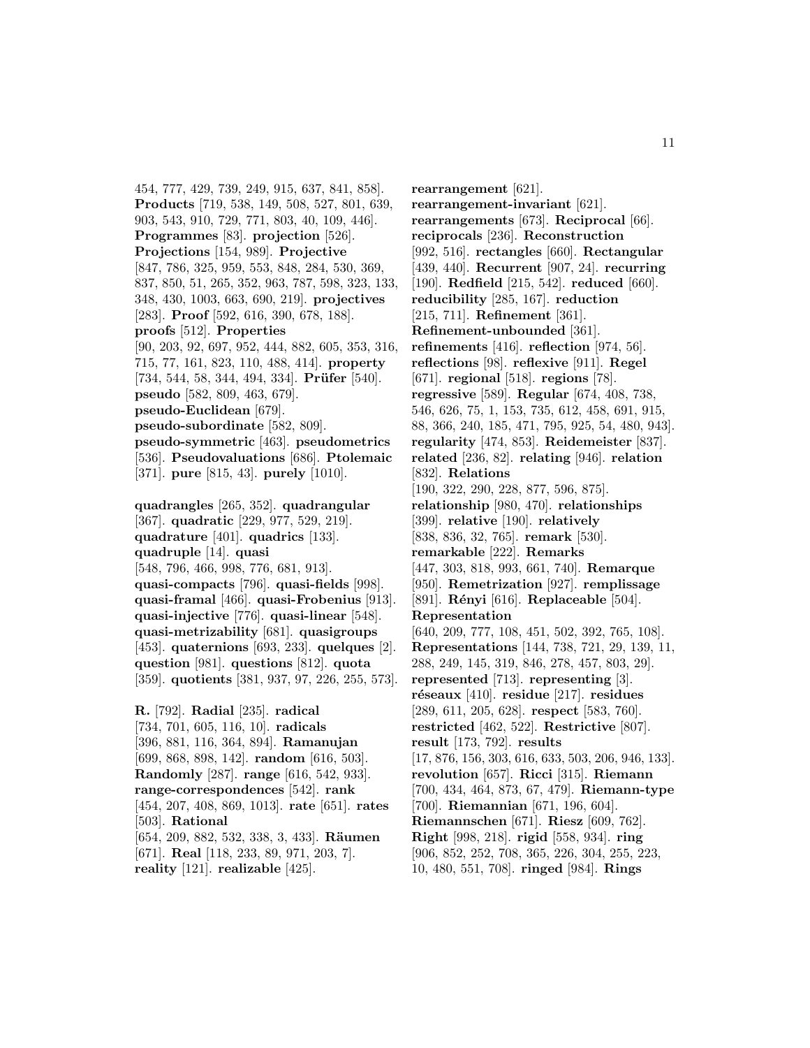454, 777, 429, 739, 249, 915, 637, 841, 858]. **Products** [719, 538, 149, 508, 527, 801, 639, 903, 543, 910, 729, 771, 803, 40, 109, 446]. **Programmes** [83]. **projection** [526]. **Projections** [154, 989]. **Projective** [847, 786, 325, 959, 553, 848, 284, 530, 369, 837, 850, 51, 265, 352, 963, 787, 598, 323, 133, 348, 430, 1003, 663, 690, 219]. **projectives** [283]. **Proof** [592, 616, 390, 678, 188]. **proofs** [512]. **Properties** [90, 203, 92, 697, 952, 444, 882, 605, 353, 316, 715, 77, 161, 823, 110, 488, 414]. **property** [734, 544, 58, 344, 494, 334]. **Prüfer** [540]. **pseudo** [582, 809, 463, 679]. **pseudo-Euclidean** [679]. **pseudo-subordinate** [582, 809]. **pseudo-symmetric** [463]. **pseudometrics** [536]. **Pseudovaluations** [686]. **Ptolemaic** [371]. **pure** [815, 43]. **purely** [1010].

**quadrangles** [265, 352]. **quadrangular** [367]. **quadratic** [229, 977, 529, 219]. **quadrature** [401]. **quadrics** [133]. **quadruple** [14]. **quasi** [548, 796, 466, 998, 776, 681, 913]. **quasi-compacts** [796]. **quasi-fields** [998]. **quasi-framal** [466]. **quasi-Frobenius** [913]. **quasi-injective** [776]. **quasi-linear** [548]. **quasi-metrizability** [681]. **quasigroups** [453]. **quaternions** [693, 233]. **quelques** [2]. **question** [981]. **questions** [812]. **quota** [359]. **quotients** [381, 937, 97, 226, 255, 573].

**R.** [792]. **Radial** [235]. **radical** [734, 701, 605, 116, 10]. **radicals** [396, 881, 116, 364, 894]. **Ramanujan** [699, 868, 898, 142]. **random** [616, 503]. **Randomly** [287]. **range** [616, 542, 933]. **range-correspondences** [542]. **rank** [454, 207, 408, 869, 1013]. **rate** [651]. **rates** [503]. **Rational** [654, 209, 882, 532, 338, 3, 433]. **Räumen** [671]. **Real** [118, 233, 89, 971, 203, 7]. **reality** [121]. **realizable** [425].

**rearrangement** [621]. **rearrangement-invariant** [621]. **rearrangements** [673]. **Reciprocal** [66]. **reciprocals** [236]. **Reconstruction** [992, 516]. **rectangles** [660]. **Rectangular** [439, 440]. **Recurrent** [907, 24]. **recurring** [190]. **Redfield** [215, 542]. **reduced** [660]. **reducibility** [285, 167]. **reduction** [215, 711]. **Refinement** [361]. **Refinement-unbounded** [361]. **refinements** [416]. **reflection** [974, 56]. **reflections** [98]. **reflexive** [911]. **Regel** [671]. **regional** [518]. **regions** [78]. **regressive** [589]. **Regular** [674, 408, 738, 546, 626, 75, 1, 153, 735, 612, 458, 691, 915, 88, 366, 240, 185, 471, 795, 925, 54, 480, 943]. **regularity** [474, 853]. **Reidemeister** [837]. **related** [236, 82]. **relating** [946]. **relation** [832]. **Relations** [190, 322, 290, 228, 877, 596, 875]. **relationship** [980, 470]. **relationships** [399]. **relative** [190]. **relatively** [838, 836, 32, 765]. **remark** [530]. **remarkable** [222]. **Remarks** [447, 303, 818, 993, 661, 740]. **Remarque** [950]. **Remetrization** [927]. **remplissage** [891]. **Rényi** [616]. **Replaceable** [504]. **Representation** [640, 209, 777, 108, 451, 502, 392, 765, 108]. **Representations** [144, 738, 721, 29, 139, 11, 288, 249, 145, 319, 846, 278, 457, 803, 29]. **represented** [713]. **representing** [3]. **réseaux** [410]. **residue** [217]. **residues** [289, 611, 205, 628]. **respect** [583, 760]. **restricted** [462, 522]. **Restrictive** [807]. **result** [173, 792]. **results** [17, 876, 156, 303, 616, 633, 503, 206, 946, 133]. **revolution** [657]. **Ricci** [315]. **Riemann** [700, 434, 464, 873, 67, 479]. **Riemann-type** [700]. **Riemannian** [671, 196, 604]. **Riemannschen** [671]. **Riesz** [609, 762]. **Right** [998, 218]. **rigid** [558, 934]. **ring** [906, 852, 252, 708, 365, 226, 304, 255, 223, 10, 480, 551, 708]. **ringed** [984]. **Rings**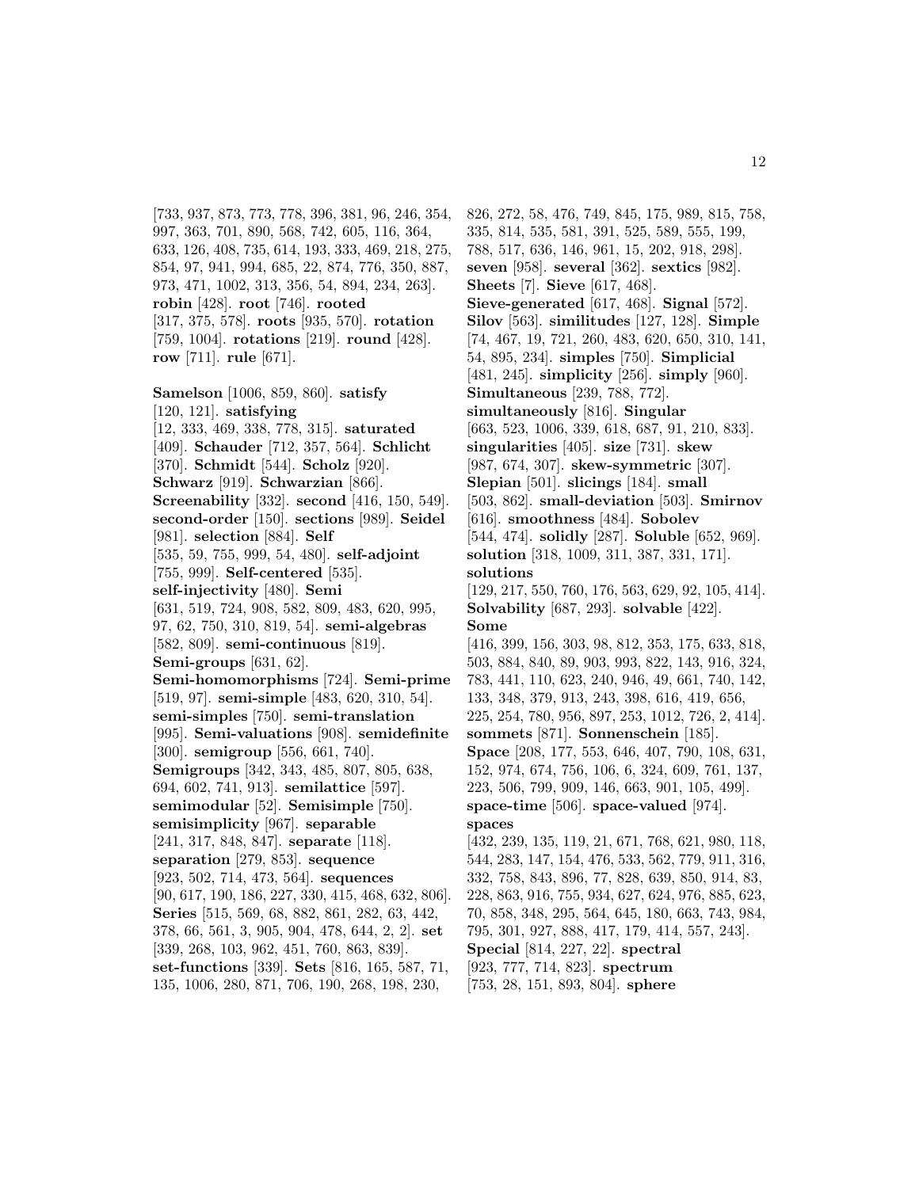[733, 937, 873, 773, 778, 396, 381, 96, 246, 354, 997, 363, 701, 890, 568, 742, 605, 116, 364, 633, 126, 408, 735, 614, 193, 333, 469, 218, 275, 854, 97, 941, 994, 685, 22, 874, 776, 350, 887, 973, 471, 1002, 313, 356, 54, 894, 234, 263]. **robin** [428]. **root** [746]. **rooted** [317, 375, 578]. **roots** [935, 570]. **rotation** [759, 1004]. **rotations** [219]. **round** [428]. **row** [711]. **rule** [671].

**Samelson** [1006, 859, 860]. **satisfy** [120, 121]. **satisfying** [12, 333, 469, 338, 778, 315]. **saturated** [409]. **Schauder** [712, 357, 564]. **Schlicht** [370]. **Schmidt** [544]. **Scholz** [920]. **Schwarz** [919]. **Schwarzian** [866]. **Screenability** [332]. **second** [416, 150, 549]. **second-order** [150]. **sections** [989]. **Seidel** [981]. **selection** [884]. **Self** [535, 59, 755, 999, 54, 480]. **self-adjoint** [755, 999]. **Self-centered** [535]. **self-injectivity** [480]. **Semi** [631, 519, 724, 908, 582, 809, 483, 620, 995, 97, 62, 750, 310, 819, 54]. **semi-algebras** [582, 809]. **semi-continuous** [819]. **Semi-groups** [631, 62]. **Semi-homomorphisms** [724]. **Semi-prime** [519, 97]. **semi-simple** [483, 620, 310, 54]. **semi-simples** [750]. **semi-translation** [995]. **Semi-valuations** [908]. **semidefinite** [300]. **semigroup** [556, 661, 740]. **Semigroups** [342, 343, 485, 807, 805, 638, 694, 602, 741, 913]. **semilattice** [597]. **semimodular** [52]. **Semisimple** [750]. **semisimplicity** [967]. **separable** [241, 317, 848, 847]. **separate** [118]. **separation** [279, 853]. **sequence** [923, 502, 714, 473, 564]. **sequences** [90, 617, 190, 186, 227, 330, 415, 468, 632, 806]. **Series** [515, 569, 68, 882, 861, 282, 63, 442, 378, 66, 561, 3, 905, 904, 478, 644, 2, 2]. **set** [339, 268, 103, 962, 451, 760, 863, 839]. **set-functions** [339]. **Sets** [816, 165, 587, 71, 135, 1006, 280, 871, 706, 190, 268, 198, 230, 826, 272, 58, 476, 749, 845, 175, 989, 815, 758, 335, 814, 535, 581, 391, 525, 589, 555, 199, 788, 517, 636, 146, 961, 15, 202, 918, 298]. **seven** [958]. **several** [362]. **sextics** [982]. **Sheets** [7]. **Sieve** [617, 468]. **Sieve-generated** [617, 468]. **Signal** [572]. **Silov** [563]. **similitudes** [127, 128]. **Simple** [74, 467, 19, 721, 260, 483, 620, 650, 310, 141, 54, 895, 234]. **simples** [750]. **Simplicial** [481, 245]. **simplicity** [256]. **simply** [960]. **Simultaneous** [239, 788, 772]. **simultaneously** [816]. **Singular** [663, 523, 1006, 339, 618, 687, 91, 210, 833]. **singularities** [405]. **size** [731]. **skew** [987, 674, 307]. **skew-symmetric** [307]. **Slepian** [501]. **slicings** [184]. **small** [503, 862]. **small-deviation** [503]. **Smirnov** [616]. **smoothness** [484]. **Sobolev** [544, 474]. **solidly** [287]. **Soluble** [652, 969]. **solution** [318, 1009, 311, 387, 331, 171]. **solutions** [129, 217, 550, 760, 176, 563, 629, 92, 105, 414]. **Solvability** [687, 293]. **solvable** [422]. **Some** [416, 399, 156, 303, 98, 812, 353, 175, 633, 818, 503, 884, 840, 89, 903, 993, 822, 143, 916, 324, 783, 441, 110, 623, 240, 946, 49, 661, 740, 142, 133, 348, 379, 913, 243, 398, 616, 419, 656, 225, 254, 780, 956, 897, 253, 1012, 726, 2, 414]. **sommets** [871]. **Sonnenschein** [185]. **Space** [208, 177, 553, 646, 407, 790, 108, 631, 152, 974, 674, 756, 106, 6, 324, 609, 761, 137, 223, 506, 799, 909, 146, 663, 901, 105, 499]. **space-time** [506]. **space-valued** [974]. **spaces** [432, 239, 135, 119, 21, 671, 768, 621, 980, 118, 544, 283, 147, 154, 476, 533, 562, 779, 911, 316, 332, 758, 843, 896, 77, 828, 639, 850, 914, 83, 228, 863, 916, 755, 934, 627, 624, 976, 885, 623, 70, 858, 348, 295, 564, 645, 180, 663, 743, 984, 795, 301, 927, 888, 417, 179, 414, 557, 243]. **Special** [814, 227, 22]. **spectral** [923, 777, 714, 823]. **spectrum** [753, 28, 151, 893, 804]. **sphere**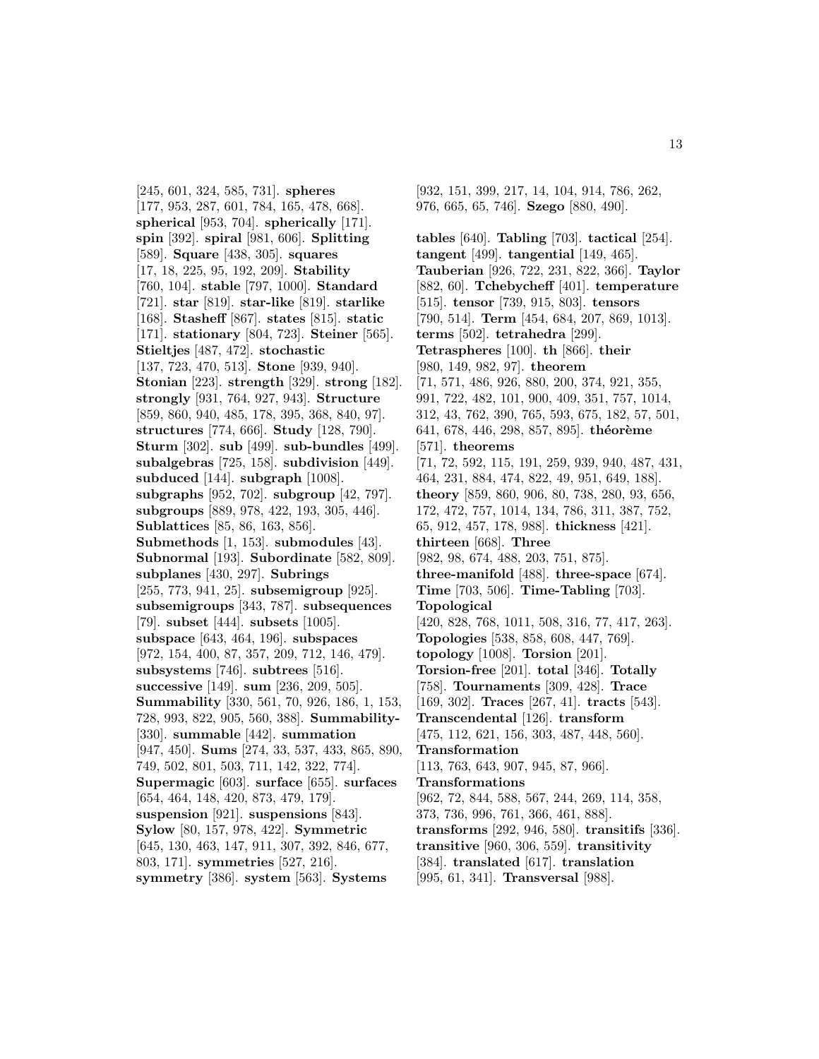[245, 601, 324, 585, 731]. **spheres** [177, 953, 287, 601, 784, 165, 478, 668]. **spherical** [953, 704]. **spherically** [171]. **spin** [392]. **spiral** [981, 606]. **Splitting** [589]. **Square** [438, 305]. **squares** [17, 18, 225, 95, 192, 209]. **Stability** [760, 104]. **stable** [797, 1000]. **Standard** [721]. **star** [819]. **star-like** [819]. **starlike** [168]. **Stasheff** [867]. **states** [815]. **static** [171]. **stationary** [804, 723]. **Steiner** [565]. **Stieltjes** [487, 472]. **stochastic** [137, 723, 470, 513]. **Stone** [939, 940]. **Stonian** [223]. **strength** [329]. **strong** [182]. **strongly** [931, 764, 927, 943]. **Structure** [859, 860, 940, 485, 178, 395, 368, 840, 97]. **structures** [774, 666]. **Study** [128, 790]. **Sturm** [302]. **sub** [499]. **sub-bundles** [499]. **subalgebras** [725, 158]. **subdivision** [449]. **subduced** [144]. **subgraph** [1008]. **subgraphs** [952, 702]. **subgroup** [42, 797]. **subgroups** [889, 978, 422, 193, 305, 446]. **Sublattices** [85, 86, 163, 856]. **Submethods** [1, 153]. **submodules** [43]. **Subnormal** [193]. **Subordinate** [582, 809]. **subplanes** [430, 297]. **Subrings** [255, 773, 941, 25]. **subsemigroup** [925]. **subsemigroups** [343, 787]. **subsequences** [79]. **subset** [444]. **subsets** [1005]. **subspace** [643, 464, 196]. **subspaces** [972, 154, 400, 87, 357, 209, 712, 146, 479]. **subsystems** [746]. **subtrees** [516]. **successive** [149]. **sum** [236, 209, 505]. **Summability** [330, 561, 70, 926, 186, 1, 153, 728, 993, 822, 905, 560, 388]. **Summability-** [330]. **summable** [442]. **summation** [947, 450]. **Sums** [274, 33, 537, 433, 865, 890, 749, 502, 801, 503, 711, 142, 322, 774]. **Supermagic** [603]. **surface** [655]. **surfaces** [654, 464, 148, 420, 873, 479, 179]. **suspension** [921]. **suspensions** [843]. **Sylow** [80, 157, 978, 422]. **Symmetric** [645, 130, 463, 147, 911, 307, 392, 846, 677, 803, 171]. **symmetries** [527, 216]. **symmetry** [386]. **system** [563]. **Systems** [932, 151, 399, 217, 14, 104, 914, 786, 262, 976, 665, 65, 746]. **Szego** [880, 490].

**tables** [640]. **Tabling** [703]. **tactical** [254]. **tangent** [499]. **tangential** [149, 465]. **Tauberian** [926, 722, 231, 822, 366]. **Taylor** [882, 60]. **Tchebycheff** [401]. **temperature** [515]. **tensor** [739, 915, 803]. **tensors** [790, 514]. **Term** [454, 684, 207, 869, 1013]. **terms** [502]. **tetrahedra** [299]. **Tetraspheres** [100]. **th** [866]. **their** [980, 149, 982, 97]. **theorem** [71, 571, 486, 926, 880, 200, 374, 921, 355, 991, 722, 482, 101, 900, 409, 351, 757, 1014, 312, 43, 762, 390, 765, 593, 675, 182, 57, 501, 641, 678, 446, 298, 857, 895]. **théorème** [571]. **theorems** [71, 72, 592, 115, 191, 259, 939, 940, 487, 431, 464, 231, 884, 474, 822, 49, 951, 649, 188]. **theory** [859, 860, 906, 80, 738, 280, 93, 656, 172, 472, 757, 1014, 134, 786, 311, 387, 752, 65, 912, 457, 178, 988]. **thickness** [421]. **thirteen** [668]. **Three** [982, 98, 674, 488, 203, 751, 875]. **three-manifold** [488]. **three-space** [674]. **Time** [703, 506]. **Time-Tabling** [703]. **Topological** [420, 828, 768, 1011, 508, 316, 77, 417, 263]. **Topologies** [538, 858, 608, 447, 769]. **topology** [1008]. **Torsion** [201]. **Torsion-free** [201]. **total** [346]. **Totally** [758]. **Tournaments** [309, 428]. **Trace** [169, 302]. **Traces** [267, 41]. **tracts** [543]. **Transcendental** [126]. **transform** [475, 112, 621, 156, 303, 487, 448, 560]. **Transformation** [113, 763, 643, 907, 945, 87, 966]. **Transformations** [962, 72, 844, 588, 567, 244, 269, 114, 358, 373, 736, 996, 761, 366, 461, 888]. **transforms** [292, 946, 580]. **transitifs** [336]. **transitive** [960, 306, 559]. **transitivity** [384]. **translated** [617]. **translation** [995, 61, 341]. **Transversal** [988].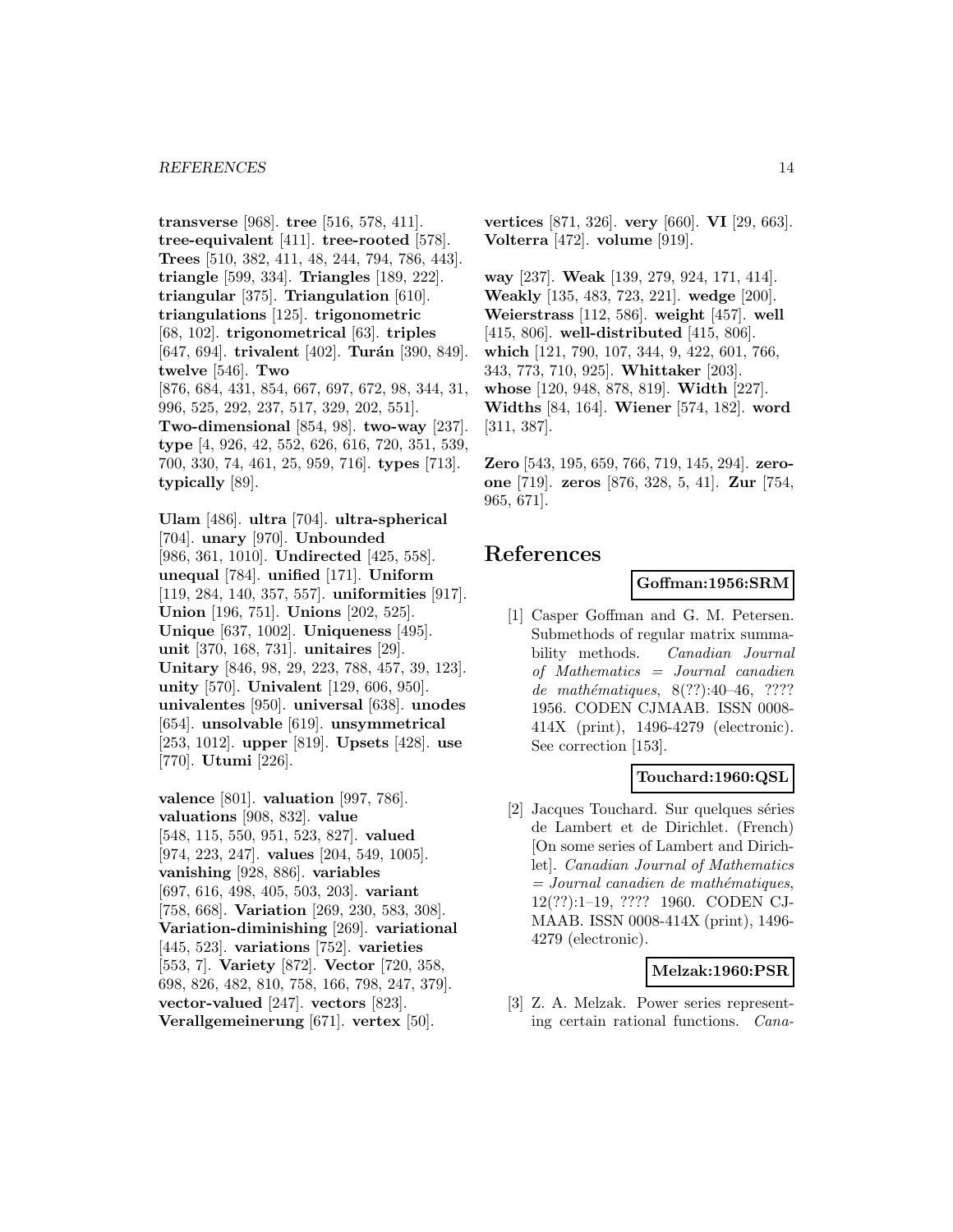**transverse** [968]. **tree** [516, 578, 411]. **tree-equivalent** [411]. **tree-rooted** [578]. **Trees** [510, 382, 411, 48, 244, 794, 786, 443]. **triangle** [599, 334]. **Triangles** [189, 222]. **triangular** [375]. **Triangulation** [610]. **triangulations** [125]. **trigonometric** [68, 102]. **trigonometrical** [63]. **triples** [647, 694]. **trivalent** [402]. **Turán** [390, 849]. **twelve** [546]. **Two** [876, 684, 431, 854, 667, 697, 672, 98, 344, 31, 996, 525, 292, 237, 517, 329, 202, 551]. **Two-dimensional** [854, 98]. **two-way** [237]. **type** [4, 926, 42, 552, 626, 616, 720, 351, 539, 700, 330, 74, 461, 25, 959, 716]. **types** [713]. **typically** [89].

**Ulam** [486]. **ultra** [704]. **ultra-spherical** [704]. **unary** [970]. **Unbounded** [986, 361, 1010]. **Undirected** [425, 558]. **unequal** [784]. **unified** [171]. **Uniform** [119, 284, 140, 357, 557]. **uniformities** [917]. **Union** [196, 751]. **Unions** [202, 525]. **Unique** [637, 1002]. **Uniqueness** [495]. **unit** [370, 168, 731]. **unitaires** [29]. **Unitary** [846, 98, 29, 223, 788, 457, 39, 123]. **unity** [570]. **Univalent** [129, 606, 950]. **univalentes** [950]. **universal** [638]. **unodes** [654]. **unsolvable** [619]. **unsymmetrical** [253, 1012]. **upper** [819]. **Upsets** [428]. **use** [770]. **Utumi** [226].

**valence** [801]. **valuation** [997, 786]. **valuations** [908, 832]. **value** [548, 115, 550, 951, 523, 827]. **valued** [974, 223, 247]. **values** [204, 549, 1005]. **vanishing** [928, 886]. **variables** [697, 616, 498, 405, 503, 203]. **variant** [758, 668]. **Variation** [269, 230, 583, 308]. **Variation-diminishing** [269]. **variational** [445, 523]. **variations** [752]. **varieties** [553, 7]. **Variety** [872]. **Vector** [720, 358, 698, 826, 482, 810, 758, 166, 798, 247, 379]. **vector-valued** [247]. **vectors** [823]. **Verallgemeinerung** [671]. **vertex** [50]. **vertices** [871, 326]. **very** [660]. **VI** [29, 663]. **Volterra** [472]. **volume** [919].

**way** [237]. **Weak** [139, 279, 924, 171, 414]. **Weakly** [135, 483, 723, 221]. **wedge** [200]. **Weierstrass** [112, 586]. **weight** [457]. **well** [415, 806]. **well-distributed** [415, 806]. **which** [121, 790, 107, 344, 9, 422, 601, 766, 343, 773, 710, 925]. **Whittaker** [203]. **whose** [120, 948, 878, 819]. **Width** [227]. **Widths** [84, 164]. **Wiener** [574, 182]. **word** [311, 387].

**Zero** [543, 195, 659, 766, 719, 145, 294]. **zero-one** [719]. **zeros** [876, 328, 5, 41]. **Zur** [754, 965, 671].

# References

**Goffman:1956:SRM**

[1] Casper Goffman and G. M. Petersen. Submethods of regular matrix summability methods. *Canadian Journal of Mathematics = Journal canadien de mathématiques*, 8(??):40–46, ???? 1956. CODEN CJMAAB. ISSN 0008-414X (print), 1496-4279 (electronic). See correction [153].

**Touchard:1960:QSL**

[2] Jacques Touchard. Sur quelques séries de Lambert et de Dirichlet. (French) [On some series of Lambert and Dirichlet]. *Canadian Journal of Mathematics = Journal canadien de mathématiques*, 12(??):1–19, ???? 1960. CODEN CJMAAB. ISSN 0008-414X (print), 1496-4279 (electronic).

**Melzak:1960:PSR**

[3] Z. A. Melzak. Power series representing certain rational functions. *Cana-*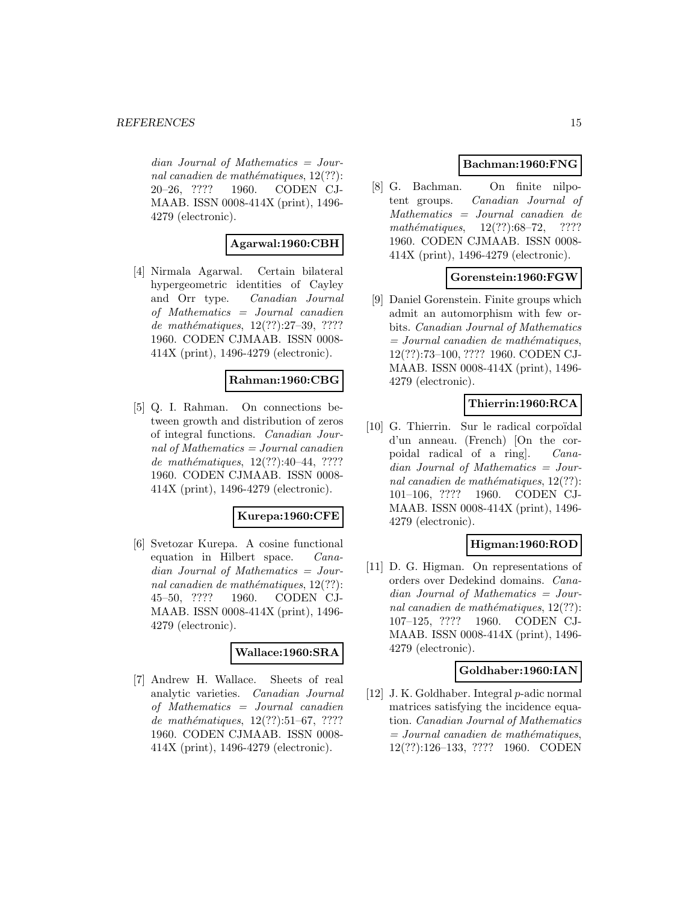*dian Journal of Mathematics = Journal canadien de mathématiques*, 12(??): 20–26, ???? 1960. CODEN CJMAAB. ISSN 0008-414X (print), 1496-4279 (electronic).

**Agarwal:1960:CBH**

[4] Nirmala Agarwal. Certain bilateral hypergeometric identities of Cayley and Orr type. *Canadian Journal of Mathematics = Journal canadien de mathématiques*, 12(??):27–39, ???? 1960. CODEN CJMAAB. ISSN 0008-414X (print), 1496-4279 (electronic).

**Rahman:1960:CBG**

[5] Q. I. Rahman. On connections between growth and distribution of zeros of integral functions. *Canadian Journal of Mathematics = Journal canadien de mathématiques*, 12(??):40–44, ???? 1960. CODEN CJMAAB. ISSN 0008-414X (print), 1496-4279 (electronic).

**Kurepa:1960:CFE**

[6] Svetozar Kurepa. A cosine functional equation in Hilbert space. *Canadian Journal of Mathematics = Journal canadien de mathématiques*, 12(??): 45–50, ???? 1960. CODEN CJMAAB. ISSN 0008-414X (print), 1496-4279 (electronic).

**Wallace:1960:SRA**

[7] Andrew H. Wallace. Sheets of real analytic varieties. *Canadian Journal of Mathematics = Journal canadien de mathématiques*, 12(??):51–67, ???? 1960. CODEN CJMAAB. ISSN 0008-414X (print), 1496-4279 (electronic).

**Bachman:1960:FNG**

[8] G. Bachman. On finite nilpotent groups. *Canadian Journal of Mathematics = Journal canadien de mathématiques*, 12(??):68–72, ???? 1960. CODEN CJMAAB. ISSN 0008-414X (print), 1496-4279 (electronic).

**Gorenstein:1960:FGW**

[9] Daniel Gorenstein. Finite groups which admit an automorphism with few orbits. *Canadian Journal of Mathematics = Journal canadien de mathématiques*, 12(??):73–100, ???? 1960. CODEN CJMAAB. ISSN 0008-414X (print), 1496-4279 (electronic).

**Thierrin:1960:RCA**

[10] G. Thierrin. Sur le radical corpoïdal d'un anneau. (French) [On the corpoidal radical of a ring]. *Canadian Journal of Mathematics = Journal canadien de mathématiques*, 12(??): 101–106, ???? 1960. CODEN CJMAAB. ISSN 0008-414X (print), 1496-4279 (electronic).

**Higman:1960:ROD**

[11] D. G. Higman. On representations of orders over Dedekind domains. *Canadian Journal of Mathematics = Journal canadien de mathématiques*, 12(??): 107–125, ???? 1960. CODEN CJMAAB. ISSN 0008-414X (print), 1496-4279 (electronic).

**Goldhaber:1960:IAN**

[12] J. K. Goldhaber. Integral $p$-adic normal matrices satisfying the incidence equation. *Canadian Journal of Mathematics = Journal canadien de mathématiques*, 12(??):126–133, ???? 1960. CODEN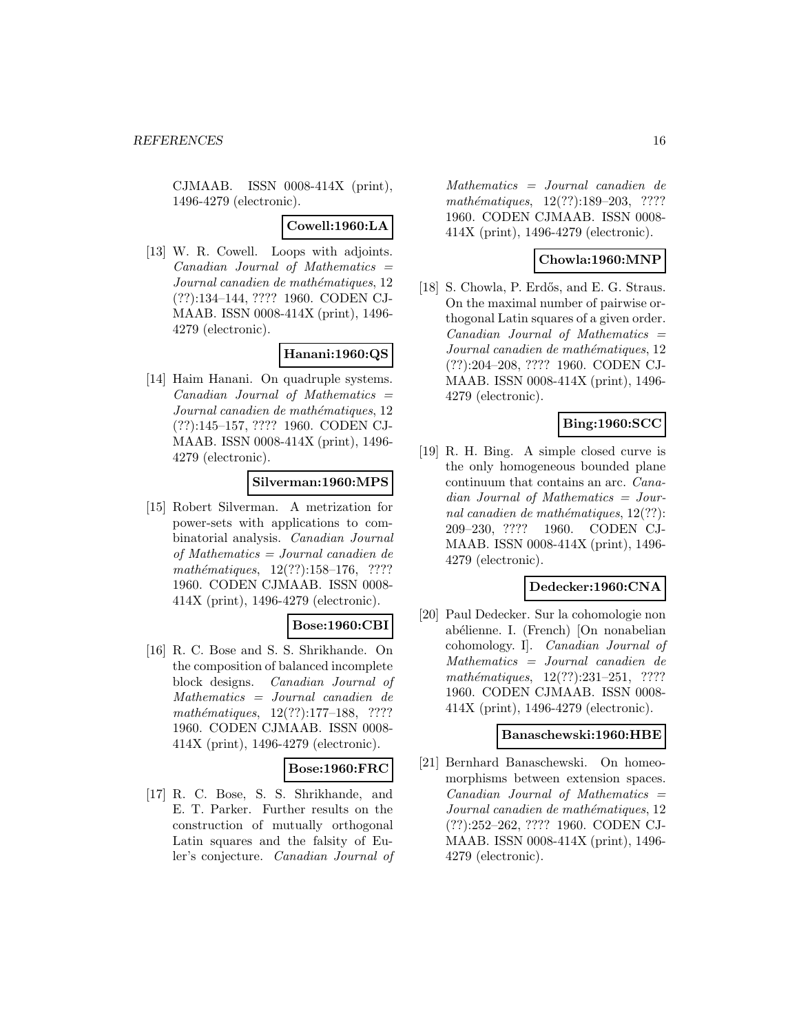CJMAAB. ISSN 0008-414X (print), 1496-4279 (electronic).

**Cowell:1960:LA**

[13] W. R. Cowell. Loops with adjoints. *Canadian Journal of Mathematics = Journal canadien de mathématiques*, 12 (??):134–144, ???? 1960. CODEN CJMAAB. ISSN 0008-414X (print), 1496-4279 (electronic).

**Hanani:1960:QS**

[14] Haim Hanani. On quadruple systems. *Canadian Journal of Mathematics = Journal canadien de mathématiques*, 12 (??):145–157, ???? 1960. CODEN CJMAAB. ISSN 0008-414X (print), 1496-4279 (electronic).

**Silverman:1960:MPS**

[15] Robert Silverman. A metrization for power-sets with applications to combinatorial analysis. *Canadian Journal of Mathematics = Journal canadien de mathématiques*, 12(??):158–176, ???? 1960. CODEN CJMAAB. ISSN 0008-414X (print), 1496-4279 (electronic).

**Bose:1960:CBI**

[16] R. C. Bose and S. S. Shrikhande. On the composition of balanced incomplete block designs. *Canadian Journal of Mathematics = Journal canadien de mathématiques*, 12(??):177–188, ???? 1960. CODEN CJMAAB. ISSN 0008-414X (print), 1496-4279 (electronic).

**Bose:1960:FRC**

[17] R. C. Bose, S. S. Shrikhande, and E. T. Parker. Further results on the construction of mutually orthogonal Latin squares and the falsity of Euler's conjecture. *Canadian Journal of Mathematics = Journal canadien de mathématiques*, 12(??):189–203, ???? 1960. CODEN CJMAAB. ISSN 0008-414X (print), 1496-4279 (electronic).

**Chowla:1960:MNP**

[18] S. Chowla, P. Erdős, and E. G. Straus. On the maximal number of pairwise orthogonal Latin squares of a given order. *Canadian Journal of Mathematics = Journal canadien de mathématiques*, 12 (??):204–208, ???? 1960. CODEN CJMAAB. ISSN 0008-414X (print), 1496-4279 (electronic).

**Bing:1960:SCC**

[19] R. H. Bing. A simple closed curve is the only homogeneous bounded plane continuum that contains an arc. *Canadian Journal of Mathematics = Journal canadien de mathématiques*, 12(??): 209–230, ???? 1960. CODEN CJMAAB. ISSN 0008-414X (print), 1496-4279 (electronic).

**Dedecker:1960:CNA**

[20] Paul Dedecker. Sur la cohomologie non abélienne. I. (French) [On nonabelian cohomology. I]. *Canadian Journal of Mathematics = Journal canadien de mathématiques*, 12(??):231–251, ???? 1960. CODEN CJMAAB. ISSN 0008-414X (print), 1496-4279 (electronic).

**Banaschewski:1960:HBE**

[21] Bernhard Banaschewski. On homeomorphisms between extension spaces. *Canadian Journal of Mathematics = Journal canadien de mathématiques*, 12 (??):252–262, ???? 1960. CODEN CJMAAB. ISSN 0008-414X (print), 1496-4279 (electronic).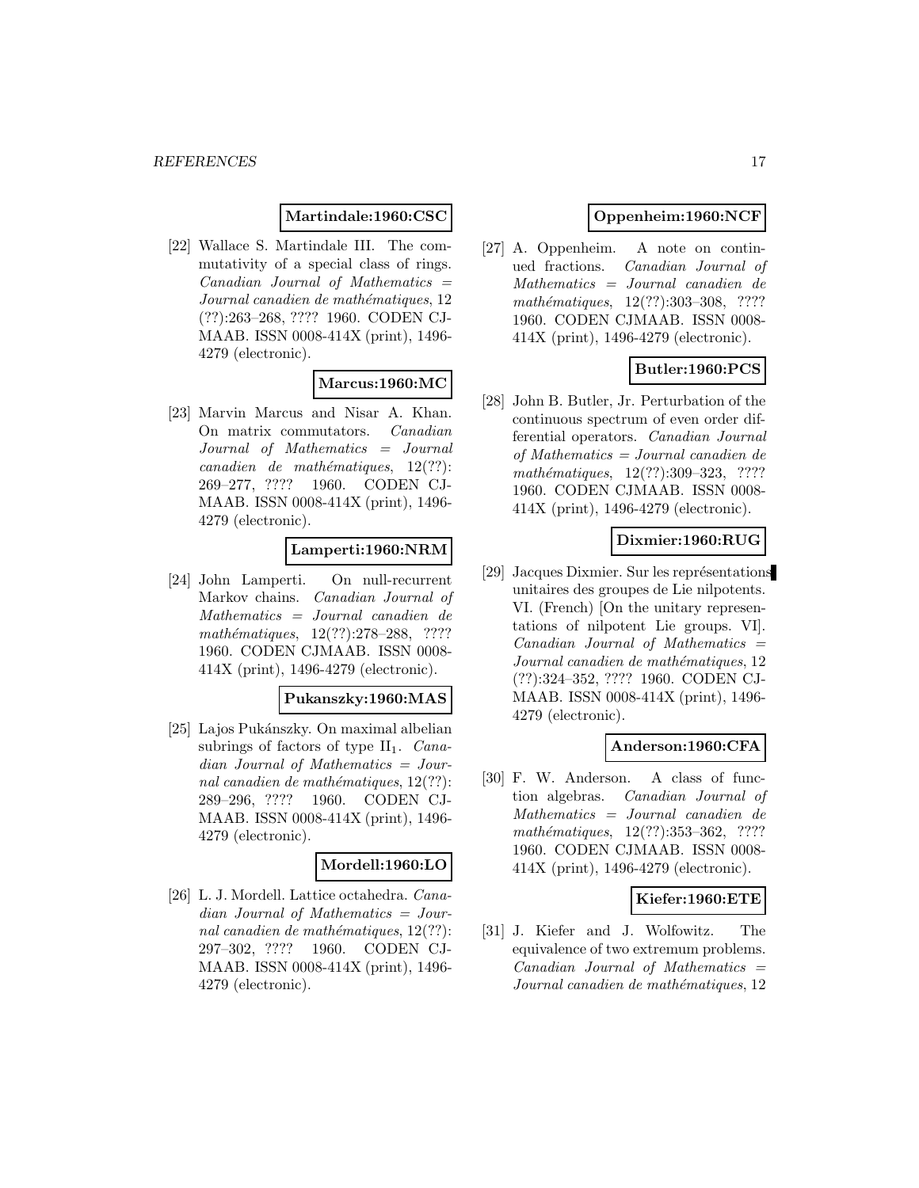**Martindale:1960:CSC**

[22] Wallace S. Martindale III. The commutativity of a special class of rings. *Canadian Journal of Mathematics = Journal canadien de mathématiques*, 12 (??):263–268, ???? 1960. CODEN CJMAAB. ISSN 0008-414X (print), 1496-4279 (electronic).

**Marcus:1960:MC**

[23] Marvin Marcus and Nisar A. Khan. On matrix commutators. *Canadian Journal of Mathematics = Journal canadien de mathématiques*, 12(??): 269–277, ???? 1960. CODEN CJMAAB. ISSN 0008-414X (print), 1496-4279 (electronic).

**Lamperti:1960:NRM**

[24] John Lamperti. On null-recurrent Markov chains. *Canadian Journal of Mathematics = Journal canadien de mathématiques*, 12(??):278–288, ???? 1960. CODEN CJMAAB. ISSN 0008-414X (print), 1496-4279 (electronic).

**Pukanszky:1960:MAS**

[25] Lajos Pukánszky. On maximal albelian subrings of factors of type $\mathrm{II}_1$. *Canadian Journal of Mathematics = Journal canadien de mathématiques*, 12(??): 289–296, ???? 1960. CODEN CJMAAB. ISSN 0008-414X (print), 1496-4279 (electronic).

**Mordell:1960:LO**

[26] L. J. Mordell. Lattice octahedra. *Canadian Journal of Mathematics = Journal canadien de mathématiques*, 12(??): 297–302, ???? 1960. CODEN CJMAAB. ISSN 0008-414X (print), 1496-4279 (electronic).

**Oppenheim:1960:NCF**

[27] A. Oppenheim. A note on continued fractions. *Canadian Journal of Mathematics = Journal canadien de mathématiques*, 12(??):303–308, ???? 1960. CODEN CJMAAB. ISSN 0008-414X (print), 1496-4279 (electronic).

**Butler:1960:PCS**

[28] John B. Butler, Jr. Perturbation of the continuous spectrum of even order differential operators. *Canadian Journal of Mathematics = Journal canadien de mathématiques*, 12(??):309–323, ???? 1960. CODEN CJMAAB. ISSN 0008-414X (print), 1496-4279 (electronic).

**Dixmier:1960:RUG**

[29] Jacques Dixmier. Sur les représentations unitaires des groupes de Lie nilpotents. VI. (French) [On the unitary representations of nilpotent Lie groups. VI]. *Canadian Journal of Mathematics = Journal canadien de mathématiques*, 12 (??):324–352, ???? 1960. CODEN CJMAAB. ISSN 0008-414X (print), 1496-4279 (electronic).

**Anderson:1960:CFA**

[30] F. W. Anderson. A class of function algebras. *Canadian Journal of Mathematics = Journal canadien de mathématiques*, 12(??):353–362, ???? 1960. CODEN CJMAAB. ISSN 0008-414X (print), 1496-4279 (electronic).

**Kiefer:1960:ETE**

[31] J. Kiefer and J. Wolfowitz. The equivalence of two extremum problems. *Canadian Journal of Mathematics = Journal canadien de mathématiques*, 12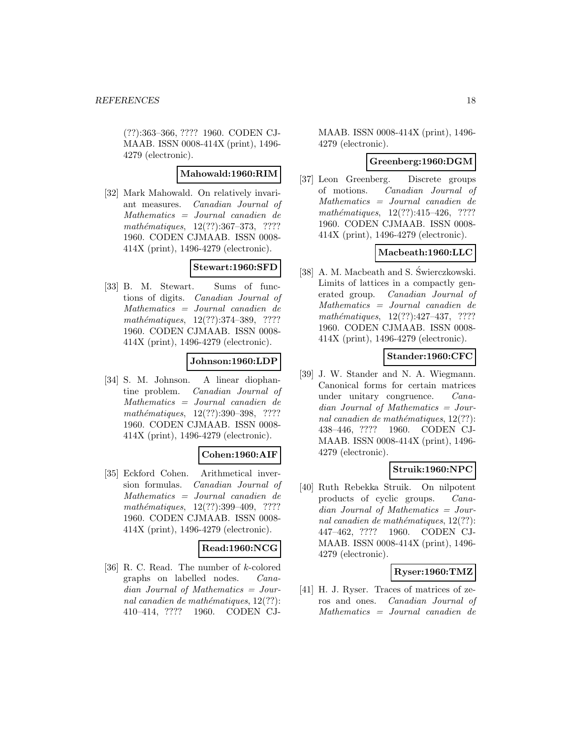(??):363–366, ???? 1960. CODEN CJMAAB. ISSN 0008-414X (print), 1496-4279 (electronic).

**Mahowald:1960:RIM**

[32] Mark Mahowald. On relatively invariant measures. *Canadian Journal of Mathematics = Journal canadien de mathématiques*, 12(??):367–373, ???? 1960. CODEN CJMAAB. ISSN 0008-414X (print), 1496-4279 (electronic).

**Stewart:1960:SFD**

[33] B. M. Stewart. Sums of functions of digits. *Canadian Journal of Mathematics = Journal canadien de mathématiques*, 12(??):374–389, ???? 1960. CODEN CJMAAB. ISSN 0008-414X (print), 1496-4279 (electronic).

**Johnson:1960:LDP**

[34] S. M. Johnson. A linear diophantine problem. *Canadian Journal of Mathematics = Journal canadien de mathématiques*, 12(??):390–398, ???? 1960. CODEN CJMAAB. ISSN 0008-414X (print), 1496-4279 (electronic).

**Cohen:1960:AIF**

[35] Eckford Cohen. Arithmetical inversion formulas. *Canadian Journal of Mathematics = Journal canadien de mathématiques*, 12(??):399–409, ???? 1960. CODEN CJMAAB. ISSN 0008-414X (print), 1496-4279 (electronic).

**Read:1960:NCG**

[36] R. C. Read. The number of $k$-colored graphs on labelled nodes. *Canadian Journal of Mathematics = Journal canadien de mathématiques*, 12(??):410–414, ???? 1960. CODEN CJMAAB. ISSN 0008-414X (print), 1496-4279 (electronic).

**Greenberg:1960:DGM**

[37] Leon Greenberg. Discrete groups of motions. *Canadian Journal of Mathematics = Journal canadien de mathématiques*, 12(??):415–426, ???? 1960. CODEN CJMAAB. ISSN 0008-414X (print), 1496-4279 (electronic).

**Macbeath:1960:LLC**

[38] A. M. Macbeath and S. Świerczkowski. Limits of lattices in a compactly generated group. *Canadian Journal of Mathematics = Journal canadien de mathématiques*, 12(??):427–437, ???? 1960. CODEN CJMAAB. ISSN 0008-414X (print), 1496-4279 (electronic).

**Stander:1960:CFC**

[39] J. W. Stander and N. A. Wiegmann. Canonical forms for certain matrices under unitary congruence. *Canadian Journal of Mathematics = Journal canadien de mathématiques*, 12(??):438–446, ???? 1960. CODEN CJMAAB. ISSN 0008-414X (print), 1496-4279 (electronic).

**Struik:1960:NPC**

[40] Ruth Rebekka Struik. On nilpotent products of cyclic groups. *Canadian Journal of Mathematics = Journal canadien de mathématiques*, 12(??):447–462, ???? 1960. CODEN CJMAAB. ISSN 0008-414X (print), 1496-4279 (electronic).

**Ryser:1960:TMZ**

[41] H. J. Ryser. Traces of matrices of zeros and ones. *Canadian Journal of Mathematics = Journal canadien de*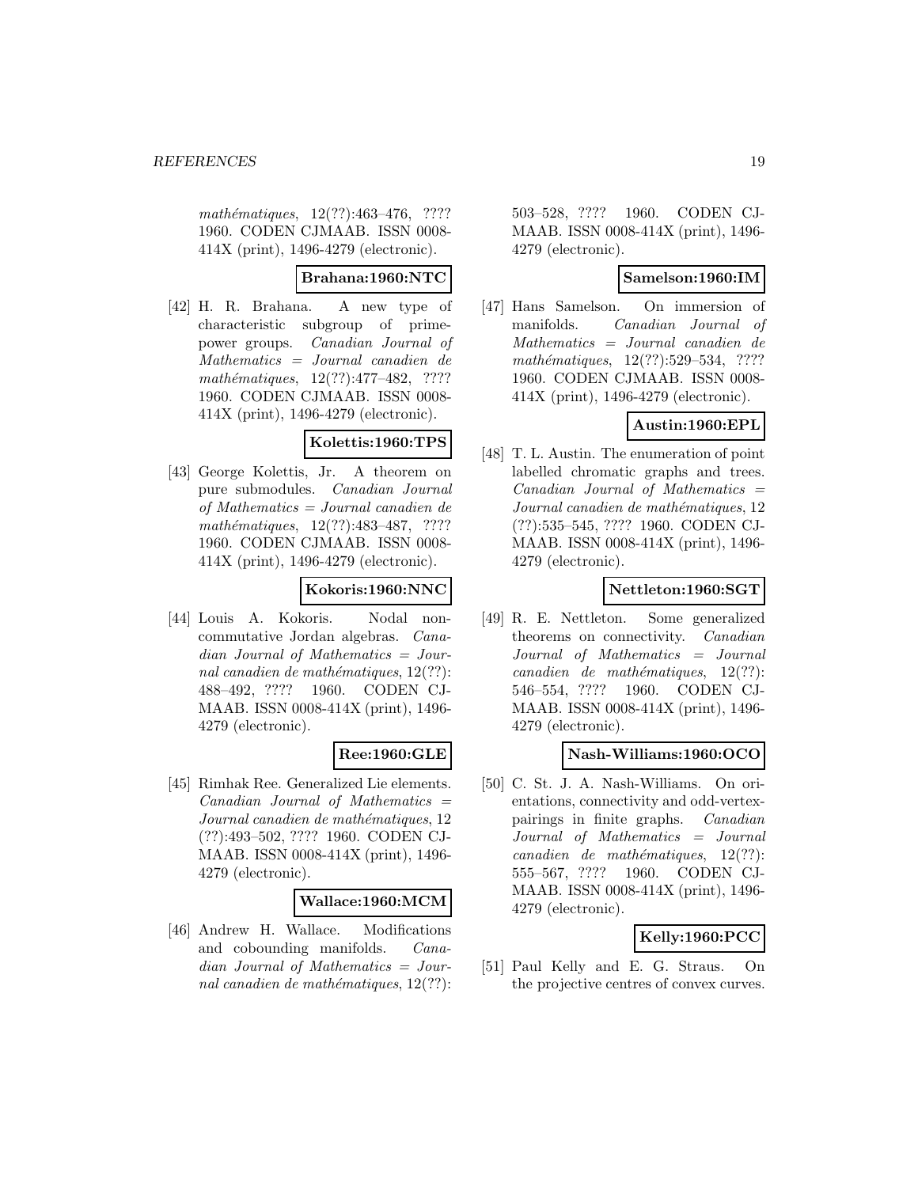*mathématiques*, 12(??):463–476, ???? 1960. CODEN CJMAAB. ISSN 0008-414X (print), 1496-4279 (electronic).

**Brahana:1960:NTC**

[42] H. R. Brahana. A new type of characteristic subgroup of prime-power groups. *Canadian Journal of Mathematics = Journal canadien de mathématiques*, 12(??):477–482, ???? 1960. CODEN CJMAAB. ISSN 0008-414X (print), 1496-4279 (electronic).

**Kolettis:1960:TPS**

[43] George Kolettis, Jr. A theorem on pure submodules. *Canadian Journal of Mathematics = Journal canadien de mathématiques*, 12(??):483–487, ???? 1960. CODEN CJMAAB. ISSN 0008-414X (print), 1496-4279 (electronic).

**Kokoris:1960:NNC**

[44] Louis A. Kokoris. Nodal non-commutative Jordan algebras. *Canadian Journal of Mathematics = Journal canadien de mathématiques*, 12(??):488–492, ???? 1960. CODEN CJMAAB. ISSN 0008-414X (print), 1496-4279 (electronic).

**Ree:1960:GLE**

[45] Rimhak Ree. Generalized Lie elements. *Canadian Journal of Mathematics = Journal canadien de mathématiques*, 12(??):493–502, ???? 1960. CODEN CJMAAB. ISSN 0008-414X (print), 1496-4279 (electronic).

**Wallace:1960:MCM**

[46] Andrew H. Wallace. Modifications and cobounding manifolds. *Canadian Journal of Mathematics = Journal canadien de mathématiques*, 12(??):503–528, ???? 1960. CODEN CJMAAB. ISSN 0008-414X (print), 1496-4279 (electronic).

**Samelson:1960:IM**

[47] Hans Samelson. On immersion of manifolds. *Canadian Journal of Mathematics = Journal canadien de mathématiques*, 12(??):529–534, ???? 1960. CODEN CJMAAB. ISSN 0008-414X (print), 1496-4279 (electronic).

**Austin:1960:EPL**

[48] T. L. Austin. The enumeration of point labelled chromatic graphs and trees. *Canadian Journal of Mathematics = Journal canadien de mathématiques*, 12(??):535–545, ???? 1960. CODEN CJMAAB. ISSN 0008-414X (print), 1496-4279 (electronic).

**Nettleton:1960:SGT**

[49] R. E. Nettleton. Some generalized theorems on connectivity. *Canadian Journal of Mathematics = Journal canadien de mathématiques*, 12(??):546–554, ???? 1960. CODEN CJMAAB. ISSN 0008-414X (print), 1496-4279 (electronic).

**Nash-Williams:1960:OCO**

[50] C. St. J. A. Nash-Williams. On orientations, connectivity and odd-vertex-pairings in finite graphs. *Canadian Journal of Mathematics = Journal canadien de mathématiques*, 12(??):555–567, ???? 1960. CODEN CJMAAB. ISSN 0008-414X (print), 1496-4279 (electronic).

**Kelly:1960:PCC**

[51] Paul Kelly and E. G. Straus. On the projective centres of convex curves.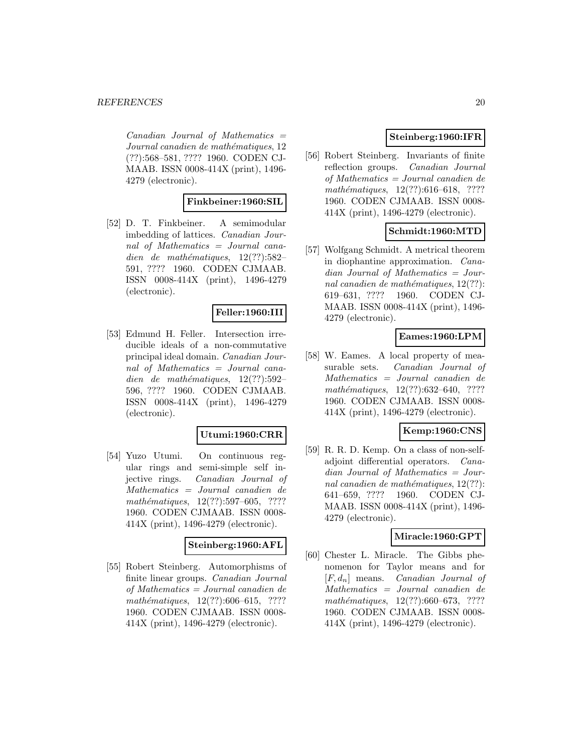*Canadian Journal of Mathematics = Journal canadien de mathématiques*, 12 (??):568–581, ???? 1960. CODEN CJMAAB. ISSN 0008-414X (print), 1496-4279 (electronic).

**Finkbeiner:1960:SIL**

[52] D. T. Finkbeiner. A semimodular imbedding of lattices. *Canadian Journal of Mathematics = Journal canadien de mathématiques*, 12(??):582–591, ???? 1960. CODEN CJMAAB. ISSN 0008-414X (print), 1496-4279 (electronic).

**Feller:1960:III**

[53] Edmund H. Feller. Intersection irreducible ideals of a non-commutative principal ideal domain. *Canadian Journal of Mathematics = Journal canadien de mathématiques*, 12(??):592–596, ???? 1960. CODEN CJMAAB. ISSN 0008-414X (print), 1496-4279 (electronic).

**Utumi:1960:CRR**

[54] Yuzo Utumi. On continuous regular rings and semi-simple self injective rings. *Canadian Journal of Mathematics = Journal canadien de mathématiques*, 12(??):597–605, ???? 1960. CODEN CJMAAB. ISSN 0008-414X (print), 1496-4279 (electronic).

**Steinberg:1960:AFL**

[55] Robert Steinberg. Automorphisms of finite linear groups. *Canadian Journal of Mathematics = Journal canadien de mathématiques*, 12(??):606–615, ???? 1960. CODEN CJMAAB. ISSN 0008-414X (print), 1496-4279 (electronic).

**Steinberg:1960:IFR**

[56] Robert Steinberg. Invariants of finite reflection groups. *Canadian Journal of Mathematics = Journal canadien de mathématiques*, 12(??):616–618, ???? 1960. CODEN CJMAAB. ISSN 0008-414X (print), 1496-4279 (electronic).

**Schmidt:1960:MTD**

[57] Wolfgang Schmidt. A metrical theorem in diophantine approximation. *Canadian Journal of Mathematics = Journal canadien de mathématiques*, 12(??):619–631, ???? 1960. CODEN CJMAAB. ISSN 0008-414X (print), 1496-4279 (electronic).

**Eames:1960:LPM**

[58] W. Eames. A local property of measurable sets. *Canadian Journal of Mathematics = Journal canadien de mathématiques*, 12(??):632–640, ???? 1960. CODEN CJMAAB. ISSN 0008-414X (print), 1496-4279 (electronic).

**Kemp:1960:CNS**

[59] R. R. D. Kemp. On a class of non-self-adjoint differential operators. *Canadian Journal of Mathematics = Journal canadien de mathématiques*, 12(??):641–659, ???? 1960. CODEN CJMAAB. ISSN 0008-414X (print), 1496-4279 (electronic).

**Miracle:1960:GPT**

[60] Chester L. Miracle. The Gibbs phenomenon for Taylor means and for $[F, d_n]$ means. *Canadian Journal of Mathematics = Journal canadien de mathématiques*, 12(??):660–673, ???? 1960. CODEN CJMAAB. ISSN 0008-414X (print), 1496-4279 (electronic).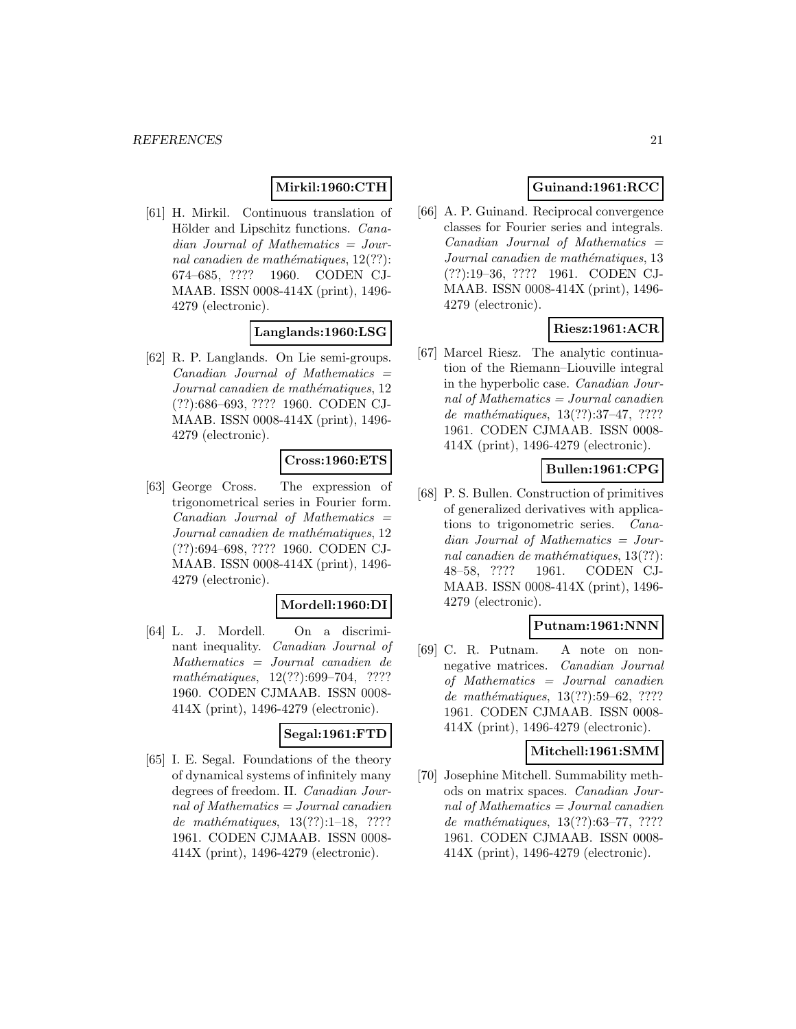**Mirkil:1960:CTH**

[61] H. Mirkil. Continuous translation of Hölder and Lipschitz functions. *Canadian Journal of Mathematics = Journal canadien de mathématiques*, 12(??): 674–685, ???? 1960. CODEN CJMAAB. ISSN 0008-414X (print), 1496-4279 (electronic).

**Langlands:1960:LSG**

[62] R. P. Langlands. On Lie semi-groups. *Canadian Journal of Mathematics = Journal canadien de mathématiques*, 12 (??):686–693, ???? 1960. CODEN CJMAAB. ISSN 0008-414X (print), 1496-4279 (electronic).

**Cross:1960:ETS**

[63] George Cross. The expression of trigonometrical series in Fourier form. *Canadian Journal of Mathematics = Journal canadien de mathématiques*, 12 (??):694–698, ???? 1960. CODEN CJMAAB. ISSN 0008-414X (print), 1496-4279 (electronic).

**Mordell:1960:DI**

[64] L. J. Mordell. On a discriminant inequality. *Canadian Journal of Mathematics = Journal canadien de mathématiques*, 12(??):699–704, ???? 1960. CODEN CJMAAB. ISSN 0008-414X (print), 1496-4279 (electronic).

**Segal:1961:FTD**

[65] I. E. Segal. Foundations of the theory of dynamical systems of infinitely many degrees of freedom. II. *Canadian Journal of Mathematics = Journal canadien de mathématiques*, 13(??):1–18, ???? 1961. CODEN CJMAAB. ISSN 0008-414X (print), 1496-4279 (electronic).

**Guinand:1961:RCC**

[66] A. P. Guinand. Reciprocal convergence classes for Fourier series and integrals. *Canadian Journal of Mathematics = Journal canadien de mathématiques*, 13 (??):19–36, ???? 1961. CODEN CJMAAB. ISSN 0008-414X (print), 1496-4279 (electronic).

**Riesz:1961:ACR**

[67] Marcel Riesz. The analytic continuation of the Riemann–Liouville integral in the hyperbolic case. *Canadian Journal of Mathematics = Journal canadien de mathématiques*, 13(??):37–47, ???? 1961. CODEN CJMAAB. ISSN 0008-414X (print), 1496-4279 (electronic).

**Bullen:1961:CPG**

[68] P. S. Bullen. Construction of primitives of generalized derivatives with applications to trigonometric series. *Canadian Journal of Mathematics = Journal canadien de mathématiques*, 13(??): 48–58, ???? 1961. CODEN CJMAAB. ISSN 0008-414X (print), 1496-4279 (electronic).

**Putnam:1961:NNN**

[69] C. R. Putnam. A note on non-negative matrices. *Canadian Journal of Mathematics = Journal canadien de mathématiques*, 13(??):59–62, ???? 1961. CODEN CJMAAB. ISSN 0008-414X (print), 1496-4279 (electronic).

**Mitchell:1961:SMM**

[70] Josephine Mitchell. Summability methods on matrix spaces. *Canadian Journal of Mathematics = Journal canadien de mathématiques*, 13(??):63–77, ???? 1961. CODEN CJMAAB. ISSN 0008-414X (print), 1496-4279 (electronic).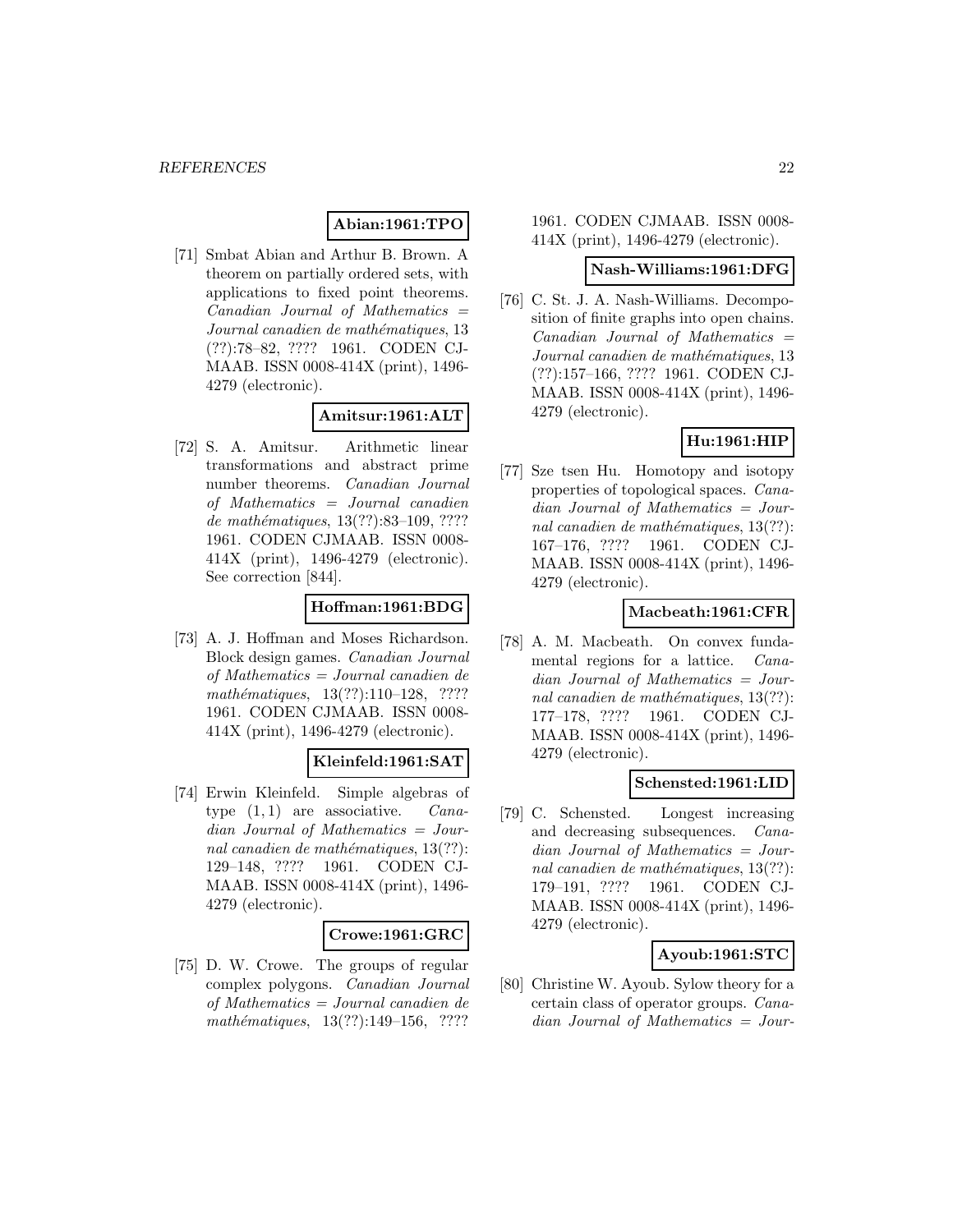**Abian:1961:TPO**

[71] Smbat Abian and Arthur B. Brown. A theorem on partially ordered sets, with applications to fixed point theorems. *Canadian Journal of Mathematics = Journal canadien de mathématiques*, 13 (??):78–82, ???? 1961. CODEN CJMAAB. ISSN 0008-414X (print), 1496-4279 (electronic).

**Amitsur:1961:ALT**

[72] S. A. Amitsur. Arithmetic linear transformations and abstract prime number theorems. *Canadian Journal of Mathematics = Journal canadien de mathématiques*, 13(??):83–109, ???? 1961. CODEN CJMAAB. ISSN 0008-414X (print), 1496-4279 (electronic). See correction [844].

**Hoffman:1961:BDG**

[73] A. J. Hoffman and Moses Richardson. Block design games. *Canadian Journal of Mathematics = Journal canadien de mathématiques*, 13(??):110–128, ???? 1961. CODEN CJMAAB. ISSN 0008-414X (print), 1496-4279 (electronic).

**Kleinfeld:1961:SAT**

[74] Erwin Kleinfeld. Simple algebras of type $(1,1)$ are associative. *Canadian Journal of Mathematics = Journal canadien de mathématiques*, 13(??):129–148, ???? 1961. CODEN CJMAAB. ISSN 0008-414X (print), 1496-4279 (electronic).

**Crowe:1961:GRC**

[75] D. W. Crowe. The groups of regular complex polygons. *Canadian Journal of Mathematics = Journal canadien de mathématiques*, 13(??):149–156, ???? 1961. CODEN CJMAAB. ISSN 0008-414X (print), 1496-4279 (electronic).

**Nash-Williams:1961:DFG**

[76] C. St. J. A. Nash-Williams. Decomposition of finite graphs into open chains. *Canadian Journal of Mathematics = Journal canadien de mathématiques*, 13 (??):157–166, ???? 1961. CODEN CJMAAB. ISSN 0008-414X (print), 1496-4279 (electronic).

**Hu:1961:HIP**

[77] Sze tsen Hu. Homotopy and isotopy properties of topological spaces. *Canadian Journal of Mathematics = Journal canadien de mathématiques*, 13(??): 167–176, ???? 1961. CODEN CJMAAB. ISSN 0008-414X (print), 1496-4279 (electronic).

**Macbeath:1961:CFR**

[78] A. M. Macbeath. On convex fundamental regions for a lattice. *Canadian Journal of Mathematics = Journal canadien de mathématiques*, 13(??): 177–178, ???? 1961. CODEN CJMAAB. ISSN 0008-414X (print), 1496-4279 (electronic).

**Schensted:1961:LID**

[79] C. Schensted. Longest increasing and decreasing subsequences. *Canadian Journal of Mathematics = Journal canadien de mathématiques*, 13(??): 179–191, ???? 1961. CODEN CJMAAB. ISSN 0008-414X (print), 1496-4279 (electronic).

**Ayoub:1961:STC**

[80] Christine W. Ayoub. Sylow theory for a certain class of operator groups. *Canadian Journal of Mathematics = Jour-*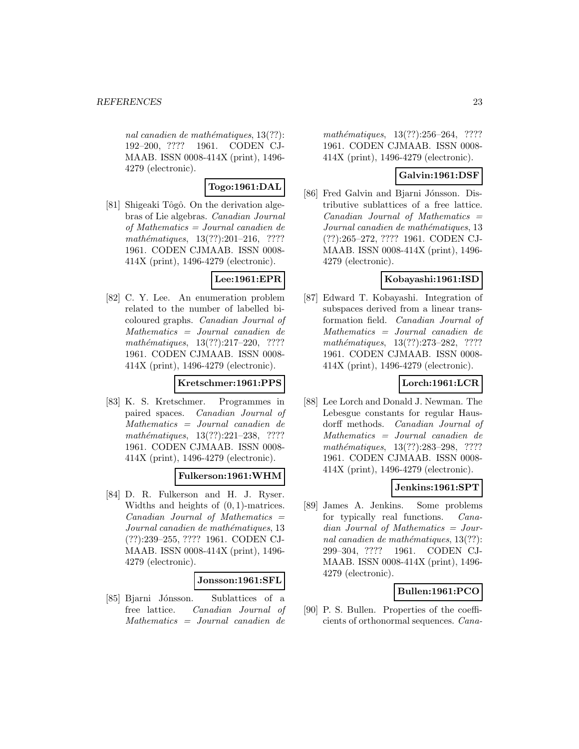nal canadien de mathématiques*, 13(??): 192–200, ???? 1961. CODEN CJMAAB. ISSN 0008-414X (print), 1496-4279 (electronic).

**Togo:1961:DAL**

[81] Shigeaki Tôgô. On the derivation algebras of Lie algebras. *Canadian Journal of Mathematics = Journal canadien de mathématiques*, 13(??):201–216, ???? 1961. CODEN CJMAAB. ISSN 0008-414X (print), 1496-4279 (electronic).

**Lee:1961:EPR**

[82] C. Y. Lee. An enumeration problem related to the number of labelled bicoloured graphs. *Canadian Journal of Mathematics = Journal canadien de mathématiques*, 13(??):217–220, ???? 1961. CODEN CJMAAB. ISSN 0008-414X (print), 1496-4279 (electronic).

**Kretschmer:1961:PPS**

[83] K. S. Kretschmer. Programmes in paired spaces. *Canadian Journal of Mathematics = Journal canadien de mathématiques*, 13(??):221–238, ???? 1961. CODEN CJMAAB. ISSN 0008-414X (print), 1496-4279 (electronic).

**Fulkerson:1961:WHM**

[84] D. R. Fulkerson and H. J. Ryser. Widths and heights of $(0,1)$-matrices. *Canadian Journal of Mathematics = Journal canadien de mathématiques*, 13 (??):239–255, ???? 1961. CODEN CJMAAB. ISSN 0008-414X (print), 1496-4279 (electronic).

**Jonsson:1961:SFL**

[85] Bjarni Jónsson. Sublattices of a free lattice. *Canadian Journal of Mathematics = Journal canadien de mathématiques*, 13(??):256–264, ???? 1961. CODEN CJMAAB. ISSN 0008-414X (print), 1496-4279 (electronic).

**Galvin:1961:DSF**

[86] Fred Galvin and Bjarni Jónsson. Distributive sublattices of a free lattice. *Canadian Journal of Mathematics = Journal canadien de mathématiques*, 13 (??):265–272, ???? 1961. CODEN CJMAAB. ISSN 0008-414X (print), 1496-4279 (electronic).

**Kobayashi:1961:ISD**

[87] Edward T. Kobayashi. Integration of subspaces derived from a linear transformation field. *Canadian Journal of Mathematics = Journal canadien de mathématiques*, 13(??):273–282, ???? 1961. CODEN CJMAAB. ISSN 0008-414X (print), 1496-4279 (electronic).

**Lorch:1961:LCR**

[88] Lee Lorch and Donald J. Newman. The Lebesgue constants for regular Hausdorff methods. *Canadian Journal of Mathematics = Journal canadien de mathématiques*, 13(??):283–298, ???? 1961. CODEN CJMAAB. ISSN 0008-414X (print), 1496-4279 (electronic).

**Jenkins:1961:SPT**

[89] James A. Jenkins. Some problems for typically real functions. *Canadian Journal of Mathematics = Journal canadien de mathématiques*, 13(??): 299–304, ???? 1961. CODEN CJMAAB. ISSN 0008-414X (print), 1496-4279 (electronic).

**Bullen:1961:PCO**

[90] P. S. Bullen. Properties of the coefficients of orthonormal sequences. *Cana-*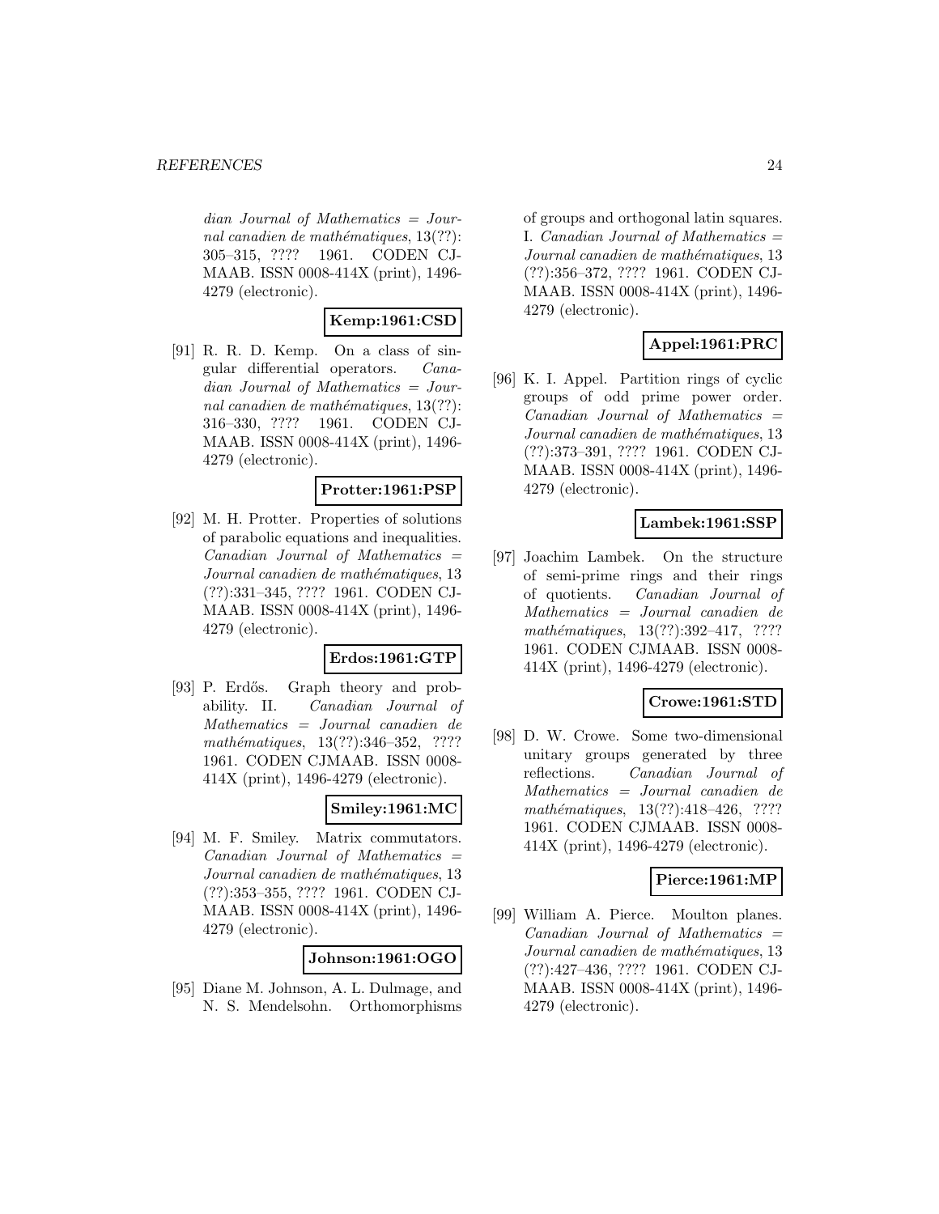*dian Journal of Mathematics = Journal canadien de mathématiques*, 13(??): 305–315, ???? 1961. CODEN CJMAAB. ISSN 0008-414X (print), 1496-4279 (electronic).

**Kemp:1961:CSD**

[91] R. R. D. Kemp. On a class of singular differential operators. *Canadian Journal of Mathematics = Journal canadien de mathématiques*, 13(??): 316–330, ???? 1961. CODEN CJMAAB. ISSN 0008-414X (print), 1496-4279 (electronic).

**Protter:1961:PSP**

[92] M. H. Protter. Properties of solutions of parabolic equations and inequalities. *Canadian Journal of Mathematics = Journal canadien de mathématiques*, 13 (??):331–345, ???? 1961. CODEN CJMAAB. ISSN 0008-414X (print), 1496-4279 (electronic).

**Erdos:1961:GTP**

[93] P. Erdős. Graph theory and probability. II. *Canadian Journal of Mathematics = Journal canadien de mathématiques*, 13(??):346–352, ???? 1961. CODEN CJMAAB. ISSN 0008-414X (print), 1496-4279 (electronic).

**Smiley:1961:MC**

[94] M. F. Smiley. Matrix commutators. *Canadian Journal of Mathematics = Journal canadien de mathématiques*, 13 (??):353–355, ???? 1961. CODEN CJMAAB. ISSN 0008-414X (print), 1496-4279 (electronic).

**Johnson:1961:OGO**

[95] Diane M. Johnson, A. L. Dulmage, and N. S. Mendelsohn. Orthomorphisms of groups and orthogonal latin squares. I. *Canadian Journal of Mathematics = Journal canadien de mathématiques*, 13 (??):356–372, ???? 1961. CODEN CJMAAB. ISSN 0008-414X (print), 1496-4279 (electronic).

**Appel:1961:PRC**

[96] K. I. Appel. Partition rings of cyclic groups of odd prime power order. *Canadian Journal of Mathematics = Journal canadien de mathématiques*, 13 (??):373–391, ???? 1961. CODEN CJMAAB. ISSN 0008-414X (print), 1496-4279 (electronic).

**Lambek:1961:SSP**

[97] Joachim Lambek. On the structure of semi-prime rings and their rings of quotients. *Canadian Journal of Mathematics = Journal canadien de mathématiques*, 13(??):392–417, ???? 1961. CODEN CJMAAB. ISSN 0008-414X (print), 1496-4279 (electronic).

**Crowe:1961:STD**

[98] D. W. Crowe. Some two-dimensional unitary groups generated by three reflections. *Canadian Journal of Mathematics = Journal canadien de mathématiques*, 13(??):418–426, ???? 1961. CODEN CJMAAB. ISSN 0008-414X (print), 1496-4279 (electronic).

**Pierce:1961:MP**

[99] William A. Pierce. Moulton planes. *Canadian Journal of Mathematics = Journal canadien de mathématiques*, 13 (??):427–436, ???? 1961. CODEN CJMAAB. ISSN 0008-414X (print), 1496-4279 (electronic).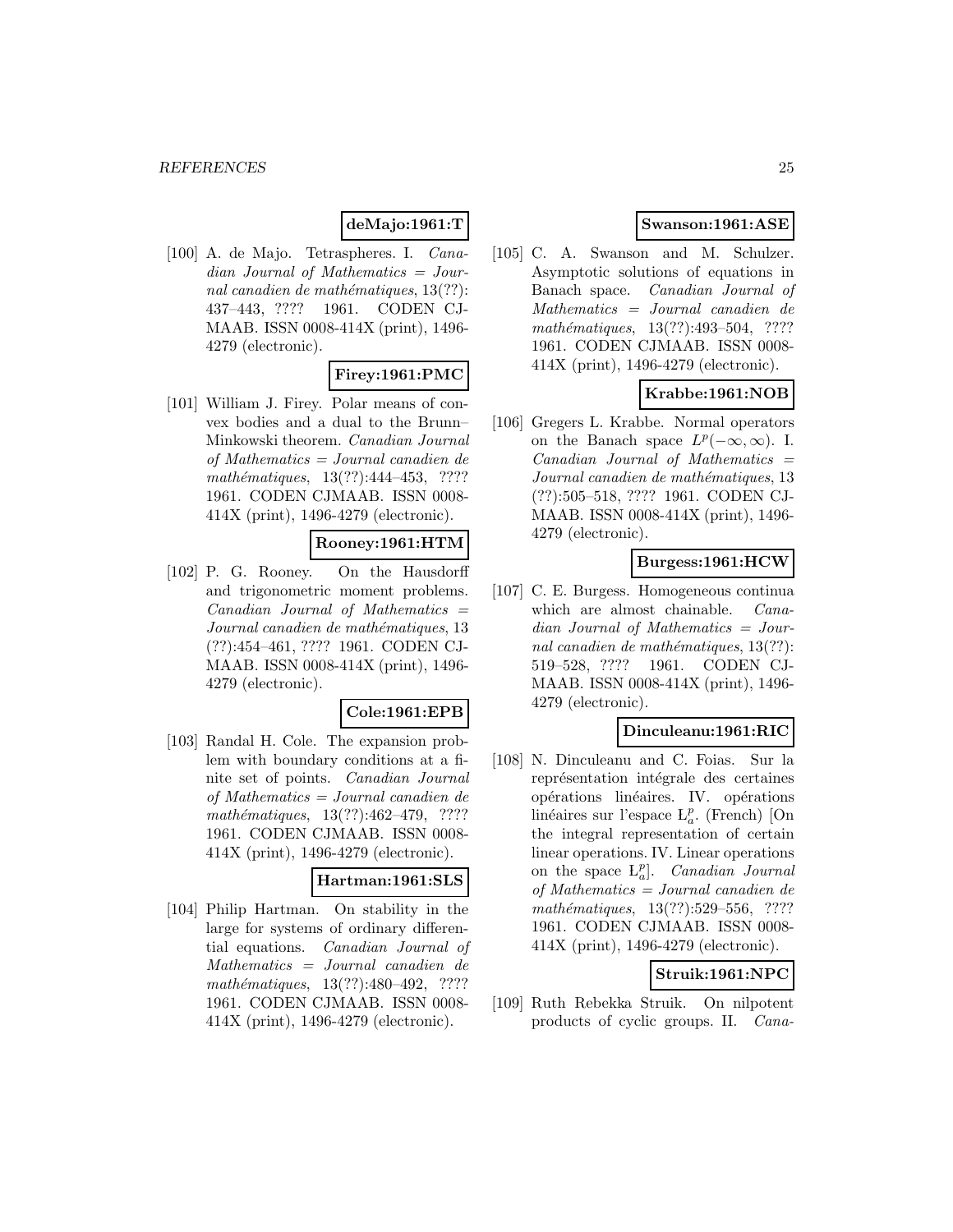**deMajo:1961:T**

[100] A. de Majo. Tetraspheres. I. *Canadian Journal of Mathematics = Journal canadien de mathématiques*, 13(??): 437–443, ???? 1961. CODEN CJMAAB. ISSN 0008-414X (print), 1496-4279 (electronic).

**Firey:1961:PMC**

[101] William J. Firey. Polar means of convex bodies and a dual to the Brunn–Minkowski theorem. *Canadian Journal of Mathematics = Journal canadien de mathématiques*, 13(??):444–453, ???? 1961. CODEN CJMAAB. ISSN 0008-414X (print), 1496-4279 (electronic).

**Rooney:1961:HTM**

[102] P. G. Rooney. On the Hausdorff and trigonometric moment problems. *Canadian Journal of Mathematics = Journal canadien de mathématiques*, 13 (??):454–461, ???? 1961. CODEN CJMAAB. ISSN 0008-414X (print), 1496-4279 (electronic).

**Cole:1961:EPB**

[103] Randal H. Cole. The expansion problem with boundary conditions at a finite set of points. *Canadian Journal of Mathematics = Journal canadien de mathématiques*, 13(??):462–479, ???? 1961. CODEN CJMAAB. ISSN 0008-414X (print), 1496-4279 (electronic).

**Hartman:1961:SLS**

[104] Philip Hartman. On stability in the large for systems of ordinary differential equations. *Canadian Journal of Mathematics = Journal canadien de mathématiques*, 13(??):480–492, ???? 1961. CODEN CJMAAB. ISSN 0008-414X (print), 1496-4279 (electronic).

**Swanson:1961:ASE**

[105] C. A. Swanson and M. Schulzer. Asymptotic solutions of equations in Banach space. *Canadian Journal of Mathematics = Journal canadien de mathématiques*, 13(??):493–504, ???? 1961. CODEN CJMAAB. ISSN 0008-414X (print), 1496-4279 (electronic).

**Krabbe:1961:NOB**

[106] Gregers L. Krabbe. Normal operators on the Banach space $L^p(-\infty, \infty)$. I. *Canadian Journal of Mathematics = Journal canadien de mathématiques*, 13 (??):505–518, ???? 1961. CODEN CJMAAB. ISSN 0008-414X (print), 1496-4279 (electronic).

**Burgess:1961:HCW**

[107] C. E. Burgess. Homogeneous continua which are almost chainable. *Canadian Journal of Mathematics = Journal canadien de mathématiques*, 13(??): 519–528, ???? 1961. CODEN CJMAAB. ISSN 0008-414X (print), 1496-4279 (electronic).

**Dinculeanu:1961:RIC**

[108] N. Dinculeanu and C. Foias. Sur la représentation intégrale des certaines opérations linéaires. IV. opérations linéaires sur l'espace $L^p_a$. (French) [On the integral representation of certain linear operations. IV. Linear operations on the space $L^p_a$]. *Canadian Journal of Mathematics = Journal canadien de mathématiques*, 13(??):529–556, ???? 1961. CODEN CJMAAB. ISSN 0008-414X (print), 1496-4279 (electronic).

**Struik:1961:NPC**

[109] Ruth Rebekka Struik. On nilpotent products of cyclic groups. II. *Cana-*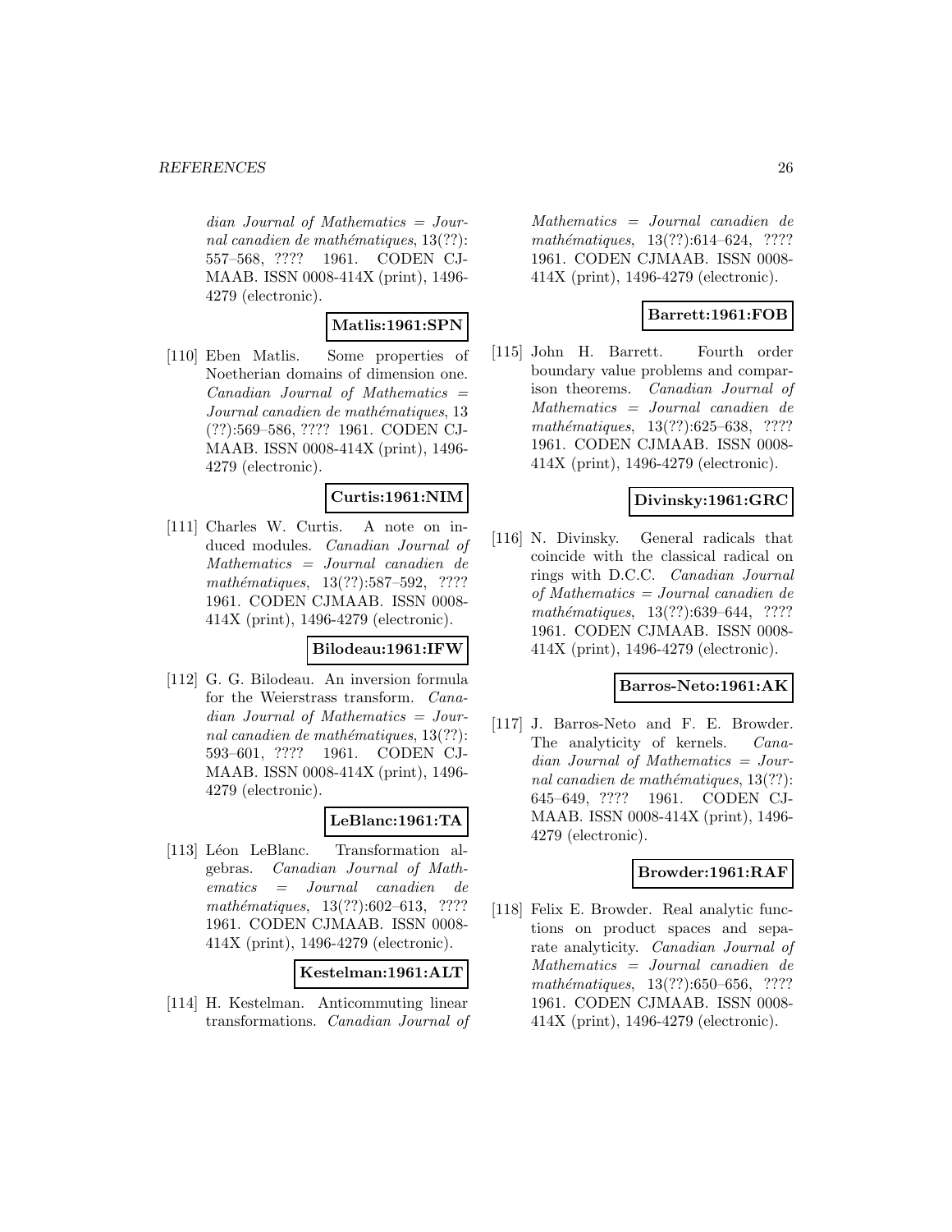*dian Journal of Mathematics = Journal canadien de mathématiques*, 13(??): 557–568, ???? 1961. CODEN CJMAAB. ISSN 0008-414X (print), 1496-4279 (electronic).

**Matlis:1961:SPN**

[110] Eben Matlis. Some properties of Noetherian domains of dimension one. *Canadian Journal of Mathematics = Journal canadien de mathématiques*, 13 (??):569–586, ???? 1961. CODEN CJMAAB. ISSN 0008-414X (print), 1496-4279 (electronic).

**Curtis:1961:NIM**

[111] Charles W. Curtis. A note on induced modules. *Canadian Journal of Mathematics = Journal canadien de mathématiques*, 13(??):587–592, ???? 1961. CODEN CJMAAB. ISSN 0008-414X (print), 1496-4279 (electronic).

**Bilodeau:1961:IFW**

[112] G. G. Bilodeau. An inversion formula for the Weierstrass transform. *Canadian Journal of Mathematics = Journal canadien de mathématiques*, 13(??): 593–601, ???? 1961. CODEN CJMAAB. ISSN 0008-414X (print), 1496-4279 (electronic).

**LeBlanc:1961:TA**

[113] Léon LeBlanc. Transformation algebras. *Canadian Journal of Mathematics = Journal canadien de mathématiques*, 13(??):602–613, ???? 1961. CODEN CJMAAB. ISSN 0008-414X (print), 1496-4279 (electronic).

**Kestelman:1961:ALT**

[114] H. Kestelman. Anticommuting linear transformations. *Canadian Journal of Mathematics = Journal canadien de mathématiques*, 13(??):614–624, ???? 1961. CODEN CJMAAB. ISSN 0008-414X (print), 1496-4279 (electronic).

**Barrett:1961:FOB**

[115] John H. Barrett. Fourth order boundary value problems and comparison theorems. *Canadian Journal of Mathematics = Journal canadien de mathématiques*, 13(??):625–638, ???? 1961. CODEN CJMAAB. ISSN 0008-414X (print), 1496-4279 (electronic).

**Divinsky:1961:GRC**

[116] N. Divinsky. General radicals that coincide with the classical radical on rings with D.C.C. *Canadian Journal of Mathematics = Journal canadien de mathématiques*, 13(??):639–644, ???? 1961. CODEN CJMAAB. ISSN 0008-414X (print), 1496-4279 (electronic).

**Barros-Neto:1961:AK**

[117] J. Barros-Neto and F. E. Browder. The analyticity of kernels. *Canadian Journal of Mathematics = Journal canadien de mathématiques*, 13(??): 645–649, ???? 1961. CODEN CJMAAB. ISSN 0008-414X (print), 1496-4279 (electronic).

**Browder:1961:RAF**

[118] Felix E. Browder. Real analytic functions on product spaces and separate analyticity. *Canadian Journal of Mathematics = Journal canadien de mathématiques*, 13(??):650–656, ???? 1961. CODEN CJMAAB. ISSN 0008-414X (print), 1496-4279 (electronic).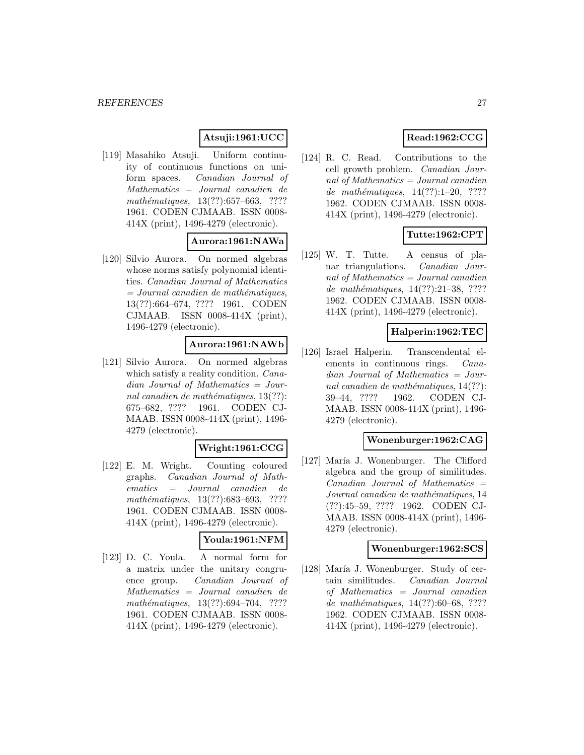**Atsuji:1961:UCC**

[119] Masahiko Atsuji. Uniform continuity of continuous functions on uniform spaces. *Canadian Journal of Mathematics = Journal canadien de mathématiques*, 13(??):657–663, ???? 1961. CODEN CJMAAB. ISSN 0008-414X (print), 1496-4279 (electronic).

**Aurora:1961:NAWa**

[120] Silvio Aurora. On normed algebras whose norms satisfy polynomial identities. *Canadian Journal of Mathematics = Journal canadien de mathématiques*, 13(??):664–674, ???? 1961. CODEN CJMAAB. ISSN 0008-414X (print), 1496-4279 (electronic).

**Aurora:1961:NAWb**

[121] Silvio Aurora. On normed algebras which satisfy a reality condition. *Canadian Journal of Mathematics = Journal canadien de mathématiques*, 13(??): 675–682, ???? 1961. CODEN CJMAAB. ISSN 0008-414X (print), 1496-4279 (electronic).

**Wright:1961:CCG**

[122] E. M. Wright. Counting coloured graphs. *Canadian Journal of Mathematics = Journal canadien de mathématiques*, 13(??):683–693, ???? 1961. CODEN CJMAAB. ISSN 0008-414X (print), 1496-4279 (electronic).

**Youla:1961:NFM**

[123] D. C. Youla. A normal form for a matrix under the unitary congruence group. *Canadian Journal of Mathematics = Journal canadien de mathématiques*, 13(??):694–704, ???? 1961. CODEN CJMAAB. ISSN 0008-414X (print), 1496-4279 (electronic).

**Read:1962:CCG**

[124] R. C. Read. Contributions to the cell growth problem. *Canadian Journal of Mathematics = Journal canadien de mathématiques*, 14(??):1–20, ???? 1962. CODEN CJMAAB. ISSN 0008-414X (print), 1496-4279 (electronic).

**Tutte:1962:CPT**

[125] W. T. Tutte. A census of planar triangulations. *Canadian Journal of Mathematics = Journal canadien de mathématiques*, 14(??):21–38, ???? 1962. CODEN CJMAAB. ISSN 0008-414X (print), 1496-4279 (electronic).

**Halperin:1962:TEC**

[126] Israel Halperin. Transcendental elements in continuous rings. *Canadian Journal of Mathematics = Journal canadien de mathématiques*, 14(??): 39–44, ???? 1962. CODEN CJMAAB. ISSN 0008-414X (print), 1496-4279 (electronic).

**Wonenburger:1962:CAG**

[127] María J. Wonenburger. The Clifford algebra and the group of similitudes. *Canadian Journal of Mathematics = Journal canadien de mathématiques*, 14 (??):45–59, ???? 1962. CODEN CJMAAB. ISSN 0008-414X (print), 1496-4279 (electronic).

**Wonenburger:1962:SCS**

[128] María J. Wonenburger. Study of certain similitudes. *Canadian Journal of Mathematics = Journal canadien de mathématiques*, 14(??):60–68, ???? 1962. CODEN CJMAAB. ISSN 0008-414X (print), 1496-4279 (electronic).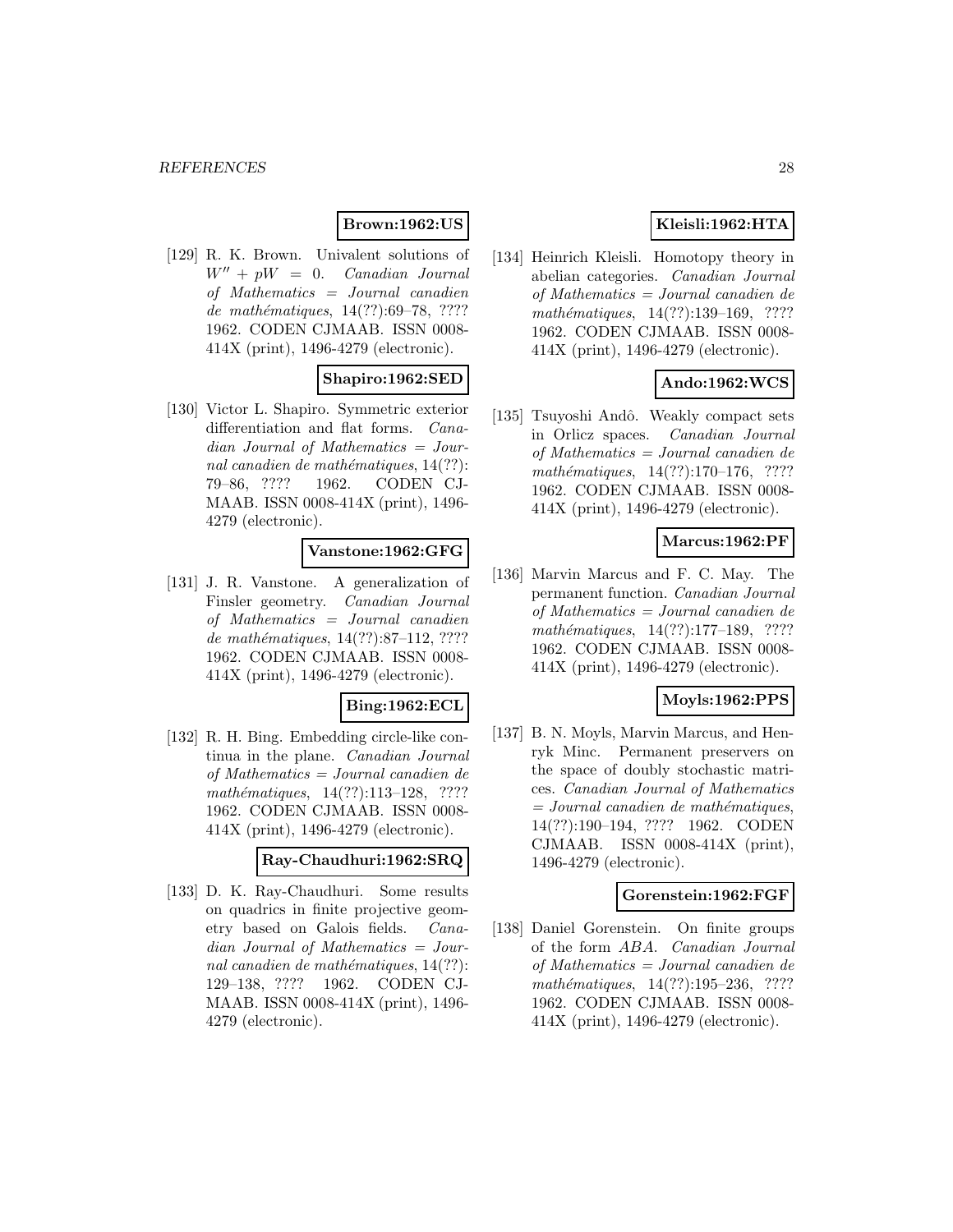**Brown:1962:US**

[129] R. K. Brown. Univalent solutions of $W'' + pW = 0$. *Canadian Journal of Mathematics = Journal canadien de mathématiques*, 14(??):69–78, ???? 1962. CODEN CJMAAB. ISSN 0008-414X (print), 1496-4279 (electronic).

**Shapiro:1962:SED**

[130] Victor L. Shapiro. Symmetric exterior differentiation and flat forms. *Canadian Journal of Mathematics = Journal canadien de mathématiques*, 14(??): 79–86, ???? 1962. CODEN CJMAAB. ISSN 0008-414X (print), 1496-4279 (electronic).

**Vanstone:1962:GFG**

[131] J. R. Vanstone. A generalization of Finsler geometry. *Canadian Journal of Mathematics = Journal canadien de mathématiques*, 14(??):87–112, ???? 1962. CODEN CJMAAB. ISSN 0008-414X (print), 1496-4279 (electronic).

**Bing:1962:ECL**

[132] R. H. Bing. Embedding circle-like continua in the plane. *Canadian Journal of Mathematics = Journal canadien de mathématiques*, 14(??):113–128, ???? 1962. CODEN CJMAAB. ISSN 0008-414X (print), 1496-4279 (electronic).

**Ray-Chaudhuri:1962:SRQ**

[133] D. K. Ray-Chaudhuri. Some results on quadrics in finite projective geometry based on Galois fields. *Canadian Journal of Mathematics = Journal canadien de mathématiques*, 14(??): 129–138, ???? 1962. CODEN CJMAAB. ISSN 0008-414X (print), 1496-4279 (electronic).

**Kleisli:1962:HTA**

[134] Heinrich Kleisli. Homotopy theory in abelian categories. *Canadian Journal of Mathematics = Journal canadien de mathématiques*, 14(??):139–169, ???? 1962. CODEN CJMAAB. ISSN 0008-414X (print), 1496-4279 (electronic).

**Ando:1962:WCS**

[135] Tsuyoshi Andô. Weakly compact sets in Orlicz spaces. *Canadian Journal of Mathematics = Journal canadien de mathématiques*, 14(??):170–176, ???? 1962. CODEN CJMAAB. ISSN 0008-414X (print), 1496-4279 (electronic).

**Marcus:1962:PF**

[136] Marvin Marcus and F. C. May. The permanent function. *Canadian Journal of Mathematics = Journal canadien de mathématiques*, 14(??):177–189, ???? 1962. CODEN CJMAAB. ISSN 0008-414X (print), 1496-4279 (electronic).

**Moyls:1962:PPS**

[137] B. N. Moyls, Marvin Marcus, and Henryk Minc. Permanent preservers on the space of doubly stochastic matrices. *Canadian Journal of Mathematics = Journal canadien de mathématiques*, 14(??):190–194, ???? 1962. CODEN CJMAAB. ISSN 0008-414X (print), 1496-4279 (electronic).

**Gorenstein:1962:FGF**

[138] Daniel Gorenstein. On finite groups of the form $ABA$. *Canadian Journal of Mathematics = Journal canadien de mathématiques*, 14(??):195–236, ???? 1962. CODEN CJMAAB. ISSN 0008-414X (print), 1496-4279 (electronic).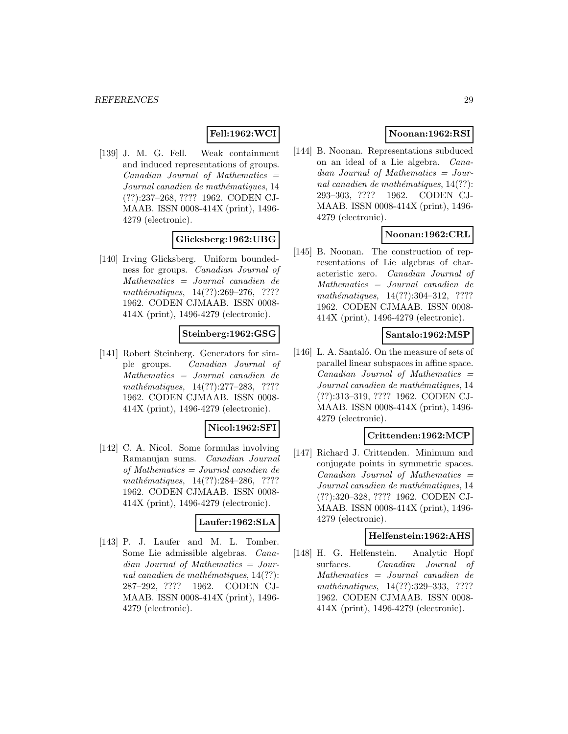**Fell:1962:WCI**

[139] J. M. G. Fell. Weak containment and induced representations of groups. *Canadian Journal of Mathematics = Journal canadien de mathématiques*, 14 (??):237–268, ???? 1962. CODEN CJMAAB. ISSN 0008-414X (print), 1496-4279 (electronic).

**Glicksberg:1962:UBG**

[140] Irving Glicksberg. Uniform boundedness for groups. *Canadian Journal of Mathematics = Journal canadien de mathématiques*, 14(??):269–276, ???? 1962. CODEN CJMAAB. ISSN 0008-414X (print), 1496-4279 (electronic).

**Steinberg:1962:GSG**

[141] Robert Steinberg. Generators for simple groups. *Canadian Journal of Mathematics = Journal canadien de mathématiques*, 14(??):277–283, ???? 1962. CODEN CJMAAB. ISSN 0008-414X (print), 1496-4279 (electronic).

**Nicol:1962:SFI**

[142] C. A. Nicol. Some formulas involving Ramanujan sums. *Canadian Journal of Mathematics = Journal canadien de mathématiques*, 14(??):284–286, ???? 1962. CODEN CJMAAB. ISSN 0008-414X (print), 1496-4279 (electronic).

**Laufer:1962:SLA**

[143] P. J. Laufer and M. L. Tomber. Some Lie admissible algebras. *Canadian Journal of Mathematics = Journal canadien de mathématiques*, 14(??): 287–292, ???? 1962. CODEN CJMAAB. ISSN 0008-414X (print), 1496-4279 (electronic).

**Noonan:1962:RSI**

[144] B. Noonan. Representations subduced on an ideal of a Lie algebra. *Canadian Journal of Mathematics = Journal canadien de mathématiques*, 14(??): 293–303, ???? 1962. CODEN CJMAAB. ISSN 0008-414X (print), 1496-4279 (electronic).

**Noonan:1962:CRL**

[145] B. Noonan. The construction of representations of Lie algebras of characteristic zero. *Canadian Journal of Mathematics = Journal canadien de mathématiques*, 14(??):304–312, ???? 1962. CODEN CJMAAB. ISSN 0008-414X (print), 1496-4279 (electronic).

**Santalo:1962:MSP**

[146] L. A. Santaló. On the measure of sets of parallel linear subspaces in affine space. *Canadian Journal of Mathematics = Journal canadien de mathématiques*, 14 (??):313–319, ???? 1962. CODEN CJMAAB. ISSN 0008-414X (print), 1496-4279 (electronic).

**Crittenden:1962:MCP**

[147] Richard J. Crittenden. Minimum and conjugate points in symmetric spaces. *Canadian Journal of Mathematics = Journal canadien de mathématiques*, 14 (??):320–328, ???? 1962. CODEN CJMAAB. ISSN 0008-414X (print), 1496-4279 (electronic).

**Helfenstein:1962:AHS**

[148] H. G. Helfenstein. Analytic Hopf surfaces. *Canadian Journal of Mathematics = Journal canadien de mathématiques*, 14(??):329–333, ???? 1962. CODEN CJMAAB. ISSN 0008-414X (print), 1496-4279 (electronic).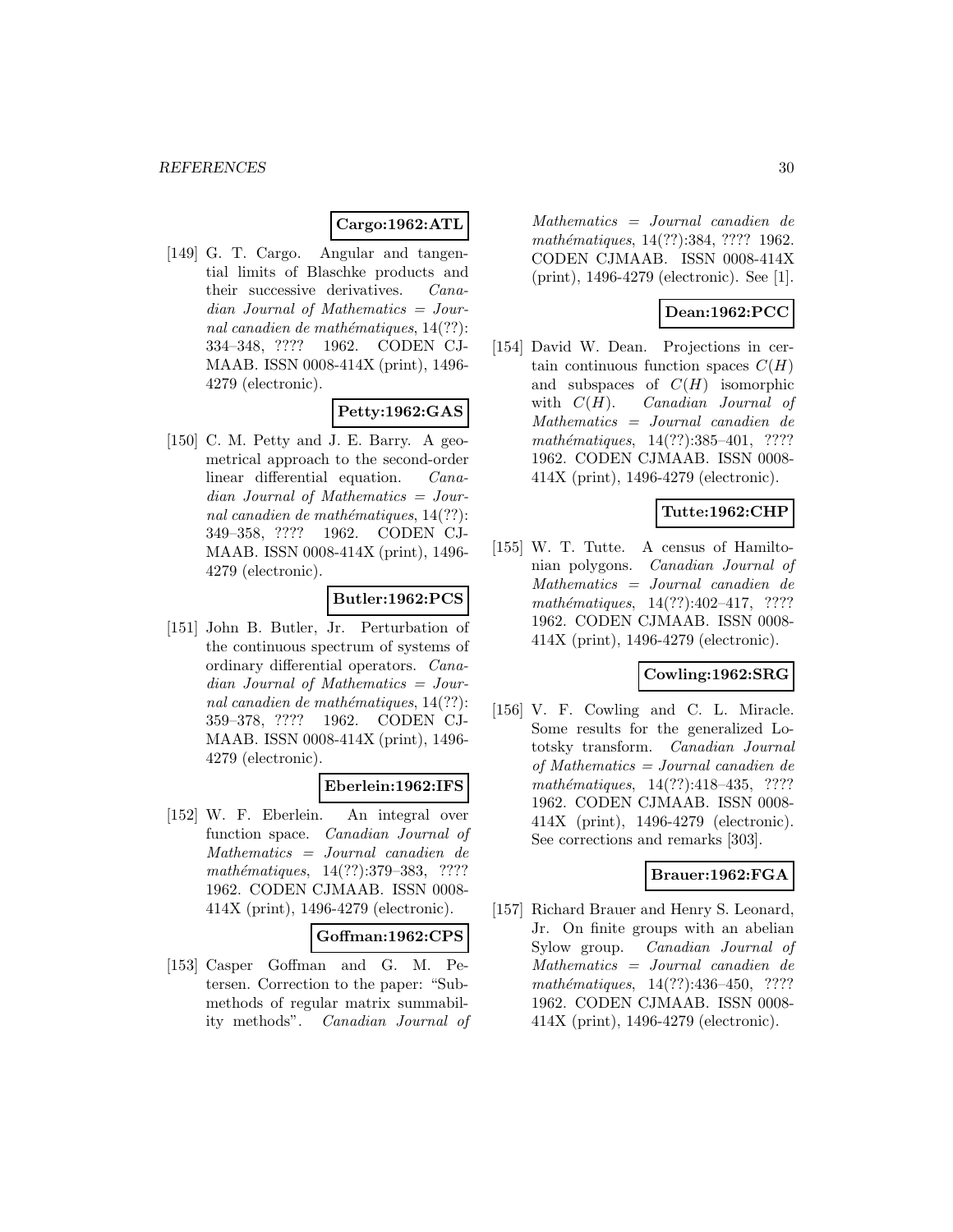**Cargo:1962:ATL**

[149] G. T. Cargo. Angular and tangential limits of Blaschke products and their successive derivatives. *Canadian Journal of Mathematics = Journal canadien de mathématiques*, 14(??): 334–348, ???? 1962. CODEN CJMAAB. ISSN 0008-414X (print), 1496-4279 (electronic).

**Petty:1962:GAS**

[150] C. M. Petty and J. E. Barry. A geometrical approach to the second-order linear differential equation. *Canadian Journal of Mathematics = Journal canadien de mathématiques*, 14(??): 349–358, ???? 1962. CODEN CJMAAB. ISSN 0008-414X (print), 1496-4279 (electronic).

**Butler:1962:PCS**

[151] John B. Butler, Jr. Perturbation of the continuous spectrum of systems of ordinary differential operators. *Canadian Journal of Mathematics = Journal canadien de mathématiques*, 14(??): 359–378, ???? 1962. CODEN CJMAAB. ISSN 0008-414X (print), 1496-4279 (electronic).

**Eberlein:1962:IFS**

[152] W. F. Eberlein. An integral over function space. *Canadian Journal of Mathematics = Journal canadien de mathématiques*, 14(??):379–383, ???? 1962. CODEN CJMAAB. ISSN 0008-414X (print), 1496-4279 (electronic).

**Goffman:1962:CPS**

[153] Casper Goffman and G. M. Petersen. Correction to the paper: "Submethods of regular matrix summability methods". *Canadian Journal of Mathematics = Journal canadien de mathématiques*, 14(??):384, ???? 1962. CODEN CJMAAB. ISSN 0008-414X (print), 1496-4279 (electronic). See [1].

**Dean:1962:PCC**

[154] David W. Dean. Projections in certain continuous function spaces $C(H)$ and subspaces of $C(H)$ isomorphic with $C(H)$. *Canadian Journal of Mathematics = Journal canadien de mathématiques*, 14(??):385–401, ???? 1962. CODEN CJMAAB. ISSN 0008-414X (print), 1496-4279 (electronic).

**Tutte:1962:CHP**

[155] W. T. Tutte. A census of Hamiltonian polygons. *Canadian Journal of Mathematics = Journal canadien de mathématiques*, 14(??):402–417, ???? 1962. CODEN CJMAAB. ISSN 0008-414X (print), 1496-4279 (electronic).

**Cowling:1962:SRG**

[156] V. F. Cowling and C. L. Miracle. Some results for the generalized Lototsky transform. *Canadian Journal of Mathematics = Journal canadien de mathématiques*, 14(??):418–435, ???? 1962. CODEN CJMAAB. ISSN 0008-414X (print), 1496-4279 (electronic). See corrections and remarks [303].

**Brauer:1962:FGA**

[157] Richard Brauer and Henry S. Leonard, Jr. On finite groups with an abelian Sylow group. *Canadian Journal of Mathematics = Journal canadien de mathématiques*, 14(??):436–450, ???? 1962. CODEN CJMAAB. ISSN 0008-414X (print), 1496-4279 (electronic).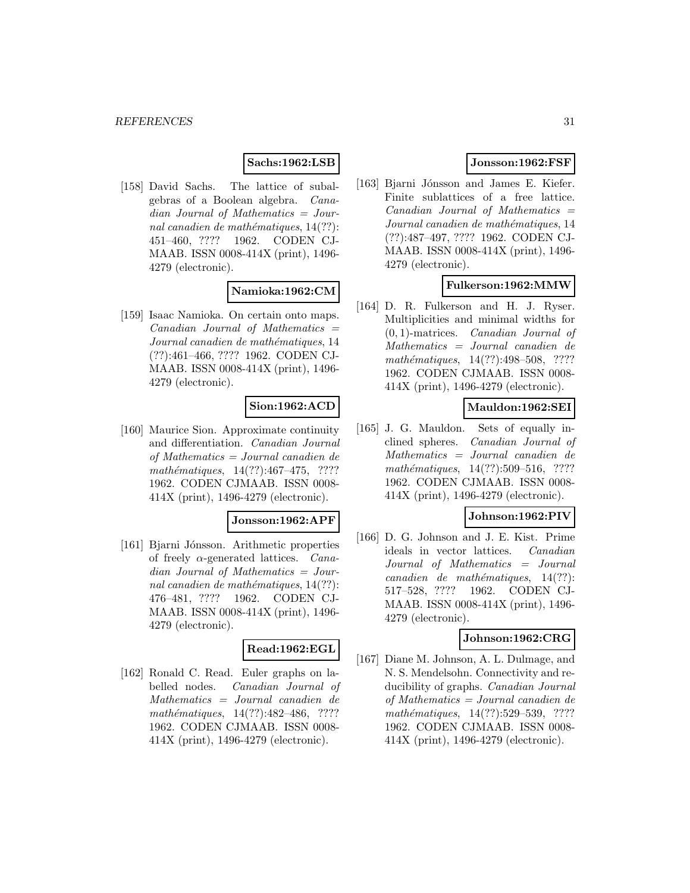**Sachs:1962:LSB**

[158] David Sachs. The lattice of subalgebras of a Boolean algebra. *Canadian Journal of Mathematics = Journal canadien de mathématiques*, 14(??): 451–460, ???? 1962. CODEN CJMAAB. ISSN 0008-414X (print), 1496-4279 (electronic).

**Namioka:1962:CM**

[159] Isaac Namioka. On certain onto maps. *Canadian Journal of Mathematics = Journal canadien de mathématiques*, 14 (??):461–466, ???? 1962. CODEN CJMAAB. ISSN 0008-414X (print), 1496-4279 (electronic).

**Sion:1962:ACD**

[160] Maurice Sion. Approximate continuity and differentiation. *Canadian Journal of Mathematics = Journal canadien de mathématiques*, 14(??):467–475, ???? 1962. CODEN CJMAAB. ISSN 0008-414X (print), 1496-4279 (electronic).

**Jonsson:1962:APF**

[161] Bjarni Jónsson. Arithmetic properties of freely $\alpha$-generated lattices. *Canadian Journal of Mathematics = Journal canadien de mathématiques*, 14(??): 476–481, ???? 1962. CODEN CJMAAB. ISSN 0008-414X (print), 1496-4279 (electronic).

**Read:1962:EGL**

[162] Ronald C. Read. Euler graphs on labelled nodes. *Canadian Journal of Mathematics = Journal canadien de mathématiques*, 14(??):482–486, ???? 1962. CODEN CJMAAB. ISSN 0008-414X (print), 1496-4279 (electronic).

**Jonsson:1962:FSF**

[163] Bjarni Jónsson and James E. Kiefer. Finite sublattices of a free lattice. *Canadian Journal of Mathematics = Journal canadien de mathématiques*, 14 (??):487–497, ???? 1962. CODEN CJMAAB. ISSN 0008-414X (print), 1496-4279 (electronic).

**Fulkerson:1962:MMW**

[164] D. R. Fulkerson and H. J. Ryser. Multiplicities and minimal widths for $(0,1)$-matrices. *Canadian Journal of Mathematics = Journal canadien de mathématiques*, 14(??):498–508, ???? 1962. CODEN CJMAAB. ISSN 0008-414X (print), 1496-4279 (electronic).

**Mauldon:1962:SEI**

[165] J. G. Mauldon. Sets of equally inclined spheres. *Canadian Journal of Mathematics = Journal canadien de mathématiques*, 14(??):509–516, ???? 1962. CODEN CJMAAB. ISSN 0008-414X (print), 1496-4279 (electronic).

**Johnson:1962:PIV**

[166] D. G. Johnson and J. E. Kist. Prime ideals in vector lattices. *Canadian Journal of Mathematics = Journal canadien de mathématiques*, 14(??): 517–528, ???? 1962. CODEN CJMAAB. ISSN 0008-414X (print), 1496-4279 (electronic).

**Johnson:1962:CRG**

[167] Diane M. Johnson, A. L. Dulmage, and N. S. Mendelsohn. Connectivity and reducibility of graphs. *Canadian Journal of Mathematics = Journal canadien de mathématiques*, 14(??):529–539, ???? 1962. CODEN CJMAAB. ISSN 0008-414X (print), 1496-4279 (electronic).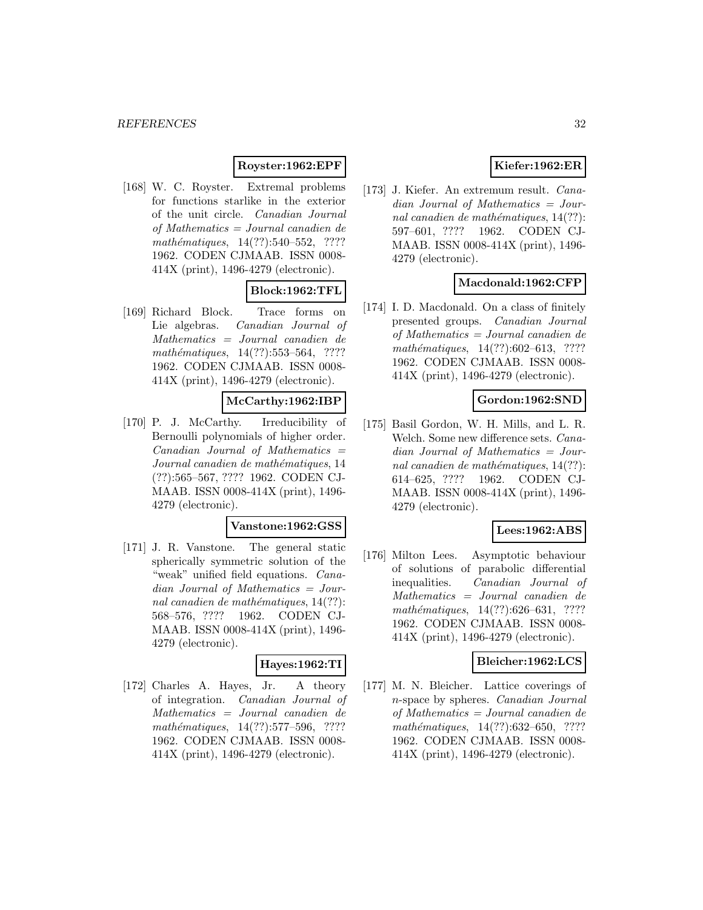**Royster:1962:EPF**

[168] W. C. Royster. Extremal problems for functions starlike in the exterior of the unit circle. *Canadian Journal of Mathematics = Journal canadien de mathématiques*, 14(??):540–552, ???? 1962. CODEN CJMAAB. ISSN 0008-414X (print), 1496-4279 (electronic).

**Block:1962:TFL**

[169] Richard Block. Trace forms on Lie algebras. *Canadian Journal of Mathematics = Journal canadien de mathématiques*, 14(??):553–564, ???? 1962. CODEN CJMAAB. ISSN 0008-414X (print), 1496-4279 (electronic).

**McCarthy:1962:IBP**

[170] P. J. McCarthy. Irreducibility of Bernoulli polynomials of higher order. *Canadian Journal of Mathematics = Journal canadien de mathématiques*, 14 (??):565–567, ???? 1962. CODEN CJMAAB. ISSN 0008-414X (print), 1496-4279 (electronic).

**Vanstone:1962:GSS**

[171] J. R. Vanstone. The general static spherically symmetric solution of the "weak" unified field equations. *Canadian Journal of Mathematics = Journal canadien de mathématiques*, 14(??): 568–576, ???? 1962. CODEN CJMAAB. ISSN 0008-414X (print), 1496-4279 (electronic).

**Hayes:1962:TI**

[172] Charles A. Hayes, Jr. A theory of integration. *Canadian Journal of Mathematics = Journal canadien de mathématiques*, 14(??):577–596, ???? 1962. CODEN CJMAAB. ISSN 0008-414X (print), 1496-4279 (electronic).

**Kiefer:1962:ER**

[173] J. Kiefer. An extremum result. *Canadian Journal of Mathematics = Journal canadien de mathématiques*, 14(??): 597–601, ???? 1962. CODEN CJMAAB. ISSN 0008-414X (print), 1496-4279 (electronic).

**Macdonald:1962:CFP**

[174] I. D. Macdonald. On a class of finitely presented groups. *Canadian Journal of Mathematics = Journal canadien de mathématiques*, 14(??):602–613, ???? 1962. CODEN CJMAAB. ISSN 0008-414X (print), 1496-4279 (electronic).

**Gordon:1962:SND**

[175] Basil Gordon, W. H. Mills, and L. R. Welch. Some new difference sets. *Canadian Journal of Mathematics = Journal canadien de mathématiques*, 14(??): 614–625, ???? 1962. CODEN CJMAAB. ISSN 0008-414X (print), 1496-4279 (electronic).

**Lees:1962:ABS**

[176] Milton Lees. Asymptotic behaviour of solutions of parabolic differential inequalities. *Canadian Journal of Mathematics = Journal canadien de mathématiques*, 14(??):626–631, ???? 1962. CODEN CJMAAB. ISSN 0008-414X (print), 1496-4279 (electronic).

**Bleicher:1962:LCS**

[177] M. N. Bleicher. Lattice coverings of $n$-space by spheres. *Canadian Journal of Mathematics = Journal canadien de mathématiques*, 14(??):632–650, ???? 1962. CODEN CJMAAB. ISSN 0008-414X (print), 1496-4279 (electronic).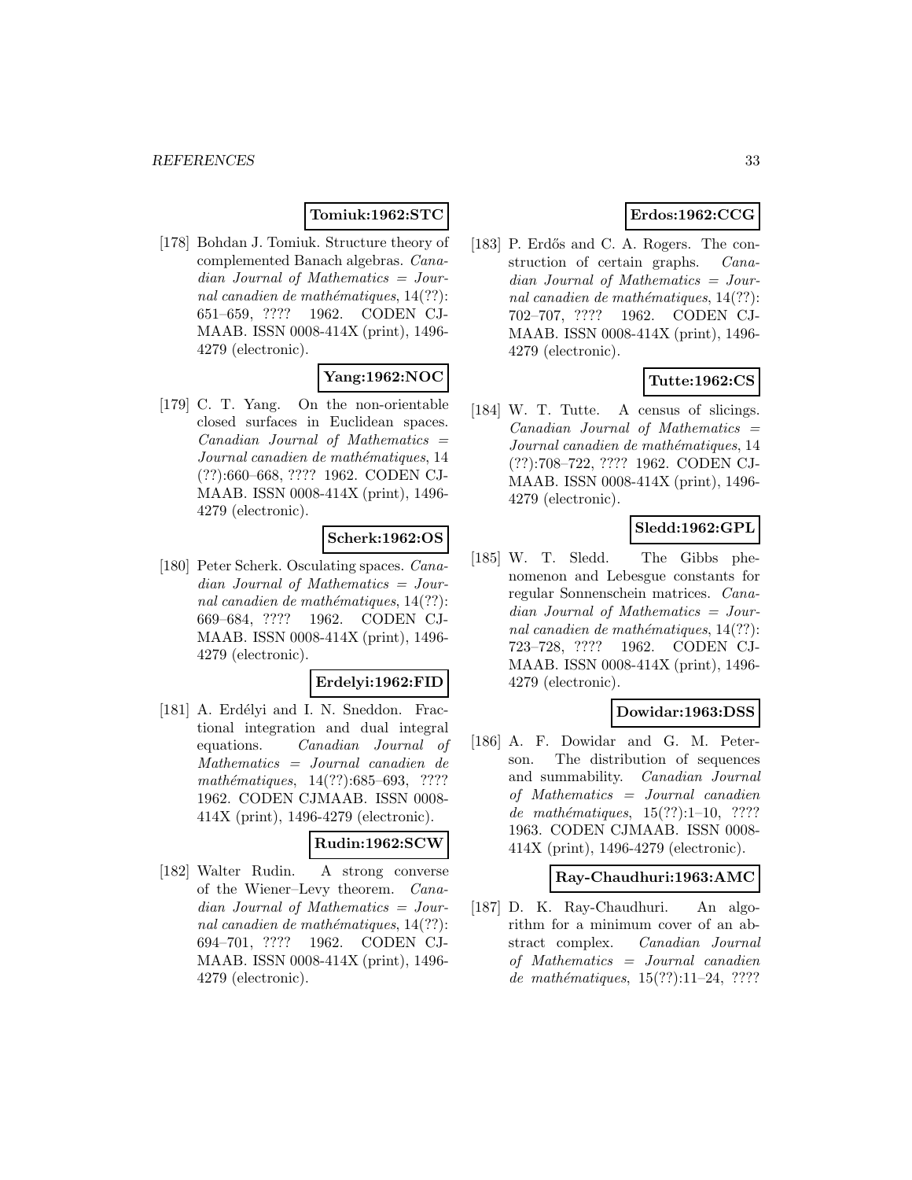**Tomiuk:1962:STC**

[178] Bohdan J. Tomiuk. Structure theory of complemented Banach algebras. *Canadian Journal of Mathematics = Journal canadien de mathématiques*, 14(??): 651–659, ???? 1962. CODEN CJMAAB. ISSN 0008-414X (print), 1496-4279 (electronic).

**Yang:1962:NOC**

[179] C. T. Yang. On the non-orientable closed surfaces in Euclidean spaces. *Canadian Journal of Mathematics = Journal canadien de mathématiques*, 14 (??):660–668, ???? 1962. CODEN CJMAAB. ISSN 0008-414X (print), 1496-4279 (electronic).

**Scherk:1962:OS**

[180] Peter Scherk. Osculating spaces. *Canadian Journal of Mathematics = Journal canadien de mathématiques*, 14(??): 669–684, ???? 1962. CODEN CJMAAB. ISSN 0008-414X (print), 1496-4279 (electronic).

**Erdelyi:1962:FID**

[181] A. Erdélyi and I. N. Sneddon. Fractional integration and dual integral equations. *Canadian Journal of Mathematics = Journal canadien de mathématiques*, 14(??):685–693, ???? 1962. CODEN CJMAAB. ISSN 0008-414X (print), 1496-4279 (electronic).

**Rudin:1962:SCW**

[182] Walter Rudin. A strong converse of the Wiener–Levy theorem. *Canadian Journal of Mathematics = Journal canadien de mathématiques*, 14(??): 694–701, ???? 1962. CODEN CJMAAB. ISSN 0008-414X (print), 1496-4279 (electronic).

**Erdos:1962:CCG**

[183] P. Erdős and C. A. Rogers. The construction of certain graphs. *Canadian Journal of Mathematics = Journal canadien de mathématiques*, 14(??): 702–707, ???? 1962. CODEN CJMAAB. ISSN 0008-414X (print), 1496-4279 (electronic).

**Tutte:1962:CS**

[184] W. T. Tutte. A census of slicings. *Canadian Journal of Mathematics = Journal canadien de mathématiques*, 14 (??):708–722, ???? 1962. CODEN CJMAAB. ISSN 0008-414X (print), 1496-4279 (electronic).

**Sledd:1962:GPL**

[185] W. T. Sledd. The Gibbs phenomenon and Lebesgue constants for regular Sonnenschein matrices. *Canadian Journal of Mathematics = Journal canadien de mathématiques*, 14(??): 723–728, ???? 1962. CODEN CJMAAB. ISSN 0008-414X (print), 1496-4279 (electronic).

**Dowidar:1963:DSS**

[186] A. F. Dowidar and G. M. Peterson. The distribution of sequences and summability. *Canadian Journal of Mathematics = Journal canadien de mathématiques*, 15(??):1–10, ???? 1963. CODEN CJMAAB. ISSN 0008-414X (print), 1496-4279 (electronic).

**Ray-Chaudhuri:1963:AMC**

[187] D. K. Ray-Chaudhuri. An algorithm for a minimum cover of an abstract complex. *Canadian Journal of Mathematics = Journal canadien de mathématiques*, 15(??):11–24, ????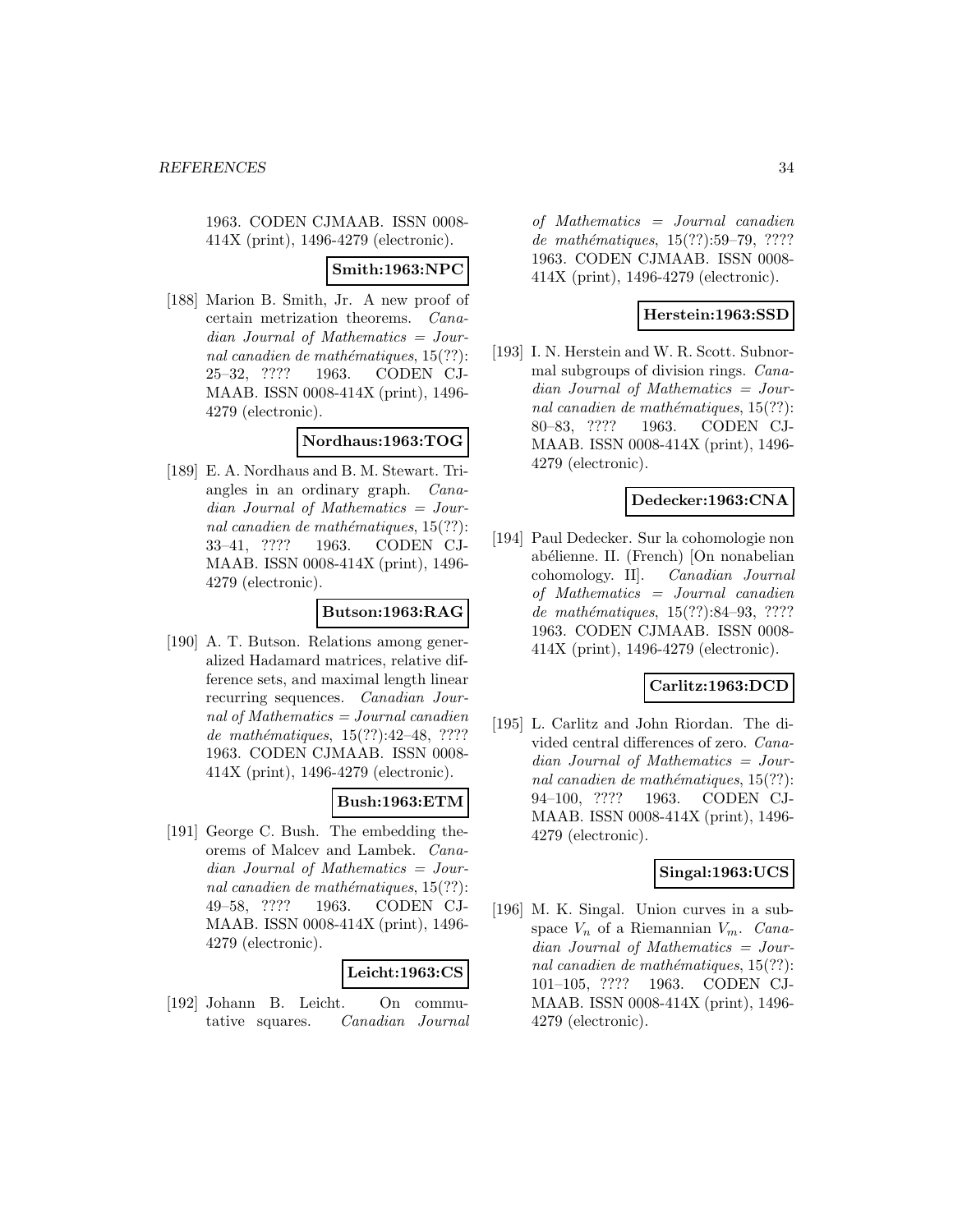1963. CODEN CJMAAB. ISSN 0008-414X (print), 1496-4279 (electronic).

**Smith:1963:NPC**

[188] Marion B. Smith, Jr. A new proof of certain metrization theorems. *Canadian Journal of Mathematics = Journal canadien de mathématiques*, 15(??): 25–32, ???? 1963. CODEN CJMAAB. ISSN 0008-414X (print), 1496-4279 (electronic).

**Nordhaus:1963:TOG**

[189] E. A. Nordhaus and B. M. Stewart. Triangles in an ordinary graph. *Canadian Journal of Mathematics = Journal canadien de mathématiques*, 15(??): 33–41, ???? 1963. CODEN CJMAAB. ISSN 0008-414X (print), 1496-4279 (electronic).

**Butson:1963:RAG**

[190] A. T. Butson. Relations among generalized Hadamard matrices, relative difference sets, and maximal length linear recurring sequences. *Canadian Journal of Mathematics = Journal canadien de mathématiques*, 15(??):42–48, ???? 1963. CODEN CJMAAB. ISSN 0008-414X (print), 1496-4279 (electronic).

**Bush:1963:ETM**

[191] George C. Bush. The embedding theorems of Malcev and Lambek. *Canadian Journal of Mathematics = Journal canadien de mathématiques*, 15(??): 49–58, ???? 1963. CODEN CJMAAB. ISSN 0008-414X (print), 1496-4279 (electronic).

**Leicht:1963:CS**

[192] Johann B. Leicht. On commutative squares. *Canadian Journal of Mathematics = Journal canadien de mathématiques*, 15(??):59–79, ???? 1963. CODEN CJMAAB. ISSN 0008-414X (print), 1496-4279 (electronic).

**Herstein:1963:SSD**

[193] I. N. Herstein and W. R. Scott. Subnormal subgroups of division rings. *Canadian Journal of Mathematics = Journal canadien de mathématiques*, 15(??): 80–83, ???? 1963. CODEN CJMAAB. ISSN 0008-414X (print), 1496-4279 (electronic).

**Dedecker:1963:CNA**

[194] Paul Dedecker. Sur la cohomologie non abélienne. II. (French) [On nonabelian cohomology. II]. *Canadian Journal of Mathematics = Journal canadien de mathématiques*, 15(??):84–93, ???? 1963. CODEN CJMAAB. ISSN 0008-414X (print), 1496-4279 (electronic).

**Carlitz:1963:DCD**

[195] L. Carlitz and John Riordan. The divided central differences of zero. *Canadian Journal of Mathematics = Journal canadien de mathématiques*, 15(??): 94–100, ???? 1963. CODEN CJMAAB. ISSN 0008-414X (print), 1496-4279 (electronic).

**Singal:1963:UCS**

[196] M. K. Singal. Union curves in a subspace $V_n$ of a Riemannian $V_m$. *Canadian Journal of Mathematics = Journal canadien de mathématiques*, 15(??): 101–105, ???? 1963. CODEN CJMAAB. ISSN 0008-414X (print), 1496-4279 (electronic).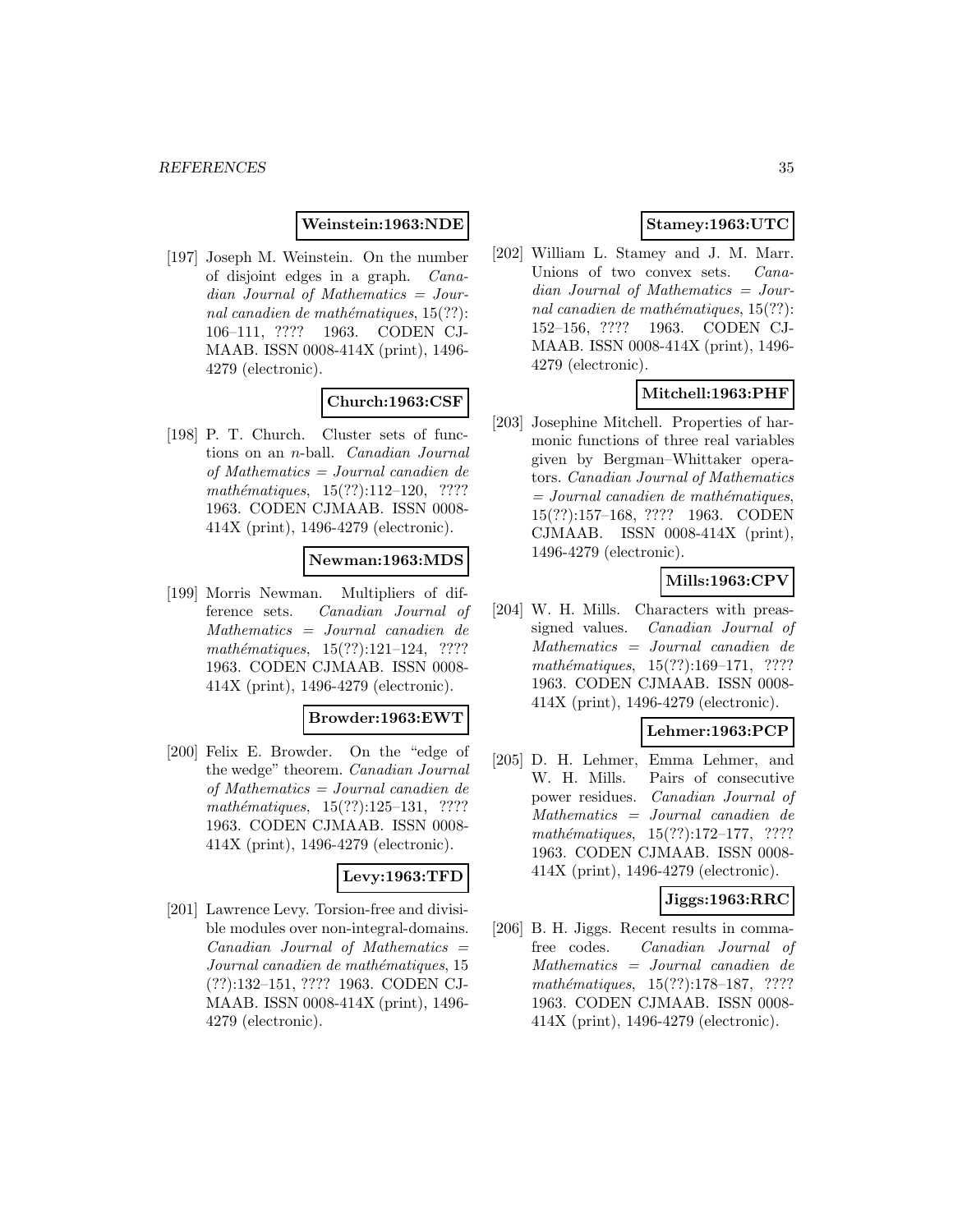**Weinstein:1963:NDE**

[197] Joseph M. Weinstein. On the number of disjoint edges in a graph. *Canadian Journal of Mathematics = Journal canadien de mathématiques*, 15(??): 106–111, ???? 1963. CODEN CJMAAB. ISSN 0008-414X (print), 1496-4279 (electronic).

**Church:1963:CSF**

[198] P. T. Church. Cluster sets of functions on an $n$-ball. *Canadian Journal of Mathematics = Journal canadien de mathématiques*, 15(??):112–120, ???? 1963. CODEN CJMAAB. ISSN 0008-414X (print), 1496-4279 (electronic).

**Newman:1963:MDS**

[199] Morris Newman. Multipliers of difference sets. *Canadian Journal of Mathematics = Journal canadien de mathématiques*, 15(??):121–124, ???? 1963. CODEN CJMAAB. ISSN 0008-414X (print), 1496-4279 (electronic).

**Browder:1963:EWT**

[200] Felix E. Browder. On the "edge of the wedge" theorem. *Canadian Journal of Mathematics = Journal canadien de mathématiques*, 15(??):125–131, ???? 1963. CODEN CJMAAB. ISSN 0008-414X (print), 1496-4279 (electronic).

**Levy:1963:TFD**

[201] Lawrence Levy. Torsion-free and divisible modules over non-integral-domains. *Canadian Journal of Mathematics = Journal canadien de mathématiques*, 15 (??):132–151, ???? 1963. CODEN CJMAAB. ISSN 0008-414X (print), 1496-4279 (electronic).

**Stamey:1963:UTC**

[202] William L. Stamey and J. M. Marr. Unions of two convex sets. *Canadian Journal of Mathematics = Journal canadien de mathématiques*, 15(??): 152–156, ???? 1963. CODEN CJMAAB. ISSN 0008-414X (print), 1496-4279 (electronic).

**Mitchell:1963:PHF**

[203] Josephine Mitchell. Properties of harmonic functions of three real variables given by Bergman–Whittaker operators. *Canadian Journal of Mathematics = Journal canadien de mathématiques*, 15(??):157–168, ???? 1963. CODEN CJMAAB. ISSN 0008-414X (print), 1496-4279 (electronic).

**Mills:1963:CPV**

[204] W. H. Mills. Characters with preassigned values. *Canadian Journal of Mathematics = Journal canadien de mathématiques*, 15(??):169–171, ???? 1963. CODEN CJMAAB. ISSN 0008-414X (print), 1496-4279 (electronic).

**Lehmer:1963:PCP**

[205] D. H. Lehmer, Emma Lehmer, and W. H. Mills. Pairs of consecutive power residues. *Canadian Journal of Mathematics = Journal canadien de mathématiques*, 15(??):172–177, ???? 1963. CODEN CJMAAB. ISSN 0008-414X (print), 1496-4279 (electronic).

**Jiggs:1963:RRC**

[206] B. H. Jiggs. Recent results in comma-free codes. *Canadian Journal of Mathematics = Journal canadien de mathématiques*, 15(??):178–187, ???? 1963. CODEN CJMAAB. ISSN 0008-414X (print), 1496-4279 (electronic).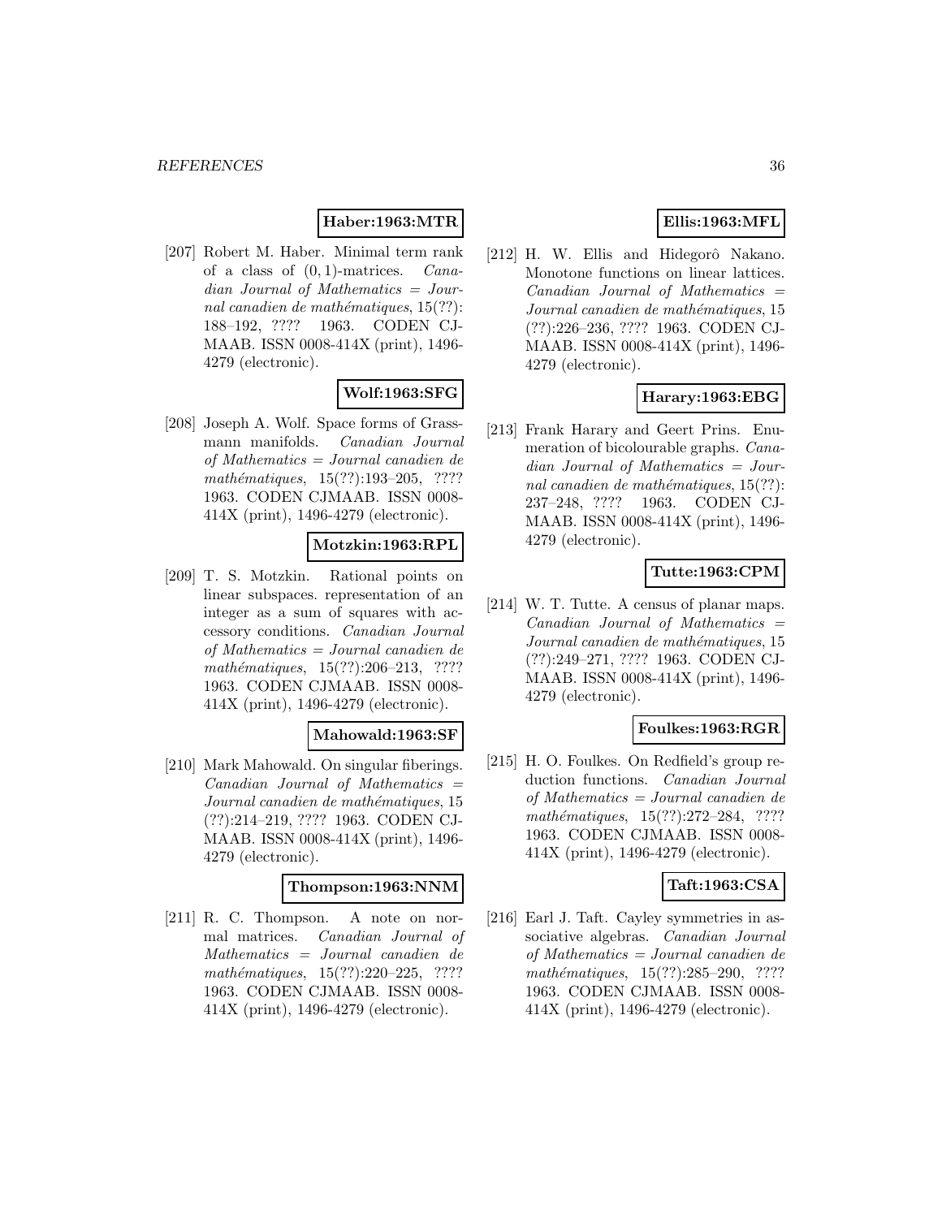**Haber:1963:MTR**

[207] Robert M. Haber. Minimal term rank of a class of $(0, 1)$-matrices. *Canadian Journal of Mathematics = Journal canadien de mathématiques*, 15(??): 188–192, ???? 1963. CODEN CJMAAB. ISSN 0008-414X (print), 1496-4279 (electronic).

**Wolf:1963:SFG**

[208] Joseph A. Wolf. Space forms of Grassmann manifolds. *Canadian Journal of Mathematics = Journal canadien de mathématiques*, 15(??):193–205, ???? 1963. CODEN CJMAAB. ISSN 0008-414X (print), 1496-4279 (electronic).

**Motzkin:1963:RPL**

[209] T. S. Motzkin. Rational points on linear subspaces. representation of an integer as a sum of squares with accessory conditions. *Canadian Journal of Mathematics = Journal canadien de mathématiques*, 15(??):206–213, ???? 1963. CODEN CJMAAB. ISSN 0008-414X (print), 1496-4279 (electronic).

**Mahowald:1963:SF**

[210] Mark Mahowald. On singular fiberings. *Canadian Journal of Mathematics = Journal canadien de mathématiques*, 15 (??):214–219, ???? 1963. CODEN CJMAAB. ISSN 0008-414X (print), 1496-4279 (electronic).

**Thompson:1963:NNM**

[211] R. C. Thompson. A note on normal matrices. *Canadian Journal of Mathematics = Journal canadien de mathématiques*, 15(??):220–225, ???? 1963. CODEN CJMAAB. ISSN 0008-414X (print), 1496-4279 (electronic).

**Ellis:1963:MFL**

[212] H. W. Ellis and Hidegorô Nakano. Monotone functions on linear lattices. *Canadian Journal of Mathematics = Journal canadien de mathématiques*, 15 (??):226–236, ???? 1963. CODEN CJMAAB. ISSN 0008-414X (print), 1496-4279 (electronic).

**Harary:1963:EBG**

[213] Frank Harary and Geert Prins. Enumeration of bicolourable graphs. *Canadian Journal of Mathematics = Journal canadien de mathématiques*, 15(??): 237–248, ???? 1963. CODEN CJMAAB. ISSN 0008-414X (print), 1496-4279 (electronic).

**Tutte:1963:CPM**

[214] W. T. Tutte. A census of planar maps. *Canadian Journal of Mathematics = Journal canadien de mathématiques*, 15 (??):249–271, ???? 1963. CODEN CJMAAB. ISSN 0008-414X (print), 1496-4279 (electronic).

**Foulkes:1963:RGR**

[215] H. O. Foulkes. On Redfield's group reduction functions. *Canadian Journal of Mathematics = Journal canadien de mathématiques*, 15(??):272–284, ???? 1963. CODEN CJMAAB. ISSN 0008-414X (print), 1496-4279 (electronic).

**Taft:1963:CSA**

[216] Earl J. Taft. Cayley symmetries in associative algebras. *Canadian Journal of Mathematics = Journal canadien de mathématiques*, 15(??):285–290, ???? 1963. CODEN CJMAAB. ISSN 0008-414X (print), 1496-4279 (electronic).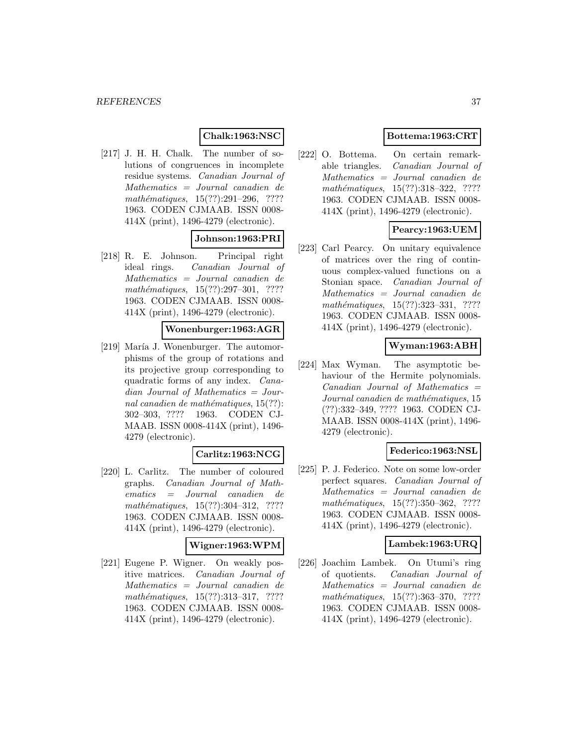**Chalk:1963:NSC**

[217] J. H. H. Chalk. The number of solutions of congruences in incomplete residue systems. *Canadian Journal of Mathematics = Journal canadien de mathématiques*, 15(??):291–296, ???? 1963. CODEN CJMAAB. ISSN 0008-414X (print), 1496-4279 (electronic).

**Johnson:1963:PRI**

[218] R. E. Johnson. Principal right ideal rings. *Canadian Journal of Mathematics = Journal canadien de mathématiques*, 15(??):297–301, ???? 1963. CODEN CJMAAB. ISSN 0008-414X (print), 1496-4279 (electronic).

**Wonenburger:1963:AGR**

[219] María J. Wonenburger. The automorphisms of the group of rotations and its projective group corresponding to quadratic forms of any index. *Canadian Journal of Mathematics = Journal canadien de mathématiques*, 15(??):302–303, ???? 1963. CODEN CJMAAB. ISSN 0008-414X (print), 1496-4279 (electronic).

**Carlitz:1963:NCG**

[220] L. Carlitz. The number of coloured graphs. *Canadian Journal of Mathematics = Journal canadien de mathématiques*, 15(??):304–312, ???? 1963. CODEN CJMAAB. ISSN 0008-414X (print), 1496-4279 (electronic).

**Wigner:1963:WPM**

[221] Eugene P. Wigner. On weakly positive matrices. *Canadian Journal of Mathematics = Journal canadien de mathématiques*, 15(??):313–317, ???? 1963. CODEN CJMAAB. ISSN 0008-414X (print), 1496-4279 (electronic).

**Bottema:1963:CRT**

[222] O. Bottema. On certain remarkable triangles. *Canadian Journal of Mathematics = Journal canadien de mathématiques*, 15(??):318–322, ???? 1963. CODEN CJMAAB. ISSN 0008-414X (print), 1496-4279 (electronic).

**Pearcy:1963:UEM**

[223] Carl Pearcy. On unitary equivalence of matrices over the ring of continuous complex-valued functions on a Stonian space. *Canadian Journal of Mathematics = Journal canadien de mathématiques*, 15(??):323–331, ???? 1963. CODEN CJMAAB. ISSN 0008-414X (print), 1496-4279 (electronic).

**Wyman:1963:ABH**

[224] Max Wyman. The asymptotic behaviour of the Hermite polynomials. *Canadian Journal of Mathematics = Journal canadien de mathématiques*, 15(??):332–349, ???? 1963. CODEN CJMAAB. ISSN 0008-414X (print), 1496-4279 (electronic).

**Federico:1963:NSL**

[225] P. J. Federico. Note on some low-order perfect squares. *Canadian Journal of Mathematics = Journal canadien de mathématiques*, 15(??):350–362, ???? 1963. CODEN CJMAAB. ISSN 0008-414X (print), 1496-4279 (electronic).

**Lambek:1963:URQ**

[226] Joachim Lambek. On Utumi's ring of quotients. *Canadian Journal of Mathematics = Journal canadien de mathématiques*, 15(??):363–370, ???? 1963. CODEN CJMAAB. ISSN 0008-414X (print), 1496-4279 (electronic).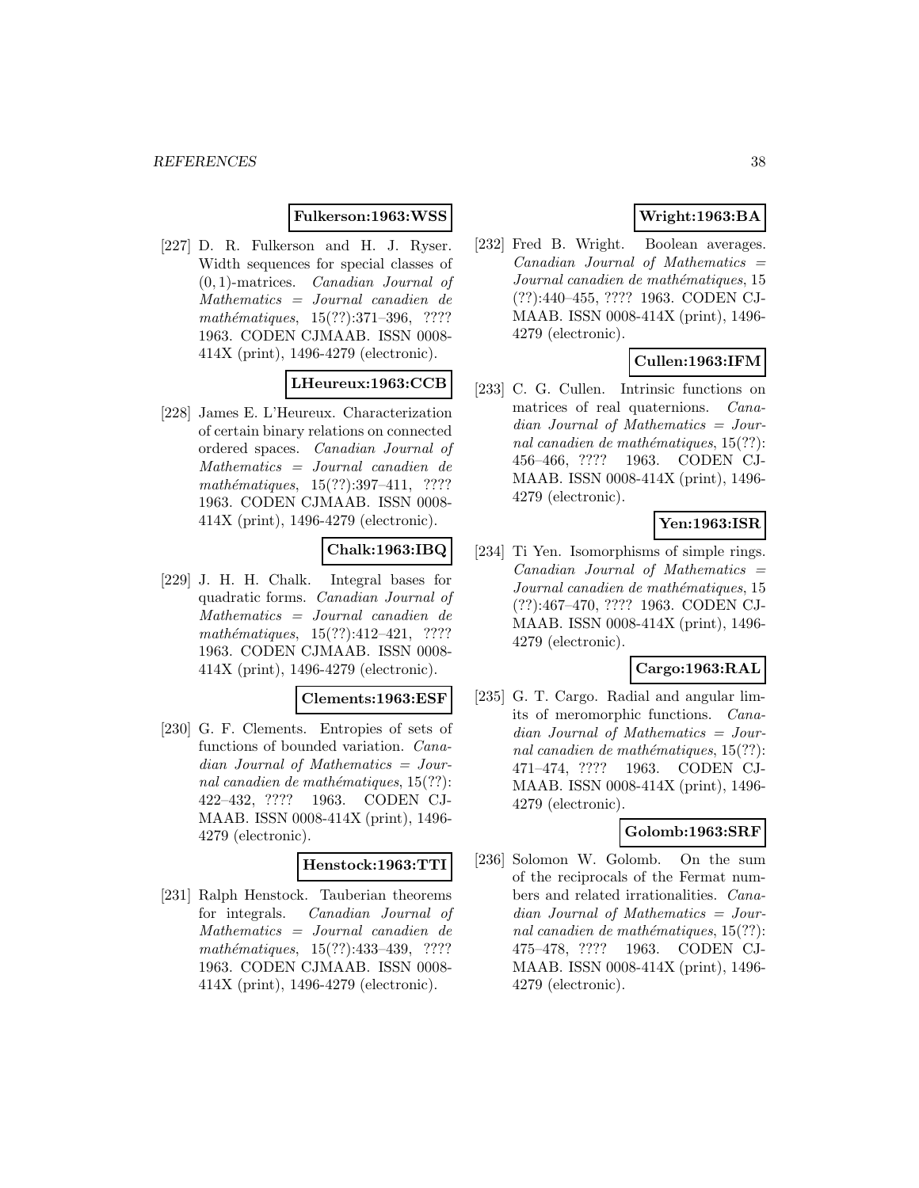**Fulkerson:1963:WSS**

[227] D. R. Fulkerson and H. J. Ryser. Width sequences for special classes of $(0,1)$-matrices. *Canadian Journal of Mathematics = Journal canadien de mathématiques*, 15(??):371–396, ???? 1963. CODEN CJMAAB. ISSN 0008-414X (print), 1496-4279 (electronic).

**LHeureux:1963:CCB**

[228] James E. L'Heureux. Characterization of certain binary relations on connected ordered spaces. *Canadian Journal of Mathematics = Journal canadien de mathématiques*, 15(??):397–411, ???? 1963. CODEN CJMAAB. ISSN 0008-414X (print), 1496-4279 (electronic).

**Chalk:1963:IBQ**

[229] J. H. H. Chalk. Integral bases for quadratic forms. *Canadian Journal of Mathematics = Journal canadien de mathématiques*, 15(??):412–421, ???? 1963. CODEN CJMAAB. ISSN 0008-414X (print), 1496-4279 (electronic).

**Clements:1963:ESF**

[230] G. F. Clements. Entropies of sets of functions of bounded variation. *Canadian Journal of Mathematics = Journal canadien de mathématiques*, 15(??):422–432, ???? 1963. CODEN CJMAAB. ISSN 0008-414X (print), 1496-4279 (electronic).

**Henstock:1963:TTI**

[231] Ralph Henstock. Tauberian theorems for integrals. *Canadian Journal of Mathematics = Journal canadien de mathématiques*, 15(??):433–439, ???? 1963. CODEN CJMAAB. ISSN 0008-414X (print), 1496-4279 (electronic).

**Wright:1963:BA**

[232] Fred B. Wright. Boolean averages. *Canadian Journal of Mathematics = Journal canadien de mathématiques*, 15(??):440–455, ???? 1963. CODEN CJMAAB. ISSN 0008-414X (print), 1496-4279 (electronic).

**Cullen:1963:IFM**

[233] C. G. Cullen. Intrinsic functions on matrices of real quaternions. *Canadian Journal of Mathematics = Journal canadien de mathématiques*, 15(??):456–466, ???? 1963. CODEN CJMAAB. ISSN 0008-414X (print), 1496-4279 (electronic).

**Yen:1963:ISR**

[234] Ti Yen. Isomorphisms of simple rings. *Canadian Journal of Mathematics = Journal canadien de mathématiques*, 15(??):467–470, ???? 1963. CODEN CJMAAB. ISSN 0008-414X (print), 1496-4279 (electronic).

**Cargo:1963:RAL**

[235] G. T. Cargo. Radial and angular limits of meromorphic functions. *Canadian Journal of Mathematics = Journal canadien de mathématiques*, 15(??):471–474, ???? 1963. CODEN CJMAAB. ISSN 0008-414X (print), 1496-4279 (electronic).

**Golomb:1963:SRF**

[236] Solomon W. Golomb. On the sum of the reciprocals of the Fermat numbers and related irrationalities. *Canadian Journal of Mathematics = Journal canadien de mathématiques*, 15(??):475–478, ???? 1963. CODEN CJMAAB. ISSN 0008-414X (print), 1496-4279 (electronic).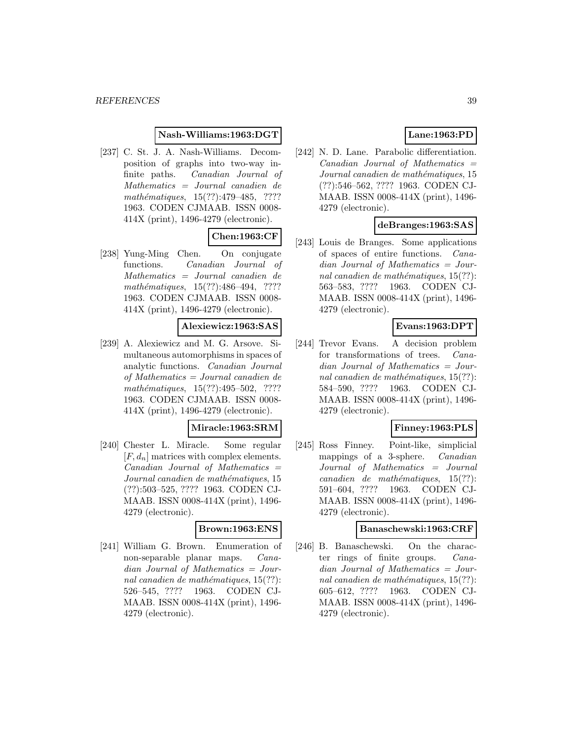**Nash-Williams:1963:DGT**

[237] C. St. J. A. Nash-Williams. Decomposition of graphs into two-way infinite paths. *Canadian Journal of Mathematics = Journal canadien de mathématiques*, 15(??):479–485, ???? 1963. CODEN CJMAAB. ISSN 0008-414X (print), 1496-4279 (electronic).

**Chen:1963:CF**

[238] Yung-Ming Chen. On conjugate functions. *Canadian Journal of Mathematics = Journal canadien de mathématiques*, 15(??):486–494, ???? 1963. CODEN CJMAAB. ISSN 0008-414X (print), 1496-4279 (electronic).

**Alexiewicz:1963:SAS**

[239] A. Alexiewicz and M. G. Arsove. Simultaneous automorphisms in spaces of analytic functions. *Canadian Journal of Mathematics = Journal canadien de mathématiques*, 15(??):495–502, ???? 1963. CODEN CJMAAB. ISSN 0008-414X (print), 1496-4279 (electronic).

**Miracle:1963:SRM**

[240] Chester L. Miracle. Some regular $[F, d_n]$ matrices with complex elements. *Canadian Journal of Mathematics = Journal canadien de mathématiques*, 15 (??):503–525, ???? 1963. CODEN CJMAAB. ISSN 0008-414X (print), 1496-4279 (electronic).

**Brown:1963:ENS**

[241] William G. Brown. Enumeration of non-separable planar maps. *Canadian Journal of Mathematics = Journal canadien de mathématiques*, 15(??): 526–545, ???? 1963. CODEN CJMAAB. ISSN 0008-414X (print), 1496-4279 (electronic).

**Lane:1963:PD**

[242] N. D. Lane. Parabolic differentiation. *Canadian Journal of Mathematics = Journal canadien de mathématiques*, 15 (??):546–562, ???? 1963. CODEN CJMAAB. ISSN 0008-414X (print), 1496-4279 (electronic).

**deBranges:1963:SAS**

[243] Louis de Branges. Some applications of spaces of entire functions. *Canadian Journal of Mathematics = Journal canadien de mathématiques*, 15(??): 563–583, ???? 1963. CODEN CJMAAB. ISSN 0008-414X (print), 1496-4279 (electronic).

**Evans:1963:DPT**

[244] Trevor Evans. A decision problem for transformations of trees. *Canadian Journal of Mathematics = Journal canadien de mathématiques*, 15(??): 584–590, ???? 1963. CODEN CJMAAB. ISSN 0008-414X (print), 1496-4279 (electronic).

**Finney:1963:PLS**

[245] Ross Finney. Point-like, simplicial mappings of a 3-sphere. *Canadian Journal of Mathematics = Journal canadien de mathématiques*, 15(??): 591–604, ???? 1963. CODEN CJMAAB. ISSN 0008-414X (print), 1496-4279 (electronic).

**Banaschewski:1963:CRF**

[246] B. Banaschewski. On the character rings of finite groups. *Canadian Journal of Mathematics = Journal canadien de mathématiques*, 15(??): 605–612, ???? 1963. CODEN CJMAAB. ISSN 0008-414X (print), 1496-4279 (electronic).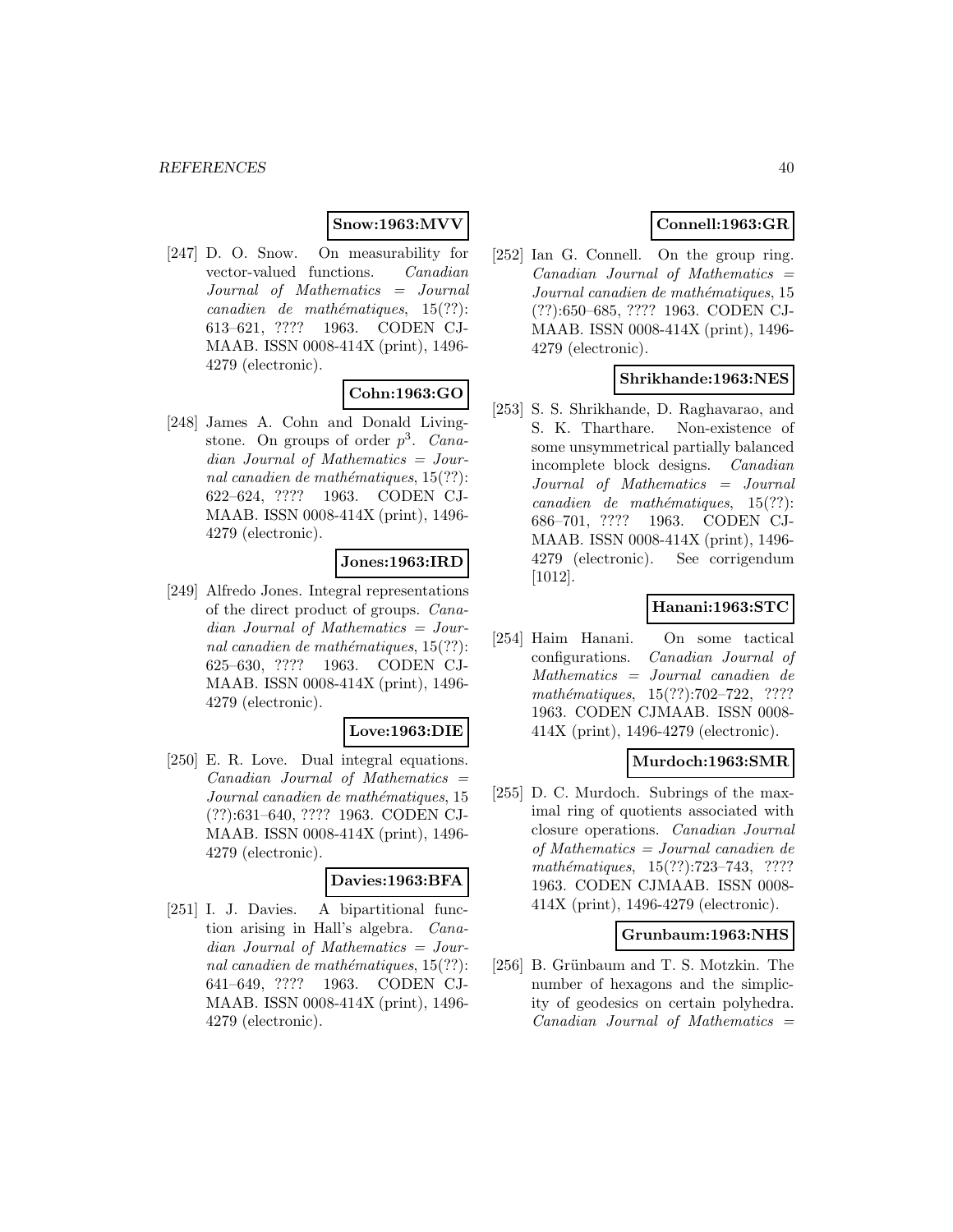**Snow:1963:MVV**

[247] D. O. Snow. On measurability for vector-valued functions. *Canadian Journal of Mathematics = Journal canadien de mathématiques*, 15(??): 613–621, ???? 1963. CODEN CJMAAB. ISSN 0008-414X (print), 1496-4279 (electronic).

**Cohn:1963:GO**

[248] James A. Cohn and Donald Livingstone. On groups of order $p^3$. *Canadian Journal of Mathematics = Journal canadien de mathématiques*, 15(??): 622–624, ???? 1963. CODEN CJMAAB. ISSN 0008-414X (print), 1496-4279 (electronic).

**Jones:1963:IRD**

[249] Alfredo Jones. Integral representations of the direct product of groups. *Canadian Journal of Mathematics = Journal canadien de mathématiques*, 15(??): 625–630, ???? 1963. CODEN CJMAAB. ISSN 0008-414X (print), 1496-4279 (electronic).

**Love:1963:DIE**

[250] E. R. Love. Dual integral equations. *Canadian Journal of Mathematics = Journal canadien de mathématiques*, 15 (??):631–640, ???? 1963. CODEN CJMAAB. ISSN 0008-414X (print), 1496-4279 (electronic).

**Davies:1963:BFA**

[251] I. J. Davies. A bipartitional function arising in Hall's algebra. *Canadian Journal of Mathematics = Journal canadien de mathématiques*, 15(??): 641–649, ???? 1963. CODEN CJMAAB. ISSN 0008-414X (print), 1496-4279 (electronic).

**Connell:1963:GR**

[252] Ian G. Connell. On the group ring. *Canadian Journal of Mathematics = Journal canadien de mathématiques*, 15 (??):650–685, ???? 1963. CODEN CJMAAB. ISSN 0008-414X (print), 1496-4279 (electronic).

**Shrikhande:1963:NES**

[253] S. S. Shrikhande, D. Raghavarao, and S. K. Tharthare. Non-existence of some unsymmetrical partially balanced incomplete block designs. *Canadian Journal of Mathematics = Journal canadien de mathématiques*, 15(??): 686–701, ???? 1963. CODEN CJMAAB. ISSN 0008-414X (print), 1496-4279 (electronic). See corrigendum [1012].

**Hanani:1963:STC**

[254] Haim Hanani. On some tactical configurations. *Canadian Journal of Mathematics = Journal canadien de mathématiques*, 15(??):702–722, ???? 1963. CODEN CJMAAB. ISSN 0008-414X (print), 1496-4279 (electronic).

**Murdoch:1963:SMR**

[255] D. C. Murdoch. Subrings of the maximal ring of quotients associated with closure operations. *Canadian Journal of Mathematics = Journal canadien de mathématiques*, 15(??):723–743, ???? 1963. CODEN CJMAAB. ISSN 0008-414X (print), 1496-4279 (electronic).

**Grunbaum:1963:NHS**

[256] B. Grünbaum and T. S. Motzkin. The number of hexagons and the simplicity of geodesics on certain polyhedra. *Canadian Journal of Mathematics =*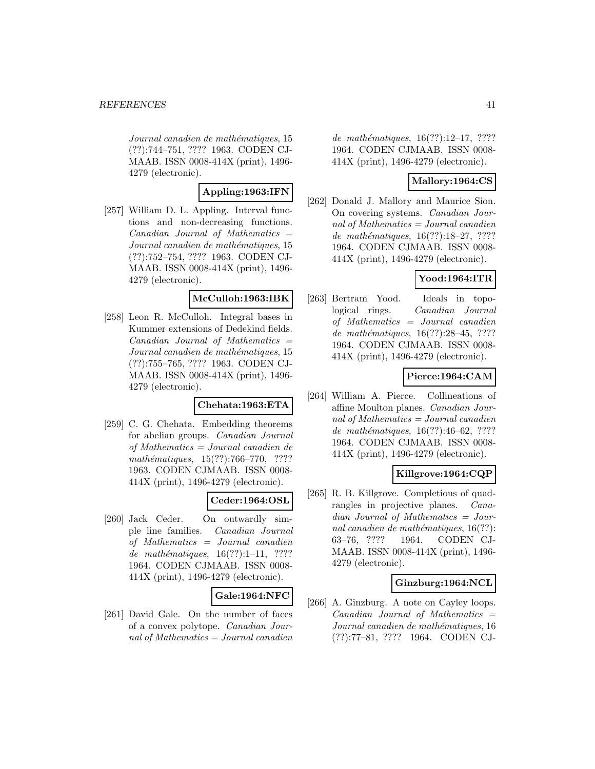*Journal canadien de mathématiques*, 15 (??):744–751, ???? 1963. CODEN CJMAAB. ISSN 0008-414X (print), 1496-4279 (electronic).

**Appling:1963:IFN**

[257] William D. L. Appling. Interval functions and non-decreasing functions. *Canadian Journal of Mathematics = Journal canadien de mathématiques*, 15 (??):752–754, ???? 1963. CODEN CJMAAB. ISSN 0008-414X (print), 1496-4279 (electronic).

**McCulloh:1963:IBK**

[258] Leon R. McCulloh. Integral bases in Kummer extensions of Dedekind fields. *Canadian Journal of Mathematics = Journal canadien de mathématiques*, 15 (??):755–765, ???? 1963. CODEN CJMAAB. ISSN 0008-414X (print), 1496-4279 (electronic).

**Chehata:1963:ETA**

[259] C. G. Chehata. Embedding theorems for abelian groups. *Canadian Journal of Mathematics = Journal canadien de mathématiques*, 15(??):766–770, ???? 1963. CODEN CJMAAB. ISSN 0008-414X (print), 1496-4279 (electronic).

**Ceder:1964:OSL**

[260] Jack Ceder. On outwardly simple line families. *Canadian Journal of Mathematics = Journal canadien de mathématiques*, 16(??):1–11, ???? 1964. CODEN CJMAAB. ISSN 0008-414X (print), 1496-4279 (electronic).

**Gale:1964:NFC**

[261] David Gale. On the number of faces of a convex polytope. *Canadian Journal of Mathematics = Journal canadien de mathématiques*, 16(??):12–17, ???? 1964. CODEN CJMAAB. ISSN 0008-414X (print), 1496-4279 (electronic).

**Mallory:1964:CS**

[262] Donald J. Mallory and Maurice Sion. On covering systems. *Canadian Journal of Mathematics = Journal canadien de mathématiques*, 16(??):18–27, ???? 1964. CODEN CJMAAB. ISSN 0008-414X (print), 1496-4279 (electronic).

**Yood:1964:ITR**

[263] Bertram Yood. Ideals in topological rings. *Canadian Journal of Mathematics = Journal canadien de mathématiques*, 16(??):28–45, ???? 1964. CODEN CJMAAB. ISSN 0008-414X (print), 1496-4279 (electronic).

**Pierce:1964:CAM**

[264] William A. Pierce. Collineations of affine Moulton planes. *Canadian Journal of Mathematics = Journal canadien de mathématiques*, 16(??):46–62, ???? 1964. CODEN CJMAAB. ISSN 0008-414X (print), 1496-4279 (electronic).

**Killgrove:1964:CQP**

[265] R. B. Killgrove. Completions of quadrangles in projective planes. *Canadian Journal of Mathematics = Journal canadien de mathématiques*, 16(??): 63–76, ???? 1964. CODEN CJMAAB. ISSN 0008-414X (print), 1496-4279 (electronic).

**Ginzburg:1964:NCL**

[266] A. Ginzburg. A note on Cayley loops. *Canadian Journal of Mathematics = Journal canadien de mathématiques*, 16 (??):77–81, ???? 1964. CODEN CJ-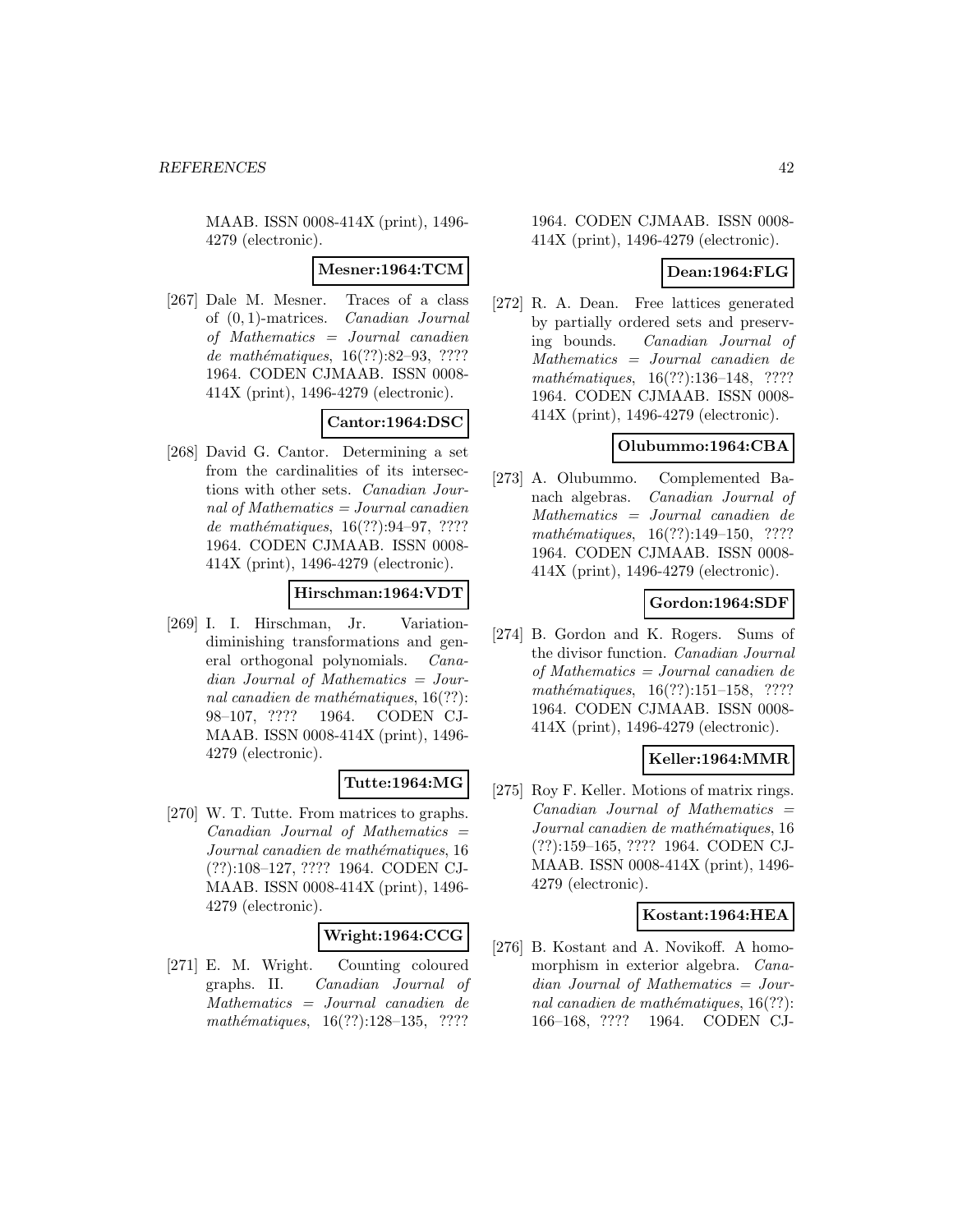MAAB. ISSN 0008-414X (print), 1496-4279 (electronic).

**Mesner:1964:TCM**

[267] Dale M. Mesner. Traces of a class of $(0,1)$-matrices. *Canadian Journal of Mathematics = Journal canadien de mathématiques*, 16(??):82–93, ???? 1964. CODEN CJMAAB. ISSN 0008-414X (print), 1496-4279 (electronic).

**Cantor:1964:DSC**

[268] David G. Cantor. Determining a set from the cardinalities of its intersections with other sets. *Canadian Journal of Mathematics = Journal canadien de mathématiques*, 16(??):94–97, ???? 1964. CODEN CJMAAB. ISSN 0008-414X (print), 1496-4279 (electronic).

**Hirschman:1964:VDT**

[269] I. I. Hirschman, Jr. Variation-diminishing transformations and general orthogonal polynomials. *Canadian Journal of Mathematics = Journal canadien de mathématiques*, 16(??):98–107, ???? 1964. CODEN CJMAAB. ISSN 0008-414X (print), 1496-4279 (electronic).

**Tutte:1964:MG**

[270] W. T. Tutte. From matrices to graphs. *Canadian Journal of Mathematics = Journal canadien de mathématiques*, 16(??):108–127, ???? 1964. CODEN CJMAAB. ISSN 0008-414X (print), 1496-4279 (electronic).

**Wright:1964:CCG**

[271] E. M. Wright. Counting coloured graphs. II. *Canadian Journal of Mathematics = Journal canadien de mathématiques*, 16(??):128–135, ???? 1964. CODEN CJMAAB. ISSN 0008-414X (print), 1496-4279 (electronic).

**Dean:1964:FLG**

[272] R. A. Dean. Free lattices generated by partially ordered sets and preserving bounds. *Canadian Journal of Mathematics = Journal canadien de mathématiques*, 16(??):136–148, ???? 1964. CODEN CJMAAB. ISSN 0008-414X (print), 1496-4279 (electronic).

**Olubummo:1964:CBA**

[273] A. Olubummo. Complemented Banach algebras. *Canadian Journal of Mathematics = Journal canadien de mathématiques*, 16(??):149–150, ???? 1964. CODEN CJMAAB. ISSN 0008-414X (print), 1496-4279 (electronic).

**Gordon:1964:SDF**

[274] B. Gordon and K. Rogers. Sums of the divisor function. *Canadian Journal of Mathematics = Journal canadien de mathématiques*, 16(??):151–158, ???? 1964. CODEN CJMAAB. ISSN 0008-414X (print), 1496-4279 (electronic).

**Keller:1964:MMR**

[275] Roy F. Keller. Motions of matrix rings. *Canadian Journal of Mathematics = Journal canadien de mathématiques*, 16(??):159–165, ???? 1964. CODEN CJMAAB. ISSN 0008-414X (print), 1496-4279 (electronic).

**Kostant:1964:HEA**

[276] B. Kostant and A. Novikoff. A homomorphism in exterior algebra. *Canadian Journal of Mathematics = Journal canadien de mathématiques*, 16(??):166–168, ???? 1964. CODEN CJ-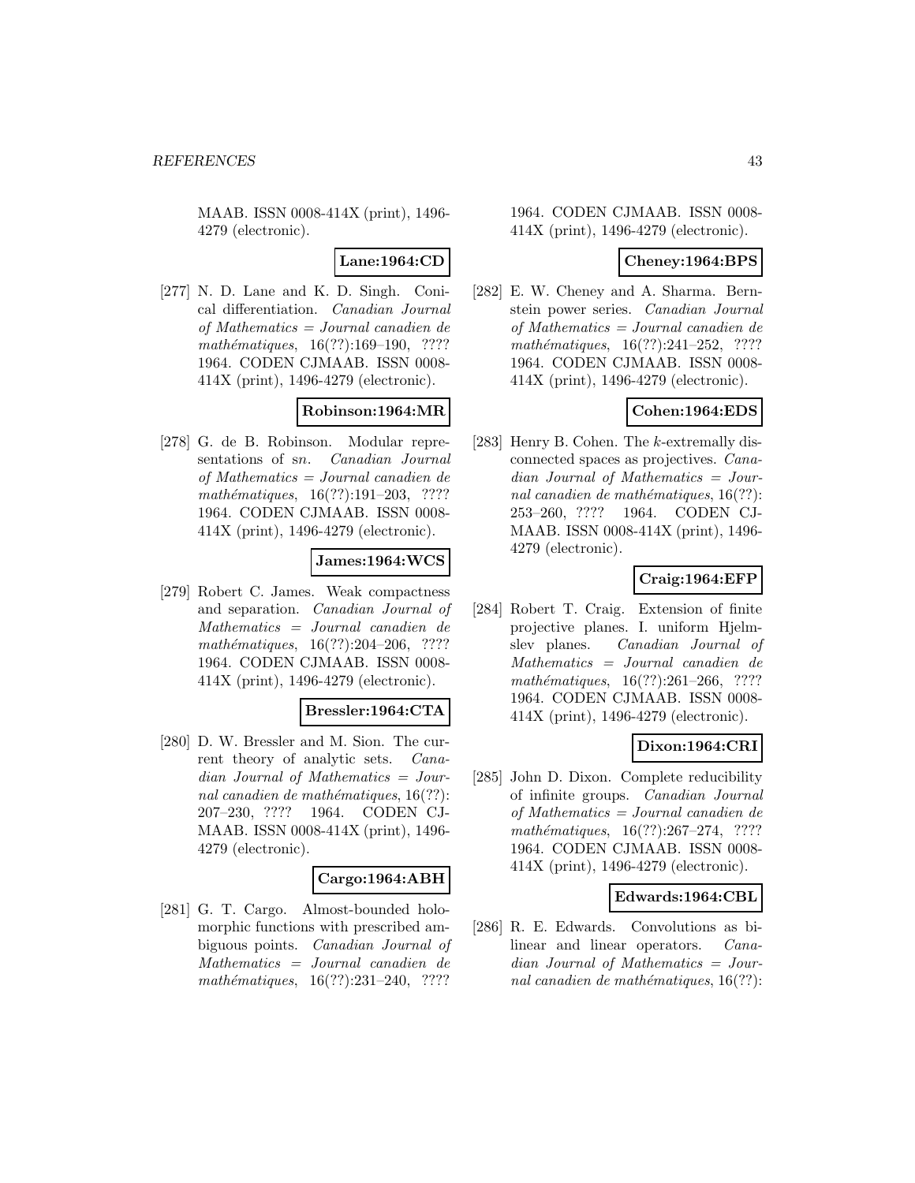MAAB. ISSN 0008-414X (print), 1496-4279 (electronic).

**Lane:1964:CD**

[277] N. D. Lane and K. D. Singh. Conical differentiation. *Canadian Journal of Mathematics = Journal canadien de mathématiques*, 16(??):169–190, ???? 1964. CODEN CJMAAB. ISSN 0008-414X (print), 1496-4279 (electronic).

**Robinson:1964:MR**

[278] G. de B. Robinson. Modular representations of s*n*. *Canadian Journal of Mathematics = Journal canadien de mathématiques*, 16(??):191–203, ???? 1964. CODEN CJMAAB. ISSN 0008-414X (print), 1496-4279 (electronic).

**James:1964:WCS**

[279] Robert C. James. Weak compactness and separation. *Canadian Journal of Mathematics = Journal canadien de mathématiques*, 16(??):204–206, ???? 1964. CODEN CJMAAB. ISSN 0008-414X (print), 1496-4279 (electronic).

**Bressler:1964:CTA**

[280] D. W. Bressler and M. Sion. The current theory of analytic sets. *Canadian Journal of Mathematics = Journal canadien de mathématiques*, 16(??): 207–230, ???? 1964. CODEN CJMAAB. ISSN 0008-414X (print), 1496-4279 (electronic).

**Cargo:1964:ABH**

[281] G. T. Cargo. Almost-bounded holomorphic functions with prescribed ambiguous points. *Canadian Journal of Mathematics = Journal canadien de mathématiques*, 16(??):231–240, ???? 1964. CODEN CJMAAB. ISSN 0008-414X (print), 1496-4279 (electronic).

**Cheney:1964:BPS**

[282] E. W. Cheney and A. Sharma. Bernstein power series. *Canadian Journal of Mathematics = Journal canadien de mathématiques*, 16(??):241–252, ???? 1964. CODEN CJMAAB. ISSN 0008-414X (print), 1496-4279 (electronic).

**Cohen:1964:EDS**

[283] Henry B. Cohen. The $k$-extremally disconnected spaces as projectives. *Canadian Journal of Mathematics = Journal canadien de mathématiques*, 16(??): 253–260, ???? 1964. CODEN CJMAAB. ISSN 0008-414X (print), 1496-4279 (electronic).

**Craig:1964:EFP**

[284] Robert T. Craig. Extension of finite projective planes. I. uniform Hjelmslev planes. *Canadian Journal of Mathematics = Journal canadien de mathématiques*, 16(??):261–266, ???? 1964. CODEN CJMAAB. ISSN 0008-414X (print), 1496-4279 (electronic).

**Dixon:1964:CRI**

[285] John D. Dixon. Complete reducibility of infinite groups. *Canadian Journal of Mathematics = Journal canadien de mathématiques*, 16(??):267–274, ???? 1964. CODEN CJMAAB. ISSN 0008-414X (print), 1496-4279 (electronic).

**Edwards:1964:CBL**

[286] R. E. Edwards. Convolutions as bilinear and linear operators. *Canadian Journal of Mathematics = Journal canadien de mathématiques*, 16(??):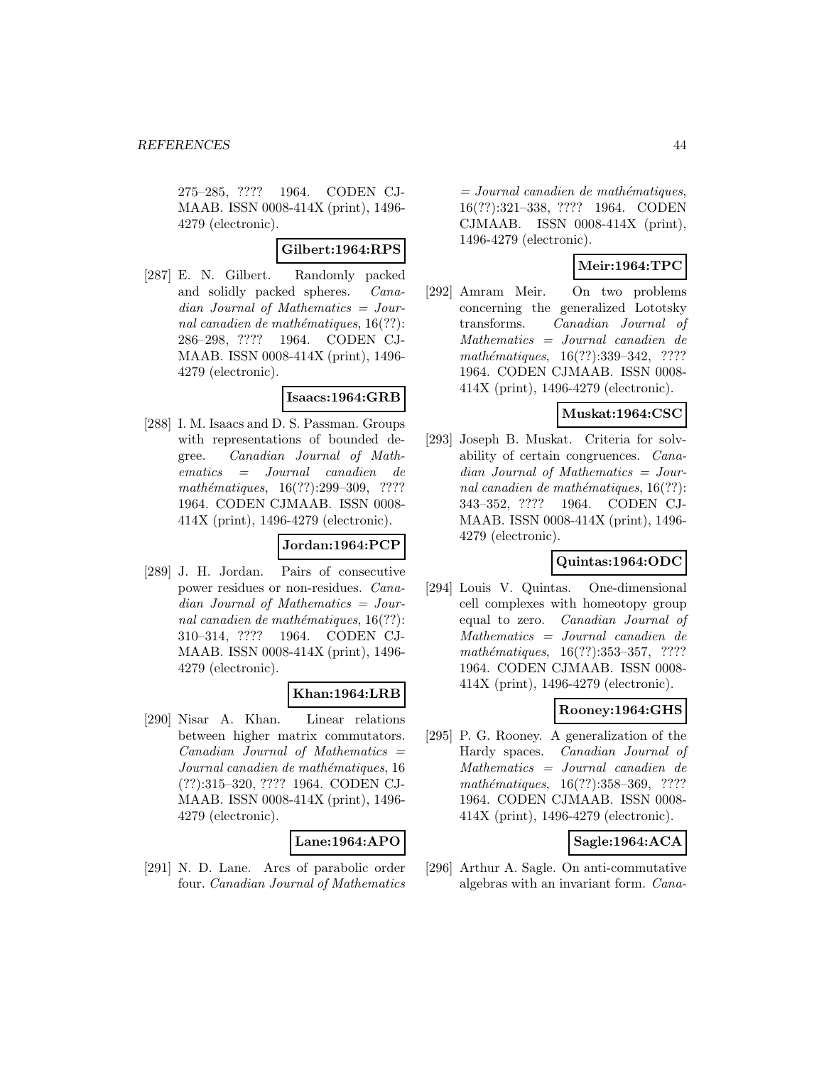275–285, ???? 1964. CODEN CJMAAB. ISSN 0008-414X (print), 1496-4279 (electronic).

**Gilbert:1964:RPS**

[287] E. N. Gilbert. Randomly packed and solidly packed spheres. *Canadian Journal of Mathematics = Journal canadien de mathématiques*, 16(??): 286–298, ???? 1964. CODEN CJMAAB. ISSN 0008-414X (print), 1496-4279 (electronic).

**Isaacs:1964:GRB**

[288] I. M. Isaacs and D. S. Passman. Groups with representations of bounded degree. *Canadian Journal of Mathematics = Journal canadien de mathématiques*, 16(??):299–309, ???? 1964. CODEN CJMAAB. ISSN 0008-414X (print), 1496-4279 (electronic).

**Jordan:1964:PCP**

[289] J. H. Jordan. Pairs of consecutive power residues or non-residues. *Canadian Journal of Mathematics = Journal canadien de mathématiques*, 16(??): 310–314, ???? 1964. CODEN CJMAAB. ISSN 0008-414X (print), 1496-4279 (electronic).

**Khan:1964:LRB**

[290] Nisar A. Khan. Linear relations between higher matrix commutators. *Canadian Journal of Mathematics = Journal canadien de mathématiques*, 16 (??):315–320, ???? 1964. CODEN CJMAAB. ISSN 0008-414X (print), 1496-4279 (electronic).

**Lane:1964:APO**

[291] N. D. Lane. Arcs of parabolic order four. *Canadian Journal of Mathematics = Journal canadien de mathématiques*, 16(??):321–338, ???? 1964. CODEN CJMAAB. ISSN 0008-414X (print), 1496-4279 (electronic).

**Meir:1964:TPC**

[292] Amram Meir. On two problems concerning the generalized Lototsky transforms. *Canadian Journal of Mathematics = Journal canadien de mathématiques*, 16(??):339–342, ???? 1964. CODEN CJMAAB. ISSN 0008-414X (print), 1496-4279 (electronic).

**Muskat:1964:CSC**

[293] Joseph B. Muskat. Criteria for solvability of certain congruences. *Canadian Journal of Mathematics = Journal canadien de mathématiques*, 16(??): 343–352, ???? 1964. CODEN CJMAAB. ISSN 0008-414X (print), 1496-4279 (electronic).

**Quintas:1964:ODC**

[294] Louis V. Quintas. One-dimensional cell complexes with homeotopy group equal to zero. *Canadian Journal of Mathematics = Journal canadien de mathématiques*, 16(??):353–357, ???? 1964. CODEN CJMAAB. ISSN 0008-414X (print), 1496-4279 (electronic).

**Rooney:1964:GHS**

[295] P. G. Rooney. A generalization of the Hardy spaces. *Canadian Journal of Mathematics = Journal canadien de mathématiques*, 16(??):358–369, ???? 1964. CODEN CJMAAB. ISSN 0008-414X (print), 1496-4279 (electronic).

**Sagle:1964:ACA**

[296] Arthur A. Sagle. On anti-commutative algebras with an invariant form. *Cana-*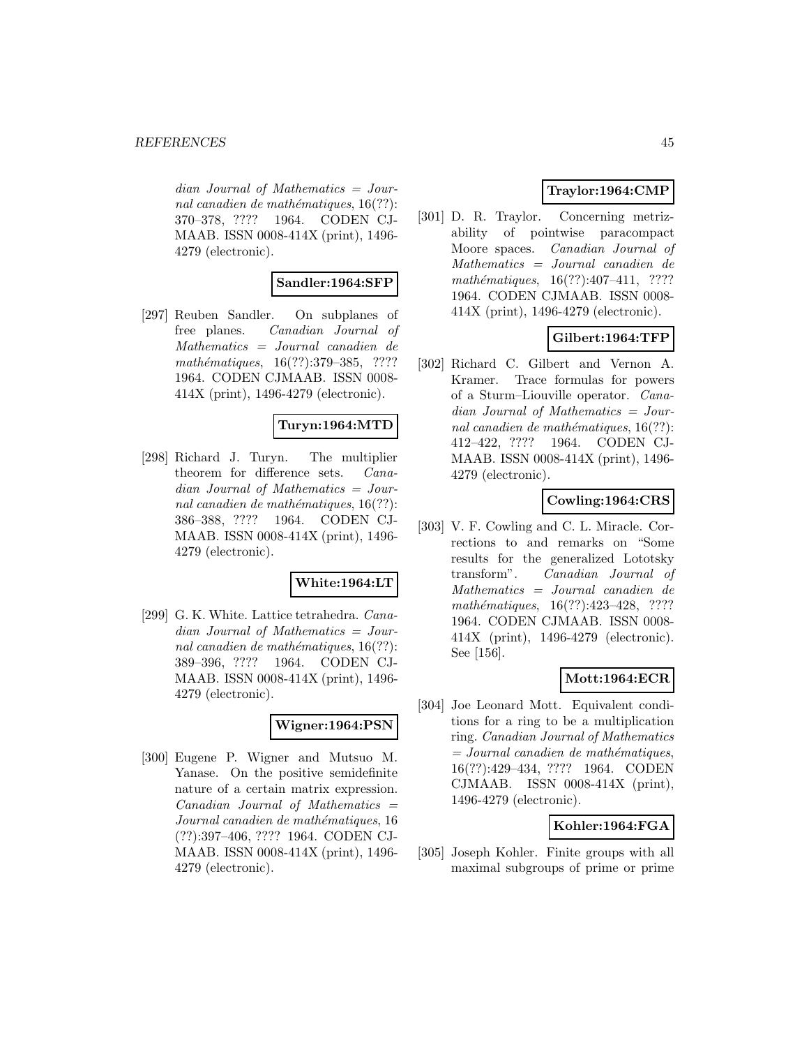*dian Journal of Mathematics = Journal canadien de mathématiques*, 16(??): 370–378, ???? 1964. CODEN CJMAAB. ISSN 0008-414X (print), 1496-4279 (electronic).

**Sandler:1964:SFP**

[297] Reuben Sandler. On subplanes of free planes. *Canadian Journal of Mathematics = Journal canadien de mathématiques*, 16(??):379–385, ???? 1964. CODEN CJMAAB. ISSN 0008-414X (print), 1496-4279 (electronic).

**Turyn:1964:MTD**

[298] Richard J. Turyn. The multiplier theorem for difference sets. *Canadian Journal of Mathematics = Journal canadien de mathématiques*, 16(??): 386–388, ???? 1964. CODEN CJMAAB. ISSN 0008-414X (print), 1496-4279 (electronic).

**White:1964:LT**

[299] G. K. White. Lattice tetrahedra. *Canadian Journal of Mathematics = Journal canadien de mathématiques*, 16(??): 389–396, ???? 1964. CODEN CJMAAB. ISSN 0008-414X (print), 1496-4279 (electronic).

**Wigner:1964:PSN**

[300] Eugene P. Wigner and Mutsuo M. Yanase. On the positive semidefinite nature of a certain matrix expression. *Canadian Journal of Mathematics = Journal canadien de mathématiques*, 16 (??):397–406, ???? 1964. CODEN CJMAAB. ISSN 0008-414X (print), 1496-4279 (electronic).

**Traylor:1964:CMP**

[301] D. R. Traylor. Concerning metrizability of pointwise paracompact Moore spaces. *Canadian Journal of Mathematics = Journal canadien de mathématiques*, 16(??):407–411, ???? 1964. CODEN CJMAAB. ISSN 0008-414X (print), 1496-4279 (electronic).

**Gilbert:1964:TFP**

[302] Richard C. Gilbert and Vernon A. Kramer. Trace formulas for powers of a Sturm–Liouville operator. *Canadian Journal of Mathematics = Journal canadien de mathématiques*, 16(??): 412–422, ???? 1964. CODEN CJMAAB. ISSN 0008-414X (print), 1496-4279 (electronic).

**Cowling:1964:CRS**

[303] V. F. Cowling and C. L. Miracle. Corrections to and remarks on "Some results for the generalized Lototsky transform". *Canadian Journal of Mathematics = Journal canadien de mathématiques*, 16(??):423–428, ???? 1964. CODEN CJMAAB. ISSN 0008-414X (print), 1496-4279 (electronic). See [156].

**Mott:1964:ECR**

[304] Joe Leonard Mott. Equivalent conditions for a ring to be a multiplication ring. *Canadian Journal of Mathematics = Journal canadien de mathématiques*, 16(??):429–434, ???? 1964. CODEN CJMAAB. ISSN 0008-414X (print), 1496-4279 (electronic).

**Kohler:1964:FGA**

[305] Joseph Kohler. Finite groups with all maximal subgroups of prime or prime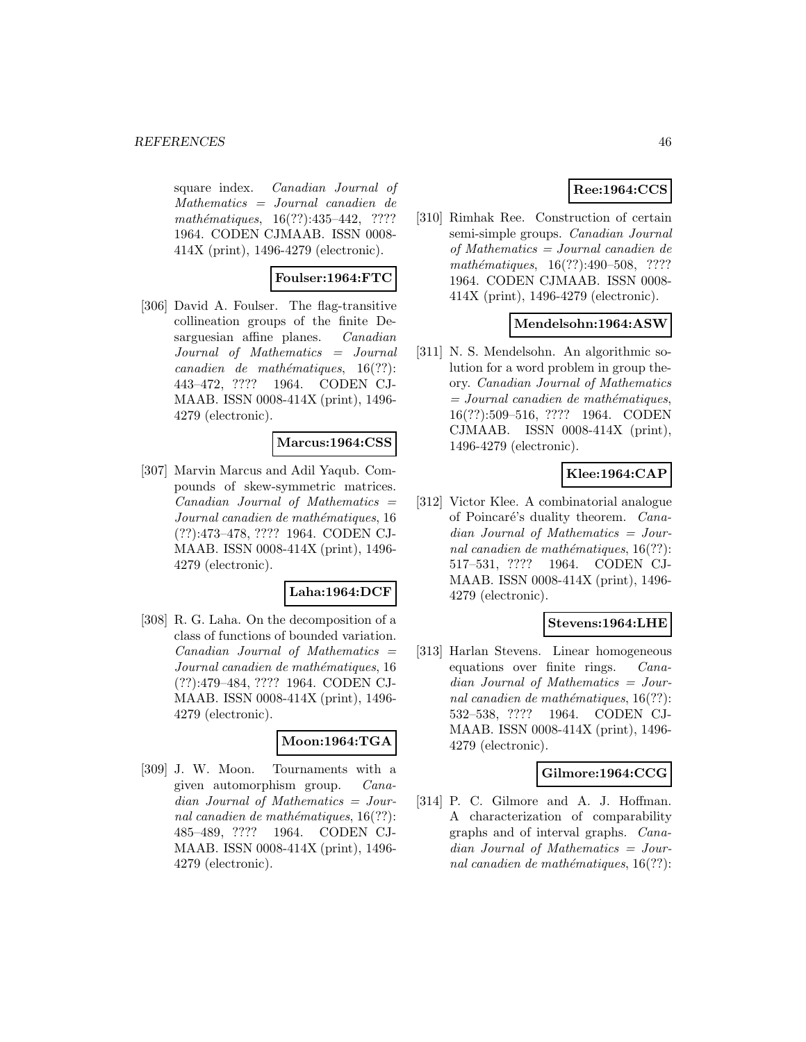square index. *Canadian Journal of Mathematics = Journal canadien de mathématiques*, 16(??):435–442, ???? 1964. CODEN CJMAAB. ISSN 0008-414X (print), 1496-4279 (electronic).

**Foulser:1964:FTC**

[306] David A. Foulser. The flag-transitive collineation groups of the finite Desarguesian affine planes. *Canadian Journal of Mathematics = Journal canadien de mathématiques*, 16(??): 443–472, ???? 1964. CODEN CJMAAB. ISSN 0008-414X (print), 1496-4279 (electronic).

**Marcus:1964:CSS**

[307] Marvin Marcus and Adil Yaqub. Compounds of skew-symmetric matrices. *Canadian Journal of Mathematics = Journal canadien de mathématiques*, 16 (??):473–478, ???? 1964. CODEN CJMAAB. ISSN 0008-414X (print), 1496-4279 (electronic).

**Laha:1964:DCF**

[308] R. G. Laha. On the decomposition of a class of functions of bounded variation. *Canadian Journal of Mathematics = Journal canadien de mathématiques*, 16 (??):479–484, ???? 1964. CODEN CJMAAB. ISSN 0008-414X (print), 1496-4279 (electronic).

**Moon:1964:TGA**

[309] J. W. Moon. Tournaments with a given automorphism group. *Canadian Journal of Mathematics = Journal canadien de mathématiques*, 16(??): 485–489, ???? 1964. CODEN CJMAAB. ISSN 0008-414X (print), 1496-4279 (electronic).

**Ree:1964:CCS**

[310] Rimhak Ree. Construction of certain semi-simple groups. *Canadian Journal of Mathematics = Journal canadien de mathématiques*, 16(??):490–508, ???? 1964. CODEN CJMAAB. ISSN 0008-414X (print), 1496-4279 (electronic).

**Mendelsohn:1964:ASW**

[311] N. S. Mendelsohn. An algorithmic solution for a word problem in group theory. *Canadian Journal of Mathematics = Journal canadien de mathématiques*, 16(??):509–516, ???? 1964. CODEN CJMAAB. ISSN 0008-414X (print), 1496-4279 (electronic).

**Klee:1964:CAP**

[312] Victor Klee. A combinatorial analogue of Poincaré's duality theorem. *Canadian Journal of Mathematics = Journal canadien de mathématiques*, 16(??): 517–531, ???? 1964. CODEN CJMAAB. ISSN 0008-414X (print), 1496-4279 (electronic).

**Stevens:1964:LHE**

[313] Harlan Stevens. Linear homogeneous equations over finite rings. *Canadian Journal of Mathematics = Journal canadien de mathématiques*, 16(??): 532–538, ???? 1964. CODEN CJMAAB. ISSN 0008-414X (print), 1496-4279 (electronic).

**Gilmore:1964:CCG**

[314] P. C. Gilmore and A. J. Hoffman. A characterization of comparability graphs and of interval graphs. *Canadian Journal of Mathematics = Journal canadien de mathématiques*, 16(??):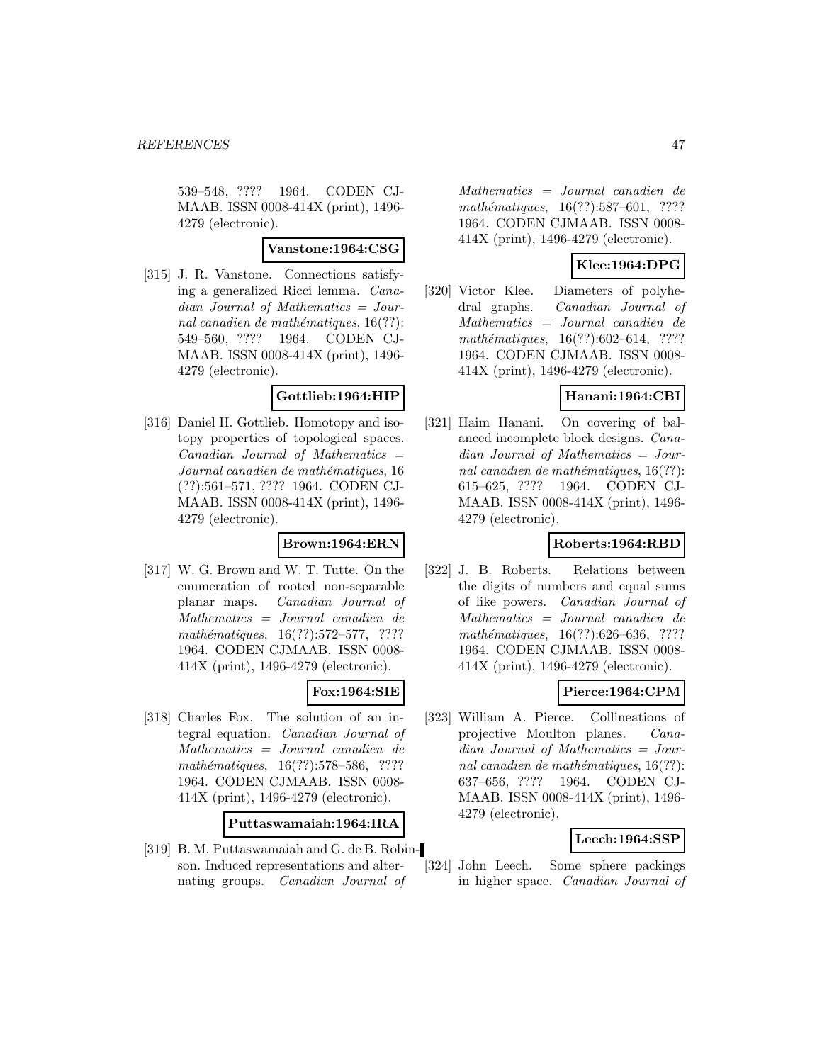539–548, ???? 1964. CODEN CJMAAB. ISSN 0008-414X (print), 1496-4279 (electronic).

**Vanstone:1964:CSG**

[315] J. R. Vanstone. Connections satisfying a generalized Ricci lemma. *Canadian Journal of Mathematics = Journal canadien de mathématiques*, 16(??): 549–560, ???? 1964. CODEN CJMAAB. ISSN 0008-414X (print), 1496-4279 (electronic).

**Gottlieb:1964:HIP**

[316] Daniel H. Gottlieb. Homotopy and isotopy properties of topological spaces. *Canadian Journal of Mathematics = Journal canadien de mathématiques*, 16 (??):561–571, ???? 1964. CODEN CJMAAB. ISSN 0008-414X (print), 1496-4279 (electronic).

**Brown:1964:ERN**

[317] W. G. Brown and W. T. Tutte. On the enumeration of rooted non-separable planar maps. *Canadian Journal of Mathematics = Journal canadien de mathématiques*, 16(??):572–577, ???? 1964. CODEN CJMAAB. ISSN 0008-414X (print), 1496-4279 (electronic).

**Fox:1964:SIE**

[318] Charles Fox. The solution of an integral equation. *Canadian Journal of Mathematics = Journal canadien de mathématiques*, 16(??):578–586, ???? 1964. CODEN CJMAAB. ISSN 0008-414X (print), 1496-4279 (electronic).

**Puttaswamaiah:1964:IRA**

[319] B. M. Puttaswamaiah and G. de B. Robinson. Induced representations and alternating groups. *Canadian Journal of Mathematics = Journal canadien de mathématiques*, 16(??):587–601, ???? 1964. CODEN CJMAAB. ISSN 0008-414X (print), 1496-4279 (electronic).

**Klee:1964:DPG**

[320] Victor Klee. Diameters of polyhedral graphs. *Canadian Journal of Mathematics = Journal canadien de mathématiques*, 16(??):602–614, ???? 1964. CODEN CJMAAB. ISSN 0008-414X (print), 1496-4279 (electronic).

**Hanani:1964:CBI**

[321] Haim Hanani. On covering of balanced incomplete block designs. *Canadian Journal of Mathematics = Journal canadien de mathématiques*, 16(??): 615–625, ???? 1964. CODEN CJMAAB. ISSN 0008-414X (print), 1496-4279 (electronic).

**Roberts:1964:RBD**

[322] J. B. Roberts. Relations between the digits of numbers and equal sums of like powers. *Canadian Journal of Mathematics = Journal canadien de mathématiques*, 16(??):626–636, ???? 1964. CODEN CJMAAB. ISSN 0008-414X (print), 1496-4279 (electronic).

**Pierce:1964:CPM**

[323] William A. Pierce. Collineations of projective Moulton planes. *Canadian Journal of Mathematics = Journal canadien de mathématiques*, 16(??): 637–656, ???? 1964. CODEN CJMAAB. ISSN 0008-414X (print), 1496-4279 (electronic).

**Leech:1964:SSP**

[324] John Leech. Some sphere packings in higher space. *Canadian Journal of*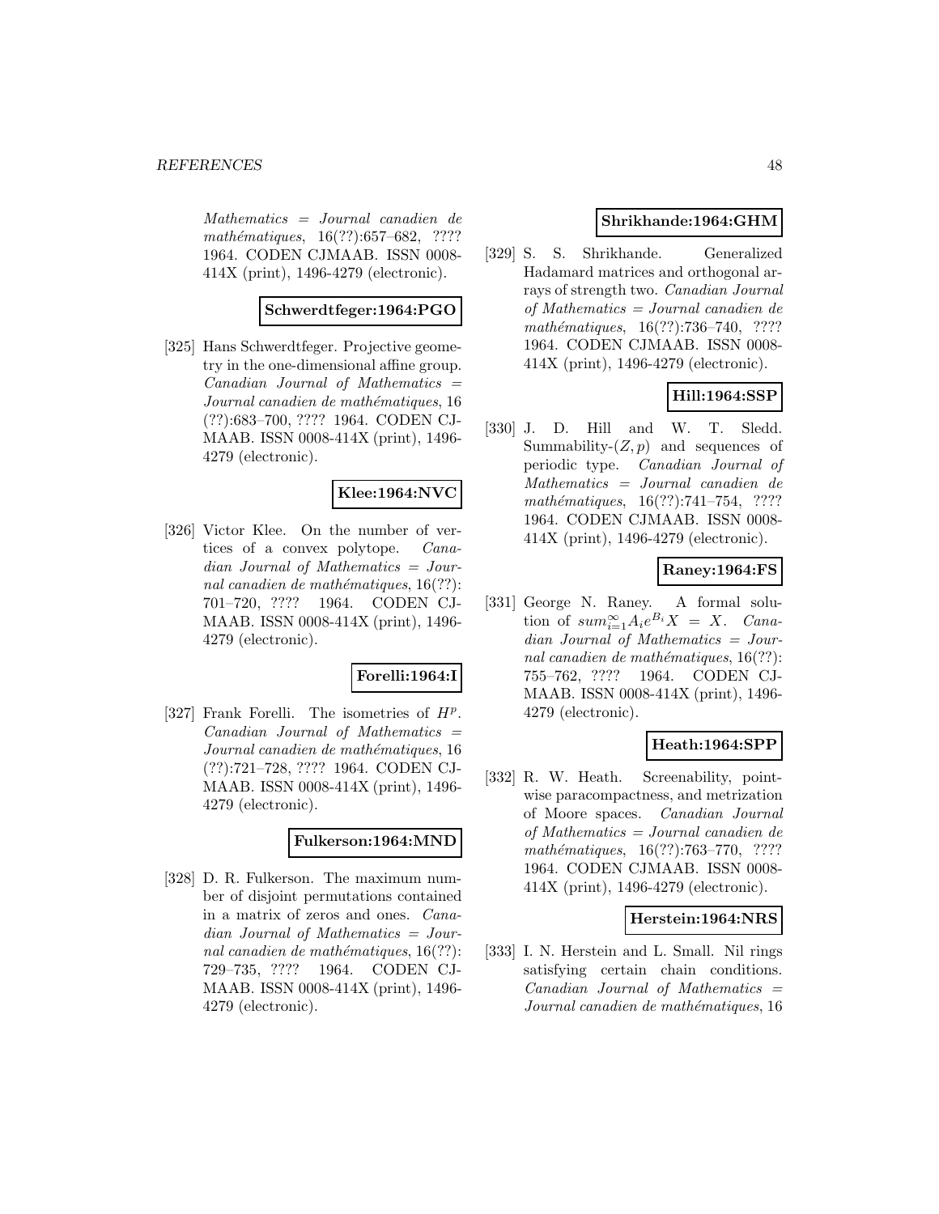*Mathematics = Journal canadien de mathématiques*, 16(??):657–682, ???? 1964. CODEN CJMAAB. ISSN 0008-414X (print), 1496-4279 (electronic).

**Schwerdtfeger:1964:PGO**

[325] Hans Schwerdtfeger. Projective geometry in the one-dimensional affine group. *Canadian Journal of Mathematics = Journal canadien de mathématiques*, 16 (??):683–700, ???? 1964. CODEN CJMAAB. ISSN 0008-414X (print), 1496-4279 (electronic).

**Klee:1964:NVC**

[326] Victor Klee. On the number of vertices of a convex polytope. *Canadian Journal of Mathematics = Journal canadien de mathématiques*, 16(??): 701–720, ???? 1964. CODEN CJMAAB. ISSN 0008-414X (print), 1496-4279 (electronic).

**Forelli:1964:I**

[327] Frank Forelli. The isometries of $H^p$. *Canadian Journal of Mathematics = Journal canadien de mathématiques*, 16 (??):721–728, ???? 1964. CODEN CJMAAB. ISSN 0008-414X (print), 1496-4279 (electronic).

**Fulkerson:1964:MND**

[328] D. R. Fulkerson. The maximum number of disjoint permutations contained in a matrix of zeros and ones. *Canadian Journal of Mathematics = Journal canadien de mathématiques*, 16(??): 729–735, ???? 1964. CODEN CJMAAB. ISSN 0008-414X (print), 1496-4279 (electronic).

**Shrikhande:1964:GHM**

[329] S. S. Shrikhande. Generalized Hadamard matrices and orthogonal arrays of strength two. *Canadian Journal of Mathematics = Journal canadien de mathématiques*, 16(??):736–740, ???? 1964. CODEN CJMAAB. ISSN 0008-414X (print), 1496-4279 (electronic).

**Hill:1964:SSP**

[330] J. D. Hill and W. T. Sledd. Summability-$(Z, p)$ and sequences of periodic type. *Canadian Journal of Mathematics = Journal canadien de mathématiques*, 16(??):741–754, ???? 1964. CODEN CJMAAB. ISSN 0008-414X (print), 1496-4279 (electronic).

**Raney:1964:FS**

[331] George N. Raney. A formal solution of $sum_{i=1}^{\infty} A_i e^{B_i} X = X$. *Canadian Journal of Mathematics = Journal canadien de mathématiques*, 16(??): 755–762, ???? 1964. CODEN CJMAAB. ISSN 0008-414X (print), 1496-4279 (electronic).

**Heath:1964:SPP**

[332] R. W. Heath. Screenability, pointwise paracompactness, and metrization of Moore spaces. *Canadian Journal of Mathematics = Journal canadien de mathématiques*, 16(??):763–770, ???? 1964. CODEN CJMAAB. ISSN 0008-414X (print), 1496-4279 (electronic).

**Herstein:1964:NRS**

[333] I. N. Herstein and L. Small. Nil rings satisfying certain chain conditions. *Canadian Journal of Mathematics = Journal canadien de mathématiques*, 16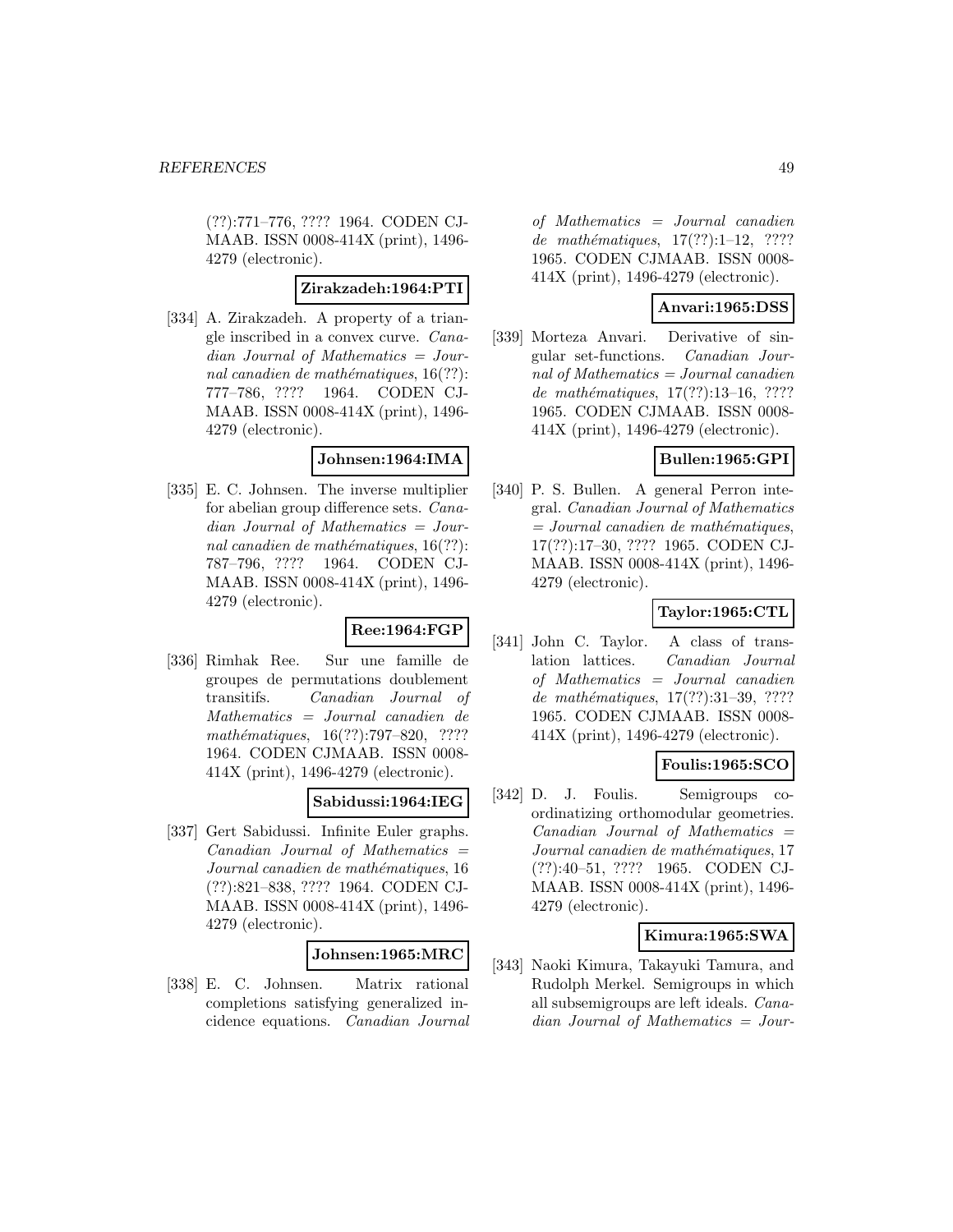(??):771–776, ???? 1964. CODEN CJ-MAAB. ISSN 0008-414X (print), 1496-4279 (electronic).

**Zirakzadeh:1964:PTI**

[334] A. Zirakzadeh. A property of a triangle inscribed in a convex curve. *Canadian Journal of Mathematics = Journal canadien de mathématiques*, 16(??): 777–786, ???? 1964. CODEN CJ-MAAB. ISSN 0008-414X (print), 1496-4279 (electronic).

**Johnsen:1964:IMA**

[335] E. C. Johnsen. The inverse multiplier for abelian group difference sets. *Canadian Journal of Mathematics = Journal canadien de mathématiques*, 16(??): 787–796, ???? 1964. CODEN CJ-MAAB. ISSN 0008-414X (print), 1496-4279 (electronic).

**Ree:1964:FGP**

[336] Rimhak Ree. Sur une famille de groupes de permutations doublement transitifs. *Canadian Journal of Mathematics = Journal canadien de mathématiques*, 16(??):797–820, ???? 1964. CODEN CJMAAB. ISSN 0008-414X (print), 1496-4279 (electronic).

**Sabidussi:1964:IEG**

[337] Gert Sabidussi. Infinite Euler graphs. *Canadian Journal of Mathematics = Journal canadien de mathématiques*, 16 (??):821–838, ???? 1964. CODEN CJ-MAAB. ISSN 0008-414X (print), 1496-4279 (electronic).

**Johnsen:1965:MRC**

[338] E. C. Johnsen. Matrix rational completions satisfying generalized incidence equations. *Canadian Journal of Mathematics = Journal canadien de mathématiques*, 17(??):1–12, ???? 1965. CODEN CJMAAB. ISSN 0008-414X (print), 1496-4279 (electronic).

**Anvari:1965:DSS**

[339] Morteza Anvari. Derivative of singular set-functions. *Canadian Journal of Mathematics = Journal canadien de mathématiques*, 17(??):13–16, ???? 1965. CODEN CJMAAB. ISSN 0008-414X (print), 1496-4279 (electronic).

**Bullen:1965:GPI**

[340] P. S. Bullen. A general Perron integral. *Canadian Journal of Mathematics = Journal canadien de mathématiques*, 17(??):17–30, ???? 1965. CODEN CJ-MAAB. ISSN 0008-414X (print), 1496-4279 (electronic).

**Taylor:1965:CTL**

[341] John C. Taylor. A class of translation lattices. *Canadian Journal of Mathematics = Journal canadien de mathématiques*, 17(??):31–39, ???? 1965. CODEN CJMAAB. ISSN 0008-414X (print), 1496-4279 (electronic).

**Foulis:1965:SCO**

[342] D. J. Foulis. Semigroups coordinatizing orthomodular geometries. *Canadian Journal of Mathematics = Journal canadien de mathématiques*, 17 (??):40–51, ???? 1965. CODEN CJ-MAAB. ISSN 0008-414X (print), 1496-4279 (electronic).

**Kimura:1965:SWA**

[343] Naoki Kimura, Takayuki Tamura, and Rudolph Merkel. Semigroups in which all subsemigroups are left ideals. *Canadian Journal of Mathematics = Jour-*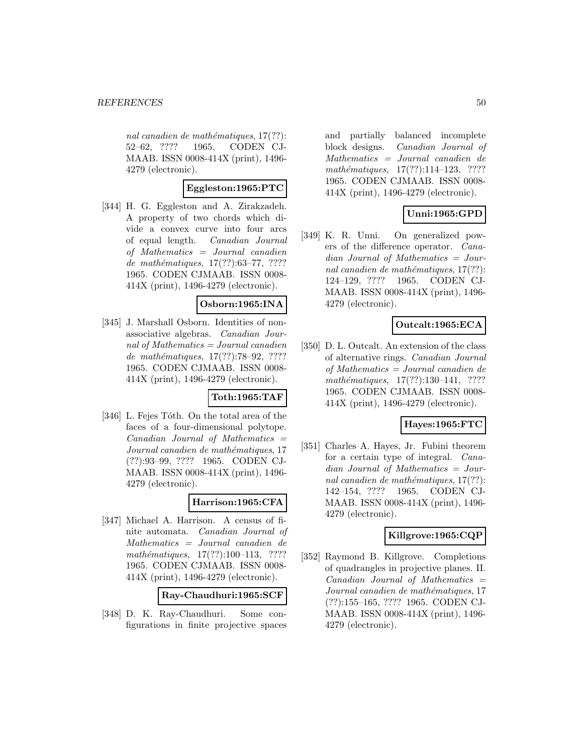nal canadien de mathématiques*, 17(??): 52–62, ???? 1965. CODEN CJMAAB. ISSN 0008-414X (print), 1496-4279 (electronic).

**Eggleston:1965:PTC**

[344] H. G. Eggleston and A. Zirakzadeh. A property of two chords which divide a convex curve into four arcs of equal length. *Canadian Journal of Mathematics = Journal canadien de mathématiques*, 17(??):63–77, ???? 1965. CODEN CJMAAB. ISSN 0008-414X (print), 1496-4279 (electronic).

**Osborn:1965:INA**

[345] J. Marshall Osborn. Identities of nonassociative algebras. *Canadian Journal of Mathematics = Journal canadien de mathématiques*, 17(??):78–92, ???? 1965. CODEN CJMAAB. ISSN 0008-414X (print), 1496-4279 (electronic).

**Toth:1965:TAF**

[346] L. Fejes Tóth. On the total area of the faces of a four-dimensional polytope. *Canadian Journal of Mathematics = Journal canadien de mathématiques*, 17 (??):93–99, ???? 1965. CODEN CJMAAB. ISSN 0008-414X (print), 1496-4279 (electronic).

**Harrison:1965:CFA**

[347] Michael A. Harrison. A census of finite automata. *Canadian Journal of Mathematics = Journal canadien de mathématiques*, 17(??):100–113, ???? 1965. CODEN CJMAAB. ISSN 0008-414X (print), 1496-4279 (electronic).

**Ray-Chaudhuri:1965:SCF**

[348] D. K. Ray-Chaudhuri. Some configurations in finite projective spaces and partially balanced incomplete block designs. *Canadian Journal of Mathematics = Journal canadien de mathématiques*, 17(??):114–123, ???? 1965. CODEN CJMAAB. ISSN 0008-414X (print), 1496-4279 (electronic).

**Unni:1965:GPD**

[349] K. R. Unni. On generalized powers of the difference operator. *Canadian Journal of Mathematics = Journal canadien de mathématiques*, 17(??): 124–129, ???? 1965. CODEN CJMAAB. ISSN 0008-414X (print), 1496-4279 (electronic).

**Outcalt:1965:ECA**

[350] D. L. Outcalt. An extension of the class of alternative rings. *Canadian Journal of Mathematics = Journal canadien de mathématiques*, 17(??):130–141, ???? 1965. CODEN CJMAAB. ISSN 0008-414X (print), 1496-4279 (electronic).

**Hayes:1965:FTC**

[351] Charles A. Hayes, Jr. Fubini theorem for a certain type of integral. *Canadian Journal of Mathematics = Journal canadien de mathématiques*, 17(??): 142–154, ???? 1965. CODEN CJMAAB. ISSN 0008-414X (print), 1496-4279 (electronic).

**Killgrove:1965:CQP**

[352] Raymond B. Killgrove. Completions of quadrangles in projective planes. II. *Canadian Journal of Mathematics = Journal canadien de mathématiques*, 17 (??):155–165, ???? 1965. CODEN CJMAAB. ISSN 0008-414X (print), 1496-4279 (electronic).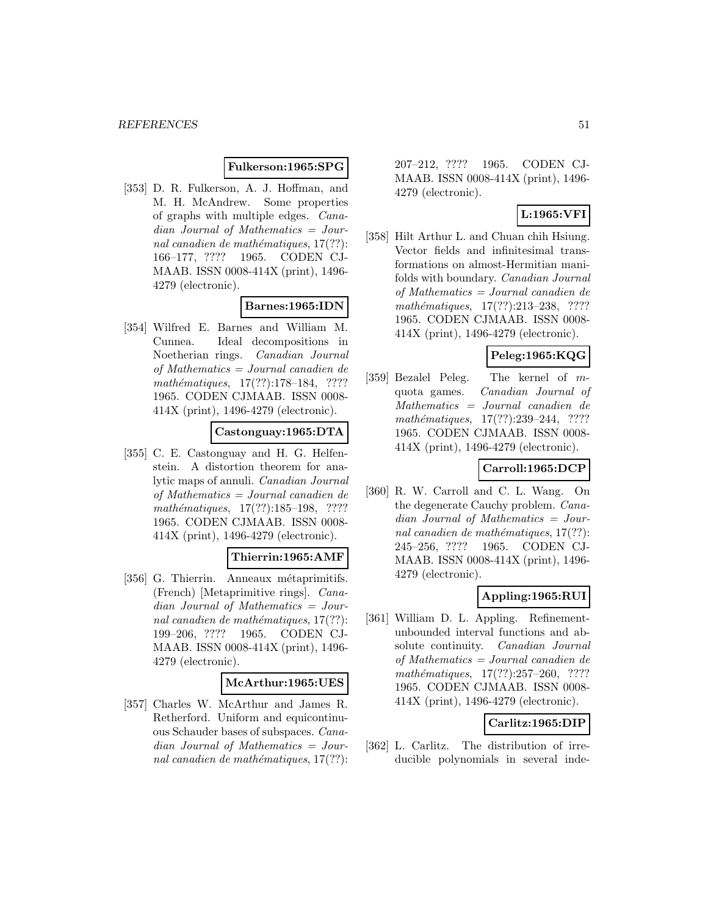**Fulkerson:1965:SPG**

[353] D. R. Fulkerson, A. J. Hoffman, and M. H. McAndrew. Some properties of graphs with multiple edges. *Canadian Journal of Mathematics = Journal canadien de mathématiques*, 17(??): 166–177, ???? 1965. CODEN CJMAAB. ISSN 0008-414X (print), 1496-4279 (electronic).

**Barnes:1965:IDN**

[354] Wilfred E. Barnes and William M. Cunnea. Ideal decompositions in Noetherian rings. *Canadian Journal of Mathematics = Journal canadien de mathématiques*, 17(??):178–184, ???? 1965. CODEN CJMAAB. ISSN 0008-414X (print), 1496-4279 (electronic).

**Castonguay:1965:DTA**

[355] C. E. Castonguay and H. G. Helfenstein. A distortion theorem for analytic maps of annuli. *Canadian Journal of Mathematics = Journal canadien de mathématiques*, 17(??):185–198, ???? 1965. CODEN CJMAAB. ISSN 0008-414X (print), 1496-4279 (electronic).

**Thierrin:1965:AMF**

[356] G. Thierrin. Anneaux métaprimitifs. (French) [Metaprimitive rings]. *Canadian Journal of Mathematics = Journal canadien de mathématiques*, 17(??): 199–206, ???? 1965. CODEN CJMAAB. ISSN 0008-414X (print), 1496-4279 (electronic).

**McArthur:1965:UES**

[357] Charles W. McArthur and James R. Retherford. Uniform and equicontinuous Schauder bases of subspaces. *Canadian Journal of Mathematics = Journal canadien de mathématiques*, 17(??): 207–212, ???? 1965. CODEN CJMAAB. ISSN 0008-414X (print), 1496-4279 (electronic).

**L:1965:VFI**

[358] Hilt Arthur L. and Chuan chih Hsiung. Vector fields and infinitesimal transformations on almost-Hermitian manifolds with boundary. *Canadian Journal of Mathematics = Journal canadien de mathématiques*, 17(??):213–238, ???? 1965. CODEN CJMAAB. ISSN 0008-414X (print), 1496-4279 (electronic).

**Peleg:1965:KQG**

[359] Bezalel Peleg. The kernel of $m$-quota games. *Canadian Journal of Mathematics = Journal canadien de mathématiques*, 17(??):239–244, ???? 1965. CODEN CJMAAB. ISSN 0008-414X (print), 1496-4279 (electronic).

**Carroll:1965:DCP**

[360] R. W. Carroll and C. L. Wang. On the degenerate Cauchy problem. *Canadian Journal of Mathematics = Journal canadien de mathématiques*, 17(??): 245–256, ???? 1965. CODEN CJMAAB. ISSN 0008-414X (print), 1496-4279 (electronic).

**Appling:1965:RUI**

[361] William D. L. Appling. Refinement-unbounded interval functions and absolute continuity. *Canadian Journal of Mathematics = Journal canadien de mathématiques*, 17(??):257–260, ???? 1965. CODEN CJMAAB. ISSN 0008-414X (print), 1496-4279 (electronic).

**Carlitz:1965:DIP**

[362] L. Carlitz. The distribution of irreducible polynomials in several inde-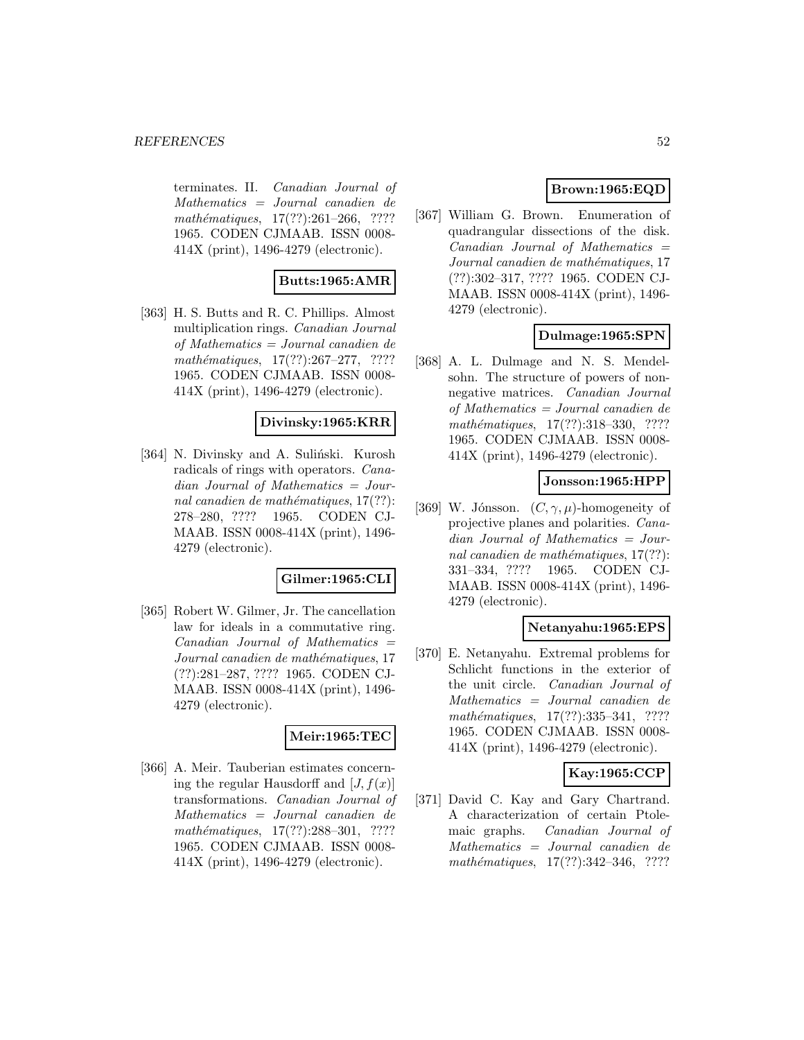terminates. II. *Canadian Journal of Mathematics = Journal canadien de mathématiques*, 17(??):261–266, ???? 1965. CODEN CJMAAB. ISSN 0008-414X (print), 1496-4279 (electronic).

**Butts:1965:AMR**

[363] H. S. Butts and R. C. Phillips. Almost multiplication rings. *Canadian Journal of Mathematics = Journal canadien de mathématiques*, 17(??):267–277, ???? 1965. CODEN CJMAAB. ISSN 0008-414X (print), 1496-4279 (electronic).

**Divinsky:1965:KRR**

[364] N. Divinsky and A. Suliński. Kurosh radicals of rings with operators. *Canadian Journal of Mathematics = Journal canadien de mathématiques*, 17(??):278–280, ???? 1965. CODEN CJMAAB. ISSN 0008-414X (print), 1496-4279 (electronic).

**Gilmer:1965:CLI**

[365] Robert W. Gilmer, Jr. The cancellation law for ideals in a commutative ring. *Canadian Journal of Mathematics = Journal canadien de mathématiques*, 17(??):281–287, ???? 1965. CODEN CJMAAB. ISSN 0008-414X (print), 1496-4279 (electronic).

**Meir:1965:TEC**

[366] A. Meir. Tauberian estimates concerning the regular Hausdorff and $[J, f(x)]$ transformations. *Canadian Journal of Mathematics = Journal canadien de mathématiques*, 17(??):288–301, ???? 1965. CODEN CJMAAB. ISSN 0008-414X (print), 1496-4279 (electronic).

**Brown:1965:EQD**

[367] William G. Brown. Enumeration of quadrangular dissections of the disk. *Canadian Journal of Mathematics = Journal canadien de mathématiques*, 17(??):302–317, ???? 1965. CODEN CJMAAB. ISSN 0008-414X (print), 1496-4279 (electronic).

**Dulmage:1965:SPN**

[368] A. L. Dulmage and N. S. Mendelsohn. The structure of powers of non-negative matrices. *Canadian Journal of Mathematics = Journal canadien de mathématiques*, 17(??):318–330, ???? 1965. CODEN CJMAAB. ISSN 0008-414X (print), 1496-4279 (electronic).

**Jonsson:1965:HPP**

[369] W. Jónsson. $(C, \gamma, \mu)$-homogeneity of projective planes and polarities. *Canadian Journal of Mathematics = Journal canadien de mathématiques*, 17(??):331–334, ???? 1965. CODEN CJMAAB. ISSN 0008-414X (print), 1496-4279 (electronic).

**Netanyahu:1965:EPS**

[370] E. Netanyahu. Extremal problems for Schlicht functions in the exterior of the unit circle. *Canadian Journal of Mathematics = Journal canadien de mathématiques*, 17(??):335–341, ???? 1965. CODEN CJMAAB. ISSN 0008-414X (print), 1496-4279 (electronic).

**Kay:1965:CCP**

[371] David C. Kay and Gary Chartrand. A characterization of certain Ptolemaic graphs. *Canadian Journal of Mathematics = Journal canadien de mathématiques*, 17(??):342–346, ????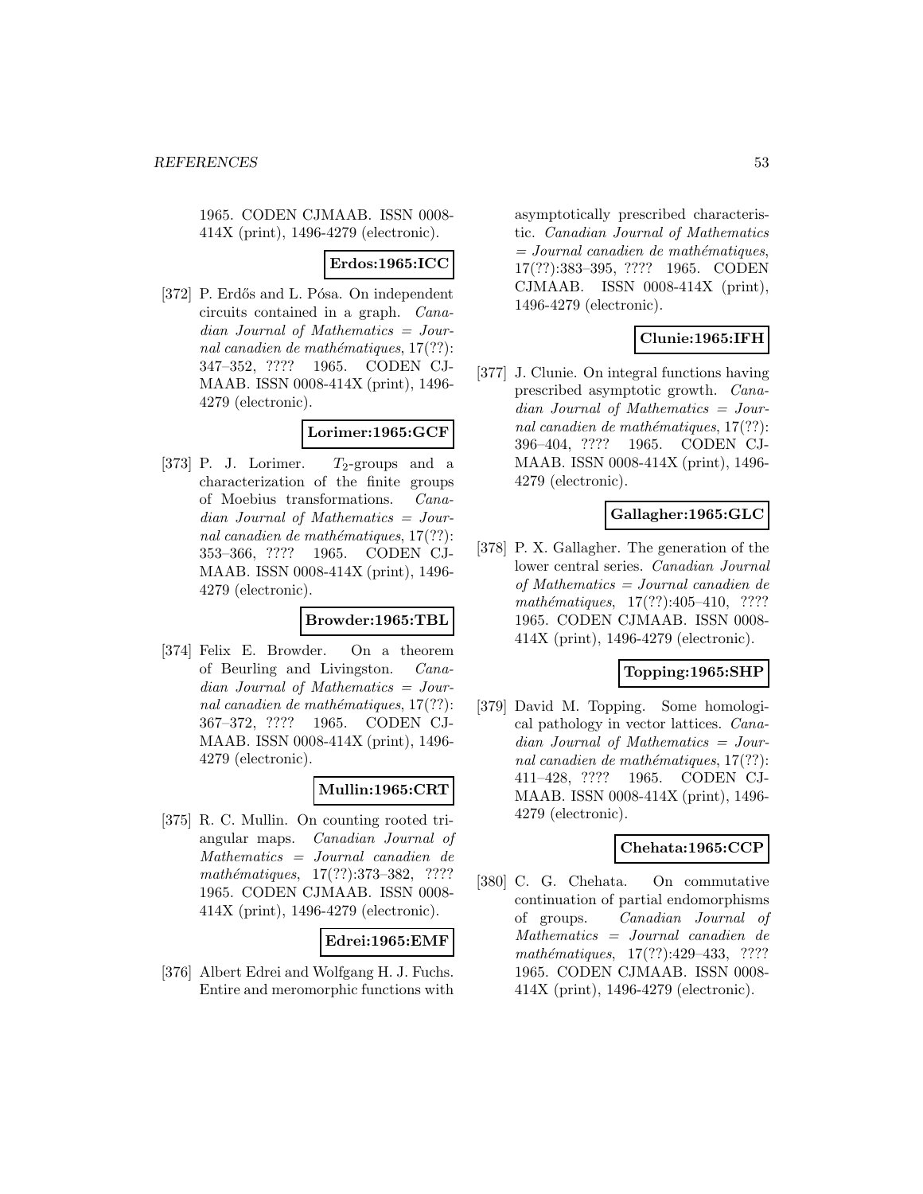1965. CODEN CJMAAB. ISSN 0008-414X (print), 1496-4279 (electronic).

**Erdos:1965:ICC**

[372] P. Erdős and L. Pósa. On independent circuits contained in a graph. *Canadian Journal of Mathematics = Journal canadien de mathématiques*, 17(??): 347–352, ???? 1965. CODEN CJMAAB. ISSN 0008-414X (print), 1496-4279 (electronic).

**Lorimer:1965:GCF**

[373] P. J. Lorimer. $T_2$-groups and a characterization of the finite groups of Moebius transformations. *Canadian Journal of Mathematics = Journal canadien de mathématiques*, 17(??): 353–366, ???? 1965. CODEN CJMAAB. ISSN 0008-414X (print), 1496-4279 (electronic).

**Browder:1965:TBL**

[374] Felix E. Browder. On a theorem of Beurling and Livingston. *Canadian Journal of Mathematics = Journal canadien de mathématiques*, 17(??): 367–372, ???? 1965. CODEN CJMAAB. ISSN 0008-414X (print), 1496-4279 (electronic).

**Mullin:1965:CRT**

[375] R. C. Mullin. On counting rooted triangular maps. *Canadian Journal of Mathematics = Journal canadien de mathématiques*, 17(??):373–382, ???? 1965. CODEN CJMAAB. ISSN 0008-414X (print), 1496-4279 (electronic).

**Edrei:1965:EMF**

[376] Albert Edrei and Wolfgang H. J. Fuchs. Entire and meromorphic functions with asymptotically prescribed characteristic. *Canadian Journal of Mathematics = Journal canadien de mathématiques*, 17(??):383–395, ???? 1965. CODEN CJMAAB. ISSN 0008-414X (print), 1496-4279 (electronic).

**Clunie:1965:IFH**

[377] J. Clunie. On integral functions having prescribed asymptotic growth. *Canadian Journal of Mathematics = Journal canadien de mathématiques*, 17(??): 396–404, ???? 1965. CODEN CJMAAB. ISSN 0008-414X (print), 1496-4279 (electronic).

**Gallagher:1965:GLC**

[378] P. X. Gallagher. The generation of the lower central series. *Canadian Journal of Mathematics = Journal canadien de mathématiques*, 17(??):405–410, ???? 1965. CODEN CJMAAB. ISSN 0008-414X (print), 1496-4279 (electronic).

**Topping:1965:SHP**

[379] David M. Topping. Some homological pathology in vector lattices. *Canadian Journal of Mathematics = Journal canadien de mathématiques*, 17(??): 411–428, ???? 1965. CODEN CJMAAB. ISSN 0008-414X (print), 1496-4279 (electronic).

**Chehata:1965:CCP**

[380] C. G. Chehata. On commutative continuation of partial endomorphisms of groups. *Canadian Journal of Mathematics = Journal canadien de mathématiques*, 17(??):429–433, ???? 1965. CODEN CJMAAB. ISSN 0008-414X (print), 1496-4279 (electronic).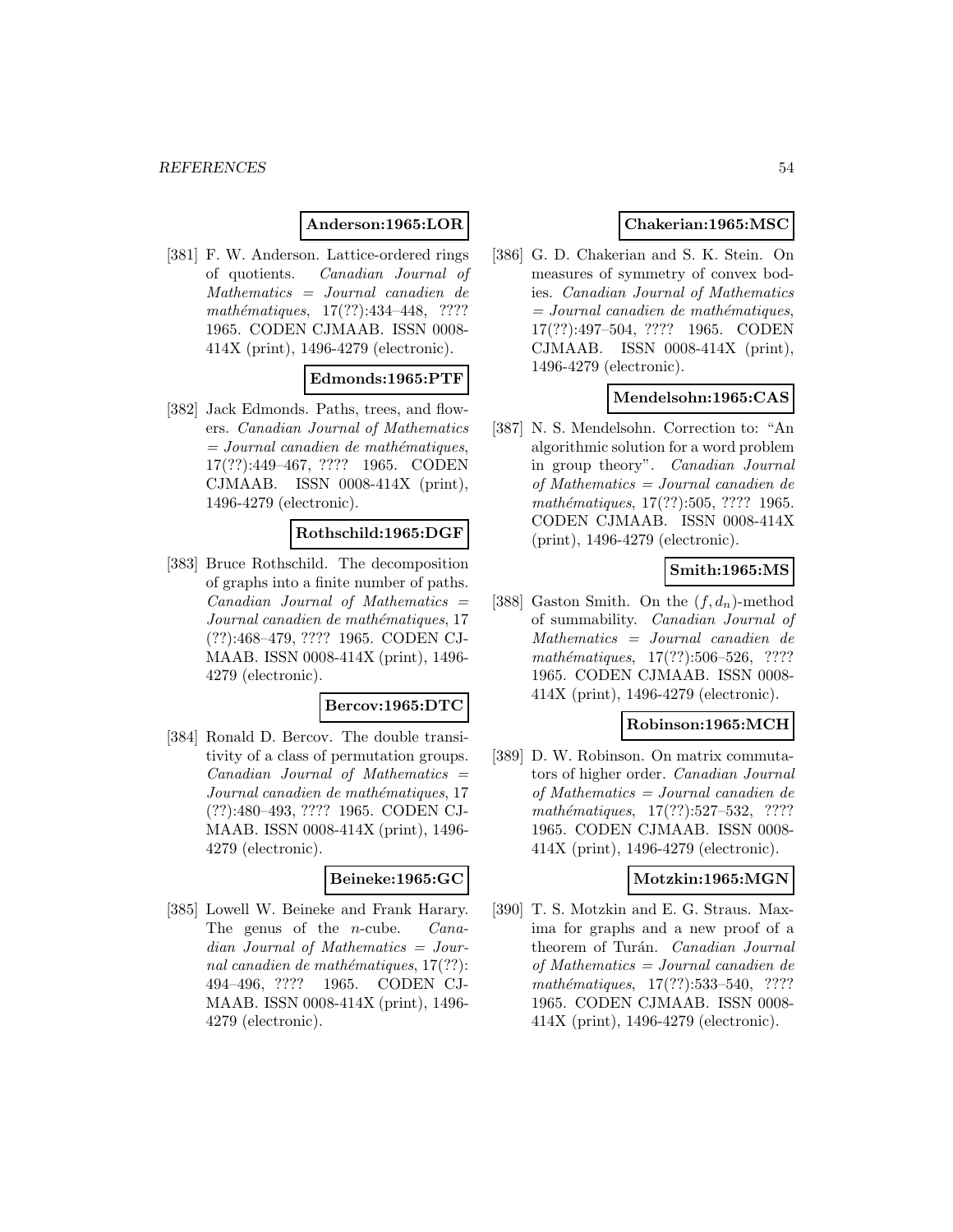**Anderson:1965:LOR**

[381] F. W. Anderson. Lattice-ordered rings of quotients. *Canadian Journal of Mathematics = Journal canadien de mathématiques*, 17(??):434–448, ???? 1965. CODEN CJMAAB. ISSN 0008-414X (print), 1496-4279 (electronic).

**Edmonds:1965:PTF**

[382] Jack Edmonds. Paths, trees, and flowers. *Canadian Journal of Mathematics = Journal canadien de mathématiques*, 17(??):449–467, ???? 1965. CODEN CJMAAB. ISSN 0008-414X (print), 1496-4279 (electronic).

**Rothschild:1965:DGF**

[383] Bruce Rothschild. The decomposition of graphs into a finite number of paths. *Canadian Journal of Mathematics = Journal canadien de mathématiques*, 17 (??):468–479, ???? 1965. CODEN CJMAAB. ISSN 0008-414X (print), 1496-4279 (electronic).

**Bercov:1965:DTC**

[384] Ronald D. Bercov. The double transitivity of a class of permutation groups. *Canadian Journal of Mathematics = Journal canadien de mathématiques*, 17 (??):480–493, ???? 1965. CODEN CJMAAB. ISSN 0008-414X (print), 1496-4279 (electronic).

**Beineke:1965:GC**

[385] Lowell W. Beineke and Frank Harary. The genus of the $n$-cube. *Canadian Journal of Mathematics = Journal canadien de mathématiques*, 17(??): 494–496, ???? 1965. CODEN CJMAAB. ISSN 0008-414X (print), 1496-4279 (electronic).

**Chakerian:1965:MSC**

[386] G. D. Chakerian and S. K. Stein. On measures of symmetry of convex bodies. *Canadian Journal of Mathematics = Journal canadien de mathématiques*, 17(??):497–504, ???? 1965. CODEN CJMAAB. ISSN 0008-414X (print), 1496-4279 (electronic).

**Mendelsohn:1965:CAS**

[387] N. S. Mendelsohn. Correction to: "An algorithmic solution for a word problem in group theory". *Canadian Journal of Mathematics = Journal canadien de mathématiques*, 17(??):505, ???? 1965. CODEN CJMAAB. ISSN 0008-414X (print), 1496-4279 (electronic).

**Smith:1965:MS**

[388] Gaston Smith. On the $(f, d_n)$-method of summability. *Canadian Journal of Mathematics = Journal canadien de mathématiques*, 17(??):506–526, ???? 1965. CODEN CJMAAB. ISSN 0008-414X (print), 1496-4279 (electronic).

**Robinson:1965:MCH**

[389] D. W. Robinson. On matrix commutators of higher order. *Canadian Journal of Mathematics = Journal canadien de mathématiques*, 17(??):527–532, ???? 1965. CODEN CJMAAB. ISSN 0008-414X (print), 1496-4279 (electronic).

**Motzkin:1965:MGN**

[390] T. S. Motzkin and E. G. Straus. Maxima for graphs and a new proof of a theorem of Turán. *Canadian Journal of Mathematics = Journal canadien de mathématiques*, 17(??):533–540, ???? 1965. CODEN CJMAAB. ISSN 0008-414X (print), 1496-4279 (electronic).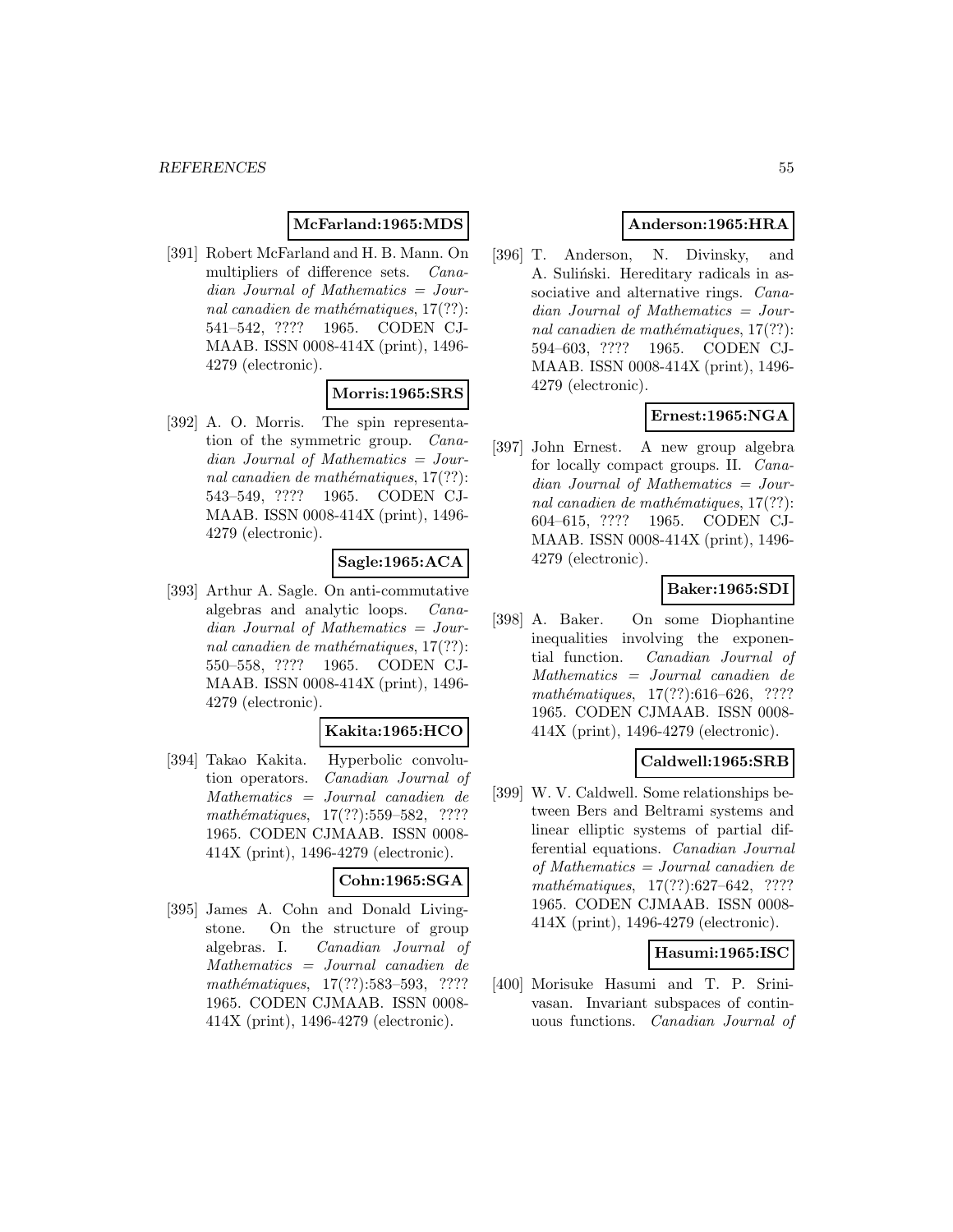**McFarland:1965:MDS**

[391] Robert McFarland and H. B. Mann. On multipliers of difference sets. *Canadian Journal of Mathematics = Journal canadien de mathématiques*, 17(??): 541–542, ???? 1965. CODEN CJMAAB. ISSN 0008-414X (print), 1496-4279 (electronic).

**Morris:1965:SRS**

[392] A. O. Morris. The spin representation of the symmetric group. *Canadian Journal of Mathematics = Journal canadien de mathématiques*, 17(??): 543–549, ???? 1965. CODEN CJMAAB. ISSN 0008-414X (print), 1496-4279 (electronic).

**Sagle:1965:ACA**

[393] Arthur A. Sagle. On anti-commutative algebras and analytic loops. *Canadian Journal of Mathematics = Journal canadien de mathématiques*, 17(??): 550–558, ???? 1965. CODEN CJMAAB. ISSN 0008-414X (print), 1496-4279 (electronic).

**Kakita:1965:HCO**

[394] Takao Kakita. Hyperbolic convolution operators. *Canadian Journal of Mathematics = Journal canadien de mathématiques*, 17(??):559–582, ???? 1965. CODEN CJMAAB. ISSN 0008-414X (print), 1496-4279 (electronic).

**Cohn:1965:SGA**

[395] James A. Cohn and Donald Livingstone. On the structure of group algebras. I. *Canadian Journal of Mathematics = Journal canadien de mathématiques*, 17(??):583–593, ???? 1965. CODEN CJMAAB. ISSN 0008-414X (print), 1496-4279 (electronic).

**Anderson:1965:HRA**

[396] T. Anderson, N. Divinsky, and A. Suliński. Hereditary radicals in associative and alternative rings. *Canadian Journal of Mathematics = Journal canadien de mathématiques*, 17(??): 594–603, ???? 1965. CODEN CJMAAB. ISSN 0008-414X (print), 1496-4279 (electronic).

**Ernest:1965:NGA**

[397] John Ernest. A new group algebra for locally compact groups. II. *Canadian Journal of Mathematics = Journal canadien de mathématiques*, 17(??): 604–615, ???? 1965. CODEN CJMAAB. ISSN 0008-414X (print), 1496-4279 (electronic).

**Baker:1965:SDI**

[398] A. Baker. On some Diophantine inequalities involving the exponential function. *Canadian Journal of Mathematics = Journal canadien de mathématiques*, 17(??):616–626, ???? 1965. CODEN CJMAAB. ISSN 0008-414X (print), 1496-4279 (electronic).

**Caldwell:1965:SRB**

[399] W. V. Caldwell. Some relationships between Bers and Beltrami systems and linear elliptic systems of partial differential equations. *Canadian Journal of Mathematics = Journal canadien de mathématiques*, 17(??):627–642, ???? 1965. CODEN CJMAAB. ISSN 0008-414X (print), 1496-4279 (electronic).

**Hasumi:1965:ISC**

[400] Morisuke Hasumi and T. P. Srinivasan. Invariant subspaces of continuous functions. *Canadian Journal of*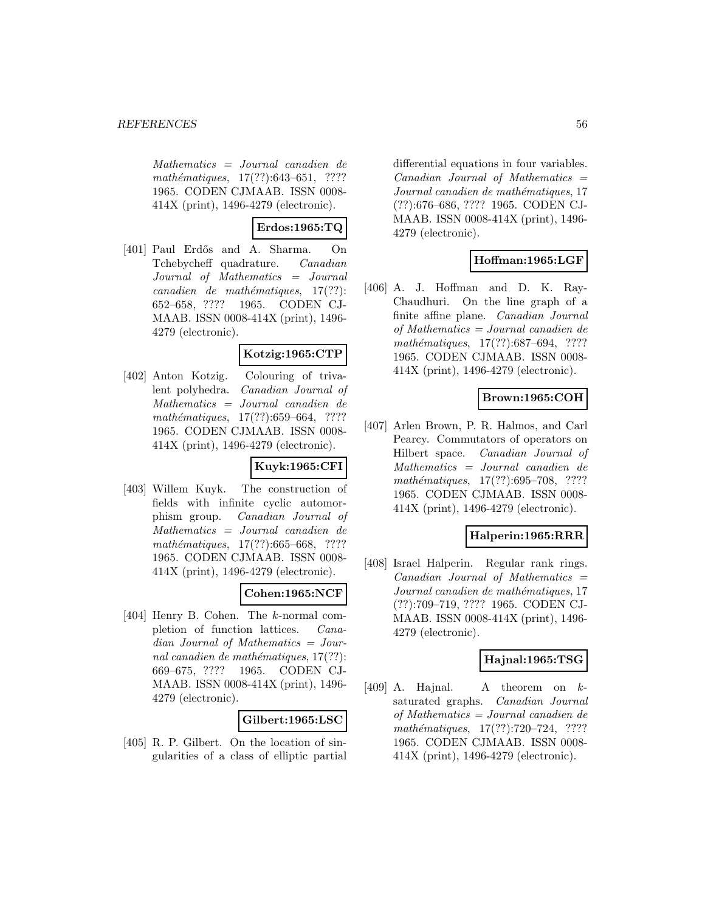*Mathematics = Journal canadien de mathématiques*, 17(??):643–651, ???? 1965. CODEN CJMAAB. ISSN 0008-414X (print), 1496-4279 (electronic).

**Erdos:1965:TQ**

[401] Paul Erdős and A. Sharma. On Tchebycheff quadrature. *Canadian Journal of Mathematics = Journal canadien de mathématiques*, 17(??): 652–658, ???? 1965. CODEN CJMAAB. ISSN 0008-414X (print), 1496-4279 (electronic).

**Kotzig:1965:CTP**

[402] Anton Kotzig. Colouring of trivalent polyhedra. *Canadian Journal of Mathematics = Journal canadien de mathématiques*, 17(??):659–664, ???? 1965. CODEN CJMAAB. ISSN 0008-414X (print), 1496-4279 (electronic).

**Kuyk:1965:CFI**

[403] Willem Kuyk. The construction of fields with infinite cyclic automorphism group. *Canadian Journal of Mathematics = Journal canadien de mathématiques*, 17(??):665–668, ???? 1965. CODEN CJMAAB. ISSN 0008-414X (print), 1496-4279 (electronic).

**Cohen:1965:NCF**

[404] Henry B. Cohen. The $k$-normal completion of function lattices. *Canadian Journal of Mathematics = Journal canadien de mathématiques*, 17(??): 669–675, ???? 1965. CODEN CJMAAB. ISSN 0008-414X (print), 1496-4279 (electronic).

**Gilbert:1965:LSC**

[405] R. P. Gilbert. On the location of singularities of a class of elliptic partial differential equations in four variables. *Canadian Journal of Mathematics = Journal canadien de mathématiques*, 17 (??):676–686, ???? 1965. CODEN CJMAAB. ISSN 0008-414X (print), 1496-4279 (electronic).

**Hoffman:1965:LGF**

[406] A. J. Hoffman and D. K. Ray-Chaudhuri. On the line graph of a finite affine plane. *Canadian Journal of Mathematics = Journal canadien de mathématiques*, 17(??):687–694, ???? 1965. CODEN CJMAAB. ISSN 0008-414X (print), 1496-4279 (electronic).

**Brown:1965:COH**

[407] Arlen Brown, P. R. Halmos, and Carl Pearcy. Commutators of operators on Hilbert space. *Canadian Journal of Mathematics = Journal canadien de mathématiques*, 17(??):695–708, ???? 1965. CODEN CJMAAB. ISSN 0008-414X (print), 1496-4279 (electronic).

**Halperin:1965:RRR**

[408] Israel Halperin. Regular rank rings. *Canadian Journal of Mathematics = Journal canadien de mathématiques*, 17 (??):709–719, ???? 1965. CODEN CJMAAB. ISSN 0008-414X (print), 1496-4279 (electronic).

**Hajnal:1965:TSG**

[409] A. Hajnal. A theorem on $k$-saturated graphs. *Canadian Journal of Mathematics = Journal canadien de mathématiques*, 17(??):720–724, ???? 1965. CODEN CJMAAB. ISSN 0008-414X (print), 1496-4279 (electronic).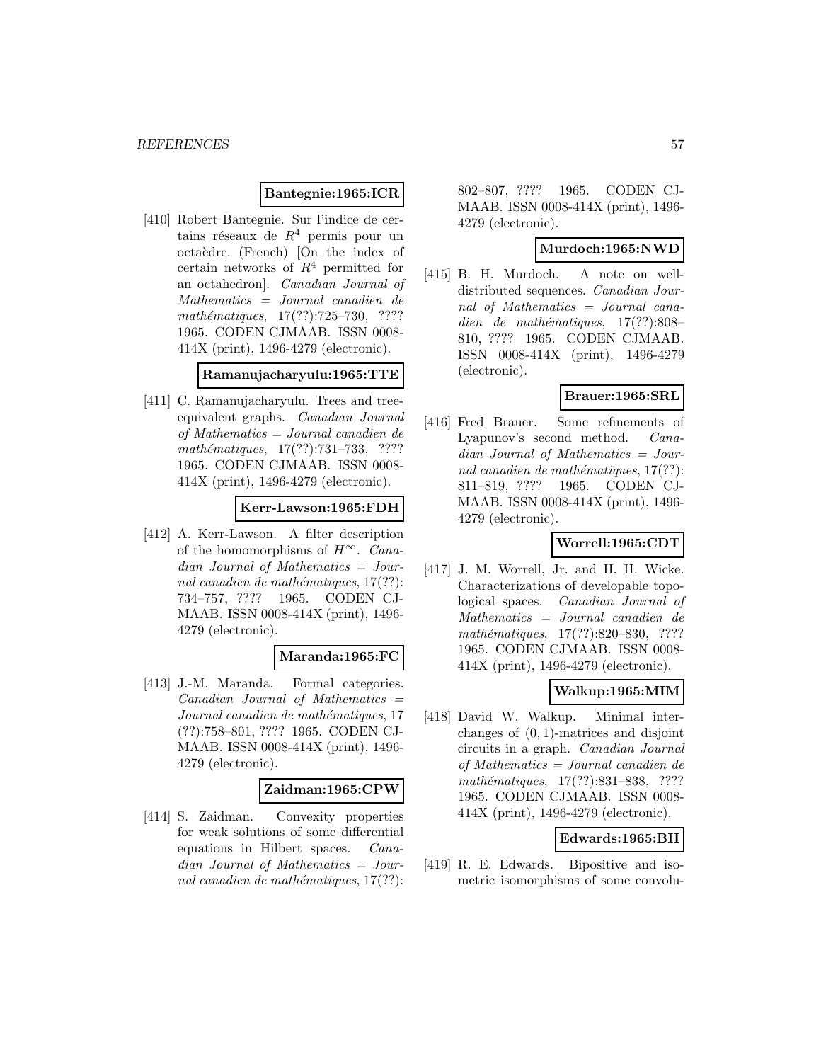**Bantegnie:1965:ICR**

[410] Robert Bantegnie. Sur l'indice de certains réseaux de $R^4$ permis pour un octaèdre. (French) [On the index of certain networks of $R^4$ permitted for an octahedron]. *Canadian Journal of Mathematics = Journal canadien de mathématiques*, 17(??):725–730, ???? 1965. CODEN CJMAAB. ISSN 0008-414X (print), 1496-4279 (electronic).

**Ramanujacharyulu:1965:TTE**

[411] C. Ramanujacharyulu. Trees and tree-equivalent graphs. *Canadian Journal of Mathematics = Journal canadien de mathématiques*, 17(??):731–733, ???? 1965. CODEN CJMAAB. ISSN 0008-414X (print), 1496-4279 (electronic).

**Kerr-Lawson:1965:FDH**

[412] A. Kerr-Lawson. A filter description of the homomorphisms of $H^\infty$. *Canadian Journal of Mathematics = Journal canadien de mathématiques*, 17(??):734–757, ???? 1965. CODEN CJMAAB. ISSN 0008-414X (print), 1496-4279 (electronic).

**Maranda:1965:FC**

[413] J.-M. Maranda. Formal categories. *Canadian Journal of Mathematics = Journal canadien de mathématiques*, 17(??):758–801, ???? 1965. CODEN CJMAAB. ISSN 0008-414X (print), 1496-4279 (electronic).

**Zaidman:1965:CPW**

[414] S. Zaidman. Convexity properties for weak solutions of some differential equations in Hilbert spaces. *Canadian Journal of Mathematics = Journal canadien de mathématiques*, 17(??):802–807, ???? 1965. CODEN CJMAAB. ISSN 0008-414X (print), 1496-4279 (electronic).

**Murdoch:1965:NWD**

[415] B. H. Murdoch. A note on well-distributed sequences. *Canadian Journal of Mathematics = Journal canadien de mathématiques*, 17(??):808–810, ???? 1965. CODEN CJMAAB. ISSN 0008-414X (print), 1496-4279 (electronic).

**Brauer:1965:SRL**

[416] Fred Brauer. Some refinements of Lyapunov's second method. *Canadian Journal of Mathematics = Journal canadien de mathématiques*, 17(??):811–819, ???? 1965. CODEN CJMAAB. ISSN 0008-414X (print), 1496-4279 (electronic).

**Worrell:1965:CDT**

[417] J. M. Worrell, Jr. and H. H. Wicke. Characterizations of developable topological spaces. *Canadian Journal of Mathematics = Journal canadien de mathématiques*, 17(??):820–830, ???? 1965. CODEN CJMAAB. ISSN 0008-414X (print), 1496-4279 (electronic).

**Walkup:1965:MIM**

[418] David W. Walkup. Minimal interchanges of $(0, 1)$-matrices and disjoint circuits in a graph. *Canadian Journal of Mathematics = Journal canadien de mathématiques*, 17(??):831–838, ???? 1965. CODEN CJMAAB. ISSN 0008-414X (print), 1496-4279 (electronic).

**Edwards:1965:BII**

[419] R. E. Edwards. Bipositive and isometric isomorphisms of some convolu-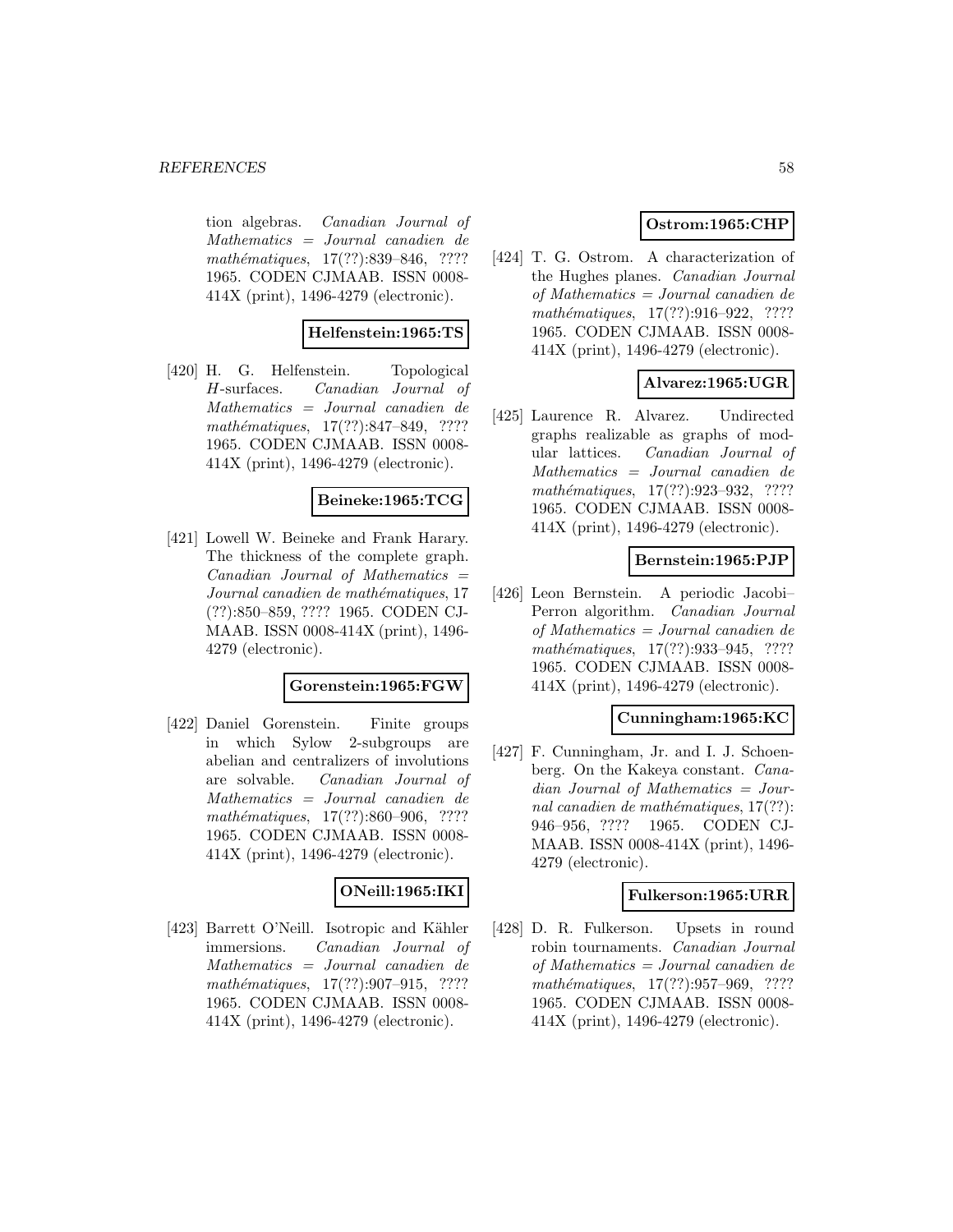tion algebras. *Canadian Journal of Mathematics = Journal canadien de mathématiques*, 17(??):839–846, ???? 1965. CODEN CJMAAB. ISSN 0008-414X (print), 1496-4279 (electronic).

**Helfenstein:1965:TS**

[420] H. G. Helfenstein. Topological $H$-surfaces. *Canadian Journal of Mathematics = Journal canadien de mathématiques*, 17(??):847–849, ???? 1965. CODEN CJMAAB. ISSN 0008-414X (print), 1496-4279 (electronic).

**Beineke:1965:TCG**

[421] Lowell W. Beineke and Frank Harary. The thickness of the complete graph. *Canadian Journal of Mathematics = Journal canadien de mathématiques*, 17 (??):850–859, ???? 1965. CODEN CJMAAB. ISSN 0008-414X (print), 1496-4279 (electronic).

**Gorenstein:1965:FGW**

[422] Daniel Gorenstein. Finite groups in which Sylow 2-subgroups are abelian and centralizers of involutions are solvable. *Canadian Journal of Mathematics = Journal canadien de mathématiques*, 17(??):860–906, ???? 1965. CODEN CJMAAB. ISSN 0008-414X (print), 1496-4279 (electronic).

**ONeill:1965:IKI**

[423] Barrett O'Neill. Isotropic and Kähler immersions. *Canadian Journal of Mathematics = Journal canadien de mathématiques*, 17(??):907–915, ???? 1965. CODEN CJMAAB. ISSN 0008-414X (print), 1496-4279 (electronic).

**Ostrom:1965:CHP**

[424] T. G. Ostrom. A characterization of the Hughes planes. *Canadian Journal of Mathematics = Journal canadien de mathématiques*, 17(??):916–922, ???? 1965. CODEN CJMAAB. ISSN 0008-414X (print), 1496-4279 (electronic).

**Alvarez:1965:UGR**

[425] Laurence R. Alvarez. Undirected graphs realizable as graphs of modular lattices. *Canadian Journal of Mathematics = Journal canadien de mathématiques*, 17(??):923–932, ???? 1965. CODEN CJMAAB. ISSN 0008-414X (print), 1496-4279 (electronic).

**Bernstein:1965:PJP**

[426] Leon Bernstein. A periodic Jacobi–Perron algorithm. *Canadian Journal of Mathematics = Journal canadien de mathématiques*, 17(??):933–945, ???? 1965. CODEN CJMAAB. ISSN 0008-414X (print), 1496-4279 (electronic).

**Cunningham:1965:KC**

[427] F. Cunningham, Jr. and I. J. Schoenberg. On the Kakeya constant. *Canadian Journal of Mathematics = Journal canadien de mathématiques*, 17(??): 946–956, ???? 1965. CODEN CJMAAB. ISSN 0008-414X (print), 1496-4279 (electronic).

**Fulkerson:1965:URR**

[428] D. R. Fulkerson. Upsets in round robin tournaments. *Canadian Journal of Mathematics = Journal canadien de mathématiques*, 17(??):957–969, ???? 1965. CODEN CJMAAB. ISSN 0008-414X (print), 1496-4279 (electronic).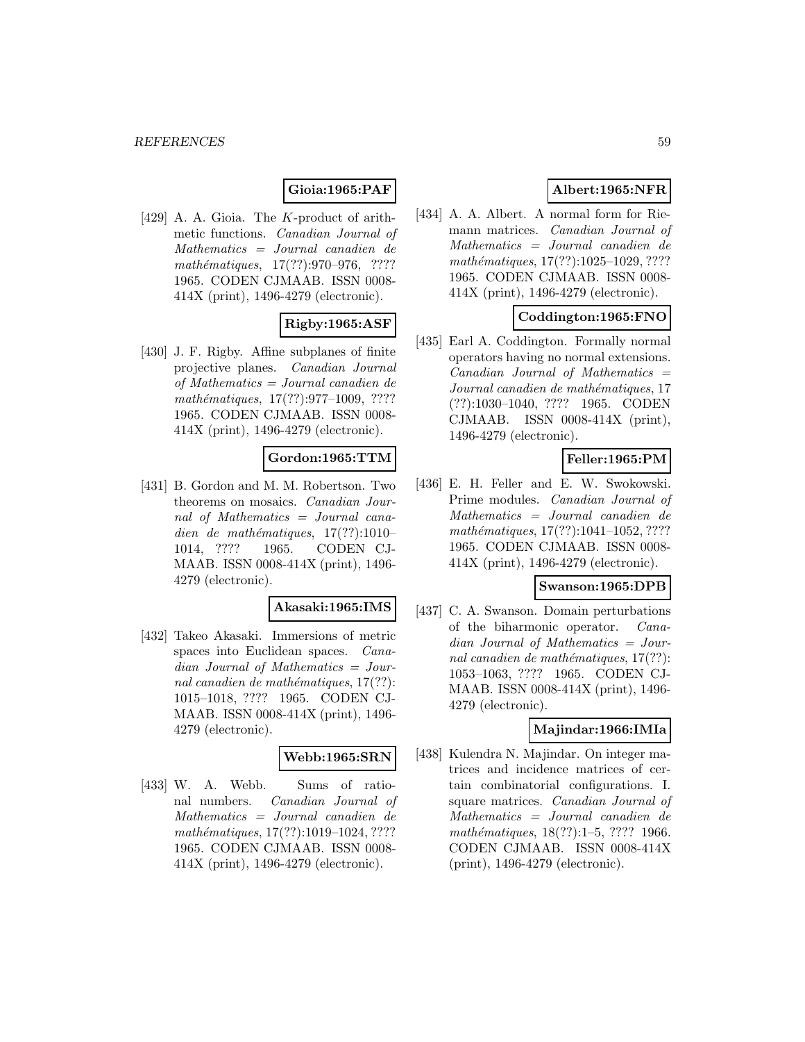**Gioia:1965:PAF**

[429] A. A. Gioia. The $K$-product of arithmetic functions. *Canadian Journal of Mathematics = Journal canadien de mathématiques*, 17(??):970–976, ???? 1965. CODEN CJMAAB. ISSN 0008-414X (print), 1496-4279 (electronic).

**Rigby:1965:ASF**

[430] J. F. Rigby. Affine subplanes of finite projective planes. *Canadian Journal of Mathematics = Journal canadien de mathématiques*, 17(??):977–1009, ???? 1965. CODEN CJMAAB. ISSN 0008-414X (print), 1496-4279 (electronic).

**Gordon:1965:TTM**

[431] B. Gordon and M. M. Robertson. Two theorems on mosaics. *Canadian Journal of Mathematics = Journal canadien de mathématiques*, 17(??):1010–1014, ???? 1965. CODEN CJMAAB. ISSN 0008-414X (print), 1496-4279 (electronic).

**Akasaki:1965:IMS**

[432] Takeo Akasaki. Immersions of metric spaces into Euclidean spaces. *Canadian Journal of Mathematics = Journal canadien de mathématiques*, 17(??):1015–1018, ???? 1965. CODEN CJMAAB. ISSN 0008-414X (print), 1496-4279 (electronic).

**Webb:1965:SRN**

[433] W. A. Webb. Sums of rational numbers. *Canadian Journal of Mathematics = Journal canadien de mathématiques*, 17(??):1019–1024, ???? 1965. CODEN CJMAAB. ISSN 0008-414X (print), 1496-4279 (electronic).

**Albert:1965:NFR**

[434] A. A. Albert. A normal form for Riemann matrices. *Canadian Journal of Mathematics = Journal canadien de mathématiques*, 17(??):1025–1029, ???? 1965. CODEN CJMAAB. ISSN 0008-414X (print), 1496-4279 (electronic).

**Coddington:1965:FNO**

[435] Earl A. Coddington. Formally normal operators having no normal extensions. *Canadian Journal of Mathematics = Journal canadien de mathématiques*, 17 (??):1030–1040, ???? 1965. CODEN CJMAAB. ISSN 0008-414X (print), 1496-4279 (electronic).

**Feller:1965:PM**

[436] E. H. Feller and E. W. Swokowski. Prime modules. *Canadian Journal of Mathematics = Journal canadien de mathématiques*, 17(??):1041–1052, ???? 1965. CODEN CJMAAB. ISSN 0008-414X (print), 1496-4279 (electronic).

**Swanson:1965:DPB**

[437] C. A. Swanson. Domain perturbations of the biharmonic operator. *Canadian Journal of Mathematics = Journal canadien de mathématiques*, 17(??):1053–1063, ???? 1965. CODEN CJMAAB. ISSN 0008-414X (print), 1496-4279 (electronic).

**Majindar:1966:IMIa**

[438] Kulendra N. Majindar. On integer matrices and incidence matrices of certain combinatorial configurations. I. square matrices. *Canadian Journal of Mathematics = Journal canadien de mathématiques*, 18(??):1–5, ???? 1966. CODEN CJMAAB. ISSN 0008-414X (print), 1496-4279 (electronic).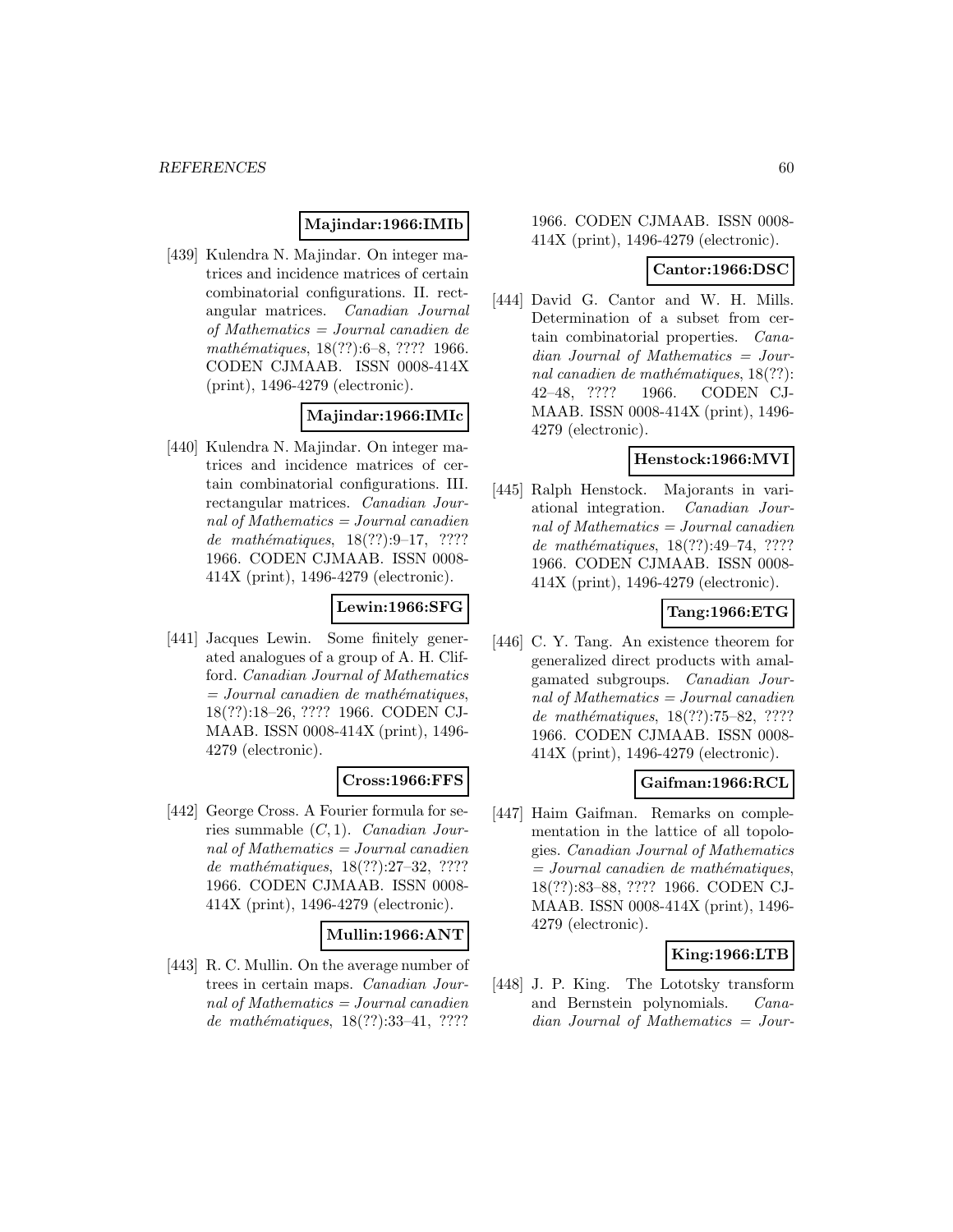**Majindar:1966:IMIb**

[439] Kulendra N. Majindar. On integer matrices and incidence matrices of certain combinatorial configurations. II. rectangular matrices. *Canadian Journal of Mathematics = Journal canadien de mathématiques*, 18(??):6–8, ???? 1966. CODEN CJMAAB. ISSN 0008-414X (print), 1496-4279 (electronic).

**Majindar:1966:IMIc**

[440] Kulendra N. Majindar. On integer matrices and incidence matrices of certain combinatorial configurations. III. rectangular matrices. *Canadian Journal of Mathematics = Journal canadien de mathématiques*, 18(??):9–17, ???? 1966. CODEN CJMAAB. ISSN 0008-414X (print), 1496-4279 (electronic).

**Lewin:1966:SFG**

[441] Jacques Lewin. Some finitely generated analogues of a group of A. H. Clifford. *Canadian Journal of Mathematics = Journal canadien de mathématiques*, 18(??):18–26, ???? 1966. CODEN CJMAAB. ISSN 0008-414X (print), 1496-4279 (electronic).

**Cross:1966:FFS**

[442] George Cross. A Fourier formula for series summable $(C, 1)$. *Canadian Journal of Mathematics = Journal canadien de mathématiques*, 18(??):27–32, ???? 1966. CODEN CJMAAB. ISSN 0008-414X (print), 1496-4279 (electronic).

**Mullin:1966:ANT**

[443] R. C. Mullin. On the average number of trees in certain maps. *Canadian Journal of Mathematics = Journal canadien de mathématiques*, 18(??):33–41, ???? 1966. CODEN CJMAAB. ISSN 0008-414X (print), 1496-4279 (electronic).

**Cantor:1966:DSC**

[444] David G. Cantor and W. H. Mills. Determination of a subset from certain combinatorial properties. *Canadian Journal of Mathematics = Journal canadien de mathématiques*, 18(??):42–48, ???? 1966. CODEN CJMAAB. ISSN 0008-414X (print), 1496-4279 (electronic).

**Henstock:1966:MVI**

[445] Ralph Henstock. Majorants in variational integration. *Canadian Journal of Mathematics = Journal canadien de mathématiques*, 18(??):49–74, ???? 1966. CODEN CJMAAB. ISSN 0008-414X (print), 1496-4279 (electronic).

**Tang:1966:ETG**

[446] C. Y. Tang. An existence theorem for generalized direct products with amalgamated subgroups. *Canadian Journal of Mathematics = Journal canadien de mathématiques*, 18(??):75–82, ???? 1966. CODEN CJMAAB. ISSN 0008-414X (print), 1496-4279 (electronic).

**Gaifman:1966:RCL**

[447] Haim Gaifman. Remarks on complementation in the lattice of all topologies. *Canadian Journal of Mathematics = Journal canadien de mathématiques*, 18(??):83–88, ???? 1966. CODEN CJMAAB. ISSN 0008-414X (print), 1496-4279 (electronic).

**King:1966:LTB**

[448] J. P. King. The Lototsky transform and Bernstein polynomials. *Canadian Journal of Mathematics = Jour-*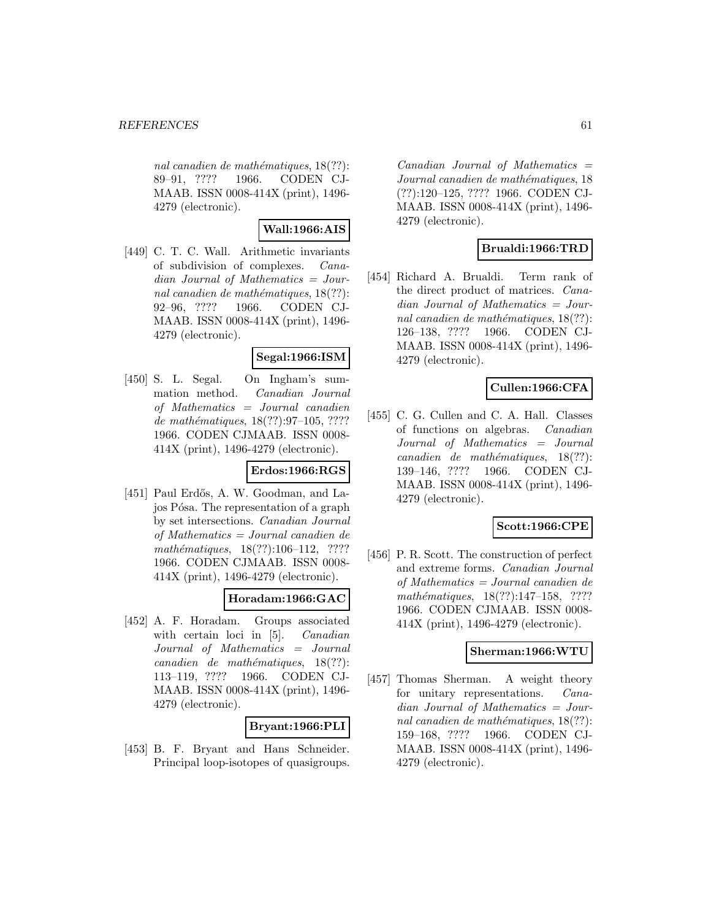nal canadien de mathématiques, 18(??): 89–91, ???? 1966. CODEN CJMAAB. ISSN 0008-414X (print), 1496-4279 (electronic).

**Wall:1966:AIS**

[449] C. T. C. Wall. Arithmetic invariants of subdivision of complexes. *Canadian Journal of Mathematics = Journal canadien de mathématiques*, 18(??): 92–96, ???? 1966. CODEN CJMAAB. ISSN 0008-414X (print), 1496-4279 (electronic).

**Segal:1966:ISM**

[450] S. L. Segal. On Ingham's summation method. *Canadian Journal of Mathematics = Journal canadien de mathématiques*, 18(??):97–105, ???? 1966. CODEN CJMAAB. ISSN 0008-414X (print), 1496-4279 (electronic).

**Erdos:1966:RGS**

[451] Paul Erdős, A. W. Goodman, and Lajos Pósa. The representation of a graph by set intersections. *Canadian Journal of Mathematics = Journal canadien de mathématiques*, 18(??):106–112, ???? 1966. CODEN CJMAAB. ISSN 0008-414X (print), 1496-4279 (electronic).

**Horadam:1966:GAC**

[452] A. F. Horadam. Groups associated with certain loci in [5]. *Canadian Journal of Mathematics = Journal canadien de mathématiques*, 18(??): 113–119, ???? 1966. CODEN CJMAAB. ISSN 0008-414X (print), 1496-4279 (electronic).

**Bryant:1966:PLI**

[453] B. F. Bryant and Hans Schneider. Principal loop-isotopes of quasigroups. *Canadian Journal of Mathematics = Journal canadien de mathématiques*, 18 (??):120–125, ???? 1966. CODEN CJMAAB. ISSN 0008-414X (print), 1496-4279 (electronic).

**Brualdi:1966:TRD**

[454] Richard A. Brualdi. Term rank of the direct product of matrices. *Canadian Journal of Mathematics = Journal canadien de mathématiques*, 18(??): 126–138, ???? 1966. CODEN CJMAAB. ISSN 0008-414X (print), 1496-4279 (electronic).

**Cullen:1966:CFA**

[455] C. G. Cullen and C. A. Hall. Classes of functions on algebras. *Canadian Journal of Mathematics = Journal canadien de mathématiques*, 18(??): 139–146, ???? 1966. CODEN CJMAAB. ISSN 0008-414X (print), 1496-4279 (electronic).

**Scott:1966:CPE**

[456] P. R. Scott. The construction of perfect and extreme forms. *Canadian Journal of Mathematics = Journal canadien de mathématiques*, 18(??):147–158, ???? 1966. CODEN CJMAAB. ISSN 0008-414X (print), 1496-4279 (electronic).

**Sherman:1966:WTU**

[457] Thomas Sherman. A weight theory for unitary representations. *Canadian Journal of Mathematics = Journal canadien de mathématiques*, 18(??): 159–168, ???? 1966. CODEN CJMAAB. ISSN 0008-414X (print), 1496-4279 (electronic).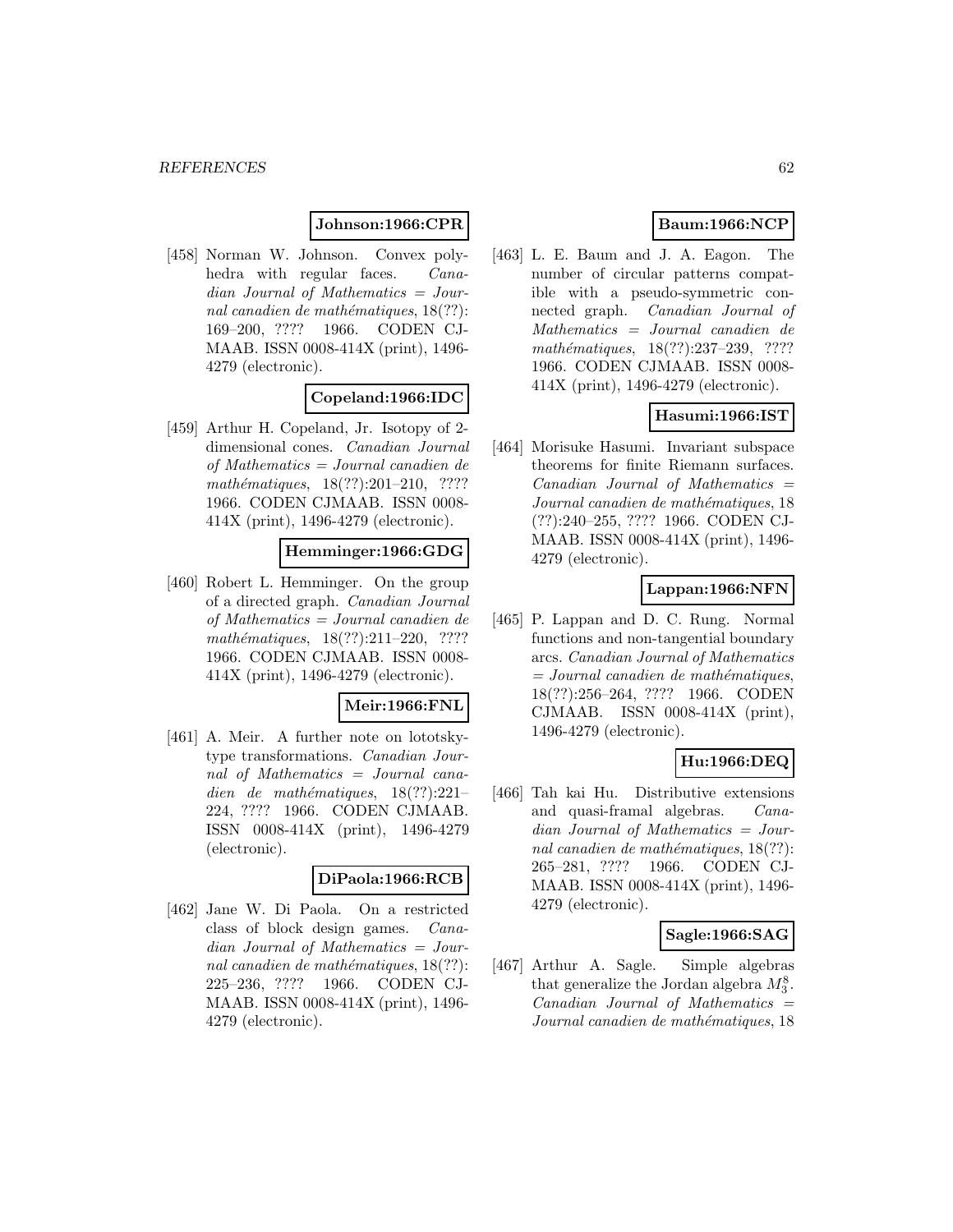**Johnson:1966:CPR**

[458] Norman W. Johnson. Convex polyhedra with regular faces. *Canadian Journal of Mathematics = Journal canadien de mathématiques*, 18(??): 169–200, ???? 1966. CODEN CJMAAB. ISSN 0008-414X (print), 1496-4279 (electronic).

**Copeland:1966:IDC**

[459] Arthur H. Copeland, Jr. Isotopy of 2-dimensional cones. *Canadian Journal of Mathematics = Journal canadien de mathématiques*, 18(??):201–210, ???? 1966. CODEN CJMAAB. ISSN 0008-414X (print), 1496-4279 (electronic).

**Hemminger:1966:GDG**

[460] Robert L. Hemminger. On the group of a directed graph. *Canadian Journal of Mathematics = Journal canadien de mathématiques*, 18(??):211–220, ???? 1966. CODEN CJMAAB. ISSN 0008-414X (print), 1496-4279 (electronic).

**Meir:1966:FNL**

[461] A. Meir. A further note on lototsky-type transformations. *Canadian Journal of Mathematics = Journal canadien de mathématiques*, 18(??):221–224, ???? 1966. CODEN CJMAAB. ISSN 0008-414X (print), 1496-4279 (electronic).

**DiPaola:1966:RCB**

[462] Jane W. Di Paola. On a restricted class of block design games. *Canadian Journal of Mathematics = Journal canadien de mathématiques*, 18(??): 225–236, ???? 1966. CODEN CJMAAB. ISSN 0008-414X (print), 1496-4279 (electronic).

**Baum:1966:NCP**

[463] L. E. Baum and J. A. Eagon. The number of circular patterns compatible with a pseudo-symmetric connected graph. *Canadian Journal of Mathematics = Journal canadien de mathématiques*, 18(??):237–239, ???? 1966. CODEN CJMAAB. ISSN 0008-414X (print), 1496-4279 (electronic).

**Hasumi:1966:IST**

[464] Morisuke Hasumi. Invariant subspace theorems for finite Riemann surfaces. *Canadian Journal of Mathematics = Journal canadien de mathématiques*, 18 (??):240–255, ???? 1966. CODEN CJMAAB. ISSN 0008-414X (print), 1496-4279 (electronic).

**Lappan:1966:NFN**

[465] P. Lappan and D. C. Rung. Normal functions and non-tangential boundary arcs. *Canadian Journal of Mathematics = Journal canadien de mathématiques*, 18(??):256–264, ???? 1966. CODEN CJMAAB. ISSN 0008-414X (print), 1496-4279 (electronic).

**Hu:1966:DEQ**

[466] Tah kai Hu. Distributive extensions and quasi-framal algebras. *Canadian Journal of Mathematics = Journal canadien de mathématiques*, 18(??): 265–281, ???? 1966. CODEN CJMAAB. ISSN 0008-414X (print), 1496-4279 (electronic).

**Sagle:1966:SAG**

[467] Arthur A. Sagle. Simple algebras that generalize the Jordan algebra $M_3^8$. *Canadian Journal of Mathematics = Journal canadien de mathématiques*, 18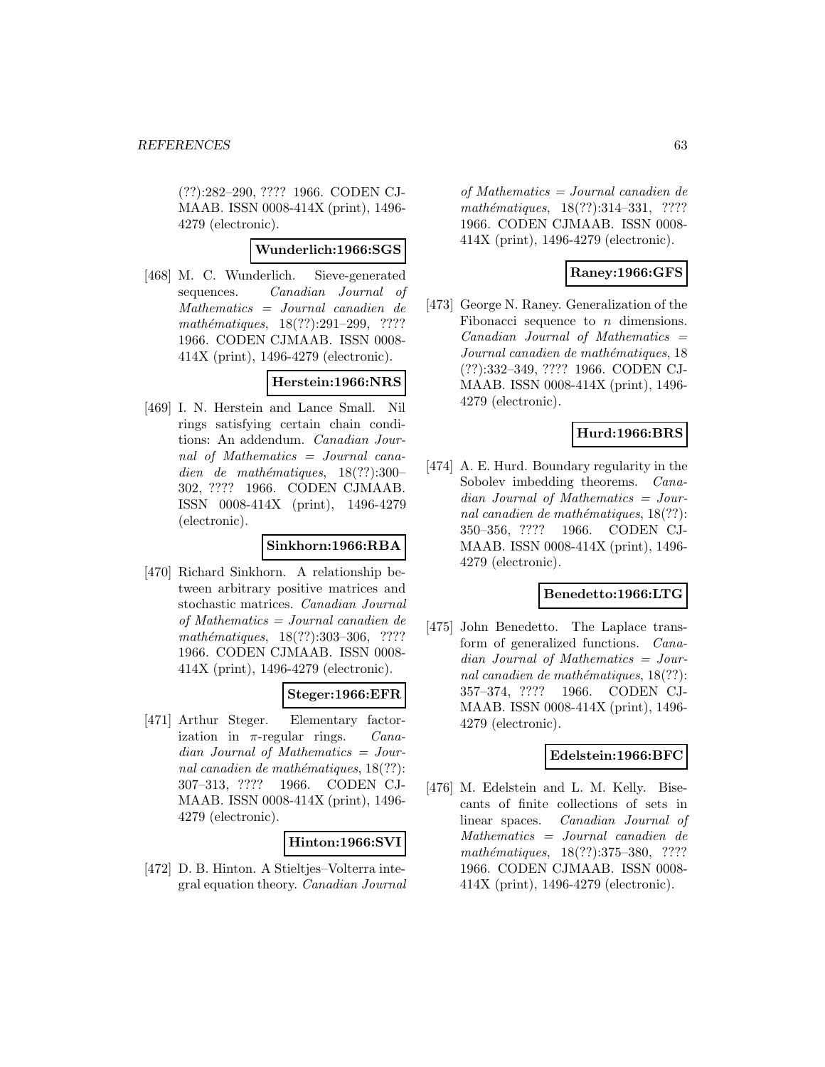(??):282–290, ???? 1966. CODEN CJMAAB. ISSN 0008-414X (print), 1496-4279 (electronic).

**Wunderlich:1966:SGS**

[468] M. C. Wunderlich. Sieve-generated sequences. *Canadian Journal of Mathematics = Journal canadien de mathématiques*, 18(??):291–299, ???? 1966. CODEN CJMAAB. ISSN 0008-414X (print), 1496-4279 (electronic).

**Herstein:1966:NRS**

[469] I. N. Herstein and Lance Small. Nil rings satisfying certain chain conditions: An addendum. *Canadian Journal of Mathematics = Journal canadien de mathématiques*, 18(??):300–302, ???? 1966. CODEN CJMAAB. ISSN 0008-414X (print), 1496-4279 (electronic).

**Sinkhorn:1966:RBA**

[470] Richard Sinkhorn. A relationship between arbitrary positive matrices and stochastic matrices. *Canadian Journal of Mathematics = Journal canadien de mathématiques*, 18(??):303–306, ???? 1966. CODEN CJMAAB. ISSN 0008-414X (print), 1496-4279 (electronic).

**Steger:1966:EFR**

[471] Arthur Steger. Elementary factorization in $\pi$-regular rings. *Canadian Journal of Mathematics = Journal canadien de mathématiques*, 18(??):307–313, ???? 1966. CODEN CJMAAB. ISSN 0008-414X (print), 1496-4279 (electronic).

**Hinton:1966:SVI**

[472] D. B. Hinton. A Stieltjes–Volterra integral equation theory. *Canadian Journal of Mathematics = Journal canadien de mathématiques*, 18(??):314–331, ???? 1966. CODEN CJMAAB. ISSN 0008-414X (print), 1496-4279 (electronic).

**Raney:1966:GFS**

[473] George N. Raney. Generalization of the Fibonacci sequence to $n$ dimensions. *Canadian Journal of Mathematics = Journal canadien de mathématiques*, 18(??):332–349, ???? 1966. CODEN CJMAAB. ISSN 0008-414X (print), 1496-4279 (electronic).

**Hurd:1966:BRS**

[474] A. E. Hurd. Boundary regularity in the Sobolev imbedding theorems. *Canadian Journal of Mathematics = Journal canadien de mathématiques*, 18(??):350–356, ???? 1966. CODEN CJMAAB. ISSN 0008-414X (print), 1496-4279 (electronic).

**Benedetto:1966:LTG**

[475] John Benedetto. The Laplace transform of generalized functions. *Canadian Journal of Mathematics = Journal canadien de mathématiques*, 18(??):357–374, ???? 1966. CODEN CJMAAB. ISSN 0008-414X (print), 1496-4279 (electronic).

**Edelstein:1966:BFC**

[476] M. Edelstein and L. M. Kelly. Bisecants of finite collections of sets in linear spaces. *Canadian Journal of Mathematics = Journal canadien de mathématiques*, 18(??):375–380, ???? 1966. CODEN CJMAAB. ISSN 0008-414X (print), 1496-4279 (electronic).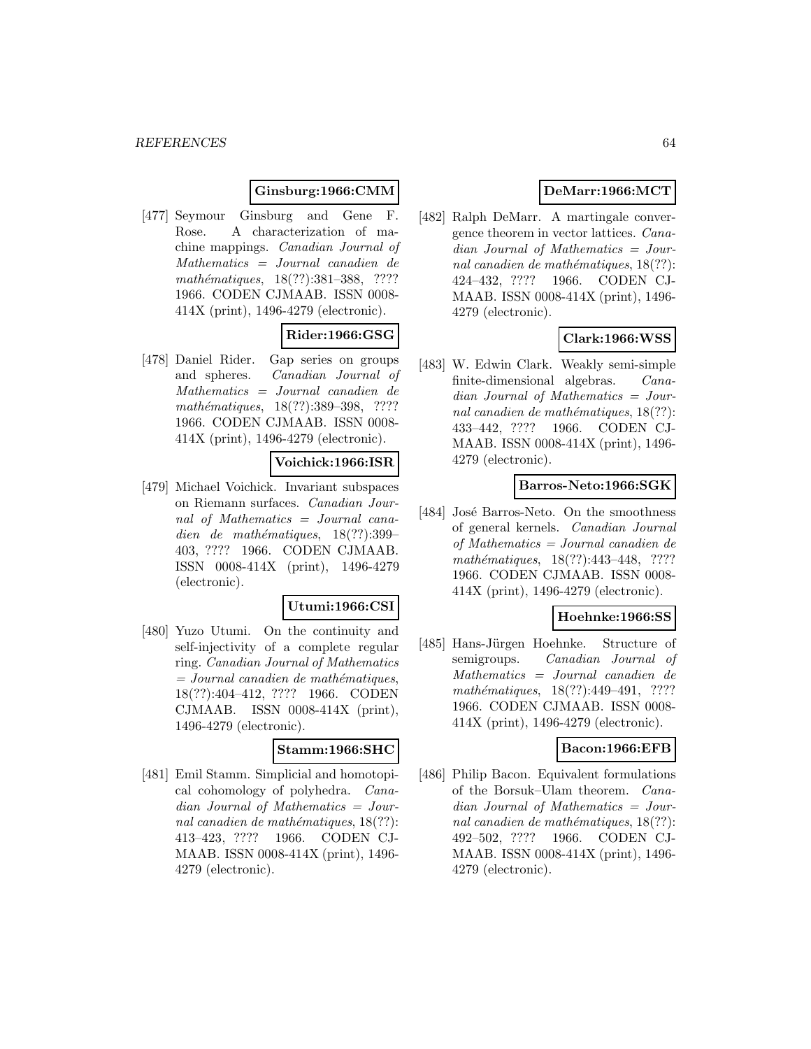**Ginsburg:1966:CMM**

[477] Seymour Ginsburg and Gene F. Rose. A characterization of machine mappings. *Canadian Journal of Mathematics = Journal canadien de mathématiques*, 18(??):381–388, ???? 1966. CODEN CJMAAB. ISSN 0008-414X (print), 1496-4279 (electronic).

**Rider:1966:GSG**

[478] Daniel Rider. Gap series on groups and spheres. *Canadian Journal of Mathematics = Journal canadien de mathématiques*, 18(??):389–398, ???? 1966. CODEN CJMAAB. ISSN 0008-414X (print), 1496-4279 (electronic).

**Voichick:1966:ISR**

[479] Michael Voichick. Invariant subspaces on Riemann surfaces. *Canadian Journal of Mathematics = Journal canadien de mathématiques*, 18(??):399–403, ???? 1966. CODEN CJMAAB. ISSN 0008-414X (print), 1496-4279 (electronic).

**Utumi:1966:CSI**

[480] Yuzo Utumi. On the continuity and self-injectivity of a complete regular ring. *Canadian Journal of Mathematics = Journal canadien de mathématiques*, 18(??):404–412, ???? 1966. CODEN CJMAAB. ISSN 0008-414X (print), 1496-4279 (electronic).

**Stamm:1966:SHC**

[481] Emil Stamm. Simplicial and homotopical cohomology of polyhedra. *Canadian Journal of Mathematics = Journal canadien de mathématiques*, 18(??):413–423, ???? 1966. CODEN CJMAAB. ISSN 0008-414X (print), 1496-4279 (electronic).

**DeMarr:1966:MCT**

[482] Ralph DeMarr. A martingale convergence theorem in vector lattices. *Canadian Journal of Mathematics = Journal canadien de mathématiques*, 18(??):424–432, ???? 1966. CODEN CJMAAB. ISSN 0008-414X (print), 1496-4279 (electronic).

**Clark:1966:WSS**

[483] W. Edwin Clark. Weakly semi-simple finite-dimensional algebras. *Canadian Journal of Mathematics = Journal canadien de mathématiques*, 18(??):433–442, ???? 1966. CODEN CJMAAB. ISSN 0008-414X (print), 1496-4279 (electronic).

**Barros-Neto:1966:SGK**

[484] José Barros-Neto. On the smoothness of general kernels. *Canadian Journal of Mathematics = Journal canadien de mathématiques*, 18(??):443–448, ???? 1966. CODEN CJMAAB. ISSN 0008-414X (print), 1496-4279 (electronic).

**Hoehnke:1966:SS**

[485] Hans-Jürgen Hoehnke. Structure of semigroups. *Canadian Journal of Mathematics = Journal canadien de mathématiques*, 18(??):449–491, ???? 1966. CODEN CJMAAB. ISSN 0008-414X (print), 1496-4279 (electronic).

**Bacon:1966:EFB**

[486] Philip Bacon. Equivalent formulations of the Borsuk–Ulam theorem. *Canadian Journal of Mathematics = Journal canadien de mathématiques*, 18(??):492–502, ???? 1966. CODEN CJMAAB. ISSN 0008-414X (print), 1496-4279 (electronic).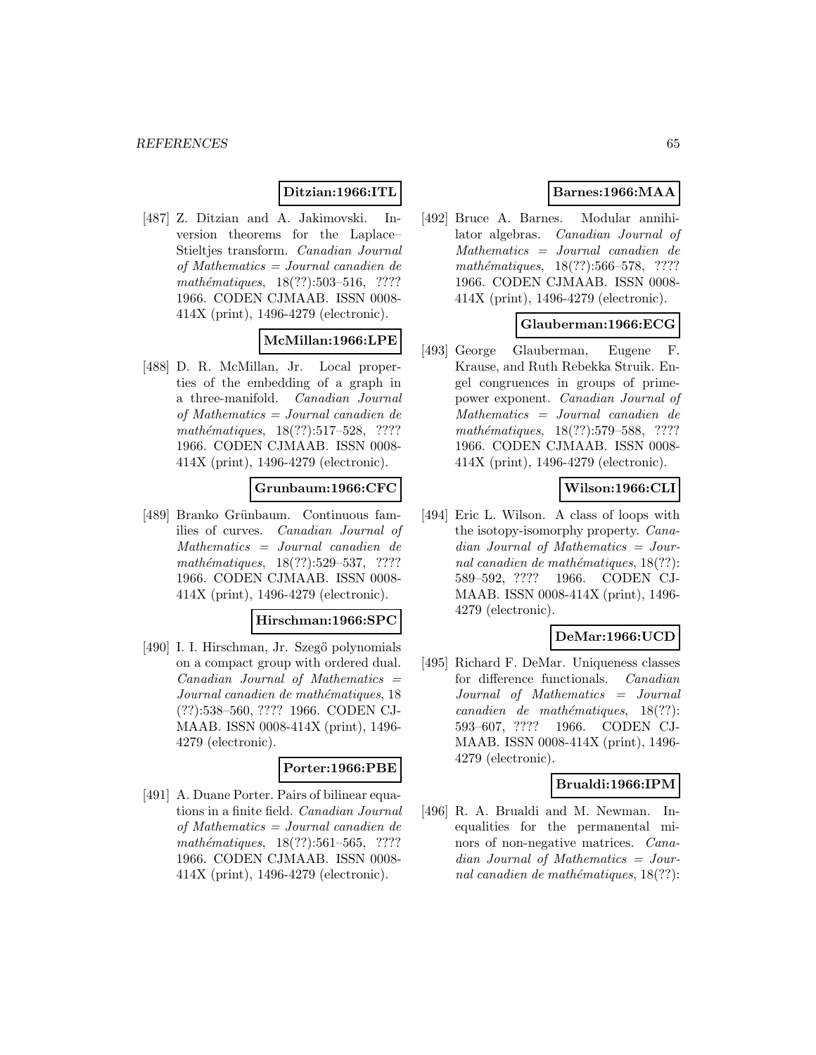**Ditzian:1966:ITL**

[487] Z. Ditzian and A. Jakimovski. Inversion theorems for the Laplace–Stieltjes transform. *Canadian Journal of Mathematics = Journal canadien de mathématiques*, 18(??):503–516, ???? 1966. CODEN CJMAAB. ISSN 0008-414X (print), 1496-4279 (electronic).

**McMillan:1966:LPE**

[488] D. R. McMillan, Jr. Local properties of the embedding of a graph in a three-manifold. *Canadian Journal of Mathematics = Journal canadien de mathématiques*, 18(??):517–528, ???? 1966. CODEN CJMAAB. ISSN 0008-414X (print), 1496-4279 (electronic).

**Grunbaum:1966:CFC**

[489] Branko Grünbaum. Continuous families of curves. *Canadian Journal of Mathematics = Journal canadien de mathématiques*, 18(??):529–537, ???? 1966. CODEN CJMAAB. ISSN 0008-414X (print), 1496-4279 (electronic).

**Hirschman:1966:SPC**

[490] I. I. Hirschman, Jr. Szegő polynomials on a compact group with ordered dual. *Canadian Journal of Mathematics = Journal canadien de mathématiques*, 18 (??):538–560, ???? 1966. CODEN CJMAAB. ISSN 0008-414X (print), 1496-4279 (electronic).

**Porter:1966:PBE**

[491] A. Duane Porter. Pairs of bilinear equations in a finite field. *Canadian Journal of Mathematics = Journal canadien de mathématiques*, 18(??):561–565, ???? 1966. CODEN CJMAAB. ISSN 0008-414X (print), 1496-4279 (electronic).

**Barnes:1966:MAA**

[492] Bruce A. Barnes. Modular annihilator algebras. *Canadian Journal of Mathematics = Journal canadien de mathématiques*, 18(??):566–578, ???? 1966. CODEN CJMAAB. ISSN 0008-414X (print), 1496-4279 (electronic).

**Glauberman:1966:ECG**

[493] George Glauberman, Eugene F. Krause, and Ruth Rebekka Struik. Engel congruences in groups of prime-power exponent. *Canadian Journal of Mathematics = Journal canadien de mathématiques*, 18(??):579–588, ???? 1966. CODEN CJMAAB. ISSN 0008-414X (print), 1496-4279 (electronic).

**Wilson:1966:CLI**

[494] Eric L. Wilson. A class of loops with the isotopy-isomorphy property. *Canadian Journal of Mathematics = Journal canadien de mathématiques*, 18(??): 589–592, ???? 1966. CODEN CJMAAB. ISSN 0008-414X (print), 1496-4279 (electronic).

**DeMar:1966:UCD**

[495] Richard F. DeMar. Uniqueness classes for difference functionals. *Canadian Journal of Mathematics = Journal canadien de mathématiques*, 18(??): 593–607, ???? 1966. CODEN CJMAAB. ISSN 0008-414X (print), 1496-4279 (electronic).

**Brualdi:1966:IPM**

[496] R. A. Brualdi and M. Newman. Inequalities for the permanental minors of non-negative matrices. *Canadian Journal of Mathematics = Journal canadien de mathématiques*, 18(??):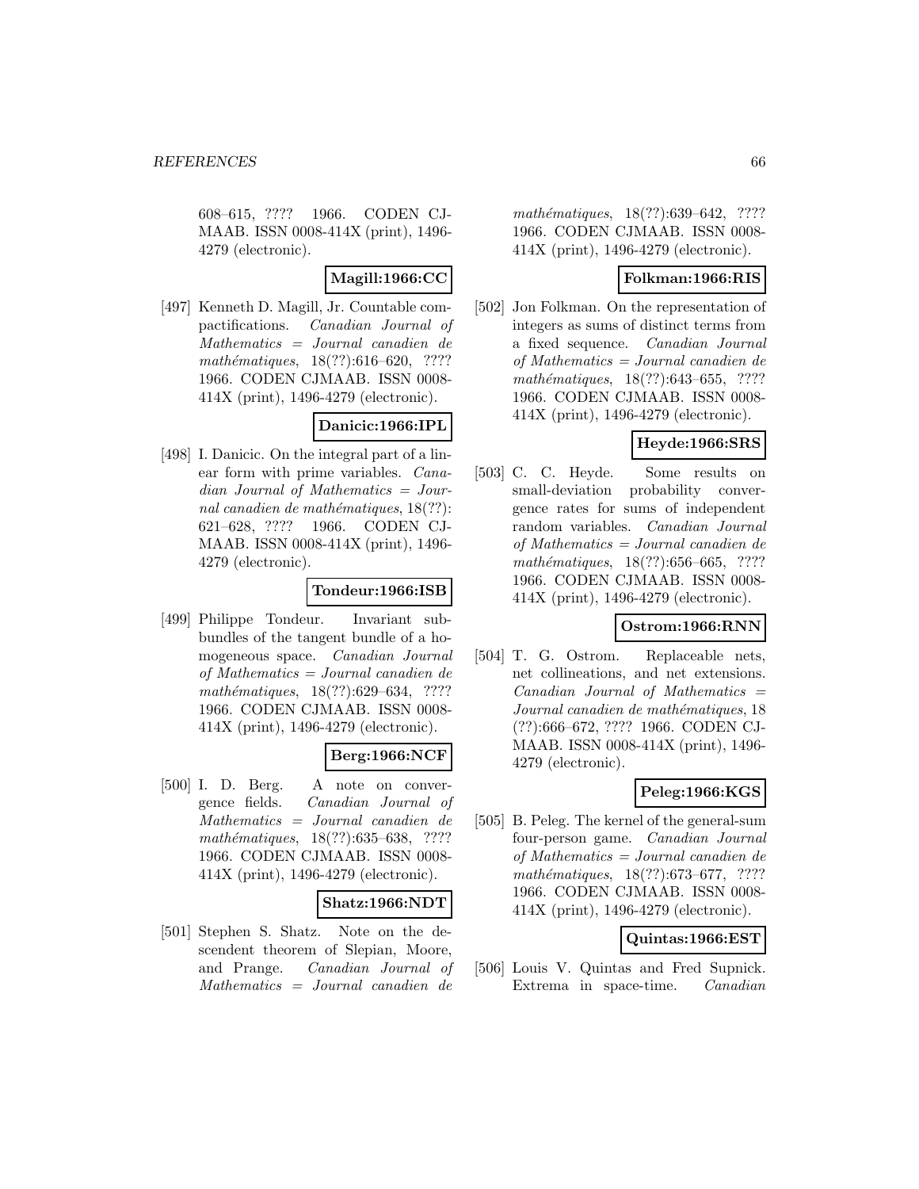608–615, ???? 1966. CODEN CJMAAB. ISSN 0008-414X (print), 1496-4279 (electronic).

**Magill:1966:CC**

[497] Kenneth D. Magill, Jr. Countable compactifications. *Canadian Journal of Mathematics = Journal canadien de mathématiques*, 18(??):616–620, ???? 1966. CODEN CJMAAB. ISSN 0008-414X (print), 1496-4279 (electronic).

**Danicic:1966:IPL**

[498] I. Danicic. On the integral part of a linear form with prime variables. *Canadian Journal of Mathematics = Journal canadien de mathématiques*, 18(??):621–628, ???? 1966. CODEN CJMAAB. ISSN 0008-414X (print), 1496-4279 (electronic).

**Tondeur:1966:ISB**

[499] Philippe Tondeur. Invariant subbundles of the tangent bundle of a homogeneous space. *Canadian Journal of Mathematics = Journal canadien de mathématiques*, 18(??):629–634, ???? 1966. CODEN CJMAAB. ISSN 0008-414X (print), 1496-4279 (electronic).

**Berg:1966:NCF**

[500] I. D. Berg. A note on convergence fields. *Canadian Journal of Mathematics = Journal canadien de mathématiques*, 18(??):635–638, ???? 1966. CODEN CJMAAB. ISSN 0008-414X (print), 1496-4279 (electronic).

**Shatz:1966:NDT**

[501] Stephen S. Shatz. Note on the descendent theorem of Slepian, Moore, and Prange. *Canadian Journal of Mathematics = Journal canadien de mathématiques*, 18(??):639–642, ???? 1966. CODEN CJMAAB. ISSN 0008-414X (print), 1496-4279 (electronic).

**Folkman:1966:RIS**

[502] Jon Folkman. On the representation of integers as sums of distinct terms from a fixed sequence. *Canadian Journal of Mathematics = Journal canadien de mathématiques*, 18(??):643–655, ???? 1966. CODEN CJMAAB. ISSN 0008-414X (print), 1496-4279 (electronic).

**Heyde:1966:SRS**

[503] C. C. Heyde. Some results on small-deviation probability convergence rates for sums of independent random variables. *Canadian Journal of Mathematics = Journal canadien de mathématiques*, 18(??):656–665, ???? 1966. CODEN CJMAAB. ISSN 0008-414X (print), 1496-4279 (electronic).

**Ostrom:1966:RNN**

[504] T. G. Ostrom. Replaceable nets, net collineations, and net extensions. *Canadian Journal of Mathematics = Journal canadien de mathématiques*, 18(??):666–672, ???? 1966. CODEN CJMAAB. ISSN 0008-414X (print), 1496-4279 (electronic).

**Peleg:1966:KGS**

[505] B. Peleg. The kernel of the general-sum four-person game. *Canadian Journal of Mathematics = Journal canadien de mathématiques*, 18(??):673–677, ???? 1966. CODEN CJMAAB. ISSN 0008-414X (print), 1496-4279 (electronic).

**Quintas:1966:EST**

[506] Louis V. Quintas and Fred Supnick. Extrema in space-time. *Canadian*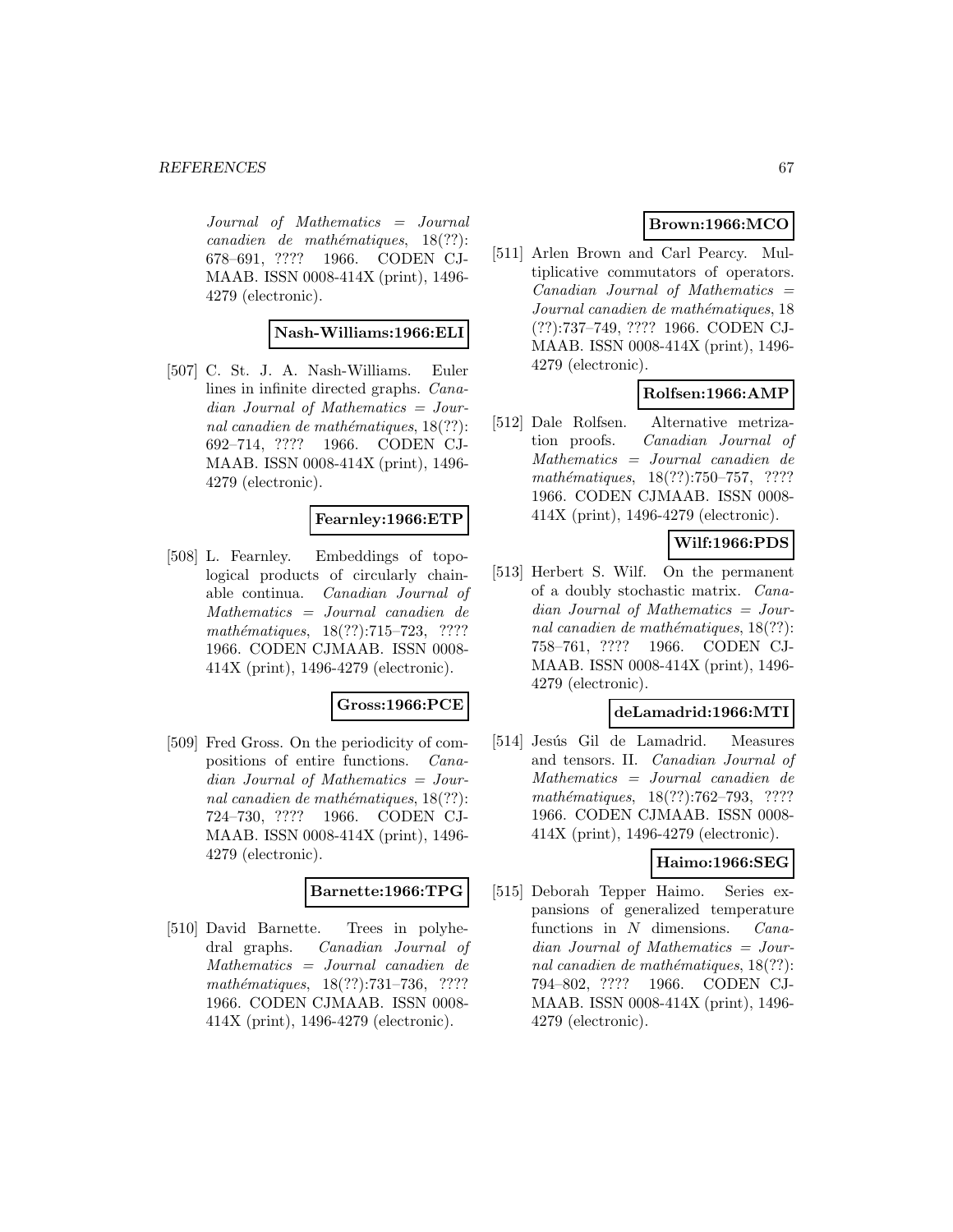*Journal of Mathematics = Journal canadien de mathématiques*, 18(??): 678–691, ???? 1966. CODEN CJMAAB. ISSN 0008-414X (print), 1496-4279 (electronic).

**Nash-Williams:1966:ELI**

[507] C. St. J. A. Nash-Williams. Euler lines in infinite directed graphs. *Canadian Journal of Mathematics = Journal canadien de mathématiques*, 18(??): 692–714, ???? 1966. CODEN CJMAAB. ISSN 0008-414X (print), 1496-4279 (electronic).

**Fearnley:1966:ETP**

[508] L. Fearnley. Embeddings of topological products of circularly chainable continua. *Canadian Journal of Mathematics = Journal canadien de mathématiques*, 18(??):715–723, ???? 1966. CODEN CJMAAB. ISSN 0008-414X (print), 1496-4279 (electronic).

**Gross:1966:PCE**

[509] Fred Gross. On the periodicity of compositions of entire functions. *Canadian Journal of Mathematics = Journal canadien de mathématiques*, 18(??): 724–730, ???? 1966. CODEN CJMAAB. ISSN 0008-414X (print), 1496-4279 (electronic).

**Barnette:1966:TPG**

[510] David Barnette. Trees in polyhedral graphs. *Canadian Journal of Mathematics = Journal canadien de mathématiques*, 18(??):731–736, ???? 1966. CODEN CJMAAB. ISSN 0008-414X (print), 1496-4279 (electronic).

**Brown:1966:MCO**

[511] Arlen Brown and Carl Pearcy. Multiplicative commutators of operators. *Canadian Journal of Mathematics = Journal canadien de mathématiques*, 18 (??):737–749, ???? 1966. CODEN CJMAAB. ISSN 0008-414X (print), 1496-4279 (electronic).

**Rolfsen:1966:AMP**

[512] Dale Rolfsen. Alternative metrization proofs. *Canadian Journal of Mathematics = Journal canadien de mathématiques*, 18(??):750–757, ???? 1966. CODEN CJMAAB. ISSN 0008-414X (print), 1496-4279 (electronic).

**Wilf:1966:PDS**

[513] Herbert S. Wilf. On the permanent of a doubly stochastic matrix. *Canadian Journal of Mathematics = Journal canadien de mathématiques*, 18(??): 758–761, ???? 1966. CODEN CJMAAB. ISSN 0008-414X (print), 1496-4279 (electronic).

**deLamadrid:1966:MTI**

[514] Jesús Gil de Lamadrid. Measures and tensors. II. *Canadian Journal of Mathematics = Journal canadien de mathématiques*, 18(??):762–793, ???? 1966. CODEN CJMAAB. ISSN 0008-414X (print), 1496-4279 (electronic).

**Haimo:1966:SEG**

[515] Deborah Tepper Haimo. Series expansions of generalized temperature functions in $N$ dimensions. *Canadian Journal of Mathematics = Journal canadien de mathématiques*, 18(??): 794–802, ???? 1966. CODEN CJMAAB. ISSN 0008-414X (print), 1496-4279 (electronic).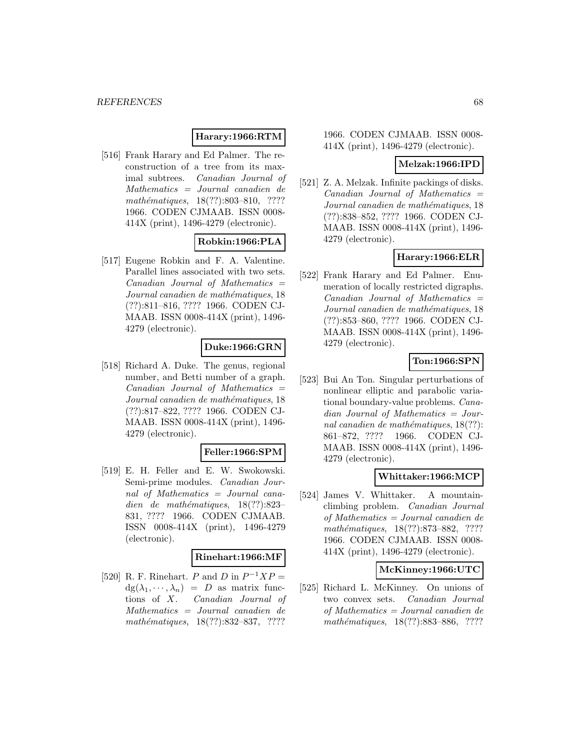**Harary:1966:RTM**

[516] Frank Harary and Ed Palmer. The reconstruction of a tree from its maximal subtrees. *Canadian Journal of Mathematics = Journal canadien de mathématiques*, 18(??):803–810, ???? 1966. CODEN CJMAAB. ISSN 0008-414X (print), 1496-4279 (electronic).

**Robkin:1966:PLA**

[517] Eugene Robkin and F. A. Valentine. Parallel lines associated with two sets. *Canadian Journal of Mathematics = Journal canadien de mathématiques*, 18 (??):811–816, ???? 1966. CODEN CJMAAB. ISSN 0008-414X (print), 1496-4279 (electronic).

**Duke:1966:GRN**

[518] Richard A. Duke. The genus, regional number, and Betti number of a graph. *Canadian Journal of Mathematics = Journal canadien de mathématiques*, 18 (??):817–822, ???? 1966. CODEN CJMAAB. ISSN 0008-414X (print), 1496-4279 (electronic).

**Feller:1966:SPM**

[519] E. H. Feller and E. W. Swokowski. Semi-prime modules. *Canadian Journal of Mathematics = Journal canadien de mathématiques*, 18(??):823–831, ???? 1966. CODEN CJMAAB. ISSN 0008-414X (print), 1496-4279 (electronic).

**Rinehart:1966:MF**

[520] R. F. Rinehart. $P$ and $D$ in $P^{-1}XP = \mathrm{dg}(\lambda_1, \cdots, \lambda_n) = D$ as matrix functions of $X$. *Canadian Journal of Mathematics = Journal canadien de mathématiques*, 18(??):832–837, ???? 1966. CODEN CJMAAB. ISSN 0008-414X (print), 1496-4279 (electronic).

**Melzak:1966:IPD**

[521] Z. A. Melzak. Infinite packings of disks. *Canadian Journal of Mathematics = Journal canadien de mathématiques*, 18 (??):838–852, ???? 1966. CODEN CJMAAB. ISSN 0008-414X (print), 1496-4279 (electronic).

**Harary:1966:ELR**

[522] Frank Harary and Ed Palmer. Enumeration of locally restricted digraphs. *Canadian Journal of Mathematics = Journal canadien de mathématiques*, 18 (??):853–860, ???? 1966. CODEN CJMAAB. ISSN 0008-414X (print), 1496-4279 (electronic).

**Ton:1966:SPN**

[523] Bui An Ton. Singular perturbations of nonlinear elliptic and parabolic variational boundary-value problems. *Canadian Journal of Mathematics = Journal canadien de mathématiques*, 18(??): 861–872, ???? 1966. CODEN CJMAAB. ISSN 0008-414X (print), 1496-4279 (electronic).

**Whittaker:1966:MCP**

[524] James V. Whittaker. A mountain-climbing problem. *Canadian Journal of Mathematics = Journal canadien de mathématiques*, 18(??):873–882, ???? 1966. CODEN CJMAAB. ISSN 0008-414X (print), 1496-4279 (electronic).

**McKinney:1966:UTC**

[525] Richard L. McKinney. On unions of two convex sets. *Canadian Journal of Mathematics = Journal canadien de mathématiques*, 18(??):883–886, ????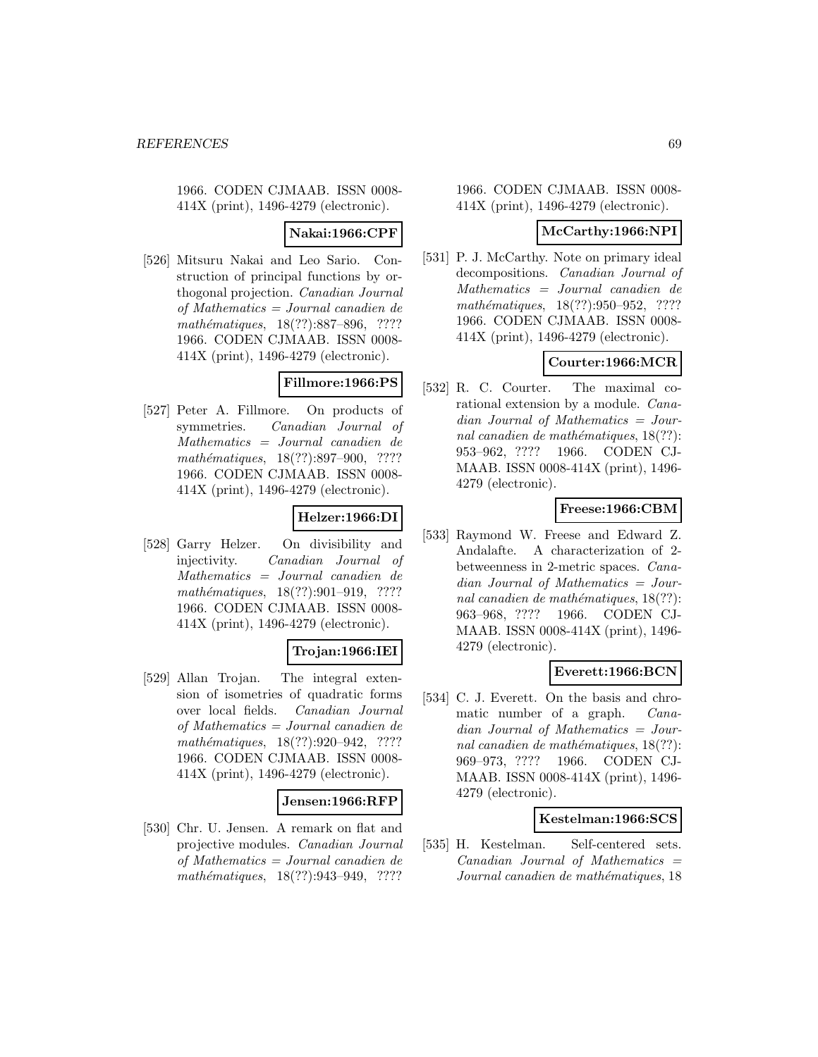1966. CODEN CJMAAB. ISSN 0008-414X (print), 1496-4279 (electronic).

**Nakai:1966:CPF**

[526] Mitsuru Nakai and Leo Sario. Construction of principal functions by orthogonal projection. *Canadian Journal of Mathematics = Journal canadien de mathématiques*, 18(??):887–896, ???? 1966. CODEN CJMAAB. ISSN 0008-414X (print), 1496-4279 (electronic).

**Fillmore:1966:PS**

[527] Peter A. Fillmore. On products of symmetries. *Canadian Journal of Mathematics = Journal canadien de mathématiques*, 18(??):897–900, ???? 1966. CODEN CJMAAB. ISSN 0008-414X (print), 1496-4279 (electronic).

**Helzer:1966:DI**

[528] Garry Helzer. On divisibility and injectivity. *Canadian Journal of Mathematics = Journal canadien de mathématiques*, 18(??):901–919, ???? 1966. CODEN CJMAAB. ISSN 0008-414X (print), 1496-4279 (electronic).

**Trojan:1966:IEI**

[529] Allan Trojan. The integral extension of isometries of quadratic forms over local fields. *Canadian Journal of Mathematics = Journal canadien de mathématiques*, 18(??):920–942, ???? 1966. CODEN CJMAAB. ISSN 0008-414X (print), 1496-4279 (electronic).

**Jensen:1966:RFP**

[530] Chr. U. Jensen. A remark on flat and projective modules. *Canadian Journal of Mathematics = Journal canadien de mathématiques*, 18(??):943–949, ???? 1966. CODEN CJMAAB. ISSN 0008-414X (print), 1496-4279 (electronic).

**McCarthy:1966:NPI**

[531] P. J. McCarthy. Note on primary ideal decompositions. *Canadian Journal of Mathematics = Journal canadien de mathématiques*, 18(??):950–952, ???? 1966. CODEN CJMAAB. ISSN 0008-414X (print), 1496-4279 (electronic).

**Courter:1966:MCR**

[532] R. C. Courter. The maximal corational extension by a module. *Canadian Journal of Mathematics = Journal canadien de mathématiques*, 18(??):953–962, ???? 1966. CODEN CJMAAB. ISSN 0008-414X (print), 1496-4279 (electronic).

**Freese:1966:CBM**

[533] Raymond W. Freese and Edward Z. Andalafte. A characterization of 2-betweenness in 2-metric spaces. *Canadian Journal of Mathematics = Journal canadien de mathématiques*, 18(??):963–968, ???? 1966. CODEN CJMAAB. ISSN 0008-414X (print), 1496-4279 (electronic).

**Everett:1966:BCN**

[534] C. J. Everett. On the basis and chromatic number of a graph. *Canadian Journal of Mathematics = Journal canadien de mathématiques*, 18(??):969–973, ???? 1966. CODEN CJMAAB. ISSN 0008-414X (print), 1496-4279 (electronic).

**Kestelman:1966:SCS**

[535] H. Kestelman. Self-centered sets. *Canadian Journal of Mathematics = Journal canadien de mathématiques*, 18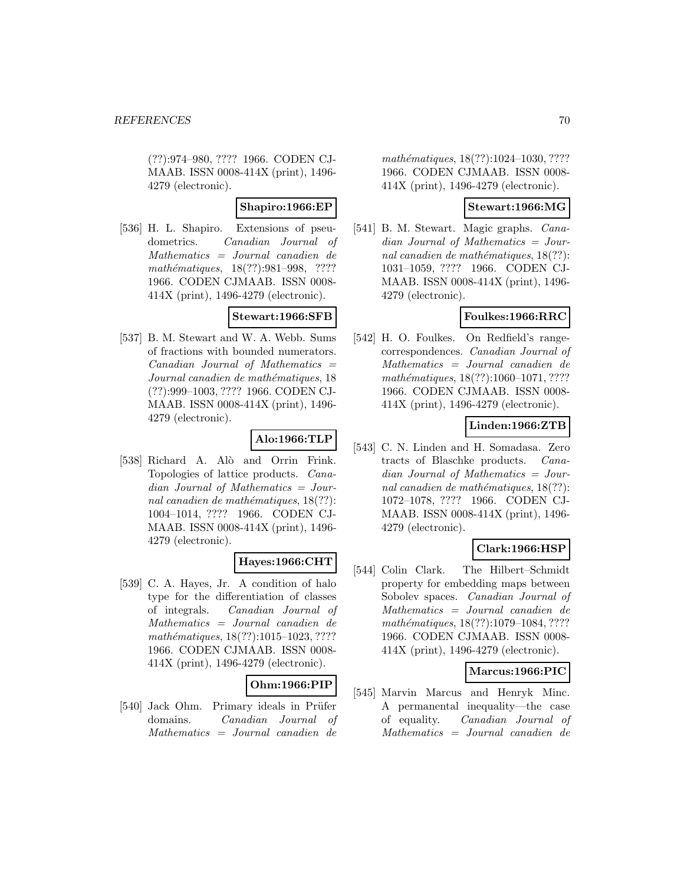(??):974–980, ???? 1966. CODEN CJMAAB. ISSN 0008-414X (print), 1496-4279 (electronic).

**Shapiro:1966:EP**

[536] H. L. Shapiro. Extensions of pseudometrics. *Canadian Journal of Mathematics = Journal canadien de mathématiques*, 18(??):981–998, ???? 1966. CODEN CJMAAB. ISSN 0008-414X (print), 1496-4279 (electronic).

**Stewart:1966:SFB**

[537] B. M. Stewart and W. A. Webb. Sums of fractions with bounded numerators. *Canadian Journal of Mathematics = Journal canadien de mathématiques*, 18 (??):999–1003, ???? 1966. CODEN CJMAAB. ISSN 0008-414X (print), 1496-4279 (electronic).

**Alo:1966:TLP**

[538] Richard A. Alò and Orrin Frink. Topologies of lattice products. *Canadian Journal of Mathematics = Journal canadien de mathématiques*, 18(??): 1004–1014, ???? 1966. CODEN CJMAAB. ISSN 0008-414X (print), 1496-4279 (electronic).

**Hayes:1966:CHT**

[539] C. A. Hayes, Jr. A condition of halo type for the differentiation of classes of integrals. *Canadian Journal of Mathematics = Journal canadien de mathématiques*, 18(??):1015–1023, ???? 1966. CODEN CJMAAB. ISSN 0008-414X (print), 1496-4279 (electronic).

**Ohm:1966:PIP**

[540] Jack Ohm. Primary ideals in Prüfer domains. *Canadian Journal of Mathematics = Journal canadien de mathématiques*, 18(??):1024–1030, ???? 1966. CODEN CJMAAB. ISSN 0008-414X (print), 1496-4279 (electronic).

**Stewart:1966:MG**

[541] B. M. Stewart. Magic graphs. *Canadian Journal of Mathematics = Journal canadien de mathématiques*, 18(??): 1031–1059, ???? 1966. CODEN CJMAAB. ISSN 0008-414X (print), 1496-4279 (electronic).

**Foulkes:1966:RRC**

[542] H. O. Foulkes. On Redfield's range-correspondences. *Canadian Journal of Mathematics = Journal canadien de mathématiques*, 18(??):1060–1071, ???? 1966. CODEN CJMAAB. ISSN 0008-414X (print), 1496-4279 (electronic).

**Linden:1966:ZTB**

[543] C. N. Linden and H. Somadasa. Zero tracts of Blaschke products. *Canadian Journal of Mathematics = Journal canadien de mathématiques*, 18(??): 1072–1078, ???? 1966. CODEN CJMAAB. ISSN 0008-414X (print), 1496-4279 (electronic).

**Clark:1966:HSP**

[544] Colin Clark. The Hilbert–Schmidt property for embedding maps between Sobolev spaces. *Canadian Journal of Mathematics = Journal canadien de mathématiques*, 18(??):1079–1084, ???? 1966. CODEN CJMAAB. ISSN 0008-414X (print), 1496-4279 (electronic).

**Marcus:1966:PIC**

[545] Marvin Marcus and Henryk Minc. A permanental inequality—the case of equality. *Canadian Journal of Mathematics = Journal canadien de*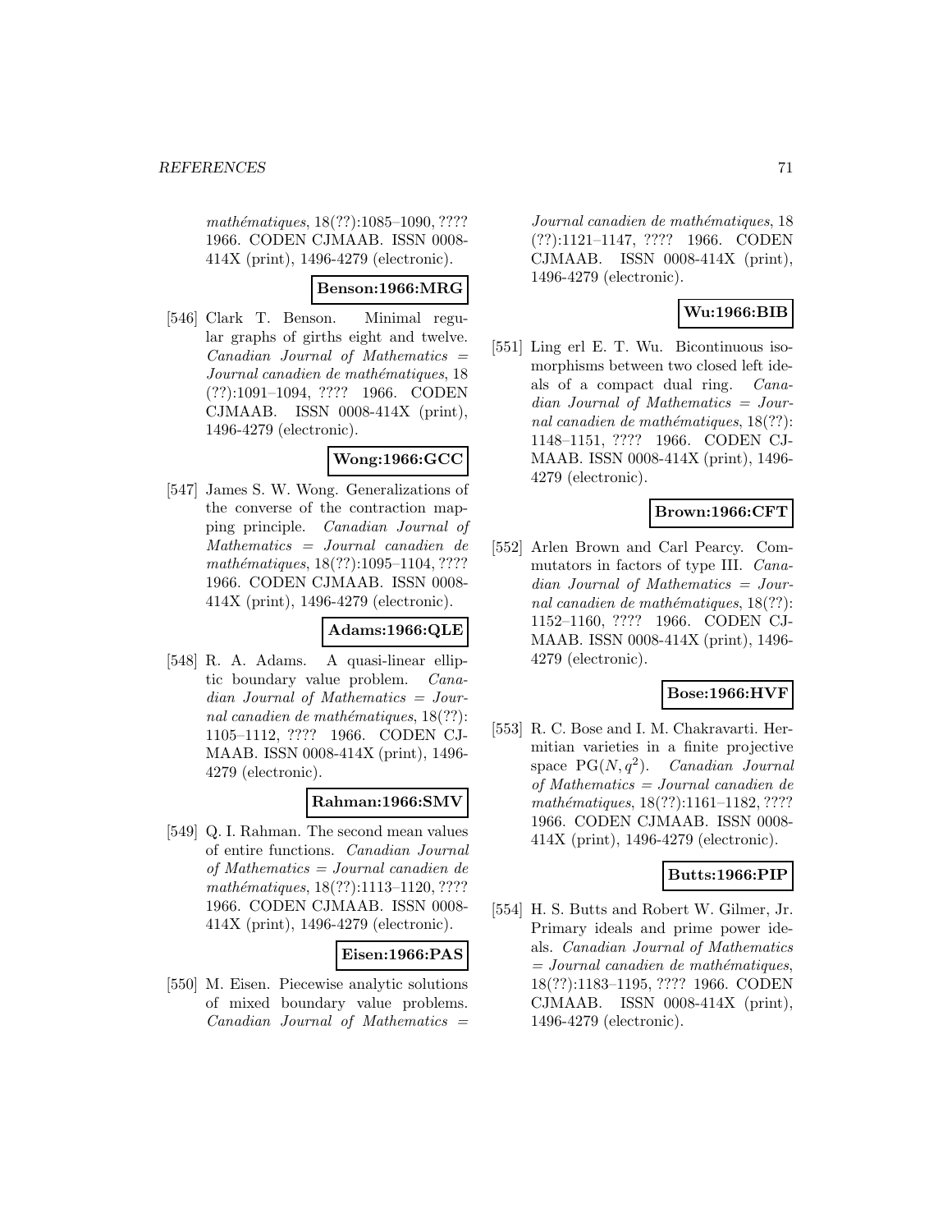*mathématiques*, 18(??):1085–1090, ???? 1966. CODEN CJMAAB. ISSN 0008-414X (print), 1496-4279 (electronic).

**Benson:1966:MRG**

[546] Clark T. Benson. Minimal regular graphs of girths eight and twelve. *Canadian Journal of Mathematics = Journal canadien de mathématiques*, 18 (??):1091–1094, ???? 1966. CODEN CJMAAB. ISSN 0008-414X (print), 1496-4279 (electronic).

**Wong:1966:GCC**

[547] James S. W. Wong. Generalizations of the converse of the contraction mapping principle. *Canadian Journal of Mathematics = Journal canadien de mathématiques*, 18(??):1095–1104, ???? 1966. CODEN CJMAAB. ISSN 0008-414X (print), 1496-4279 (electronic).

**Adams:1966:QLE**

[548] R. A. Adams. A quasi-linear elliptic boundary value problem. *Canadian Journal of Mathematics = Journal canadien de mathématiques*, 18(??): 1105–1112, ???? 1966. CODEN CJMAAB. ISSN 0008-414X (print), 1496-4279 (electronic).

**Rahman:1966:SMV**

[549] Q. I. Rahman. The second mean values of entire functions. *Canadian Journal of Mathematics = Journal canadien de mathématiques*, 18(??):1113–1120, ???? 1966. CODEN CJMAAB. ISSN 0008-414X (print), 1496-4279 (electronic).

**Eisen:1966:PAS**

[550] M. Eisen. Piecewise analytic solutions of mixed boundary value problems. *Canadian Journal of Mathematics = Journal canadien de mathématiques*, 18 (??):1121–1147, ???? 1966. CODEN CJMAAB. ISSN 0008-414X (print), 1496-4279 (electronic).

**Wu:1966:BIB**

[551] Ling erl E. T. Wu. Bicontinuous isomorphisms between two closed left ideals of a compact dual ring. *Canadian Journal of Mathematics = Journal canadien de mathématiques*, 18(??): 1148–1151, ???? 1966. CODEN CJMAAB. ISSN 0008-414X (print), 1496-4279 (electronic).

**Brown:1966:CFT**

[552] Arlen Brown and Carl Pearcy. Commutators in factors of type III. *Canadian Journal of Mathematics = Journal canadien de mathématiques*, 18(??): 1152–1160, ???? 1966. CODEN CJMAAB. ISSN 0008-414X (print), 1496-4279 (electronic).

**Bose:1966:HVF**

[553] R. C. Bose and I. M. Chakravarti. Hermitian varieties in a finite projective space $\mathrm{PG}(N, q^2)$. *Canadian Journal of Mathematics = Journal canadien de mathématiques*, 18(??):1161–1182, ???? 1966. CODEN CJMAAB. ISSN 0008-414X (print), 1496-4279 (electronic).

**Butts:1966:PIP**

[554] H. S. Butts and Robert W. Gilmer, Jr. Primary ideals and prime power ideals. *Canadian Journal of Mathematics = Journal canadien de mathématiques*, 18(??):1183–1195, ???? 1966. CODEN CJMAAB. ISSN 0008-414X (print), 1496-4279 (electronic).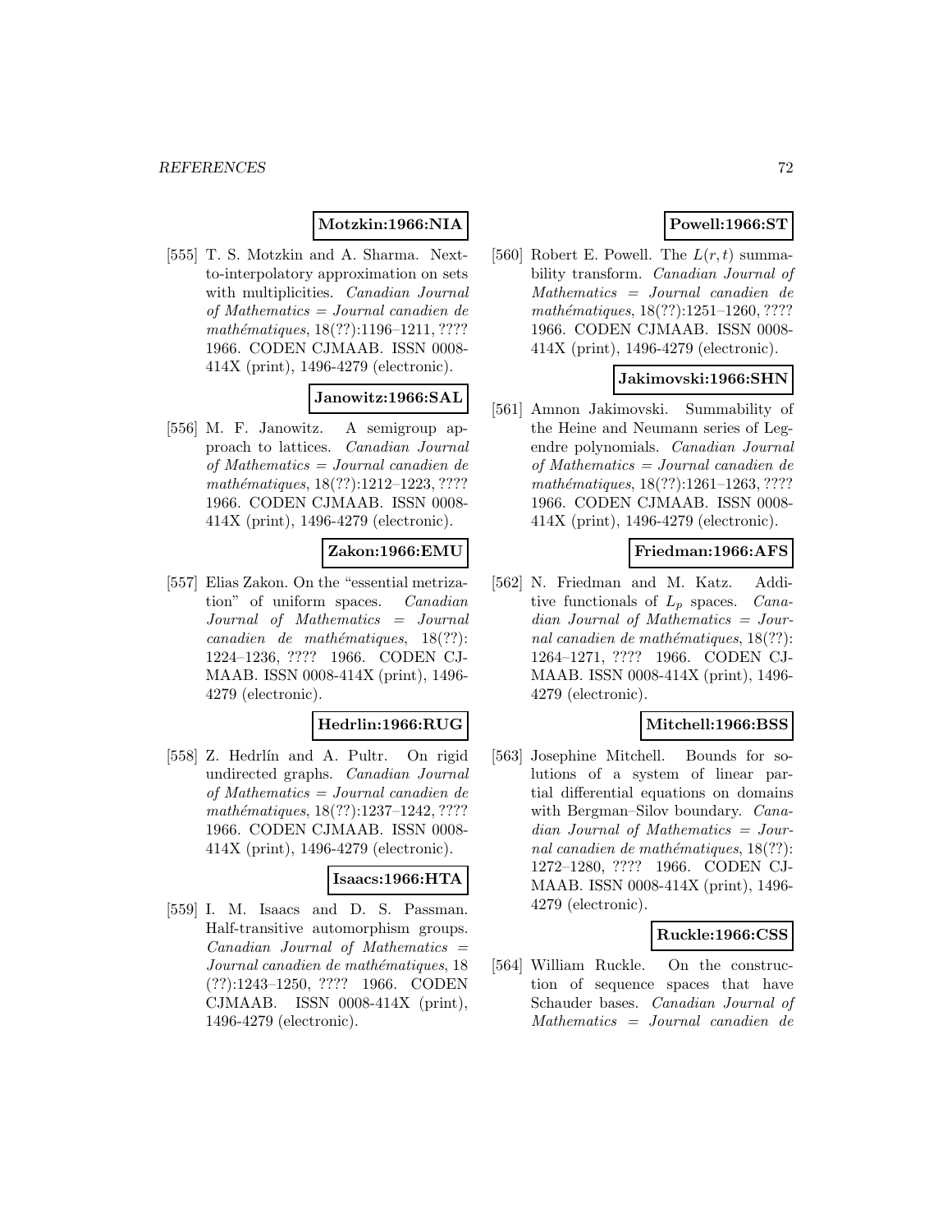**Motzkin:1966:NIA**

[555] T. S. Motzkin and A. Sharma. Next-to-interpolatory approximation on sets with multiplicities. *Canadian Journal of Mathematics = Journal canadien de mathématiques*, 18(??):1196–1211, ???? 1966. CODEN CJMAAB. ISSN 0008-414X (print), 1496-4279 (electronic).

**Janowitz:1966:SAL**

[556] M. F. Janowitz. A semigroup approach to lattices. *Canadian Journal of Mathematics = Journal canadien de mathématiques*, 18(??):1212–1223, ???? 1966. CODEN CJMAAB. ISSN 0008-414X (print), 1496-4279 (electronic).

**Zakon:1966:EMU**

[557] Elias Zakon. On the "essential metrization" of uniform spaces. *Canadian Journal of Mathematics = Journal canadien de mathématiques*, 18(??):1224–1236, ???? 1966. CODEN CJMAAB. ISSN 0008-414X (print), 1496-4279 (electronic).

**Hedrlin:1966:RUG**

[558] Z. Hedrlín and A. Pultr. On rigid undirected graphs. *Canadian Journal of Mathematics = Journal canadien de mathématiques*, 18(??):1237–1242, ???? 1966. CODEN CJMAAB. ISSN 0008-414X (print), 1496-4279 (electronic).

**Isaacs:1966:HTA**

[559] I. M. Isaacs and D. S. Passman. Half-transitive automorphism groups. *Canadian Journal of Mathematics = Journal canadien de mathématiques*, 18 (??):1243–1250, ???? 1966. CODEN CJMAAB. ISSN 0008-414X (print), 1496-4279 (electronic).

**Powell:1966:ST**

[560] Robert E. Powell. The $L(r,t)$ summability transform. *Canadian Journal of Mathematics = Journal canadien de mathématiques*, 18(??):1251–1260, ???? 1966. CODEN CJMAAB. ISSN 0008-414X (print), 1496-4279 (electronic).

**Jakimovski:1966:SHN**

[561] Amnon Jakimovski. Summability of the Heine and Neumann series of Legendre polynomials. *Canadian Journal of Mathematics = Journal canadien de mathématiques*, 18(??):1261–1263, ???? 1966. CODEN CJMAAB. ISSN 0008-414X (print), 1496-4279 (electronic).

**Friedman:1966:AFS**

[562] N. Friedman and M. Katz. Additive functionals of $L_p$ spaces. *Canadian Journal of Mathematics = Journal canadien de mathématiques*, 18(??):1264–1271, ???? 1966. CODEN CJMAAB. ISSN 0008-414X (print), 1496-4279 (electronic).

**Mitchell:1966:BSS**

[563] Josephine Mitchell. Bounds for solutions of a system of linear partial differential equations on domains with Bergman–Silov boundary. *Canadian Journal of Mathematics = Journal canadien de mathématiques*, 18(??):1272–1280, ???? 1966. CODEN CJMAAB. ISSN 0008-414X (print), 1496-4279 (electronic).

**Ruckle:1966:CSS**

[564] William Ruckle. On the construction of sequence spaces that have Schauder bases. *Canadian Journal of Mathematics = Journal canadien de*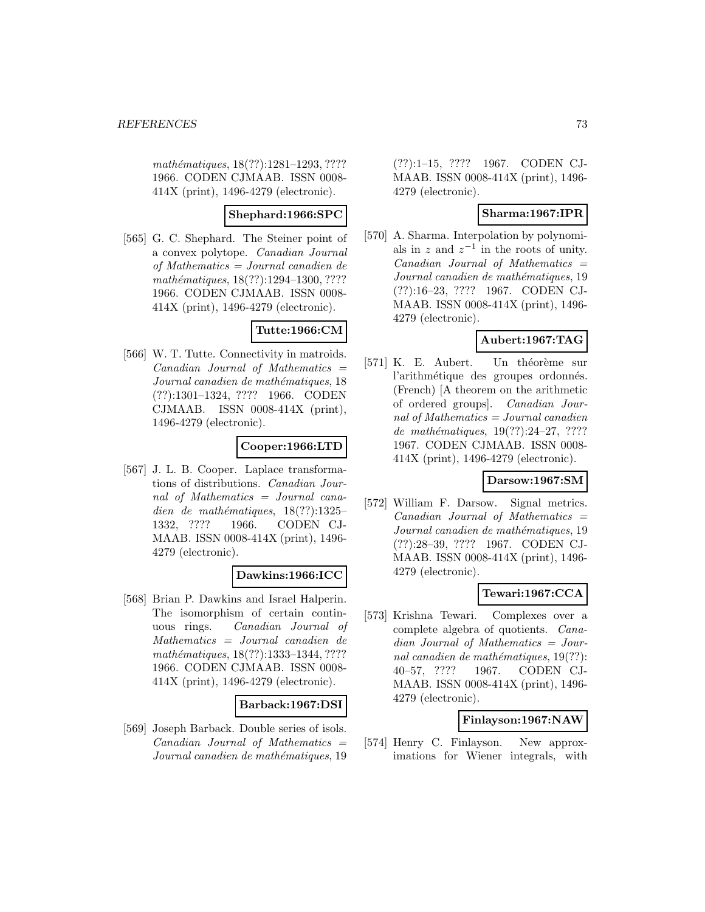*mathématiques*, 18(??):1281–1293, ???? 1966. CODEN CJMAAB. ISSN 0008-414X (print), 1496-4279 (electronic).

**Shephard:1966:SPC**

[565] G. C. Shephard. The Steiner point of a convex polytope. *Canadian Journal of Mathematics = Journal canadien de mathématiques*, 18(??):1294–1300, ???? 1966. CODEN CJMAAB. ISSN 0008-414X (print), 1496-4279 (electronic).

**Tutte:1966:CM**

[566] W. T. Tutte. Connectivity in matroids. *Canadian Journal of Mathematics = Journal canadien de mathématiques*, 18 (??):1301–1324, ???? 1966. CODEN CJMAAB. ISSN 0008-414X (print), 1496-4279 (electronic).

**Cooper:1966:LTD**

[567] J. L. B. Cooper. Laplace transformations of distributions. *Canadian Journal of Mathematics = Journal canadien de mathématiques*, 18(??):1325–1332, ???? 1966. CODEN CJMAAB. ISSN 0008-414X (print), 1496-4279 (electronic).

**Dawkins:1966:ICC**

[568] Brian P. Dawkins and Israel Halperin. The isomorphism of certain continuous rings. *Canadian Journal of Mathematics = Journal canadien de mathématiques*, 18(??):1333–1344, ???? 1966. CODEN CJMAAB. ISSN 0008-414X (print), 1496-4279 (electronic).

**Barback:1967:DSI**

[569] Joseph Barback. Double series of isols. *Canadian Journal of Mathematics = Journal canadien de mathématiques*, 19 (??):1–15, ???? 1967. CODEN CJMAAB. ISSN 0008-414X (print), 1496-4279 (electronic).

**Sharma:1967:IPR**

[570] A. Sharma. Interpolation by polynomials in $z$ and $z^{-1}$ in the roots of unity. *Canadian Journal of Mathematics = Journal canadien de mathématiques*, 19 (??):16–23, ???? 1967. CODEN CJMAAB. ISSN 0008-414X (print), 1496-4279 (electronic).

**Aubert:1967:TAG**

[571] K. E. Aubert. Un théorème sur l'arithmétique des groupes ordonnés. (French) [A theorem on the arithmetic of ordered groups]. *Canadian Journal of Mathematics = Journal canadien de mathématiques*, 19(??):24–27, ???? 1967. CODEN CJMAAB. ISSN 0008-414X (print), 1496-4279 (electronic).

**Darsow:1967:SM**

[572] William F. Darsow. Signal metrics. *Canadian Journal of Mathematics = Journal canadien de mathématiques*, 19 (??):28–39, ???? 1967. CODEN CJMAAB. ISSN 0008-414X (print), 1496-4279 (electronic).

**Tewari:1967:CCA**

[573] Krishna Tewari. Complexes over a complete algebra of quotients. *Canadian Journal of Mathematics = Journal canadien de mathématiques*, 19(??): 40–57, ???? 1967. CODEN CJMAAB. ISSN 0008-414X (print), 1496-4279 (electronic).

**Finlayson:1967:NAW**

[574] Henry C. Finlayson. New approximations for Wiener integrals, with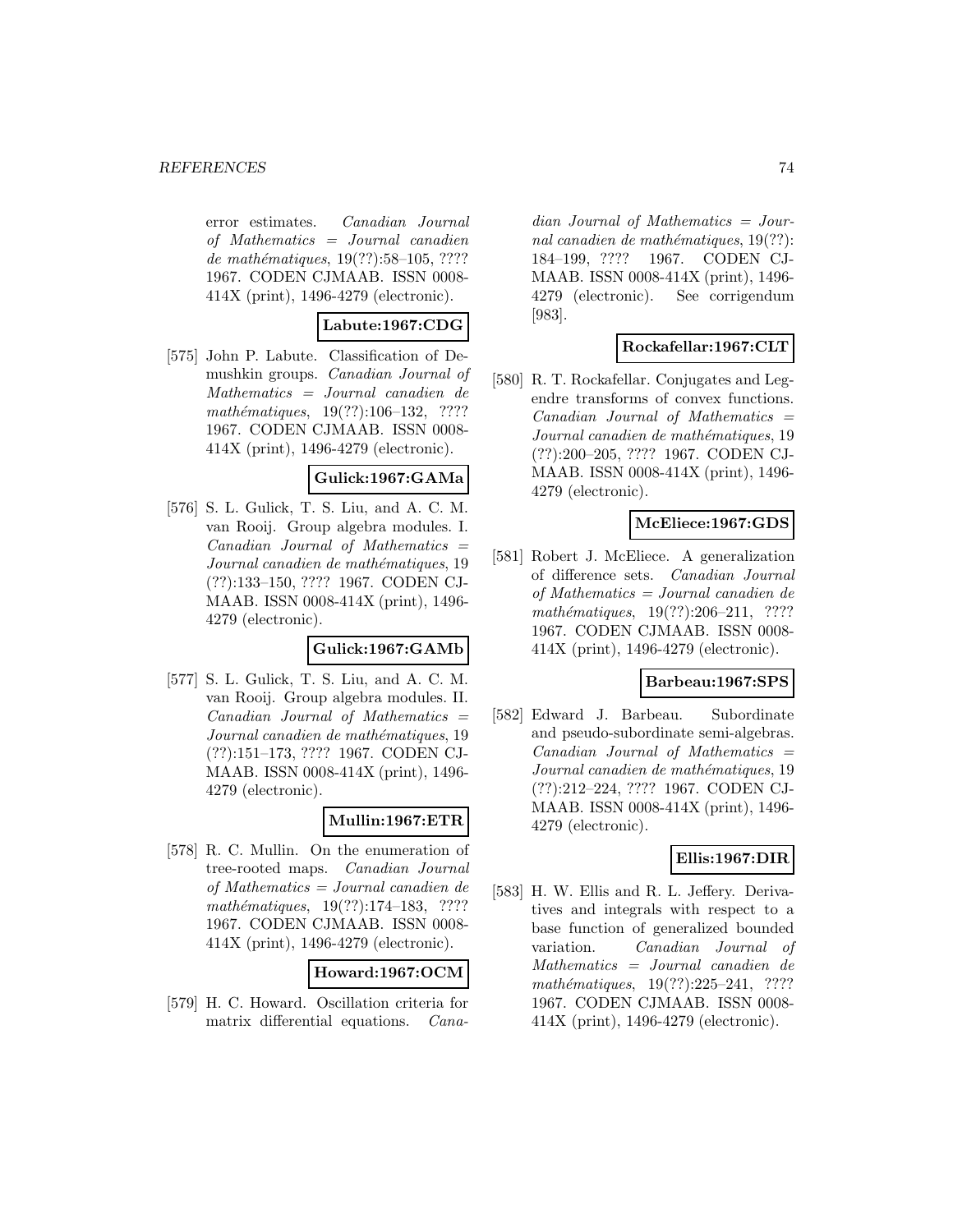error estimates. *Canadian Journal of Mathematics = Journal canadien de mathématiques*, 19(??):58–105, ???? 1967. CODEN CJMAAB. ISSN 0008-414X (print), 1496-4279 (electronic).

**Labute:1967:CDG**

[575] John P. Labute. Classification of Demushkin groups. *Canadian Journal of Mathematics = Journal canadien de mathématiques*, 19(??):106–132, ???? 1967. CODEN CJMAAB. ISSN 0008-414X (print), 1496-4279 (electronic).

**Gulick:1967:GAMa**

[576] S. L. Gulick, T. S. Liu, and A. C. M. van Rooij. Group algebra modules. I. *Canadian Journal of Mathematics = Journal canadien de mathématiques*, 19 (??):133–150, ???? 1967. CODEN CJMAAB. ISSN 0008-414X (print), 1496-4279 (electronic).

**Gulick:1967:GAMb**

[577] S. L. Gulick, T. S. Liu, and A. C. M. van Rooij. Group algebra modules. II. *Canadian Journal of Mathematics = Journal canadien de mathématiques*, 19 (??):151–173, ???? 1967. CODEN CJMAAB. ISSN 0008-414X (print), 1496-4279 (electronic).

**Mullin:1967:ETR**

[578] R. C. Mullin. On the enumeration of tree-rooted maps. *Canadian Journal of Mathematics = Journal canadien de mathématiques*, 19(??):174–183, ???? 1967. CODEN CJMAAB. ISSN 0008-414X (print), 1496-4279 (electronic).

**Howard:1967:OCM**

[579] H. C. Howard. Oscillation criteria for matrix differential equations. *Canadian Journal of Mathematics = Journal canadien de mathématiques*, 19(??): 184–199, ???? 1967. CODEN CJMAAB. ISSN 0008-414X (print), 1496-4279 (electronic). See corrigendum [983].

**Rockafellar:1967:CLT**

[580] R. T. Rockafellar. Conjugates and Legendre transforms of convex functions. *Canadian Journal of Mathematics = Journal canadien de mathématiques*, 19 (??):200–205, ???? 1967. CODEN CJMAAB. ISSN 0008-414X (print), 1496-4279 (electronic).

**McEliece:1967:GDS**

[581] Robert J. McEliece. A generalization of difference sets. *Canadian Journal of Mathematics = Journal canadien de mathématiques*, 19(??):206–211, ???? 1967. CODEN CJMAAB. ISSN 0008-414X (print), 1496-4279 (electronic).

**Barbeau:1967:SPS**

[582] Edward J. Barbeau. Subordinate and pseudo-subordinate semi-algebras. *Canadian Journal of Mathematics = Journal canadien de mathématiques*, 19 (??):212–224, ???? 1967. CODEN CJMAAB. ISSN 0008-414X (print), 1496-4279 (electronic).

**Ellis:1967:DIR**

[583] H. W. Ellis and R. L. Jeffery. Derivatives and integrals with respect to a base function of generalized bounded variation. *Canadian Journal of Mathematics = Journal canadien de mathématiques*, 19(??):225–241, ???? 1967. CODEN CJMAAB. ISSN 0008-414X (print), 1496-4279 (electronic).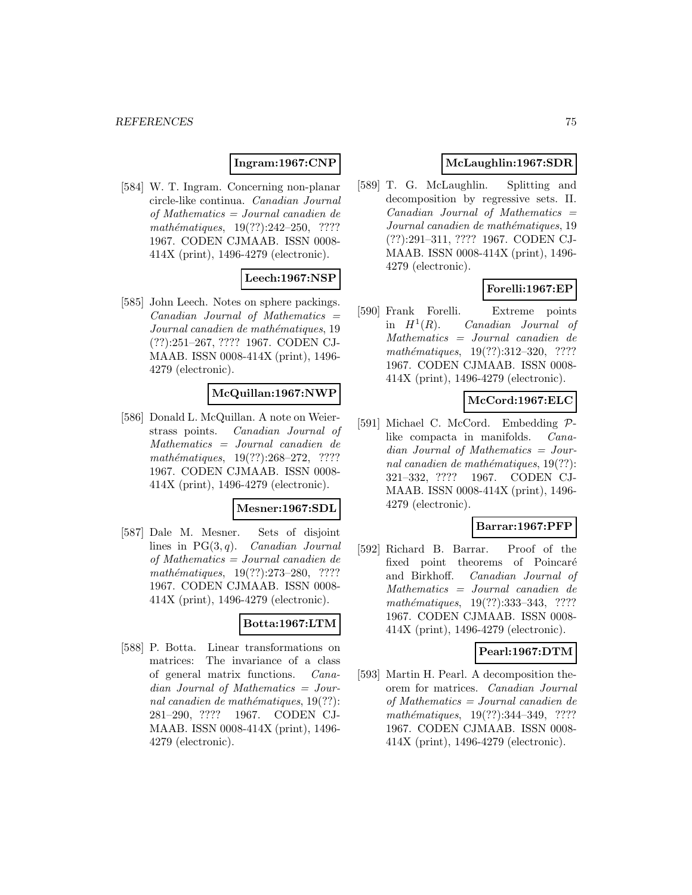**Ingram:1967:CNP**

[584] W. T. Ingram. Concerning non-planar circle-like continua. *Canadian Journal of Mathematics = Journal canadien de mathématiques*, 19(??):242–250, ???? 1967. CODEN CJMAAB. ISSN 0008-414X (print), 1496-4279 (electronic).

**Leech:1967:NSP**

[585] John Leech. Notes on sphere packings. *Canadian Journal of Mathematics = Journal canadien de mathématiques*, 19 (??):251–267, ???? 1967. CODEN CJMAAB. ISSN 0008-414X (print), 1496-4279 (electronic).

**McQuillan:1967:NWP**

[586] Donald L. McQuillan. A note on Weierstrass points. *Canadian Journal of Mathematics = Journal canadien de mathématiques*, 19(??):268–272, ???? 1967. CODEN CJMAAB. ISSN 0008-414X (print), 1496-4279 (electronic).

**Mesner:1967:SDL**

[587] Dale M. Mesner. Sets of disjoint lines in $PG(3, q)$. *Canadian Journal of Mathematics = Journal canadien de mathématiques*, 19(??):273–280, ???? 1967. CODEN CJMAAB. ISSN 0008-414X (print), 1496-4279 (electronic).

**Botta:1967:LTM**

[588] P. Botta. Linear transformations on matrices: The invariance of a class of general matrix functions. *Canadian Journal of Mathematics = Journal canadien de mathématiques*, 19(??): 281–290, ???? 1967. CODEN CJMAAB. ISSN 0008-414X (print), 1496-4279 (electronic).

**McLaughlin:1967:SDR**

[589] T. G. McLaughlin. Splitting and decomposition by regressive sets. II. *Canadian Journal of Mathematics = Journal canadien de mathématiques*, 19 (??):291–311, ???? 1967. CODEN CJMAAB. ISSN 0008-414X (print), 1496-4279 (electronic).

**Forelli:1967:EP**

[590] Frank Forelli. Extreme points in $H^1(R)$. *Canadian Journal of Mathematics = Journal canadien de mathématiques*, 19(??):312–320, ???? 1967. CODEN CJMAAB. ISSN 0008-414X (print), 1496-4279 (electronic).

**McCord:1967:ELC**

[591] Michael C. McCord. Embedding $\mathcal{P}$-like compacta in manifolds. *Canadian Journal of Mathematics = Journal canadien de mathématiques*, 19(??): 321–332, ???? 1967. CODEN CJMAAB. ISSN 0008-414X (print), 1496-4279 (electronic).

**Barrar:1967:PFP**

[592] Richard B. Barrar. Proof of the fixed point theorems of Poincaré and Birkhoff. *Canadian Journal of Mathematics = Journal canadien de mathématiques*, 19(??):333–343, ???? 1967. CODEN CJMAAB. ISSN 0008-414X (print), 1496-4279 (electronic).

**Pearl:1967:DTM**

[593] Martin H. Pearl. A decomposition theorem for matrices. *Canadian Journal of Mathematics = Journal canadien de mathématiques*, 19(??):344–349, ???? 1967. CODEN CJMAAB. ISSN 0008-414X (print), 1496-4279 (electronic).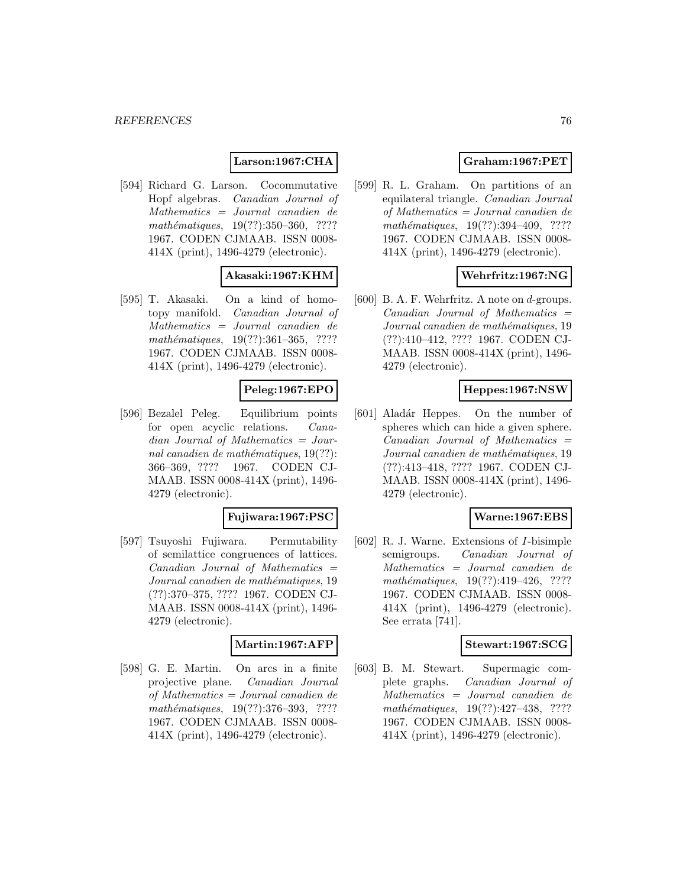**Larson:1967:CHA**

[594] Richard G. Larson. Cocommutative Hopf algebras. *Canadian Journal of Mathematics = Journal canadien de mathématiques*, 19(??):350–360, ???? 1967. CODEN CJMAAB. ISSN 0008-414X (print), 1496-4279 (electronic).

**Akasaki:1967:KHM**

[595] T. Akasaki. On a kind of homotopy manifold. *Canadian Journal of Mathematics = Journal canadien de mathématiques*, 19(??):361–365, ???? 1967. CODEN CJMAAB. ISSN 0008-414X (print), 1496-4279 (electronic).

**Peleg:1967:EPO**

[596] Bezalel Peleg. Equilibrium points for open acyclic relations. *Canadian Journal of Mathematics = Journal canadien de mathématiques*, 19(??): 366–369, ???? 1967. CODEN CJMAAB. ISSN 0008-414X (print), 1496-4279 (electronic).

**Fujiwara:1967:PSC**

[597] Tsuyoshi Fujiwara. Permutability of semilattice congruences of lattices. *Canadian Journal of Mathematics = Journal canadien de mathématiques*, 19 (??):370–375, ???? 1967. CODEN CJMAAB. ISSN 0008-414X (print), 1496-4279 (electronic).

**Martin:1967:AFP**

[598] G. E. Martin. On arcs in a finite projective plane. *Canadian Journal of Mathematics = Journal canadien de mathématiques*, 19(??):376–393, ???? 1967. CODEN CJMAAB. ISSN 0008-414X (print), 1496-4279 (electronic).

**Graham:1967:PET**

[599] R. L. Graham. On partitions of an equilateral triangle. *Canadian Journal of Mathematics = Journal canadien de mathématiques*, 19(??):394–409, ???? 1967. CODEN CJMAAB. ISSN 0008-414X (print), 1496-4279 (electronic).

**Wehrfritz:1967:NG**

[600] B. A. F. Wehrfritz. A note on $d$-groups. *Canadian Journal of Mathematics = Journal canadien de mathématiques*, 19 (??):410–412, ???? 1967. CODEN CJMAAB. ISSN 0008-414X (print), 1496-4279 (electronic).

**Heppes:1967:NSW**

[601] Aladár Heppes. On the number of spheres which can hide a given sphere. *Canadian Journal of Mathematics = Journal canadien de mathématiques*, 19 (??):413–418, ???? 1967. CODEN CJMAAB. ISSN 0008-414X (print), 1496-4279 (electronic).

**Warne:1967:EBS**

[602] R. J. Warne. Extensions of $I$-bisimple semigroups. *Canadian Journal of Mathematics = Journal canadien de mathématiques*, 19(??):419–426, ???? 1967. CODEN CJMAAB. ISSN 0008-414X (print), 1496-4279 (electronic). See errata [741].

**Stewart:1967:SCG**

[603] B. M. Stewart. Supermagic complete graphs. *Canadian Journal of Mathematics = Journal canadien de mathématiques*, 19(??):427–438, ???? 1967. CODEN CJMAAB. ISSN 0008-414X (print), 1496-4279 (electronic).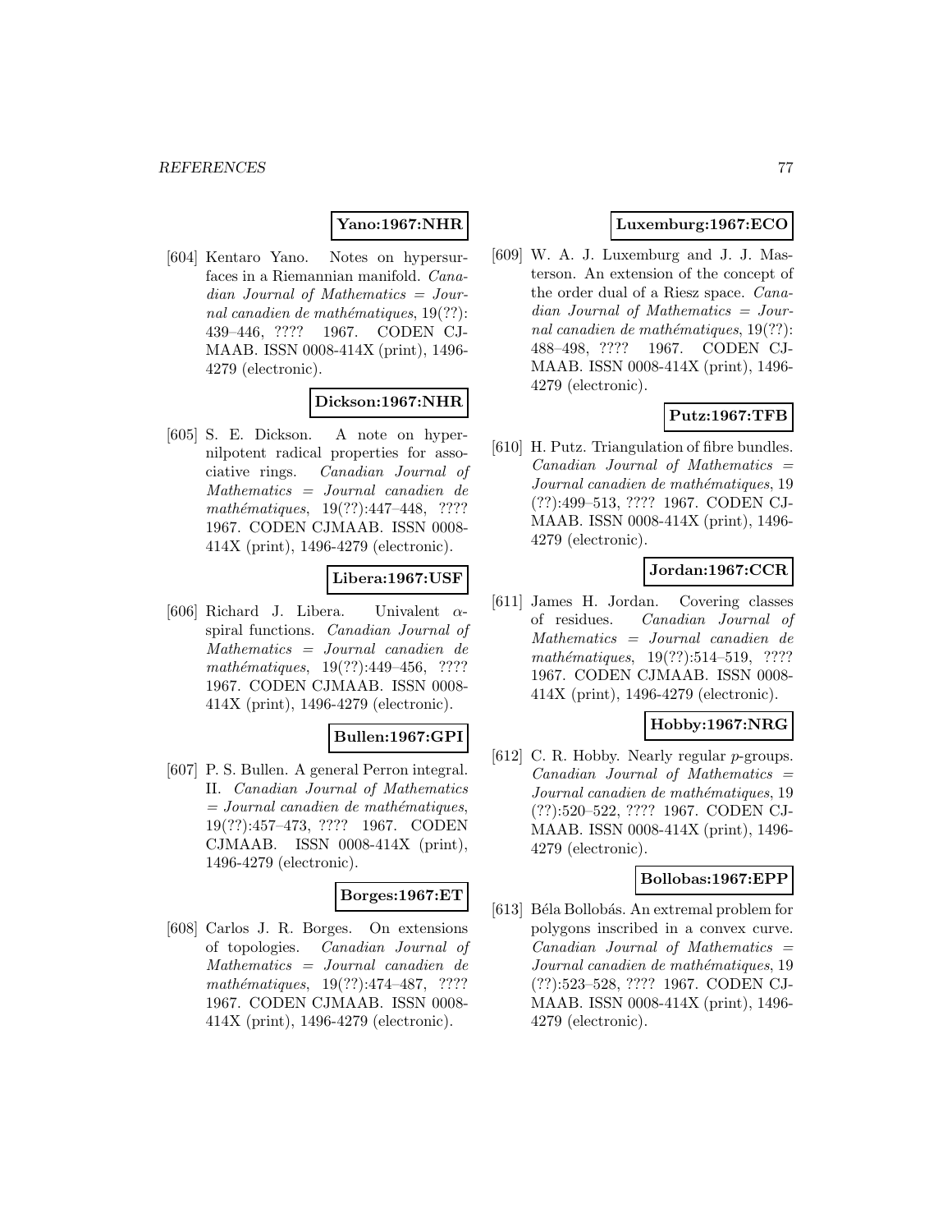**Yano:1967:NHR**

[604] Kentaro Yano. Notes on hypersurfaces in a Riemannian manifold. *Canadian Journal of Mathematics = Journal canadien de mathématiques*, 19(??): 439–446, ???? 1967. CODEN CJMAAB. ISSN 0008-414X (print), 1496-4279 (electronic).

**Dickson:1967:NHR**

[605] S. E. Dickson. A note on hypernilpotent radical properties for associative rings. *Canadian Journal of Mathematics = Journal canadien de mathématiques*, 19(??):447–448, ???? 1967. CODEN CJMAAB. ISSN 0008-414X (print), 1496-4279 (electronic).

**Libera:1967:USF**

[606] Richard J. Libera. Univalent $\alpha$-spiral functions. *Canadian Journal of Mathematics = Journal canadien de mathématiques*, 19(??):449–456, ???? 1967. CODEN CJMAAB. ISSN 0008-414X (print), 1496-4279 (electronic).

**Bullen:1967:GPI**

[607] P. S. Bullen. A general Perron integral. II. *Canadian Journal of Mathematics = Journal canadien de mathématiques*, 19(??):457–473, ???? 1967. CODEN CJMAAB. ISSN 0008-414X (print), 1496-4279 (electronic).

**Borges:1967:ET**

[608] Carlos J. R. Borges. On extensions of topologies. *Canadian Journal of Mathematics = Journal canadien de mathématiques*, 19(??):474–487, ???? 1967. CODEN CJMAAB. ISSN 0008-414X (print), 1496-4279 (electronic).

**Luxemburg:1967:ECO**

[609] W. A. J. Luxemburg and J. J. Masterson. An extension of the concept of the order dual of a Riesz space. *Canadian Journal of Mathematics = Journal canadien de mathématiques*, 19(??): 488–498, ???? 1967. CODEN CJMAAB. ISSN 0008-414X (print), 1496-4279 (electronic).

**Putz:1967:TFB**

[610] H. Putz. Triangulation of fibre bundles. *Canadian Journal of Mathematics = Journal canadien de mathématiques*, 19 (??):499–513, ???? 1967. CODEN CJMAAB. ISSN 0008-414X (print), 1496-4279 (electronic).

**Jordan:1967:CCR**

[611] James H. Jordan. Covering classes of residues. *Canadian Journal of Mathematics = Journal canadien de mathématiques*, 19(??):514–519, ???? 1967. CODEN CJMAAB. ISSN 0008-414X (print), 1496-4279 (electronic).

**Hobby:1967:NRG**

[612] C. R. Hobby. Nearly regular $p$-groups. *Canadian Journal of Mathematics = Journal canadien de mathématiques*, 19 (??):520–522, ???? 1967. CODEN CJMAAB. ISSN 0008-414X (print), 1496-4279 (electronic).

**Bollobas:1967:EPP**

[613] Béla Bollobás. An extremal problem for polygons inscribed in a convex curve. *Canadian Journal of Mathematics = Journal canadien de mathématiques*, 19 (??):523–528, ???? 1967. CODEN CJMAAB. ISSN 0008-414X (print), 1496-4279 (electronic).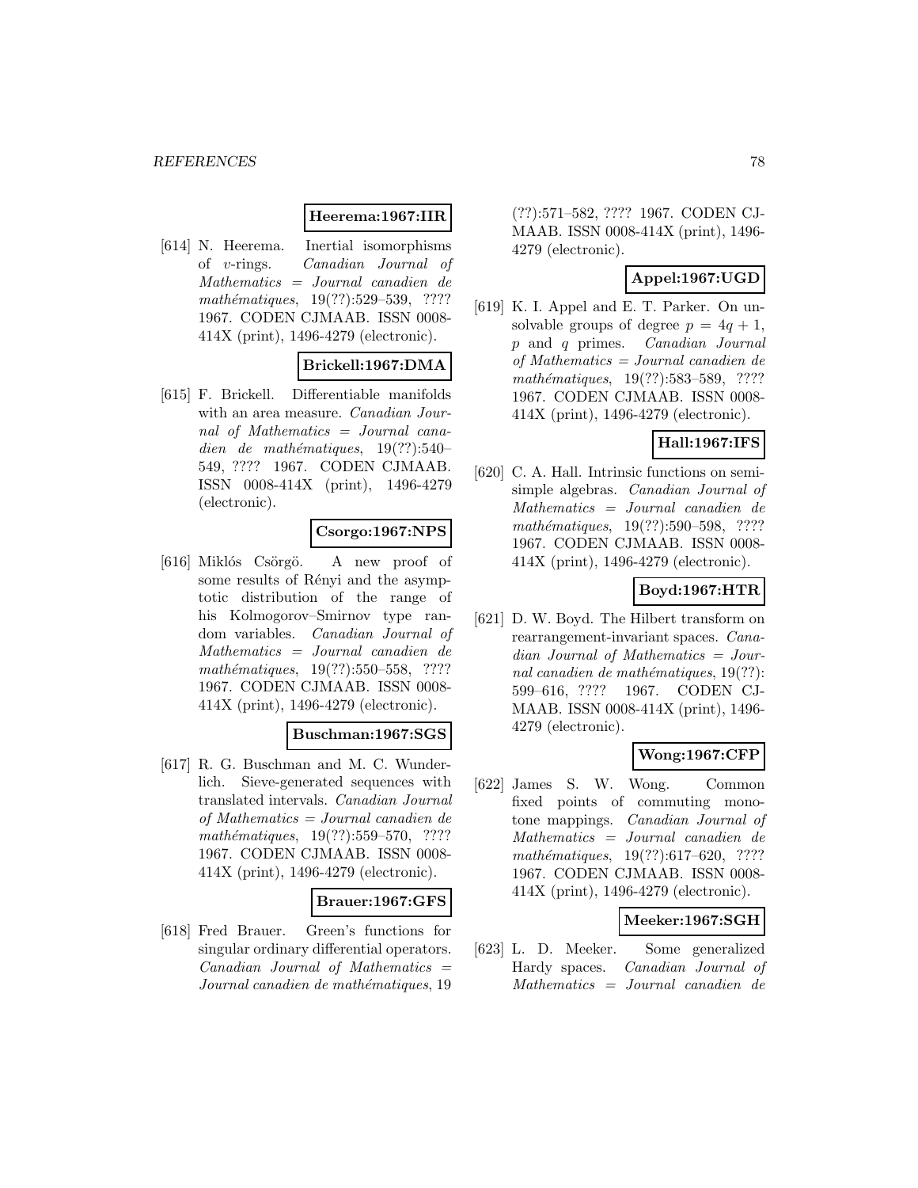**Heerema:1967:IIR**

[614] N. Heerema. Inertial isomorphisms of $v$-rings. *Canadian Journal of Mathematics = Journal canadien de mathématiques*, 19(??):529–539, ???? 1967. CODEN CJMAAB. ISSN 0008-414X (print), 1496-4279 (electronic).

**Brickell:1967:DMA**

[615] F. Brickell. Differentiable manifolds with an area measure. *Canadian Journal of Mathematics = Journal canadien de mathématiques*, 19(??):540–549, ???? 1967. CODEN CJMAAB. ISSN 0008-414X (print), 1496-4279 (electronic).

**Csorgo:1967:NPS**

[616] Miklós Csörgö. A new proof of some results of Rényi and the asymptotic distribution of the range of his Kolmogorov–Smirnov type random variables. *Canadian Journal of Mathematics = Journal canadien de mathématiques*, 19(??):550–558, ???? 1967. CODEN CJMAAB. ISSN 0008-414X (print), 1496-4279 (electronic).

**Buschman:1967:SGS**

[617] R. G. Buschman and M. C. Wunderlich. Sieve-generated sequences with translated intervals. *Canadian Journal of Mathematics = Journal canadien de mathématiques*, 19(??):559–570, ???? 1967. CODEN CJMAAB. ISSN 0008-414X (print), 1496-4279 (electronic).

**Brauer:1967:GFS**

[618] Fred Brauer. Green's functions for singular ordinary differential operators. *Canadian Journal of Mathematics = Journal canadien de mathématiques*, 19 (??):571–582, ???? 1967. CODEN CJMAAB. ISSN 0008-414X (print), 1496-4279 (electronic).

**Appel:1967:UGD**

[619] K. I. Appel and E. T. Parker. On unsolvable groups of degree $p = 4q + 1$, $p$ and $q$ primes. *Canadian Journal of Mathematics = Journal canadien de mathématiques*, 19(??):583–589, ???? 1967. CODEN CJMAAB. ISSN 0008-414X (print), 1496-4279 (electronic).

**Hall:1967:IFS**

[620] C. A. Hall. Intrinsic functions on semisimple algebras. *Canadian Journal of Mathematics = Journal canadien de mathématiques*, 19(??):590–598, ???? 1967. CODEN CJMAAB. ISSN 0008-414X (print), 1496-4279 (electronic).

**Boyd:1967:HTR**

[621] D. W. Boyd. The Hilbert transform on rearrangement-invariant spaces. *Canadian Journal of Mathematics = Journal canadien de mathématiques*, 19(??): 599–616, ???? 1967. CODEN CJMAAB. ISSN 0008-414X (print), 1496-4279 (electronic).

**Wong:1967:CFP**

[622] James S. W. Wong. Common fixed points of commuting monotone mappings. *Canadian Journal of Mathematics = Journal canadien de mathématiques*, 19(??):617–620, ???? 1967. CODEN CJMAAB. ISSN 0008-414X (print), 1496-4279 (electronic).

**Meeker:1967:SGH**

[623] L. D. Meeker. Some generalized Hardy spaces. *Canadian Journal of Mathematics = Journal canadien de*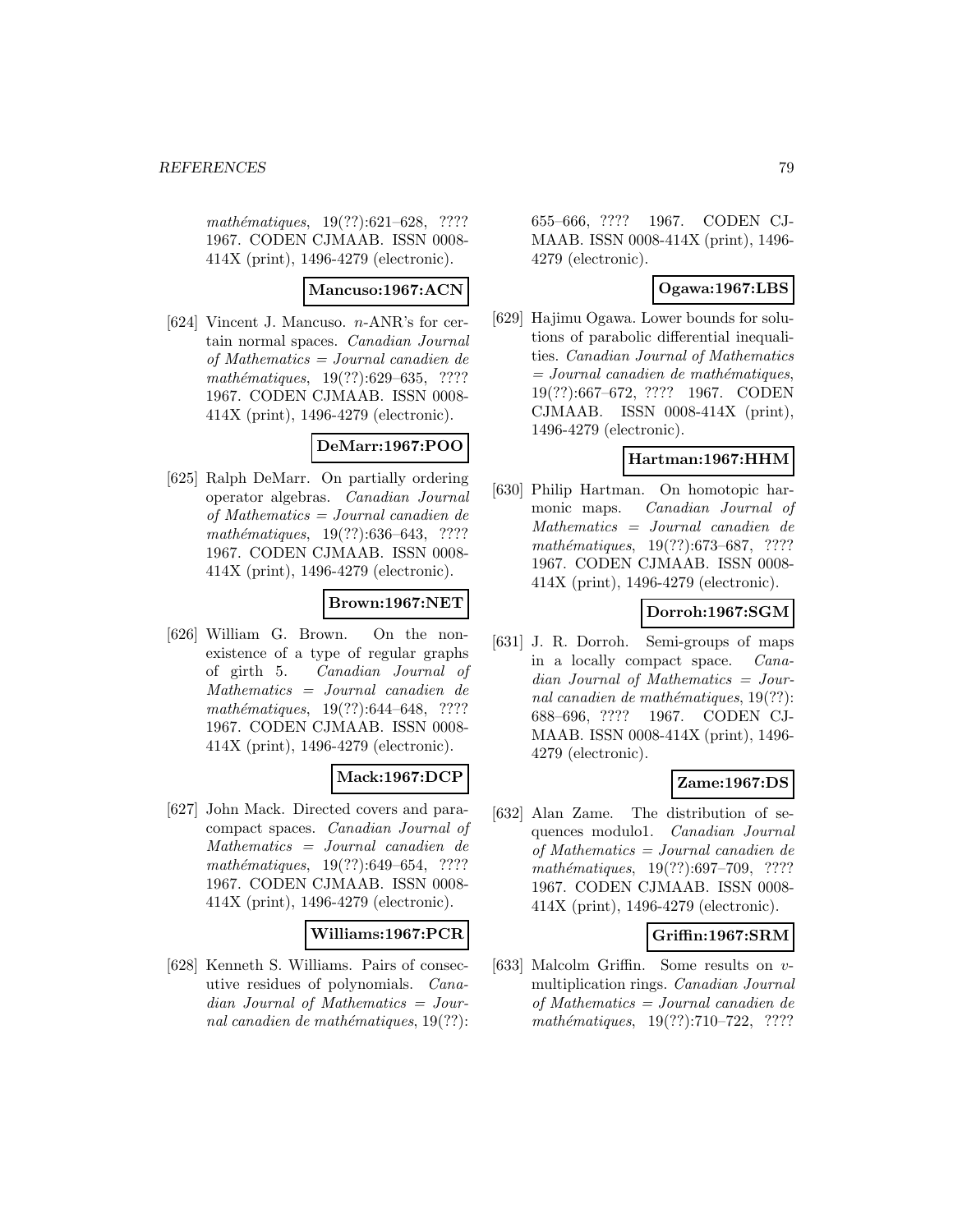*mathématiques*, 19(??):621–628, ???? 1967. CODEN CJMAAB. ISSN 0008-414X (print), 1496-4279 (electronic).

**Mancuso:1967:ACN**

[624] Vincent J. Mancuso. $n$-ANR's for certain normal spaces. *Canadian Journal of Mathematics = Journal canadien de mathématiques*, 19(??):629–635, ???? 1967. CODEN CJMAAB. ISSN 0008-414X (print), 1496-4279 (electronic).

**DeMarr:1967:POO**

[625] Ralph DeMarr. On partially ordering operator algebras. *Canadian Journal of Mathematics = Journal canadien de mathématiques*, 19(??):636–643, ???? 1967. CODEN CJMAAB. ISSN 0008-414X (print), 1496-4279 (electronic).

**Brown:1967:NET**

[626] William G. Brown. On the non-existence of a type of regular graphs of girth 5. *Canadian Journal of Mathematics = Journal canadien de mathématiques*, 19(??):644–648, ???? 1967. CODEN CJMAAB. ISSN 0008-414X (print), 1496-4279 (electronic).

**Mack:1967:DCP**

[627] John Mack. Directed covers and paracompact spaces. *Canadian Journal of Mathematics = Journal canadien de mathématiques*, 19(??):649–654, ???? 1967. CODEN CJMAAB. ISSN 0008-414X (print), 1496-4279 (electronic).

**Williams:1967:PCR**

[628] Kenneth S. Williams. Pairs of consecutive residues of polynomials. *Canadian Journal of Mathematics = Journal canadien de mathématiques*, 19(??): 655–666, ???? 1967. CODEN CJMAAB. ISSN 0008-414X (print), 1496-4279 (electronic).

**Ogawa:1967:LBS**

[629] Hajimu Ogawa. Lower bounds for solutions of parabolic differential inequalities. *Canadian Journal of Mathematics = Journal canadien de mathématiques*, 19(??):667–672, ???? 1967. CODEN CJMAAB. ISSN 0008-414X (print), 1496-4279 (electronic).

**Hartman:1967:HHM**

[630] Philip Hartman. On homotopic harmonic maps. *Canadian Journal of Mathematics = Journal canadien de mathématiques*, 19(??):673–687, ???? 1967. CODEN CJMAAB. ISSN 0008-414X (print), 1496-4279 (electronic).

**Dorroh:1967:SGM**

[631] J. R. Dorroh. Semi-groups of maps in a locally compact space. *Canadian Journal of Mathematics = Journal canadien de mathématiques*, 19(??): 688–696, ???? 1967. CODEN CJMAAB. ISSN 0008-414X (print), 1496-4279 (electronic).

**Zame:1967:DS**

[632] Alan Zame. The distribution of sequences modulo1. *Canadian Journal of Mathematics = Journal canadien de mathématiques*, 19(??):697–709, ???? 1967. CODEN CJMAAB. ISSN 0008-414X (print), 1496-4279 (electronic).

**Griffin:1967:SRM**

[633] Malcolm Griffin. Some results on $v$-multiplication rings. *Canadian Journal of Mathematics = Journal canadien de mathématiques*, 19(??):710–722, ????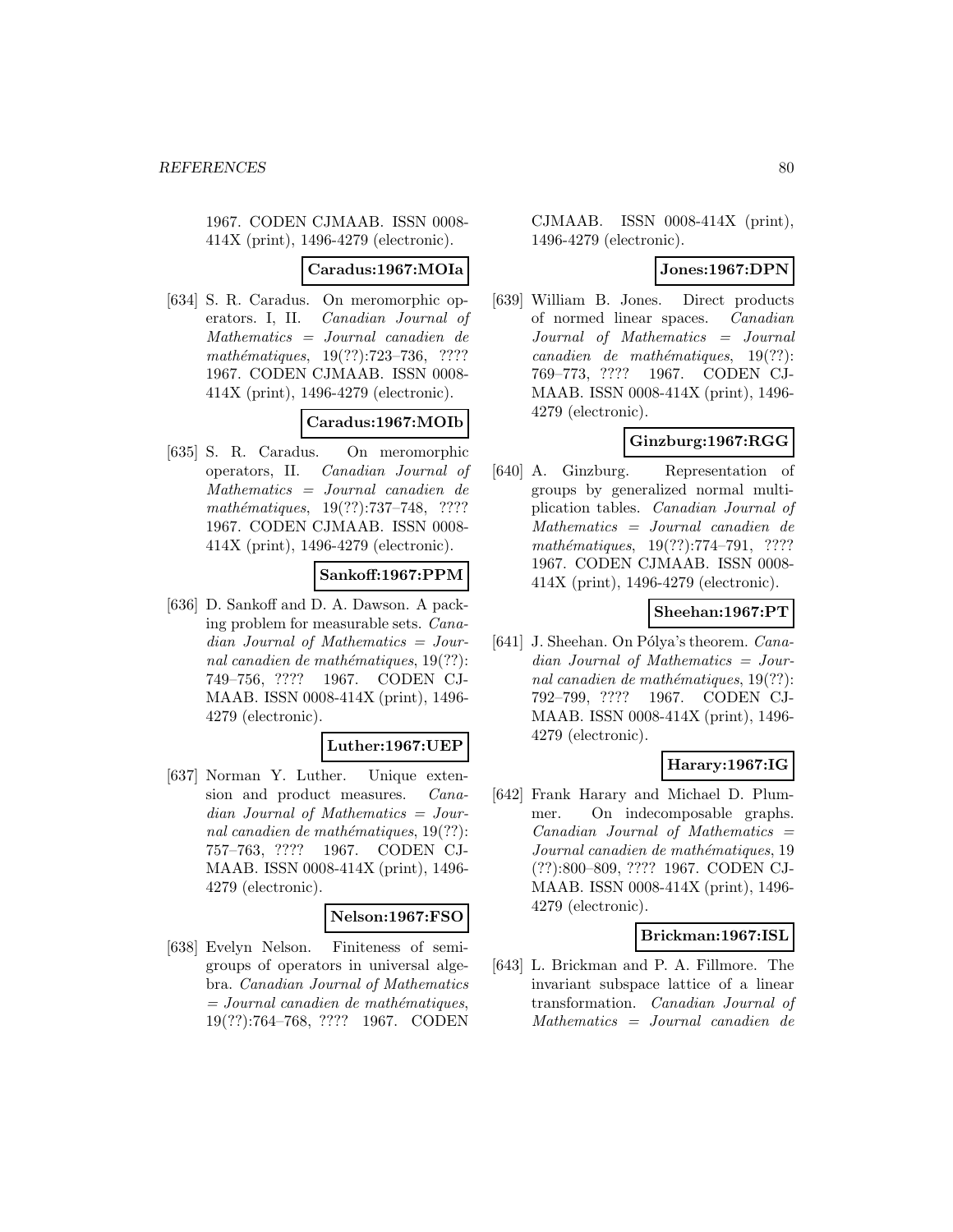1967. CODEN CJMAAB. ISSN 0008-414X (print), 1496-4279 (electronic).

**Caradus:1967:MOIa**

[634] S. R. Caradus. On meromorphic operators. I, II. *Canadian Journal of Mathematics = Journal canadien de mathématiques*, 19(??):723–736, ???? 1967. CODEN CJMAAB. ISSN 0008-414X (print), 1496-4279 (electronic).

**Caradus:1967:MOIb**

[635] S. R. Caradus. On meromorphic operators, II. *Canadian Journal of Mathematics = Journal canadien de mathématiques*, 19(??):737–748, ???? 1967. CODEN CJMAAB. ISSN 0008-414X (print), 1496-4279 (electronic).

**Sankoff:1967:PPM**

[636] D. Sankoff and D. A. Dawson. A packing problem for measurable sets. *Canadian Journal of Mathematics = Journal canadien de mathématiques*, 19(??): 749–756, ???? 1967. CODEN CJMAAB. ISSN 0008-414X (print), 1496-4279 (electronic).

**Luther:1967:UEP**

[637] Norman Y. Luther. Unique extension and product measures. *Canadian Journal of Mathematics = Journal canadien de mathématiques*, 19(??): 757–763, ???? 1967. CODEN CJMAAB. ISSN 0008-414X (print), 1496-4279 (electronic).

**Nelson:1967:FSO**

[638] Evelyn Nelson. Finiteness of semigroups of operators in universal algebra. *Canadian Journal of Mathematics = Journal canadien de mathématiques*, 19(??):764–768, ???? 1967. CODEN CJMAAB. ISSN 0008-414X (print), 1496-4279 (electronic).

**Jones:1967:DPN**

[639] William B. Jones. Direct products of normed linear spaces. *Canadian Journal of Mathematics = Journal canadien de mathématiques*, 19(??): 769–773, ???? 1967. CODEN CJMAAB. ISSN 0008-414X (print), 1496-4279 (electronic).

**Ginzburg:1967:RGG**

[640] A. Ginzburg. Representation of groups by generalized normal multiplication tables. *Canadian Journal of Mathematics = Journal canadien de mathématiques*, 19(??):774–791, ???? 1967. CODEN CJMAAB. ISSN 0008-414X (print), 1496-4279 (electronic).

**Sheehan:1967:PT**

[641] J. Sheehan. On Pólya's theorem. *Canadian Journal of Mathematics = Journal canadien de mathématiques*, 19(??): 792–799, ???? 1967. CODEN CJMAAB. ISSN 0008-414X (print), 1496-4279 (electronic).

**Harary:1967:IG**

[642] Frank Harary and Michael D. Plummer. On indecomposable graphs. *Canadian Journal of Mathematics = Journal canadien de mathématiques*, 19 (??):800–809, ???? 1967. CODEN CJMAAB. ISSN 0008-414X (print), 1496-4279 (electronic).

**Brickman:1967:ISL**

[643] L. Brickman and P. A. Fillmore. The invariant subspace lattice of a linear transformation. *Canadian Journal of Mathematics = Journal canadien de*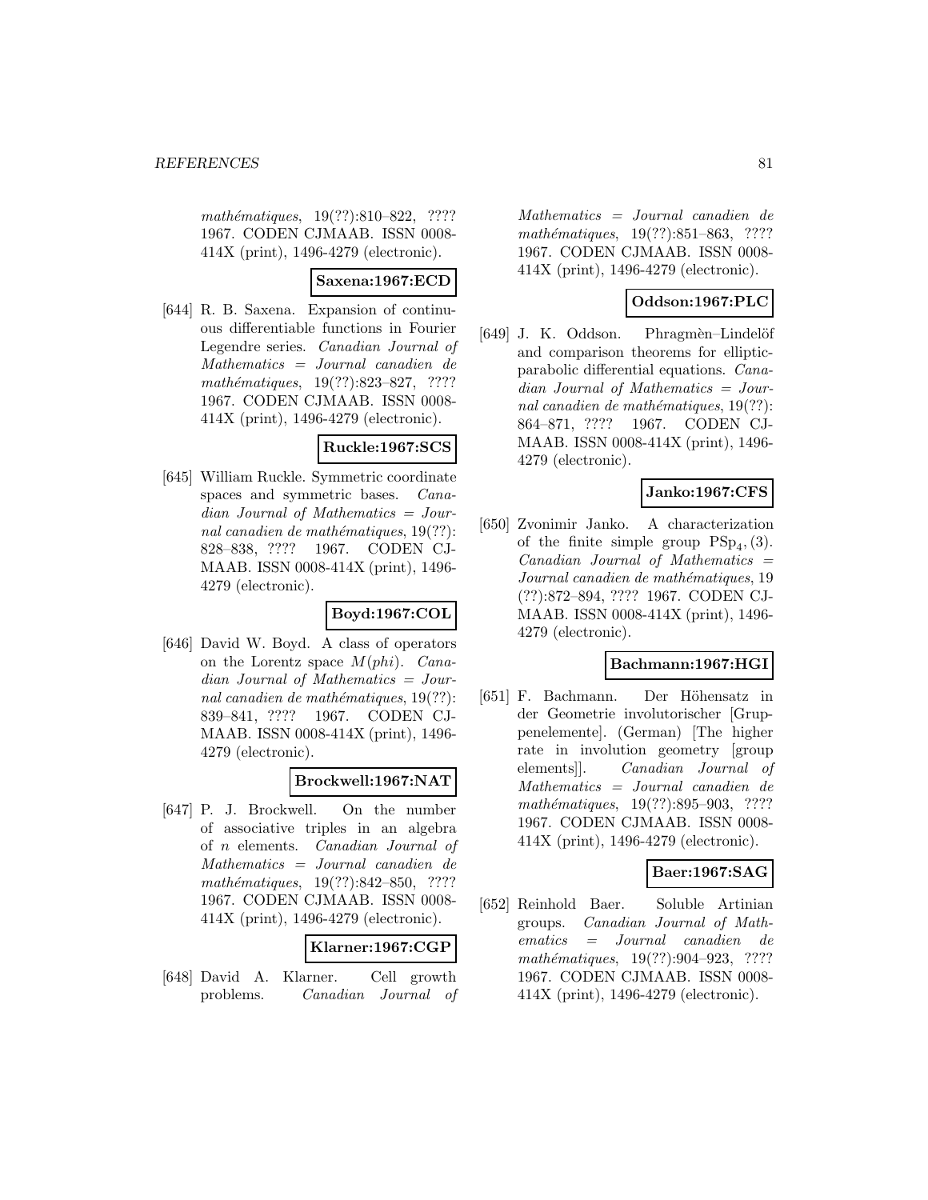*mathématiques*, 19(??):810–822, ???? 1967. CODEN CJMAAB. ISSN 0008-414X (print), 1496-4279 (electronic).

**Saxena:1967:ECD**

[644] R. B. Saxena. Expansion of continuous differentiable functions in Fourier Legendre series. *Canadian Journal of Mathematics = Journal canadien de mathématiques*, 19(??):823–827, ???? 1967. CODEN CJMAAB. ISSN 0008-414X (print), 1496-4279 (electronic).

**Ruckle:1967:SCS**

[645] William Ruckle. Symmetric coordinate spaces and symmetric bases. *Canadian Journal of Mathematics = Journal canadien de mathématiques*, 19(??): 828–838, ???? 1967. CODEN CJMAAB. ISSN 0008-414X (print), 1496-4279 (electronic).

**Boyd:1967:COL**

[646] David W. Boyd. A class of operators on the Lorentz space $M(phi)$. *Canadian Journal of Mathematics = Journal canadien de mathématiques*, 19(??): 839–841, ???? 1967. CODEN CJMAAB. ISSN 0008-414X (print), 1496-4279 (electronic).

**Brockwell:1967:NAT**

[647] P. J. Brockwell. On the number of associative triples in an algebra of $n$ elements. *Canadian Journal of Mathematics = Journal canadien de mathématiques*, 19(??):842–850, ???? 1967. CODEN CJMAAB. ISSN 0008-414X (print), 1496-4279 (electronic).

**Klarner:1967:CGP**

[648] David A. Klarner. Cell growth problems. *Canadian Journal of Mathematics = Journal canadien de mathématiques*, 19(??):851–863, ???? 1967. CODEN CJMAAB. ISSN 0008-414X (print), 1496-4279 (electronic).

**Oddson:1967:PLC**

[649] J. K. Oddson. Phragmèn–Lindelöf and comparison theorems for elliptic-parabolic differential equations. *Canadian Journal of Mathematics = Journal canadien de mathématiques*, 19(??): 864–871, ???? 1967. CODEN CJMAAB. ISSN 0008-414X (print), 1496-4279 (electronic).

**Janko:1967:CFS**

[650] Zvonimir Janko. A characterization of the finite simple group $\mathrm{PSp}_4,(3)$. *Canadian Journal of Mathematics = Journal canadien de mathématiques*, 19 (??):872–894, ???? 1967. CODEN CJMAAB. ISSN 0008-414X (print), 1496-4279 (electronic).

**Bachmann:1967:HGI**

[651] F. Bachmann. Der Höhensatz in der Geometrie involutorischer [Gruppenelemente]. (German) [The higher rate in involution geometry [group elements]]. *Canadian Journal of Mathematics = Journal canadien de mathématiques*, 19(??):895–903, ???? 1967. CODEN CJMAAB. ISSN 0008-414X (print), 1496-4279 (electronic).

**Baer:1967:SAG**

[652] Reinhold Baer. Soluble Artinian groups. *Canadian Journal of Mathematics = Journal canadien de mathématiques*, 19(??):904–923, ???? 1967. CODEN CJMAAB. ISSN 0008-414X (print), 1496-4279 (electronic).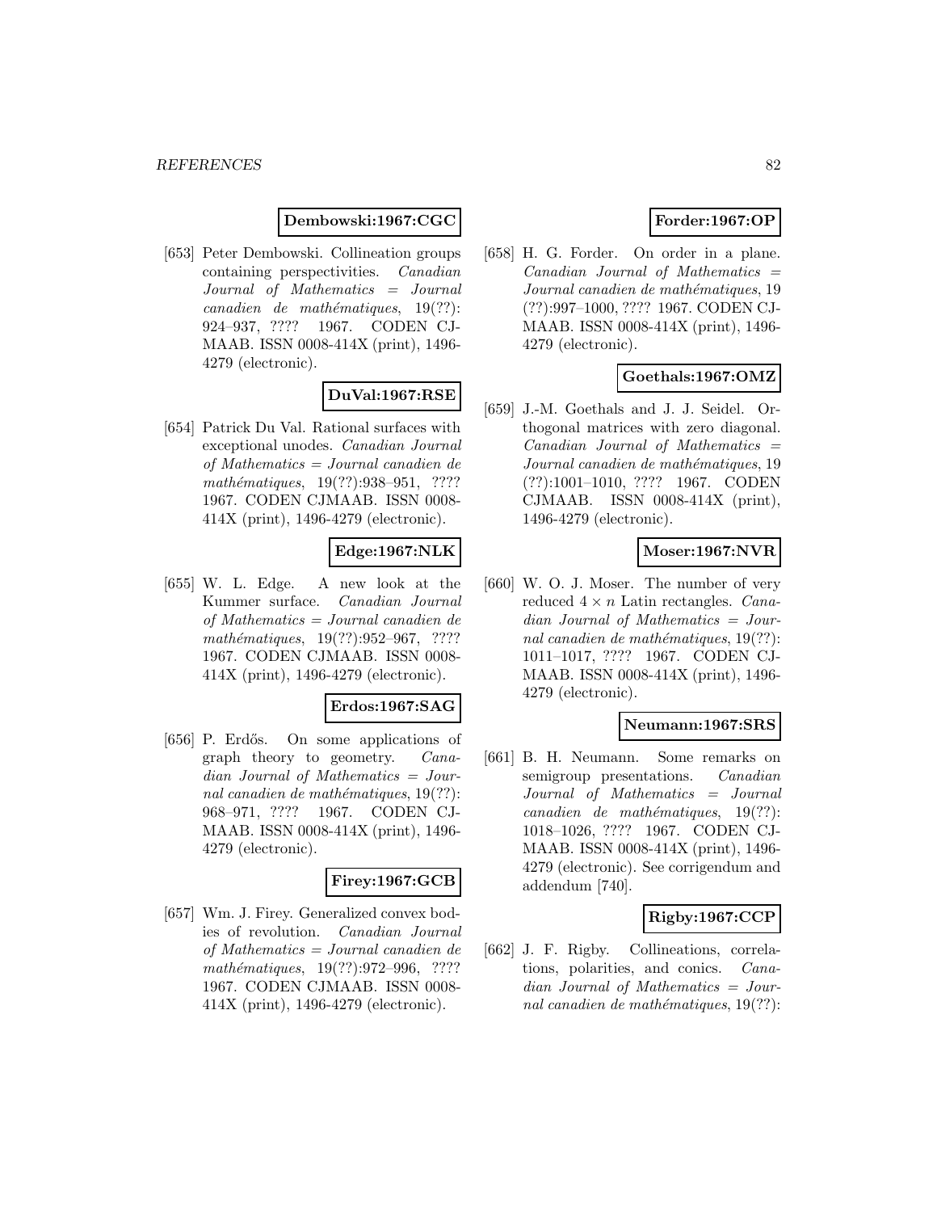**Dembowski:1967:CGC**

[653] Peter Dembowski. Collineation groups containing perspectivities. *Canadian Journal of Mathematics = Journal canadien de mathématiques*, 19(??): 924–937, ???? 1967. CODEN CJMAAB. ISSN 0008-414X (print), 1496-4279 (electronic).

**DuVal:1967:RSE**

[654] Patrick Du Val. Rational surfaces with exceptional unodes. *Canadian Journal of Mathematics = Journal canadien de mathématiques*, 19(??):938–951, ???? 1967. CODEN CJMAAB. ISSN 0008-414X (print), 1496-4279 (electronic).

**Edge:1967:NLK**

[655] W. L. Edge. A new look at the Kummer surface. *Canadian Journal of Mathematics = Journal canadien de mathématiques*, 19(??):952–967, ???? 1967. CODEN CJMAAB. ISSN 0008-414X (print), 1496-4279 (electronic).

**Erdos:1967:SAG**

[656] P. Erdős. On some applications of graph theory to geometry. *Canadian Journal of Mathematics = Journal canadien de mathématiques*, 19(??): 968–971, ???? 1967. CODEN CJMAAB. ISSN 0008-414X (print), 1496-4279 (electronic).

**Firey:1967:GCB**

[657] Wm. J. Firey. Generalized convex bodies of revolution. *Canadian Journal of Mathematics = Journal canadien de mathématiques*, 19(??):972–996, ???? 1967. CODEN CJMAAB. ISSN 0008-414X (print), 1496-4279 (electronic).

**Forder:1967:OP**

[658] H. G. Forder. On order in a plane. *Canadian Journal of Mathematics = Journal canadien de mathématiques*, 19 (??):997–1000, ???? 1967. CODEN CJMAAB. ISSN 0008-414X (print), 1496-4279 (electronic).

**Goethals:1967:OMZ**

[659] J.-M. Goethals and J. J. Seidel. Orthogonal matrices with zero diagonal. *Canadian Journal of Mathematics = Journal canadien de mathématiques*, 19 (??):1001–1010, ???? 1967. CODEN CJMAAB. ISSN 0008-414X (print), 1496-4279 (electronic).

**Moser:1967:NVR**

[660] W. O. J. Moser. The number of very reduced $4 \times n$ Latin rectangles. *Canadian Journal of Mathematics = Journal canadien de mathématiques*, 19(??): 1011–1017, ???? 1967. CODEN CJMAAB. ISSN 0008-414X (print), 1496-4279 (electronic).

**Neumann:1967:SRS**

[661] B. H. Neumann. Some remarks on semigroup presentations. *Canadian Journal of Mathematics = Journal canadien de mathématiques*, 19(??): 1018–1026, ???? 1967. CODEN CJMAAB. ISSN 0008-414X (print), 1496-4279 (electronic). See corrigendum and addendum [740].

**Rigby:1967:CCP**

[662] J. F. Rigby. Collineations, correlations, polarities, and conics. *Canadian Journal of Mathematics = Journal canadien de mathématiques*, 19(??):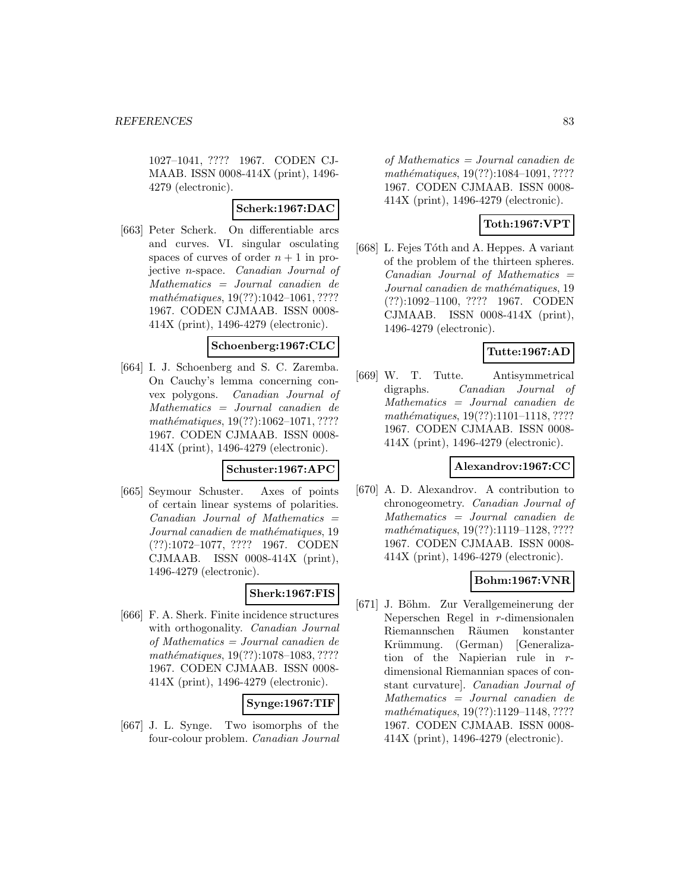1027–1041, ???? 1967. CODEN CJMAAB. ISSN 0008-414X (print), 1496-4279 (electronic).

**Scherk:1967:DAC**

[663] Peter Scherk. On differentiable arcs and curves. VI. singular osculating spaces of curves of order $n + 1$ in projective $n$-space. *Canadian Journal of Mathematics = Journal canadien de mathématiques*, 19(??):1042–1061, ???? 1967. CODEN CJMAAB. ISSN 0008-414X (print), 1496-4279 (electronic).

**Schoenberg:1967:CLC**

[664] I. J. Schoenberg and S. C. Zaremba. On Cauchy's lemma concerning convex polygons. *Canadian Journal of Mathematics = Journal canadien de mathématiques*, 19(??):1062–1071, ???? 1967. CODEN CJMAAB. ISSN 0008-414X (print), 1496-4279 (electronic).

**Schuster:1967:APC**

[665] Seymour Schuster. Axes of points of certain linear systems of polarities. *Canadian Journal of Mathematics = Journal canadien de mathématiques*, 19 (??):1072–1077, ???? 1967. CODEN CJMAAB. ISSN 0008-414X (print), 1496-4279 (electronic).

**Sherk:1967:FIS**

[666] F. A. Sherk. Finite incidence structures with orthogonality. *Canadian Journal of Mathematics = Journal canadien de mathématiques*, 19(??):1078–1083, ???? 1967. CODEN CJMAAB. ISSN 0008-414X (print), 1496-4279 (electronic).

**Synge:1967:TIF**

[667] J. L. Synge. Two isomorphs of the four-colour problem. *Canadian Journal of Mathematics = Journal canadien de mathématiques*, 19(??):1084–1091, ???? 1967. CODEN CJMAAB. ISSN 0008-414X (print), 1496-4279 (electronic).

**Toth:1967:VPT**

[668] L. Fejes Tóth and A. Heppes. A variant of the problem of the thirteen spheres. *Canadian Journal of Mathematics = Journal canadien de mathématiques*, 19 (??):1092–1100, ???? 1967. CODEN CJMAAB. ISSN 0008-414X (print), 1496-4279 (electronic).

**Tutte:1967:AD**

[669] W. T. Tutte. Antisymmetrical digraphs. *Canadian Journal of Mathematics = Journal canadien de mathématiques*, 19(??):1101–1118, ???? 1967. CODEN CJMAAB. ISSN 0008-414X (print), 1496-4279 (electronic).

**Alexandrov:1967:CC**

[670] A. D. Alexandrov. A contribution to chronogeometry. *Canadian Journal of Mathematics = Journal canadien de mathématiques*, 19(??):1119–1128, ???? 1967. CODEN CJMAAB. ISSN 0008-414X (print), 1496-4279 (electronic).

**Bohm:1967:VNR**

[671] J. Böhm. Zur Verallgemeinerung der Neperschen Regel in $r$-dimensionalen Riemannschen Räumen konstanter Krümmung. (German) [Generalization of the Napierian rule in $r$-dimensional Riemannian spaces of constant curvature]. *Canadian Journal of Mathematics = Journal canadien de mathématiques*, 19(??):1129–1148, ???? 1967. CODEN CJMAAB. ISSN 0008-414X (print), 1496-4279 (electronic).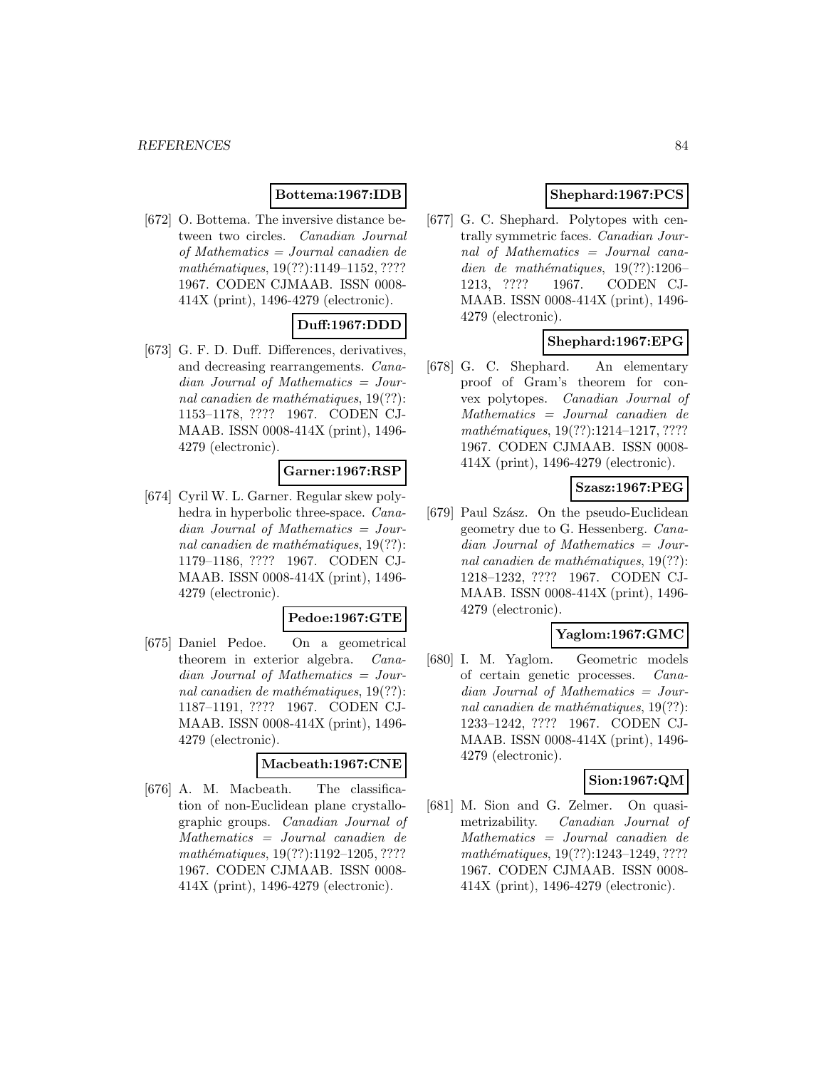**Bottema:1967:IDB**

[672] O. Bottema. The inversive distance between two circles. *Canadian Journal of Mathematics = Journal canadien de mathématiques*, 19(??):1149–1152, ???? 1967. CODEN CJMAAB. ISSN 0008-414X (print), 1496-4279 (electronic).

**Duff:1967:DDD**

[673] G. F. D. Duff. Differences, derivatives, and decreasing rearrangements. *Canadian Journal of Mathematics = Journal canadien de mathématiques*, 19(??): 1153–1178, ???? 1967. CODEN CJMAAB. ISSN 0008-414X (print), 1496-4279 (electronic).

**Garner:1967:RSP**

[674] Cyril W. L. Garner. Regular skew polyhedra in hyperbolic three-space. *Canadian Journal of Mathematics = Journal canadien de mathématiques*, 19(??): 1179–1186, ???? 1967. CODEN CJMAAB. ISSN 0008-414X (print), 1496-4279 (electronic).

**Pedoe:1967:GTE**

[675] Daniel Pedoe. On a geometrical theorem in exterior algebra. *Canadian Journal of Mathematics = Journal canadien de mathématiques*, 19(??): 1187–1191, ???? 1967. CODEN CJMAAB. ISSN 0008-414X (print), 1496-4279 (electronic).

**Macbeath:1967:CNE**

[676] A. M. Macbeath. The classification of non-Euclidean plane crystallographic groups. *Canadian Journal of Mathematics = Journal canadien de mathématiques*, 19(??):1192–1205, ???? 1967. CODEN CJMAAB. ISSN 0008-414X (print), 1496-4279 (electronic).

**Shephard:1967:PCS**

[677] G. C. Shephard. Polytopes with centrally symmetric faces. *Canadian Journal of Mathematics = Journal canadien de mathématiques*, 19(??):1206–1213, ???? 1967. CODEN CJMAAB. ISSN 0008-414X (print), 1496-4279 (electronic).

**Shephard:1967:EPG**

[678] G. C. Shephard. An elementary proof of Gram's theorem for convex polytopes. *Canadian Journal of Mathematics = Journal canadien de mathématiques*, 19(??):1214–1217, ???? 1967. CODEN CJMAAB. ISSN 0008-414X (print), 1496-4279 (electronic).

**Szasz:1967:PEG**

[679] Paul Szász. On the pseudo-Euclidean geometry due to G. Hessenberg. *Canadian Journal of Mathematics = Journal canadien de mathématiques*, 19(??): 1218–1232, ???? 1967. CODEN CJMAAB. ISSN 0008-414X (print), 1496-4279 (electronic).

**Yaglom:1967:GMC**

[680] I. M. Yaglom. Geometric models of certain genetic processes. *Canadian Journal of Mathematics = Journal canadien de mathématiques*, 19(??): 1233–1242, ???? 1967. CODEN CJMAAB. ISSN 0008-414X (print), 1496-4279 (electronic).

**Sion:1967:QM**

[681] M. Sion and G. Zelmer. On quasi-metrizability. *Canadian Journal of Mathematics = Journal canadien de mathématiques*, 19(??):1243–1249, ???? 1967. CODEN CJMAAB. ISSN 0008-414X (print), 1496-4279 (electronic).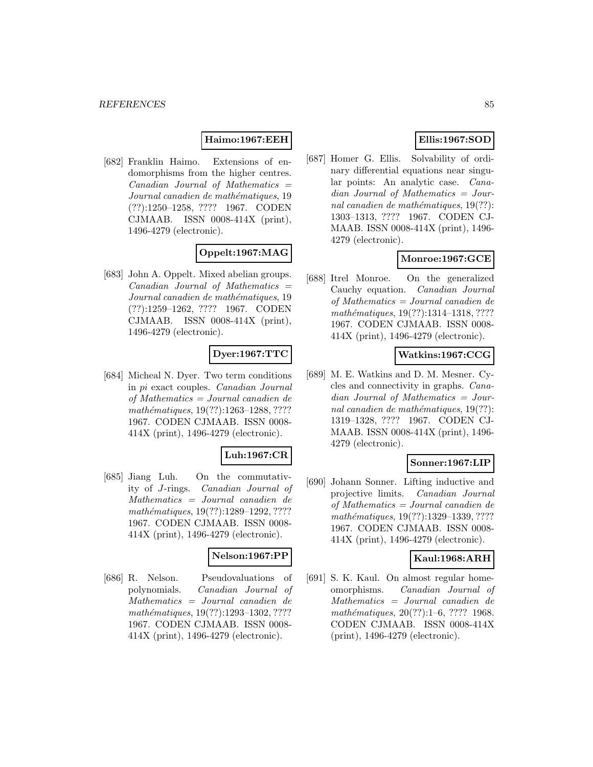**Haimo:1967:EEH**

[682] Franklin Haimo. Extensions of endomorphisms from the higher centres. *Canadian Journal of Mathematics = Journal canadien de mathématiques*, 19 (??):1250–1258, ???? 1967. CODEN CJMAAB. ISSN 0008-414X (print), 1496-4279 (electronic).

**Oppelt:1967:MAG**

[683] John A. Oppelt. Mixed abelian groups. *Canadian Journal of Mathematics = Journal canadien de mathématiques*, 19 (??):1259–1262, ???? 1967. CODEN CJMAAB. ISSN 0008-414X (print), 1496-4279 (electronic).

**Dyer:1967:TTC**

[684] Micheal N. Dyer. Two term conditions in *pi* exact couples. *Canadian Journal of Mathematics = Journal canadien de mathématiques*, 19(??):1263–1288, ???? 1967. CODEN CJMAAB. ISSN 0008-414X (print), 1496-4279 (electronic).

**Luh:1967:CR**

[685] Jiang Luh. On the commutativity of $J$-rings. *Canadian Journal of Mathematics = Journal canadien de mathématiques*, 19(??):1289–1292, ???? 1967. CODEN CJMAAB. ISSN 0008-414X (print), 1496-4279 (electronic).

**Nelson:1967:PP**

[686] R. Nelson. Pseudovaluations of polynomials. *Canadian Journal of Mathematics = Journal canadien de mathématiques*, 19(??):1293–1302, ???? 1967. CODEN CJMAAB. ISSN 0008-414X (print), 1496-4279 (electronic).

**Ellis:1967:SOD**

[687] Homer G. Ellis. Solvability of ordinary differential equations near singular points: An analytic case. *Canadian Journal of Mathematics = Journal canadien de mathématiques*, 19(??): 1303–1313, ???? 1967. CODEN CJMAAB. ISSN 0008-414X (print), 1496-4279 (electronic).

**Monroe:1967:GCE**

[688] Itrel Monroe. On the generalized Cauchy equation. *Canadian Journal of Mathematics = Journal canadien de mathématiques*, 19(??):1314–1318, ???? 1967. CODEN CJMAAB. ISSN 0008-414X (print), 1496-4279 (electronic).

**Watkins:1967:CCG**

[689] M. E. Watkins and D. M. Mesner. Cycles and connectivity in graphs. *Canadian Journal of Mathematics = Journal canadien de mathématiques*, 19(??): 1319–1328, ???? 1967. CODEN CJMAAB. ISSN 0008-414X (print), 1496-4279 (electronic).

**Sonner:1967:LIP**

[690] Johann Sonner. Lifting inductive and projective limits. *Canadian Journal of Mathematics = Journal canadien de mathématiques*, 19(??):1329–1339, ???? 1967. CODEN CJMAAB. ISSN 0008-414X (print), 1496-4279 (electronic).

**Kaul:1968:ARH**

[691] S. K. Kaul. On almost regular homeomorphisms. *Canadian Journal of Mathematics = Journal canadien de mathématiques*, 20(??):1–6, ???? 1968. CODEN CJMAAB. ISSN 0008-414X (print), 1496-4279 (electronic).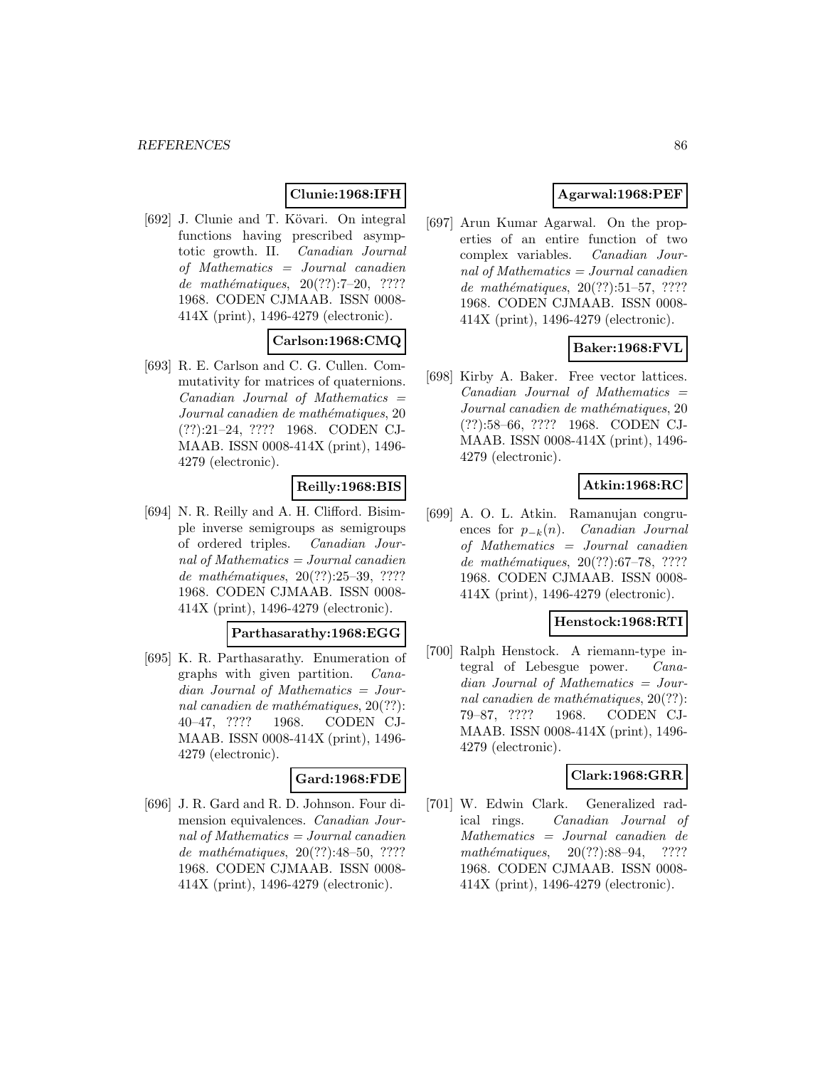**Clunie:1968:IFH**

[692] J. Clunie and T. Kövari. On integral functions having prescribed asymptotic growth. II. *Canadian Journal of Mathematics = Journal canadien de mathématiques*, 20(??):7–20, ???? 1968. CODEN CJMAAB. ISSN 0008-414X (print), 1496-4279 (electronic).

**Carlson:1968:CMQ**

[693] R. E. Carlson and C. G. Cullen. Commutativity for matrices of quaternions. *Canadian Journal of Mathematics = Journal canadien de mathématiques*, 20 (??):21–24, ???? 1968. CODEN CJMAAB. ISSN 0008-414X (print), 1496-4279 (electronic).

**Reilly:1968:BIS**

[694] N. R. Reilly and A. H. Clifford. Bisimple inverse semigroups as semigroups of ordered triples. *Canadian Journal of Mathematics = Journal canadien de mathématiques*, 20(??):25–39, ???? 1968. CODEN CJMAAB. ISSN 0008-414X (print), 1496-4279 (electronic).

**Parthasarathy:1968:EGG**

[695] K. R. Parthasarathy. Enumeration of graphs with given partition. *Canadian Journal of Mathematics = Journal canadien de mathématiques*, 20(??): 40–47, ???? 1968. CODEN CJMAAB. ISSN 0008-414X (print), 1496-4279 (electronic).

**Gard:1968:FDE**

[696] J. R. Gard and R. D. Johnson. Four dimension equivalences. *Canadian Journal of Mathematics = Journal canadien de mathématiques*, 20(??):48–50, ???? 1968. CODEN CJMAAB. ISSN 0008-414X (print), 1496-4279 (electronic).

**Agarwal:1968:PEF**

[697] Arun Kumar Agarwal. On the properties of an entire function of two complex variables. *Canadian Journal of Mathematics = Journal canadien de mathématiques*, 20(??):51–57, ???? 1968. CODEN CJMAAB. ISSN 0008-414X (print), 1496-4279 (electronic).

**Baker:1968:FVL**

[698] Kirby A. Baker. Free vector lattices. *Canadian Journal of Mathematics = Journal canadien de mathématiques*, 20 (??):58–66, ???? 1968. CODEN CJMAAB. ISSN 0008-414X (print), 1496-4279 (electronic).

**Atkin:1968:RC**

[699] A. O. L. Atkin. Ramanujan congruences for $p_{-k}(n)$. *Canadian Journal of Mathematics = Journal canadien de mathématiques*, 20(??):67–78, ???? 1968. CODEN CJMAAB. ISSN 0008-414X (print), 1496-4279 (electronic).

**Henstock:1968:RTI**

[700] Ralph Henstock. A riemann-type integral of Lebesgue power. *Canadian Journal of Mathematics = Journal canadien de mathématiques*, 20(??): 79–87, ???? 1968. CODEN CJMAAB. ISSN 0008-414X (print), 1496-4279 (electronic).

**Clark:1968:GRR**

[701] W. Edwin Clark. Generalized radical rings. *Canadian Journal of Mathematics = Journal canadien de mathématiques*, 20(??):88–94, ???? 1968. CODEN CJMAAB. ISSN 0008-414X (print), 1496-4279 (electronic).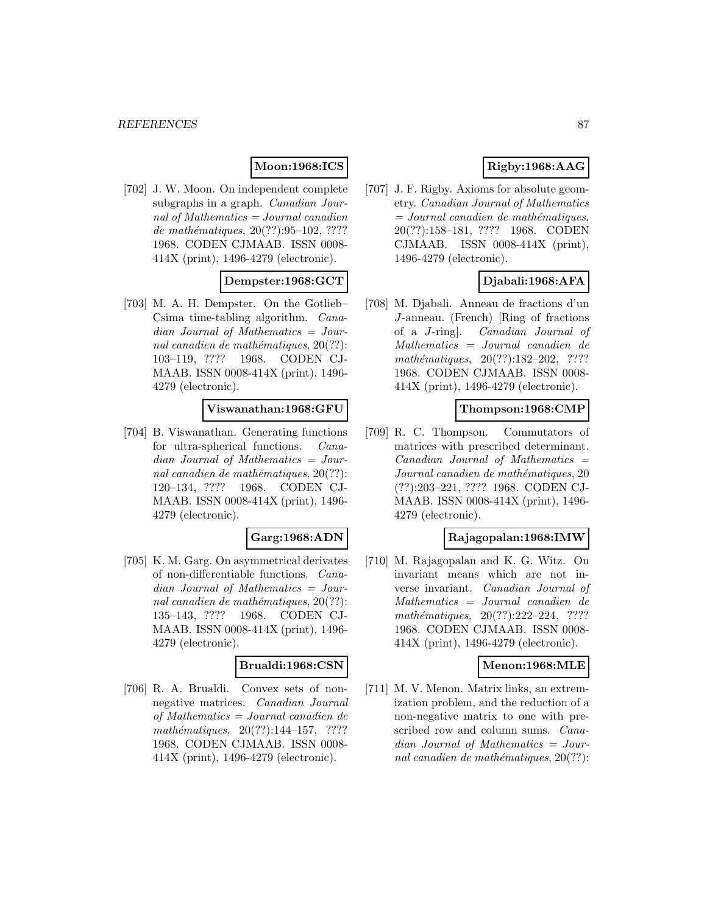**Moon:1968:ICS**

[702] J. W. Moon. On independent complete subgraphs in a graph. *Canadian Journal of Mathematics = Journal canadien de mathématiques*, 20(??):95–102, ???? 1968. CODEN CJMAAB. ISSN 0008-414X (print), 1496-4279 (electronic).

**Dempster:1968:GCT**

[703] M. A. H. Dempster. On the Gotlieb–Csima time-tabling algorithm. *Canadian Journal of Mathematics = Journal canadien de mathématiques*, 20(??):103–119, ???? 1968. CODEN CJMAAB. ISSN 0008-414X (print), 1496-4279 (electronic).

**Viswanathan:1968:GFU**

[704] B. Viswanathan. Generating functions for ultra-spherical functions. *Canadian Journal of Mathematics = Journal canadien de mathématiques*, 20(??):120–134, ???? 1968. CODEN CJMAAB. ISSN 0008-414X (print), 1496-4279 (electronic).

**Garg:1968:ADN**

[705] K. M. Garg. On asymmetrical derivates of non-differentiable functions. *Canadian Journal of Mathematics = Journal canadien de mathématiques*, 20(??):135–143, ???? 1968. CODEN CJMAAB. ISSN 0008-414X (print), 1496-4279 (electronic).

**Brualdi:1968:CSN**

[706] R. A. Brualdi. Convex sets of non-negative matrices. *Canadian Journal of Mathematics = Journal canadien de mathématiques*, 20(??):144–157, ???? 1968. CODEN CJMAAB. ISSN 0008-414X (print), 1496-4279 (electronic).

**Rigby:1968:AAG**

[707] J. F. Rigby. Axioms for absolute geometry. *Canadian Journal of Mathematics = Journal canadien de mathématiques*, 20(??):158–181, ???? 1968. CODEN CJMAAB. ISSN 0008-414X (print), 1496-4279 (electronic).

**Djabali:1968:AFA**

[708] M. Djabali. Anneau de fractions d'un $J$-anneau. (French) [Ring of fractions of a $J$-ring]. *Canadian Journal of Mathematics = Journal canadien de mathématiques*, 20(??):182–202, ???? 1968. CODEN CJMAAB. ISSN 0008-414X (print), 1496-4279 (electronic).

**Thompson:1968:CMP**

[709] R. C. Thompson. Commutators of matrices with prescribed determinant. *Canadian Journal of Mathematics = Journal canadien de mathématiques*, 20(??):203–221, ???? 1968. CODEN CJMAAB. ISSN 0008-414X (print), 1496-4279 (electronic).

**Rajagopalan:1968:IMW**

[710] M. Rajagopalan and K. G. Witz. On invariant means which are not inverse invariant. *Canadian Journal of Mathematics = Journal canadien de mathématiques*, 20(??):222–224, ???? 1968. CODEN CJMAAB. ISSN 0008-414X (print), 1496-4279 (electronic).

**Menon:1968:MLE**

[711] M. V. Menon. Matrix links, an extremization problem, and the reduction of a non-negative matrix to one with prescribed row and column sums. *Canadian Journal of Mathematics = Journal canadien de mathématiques*, 20(??):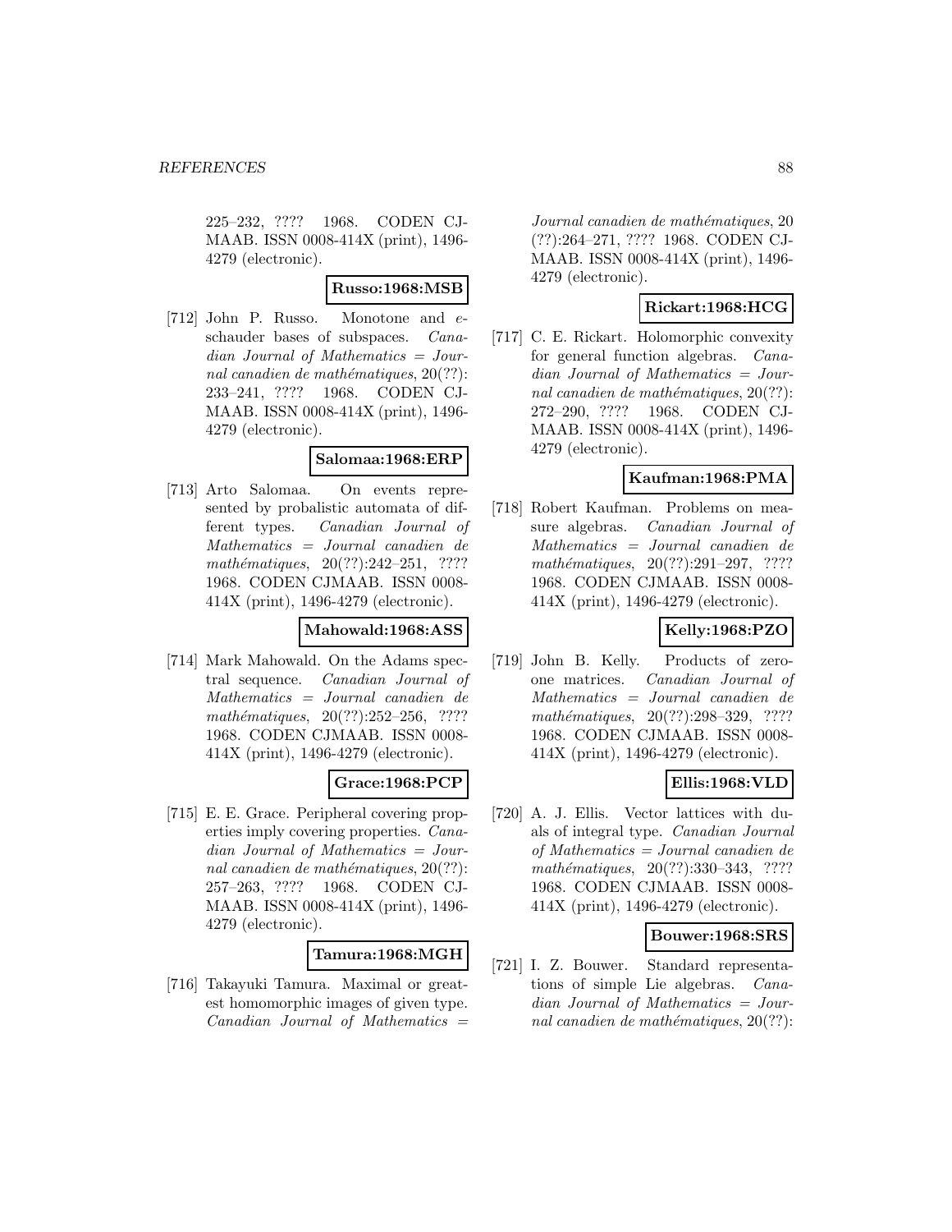225–232, ???? 1968. CODEN CJMAAB. ISSN 0008-414X (print), 1496-4279 (electronic).

**Russo:1968:MSB**

[712] John P. Russo. Monotone and $e$-schauder bases of subspaces. *Canadian Journal of Mathematics = Journal canadien de mathématiques*, 20(??): 233–241, ???? 1968. CODEN CJMAAB. ISSN 0008-414X (print), 1496-4279 (electronic).

**Salomaa:1968:ERP**

[713] Arto Salomaa. On events represented by probalistic automata of different types. *Canadian Journal of Mathematics = Journal canadien de mathématiques*, 20(??):242–251, ???? 1968. CODEN CJMAAB. ISSN 0008-414X (print), 1496-4279 (electronic).

**Mahowald:1968:ASS**

[714] Mark Mahowald. On the Adams spectral sequence. *Canadian Journal of Mathematics = Journal canadien de mathématiques*, 20(??):252–256, ???? 1968. CODEN CJMAAB. ISSN 0008-414X (print), 1496-4279 (electronic).

**Grace:1968:PCP**

[715] E. E. Grace. Peripheral covering properties imply covering properties. *Canadian Journal of Mathematics = Journal canadien de mathématiques*, 20(??): 257–263, ???? 1968. CODEN CJMAAB. ISSN 0008-414X (print), 1496-4279 (electronic).

**Tamura:1968:MGH**

[716] Takayuki Tamura. Maximal or greatest homomorphic images of given type. *Canadian Journal of Mathematics = Journal canadien de mathématiques*, 20 (??):264–271, ???? 1968. CODEN CJMAAB. ISSN 0008-414X (print), 1496-4279 (electronic).

**Rickart:1968:HCG**

[717] C. E. Rickart. Holomorphic convexity for general function algebras. *Canadian Journal of Mathematics = Journal canadien de mathématiques*, 20(??): 272–290, ???? 1968. CODEN CJMAAB. ISSN 0008-414X (print), 1496-4279 (electronic).

**Kaufman:1968:PMA**

[718] Robert Kaufman. Problems on measure algebras. *Canadian Journal of Mathematics = Journal canadien de mathématiques*, 20(??):291–297, ???? 1968. CODEN CJMAAB. ISSN 0008-414X (print), 1496-4279 (electronic).

**Kelly:1968:PZO**

[719] John B. Kelly. Products of zero-one matrices. *Canadian Journal of Mathematics = Journal canadien de mathématiques*, 20(??):298–329, ???? 1968. CODEN CJMAAB. ISSN 0008-414X (print), 1496-4279 (electronic).

**Ellis:1968:VLD**

[720] A. J. Ellis. Vector lattices with duals of integral type. *Canadian Journal of Mathematics = Journal canadien de mathématiques*, 20(??):330–343, ???? 1968. CODEN CJMAAB. ISSN 0008-414X (print), 1496-4279 (electronic).

**Bouwer:1968:SRS**

[721] I. Z. Bouwer. Standard representations of simple Lie algebras. *Canadian Journal of Mathematics = Journal canadien de mathématiques*, 20(??):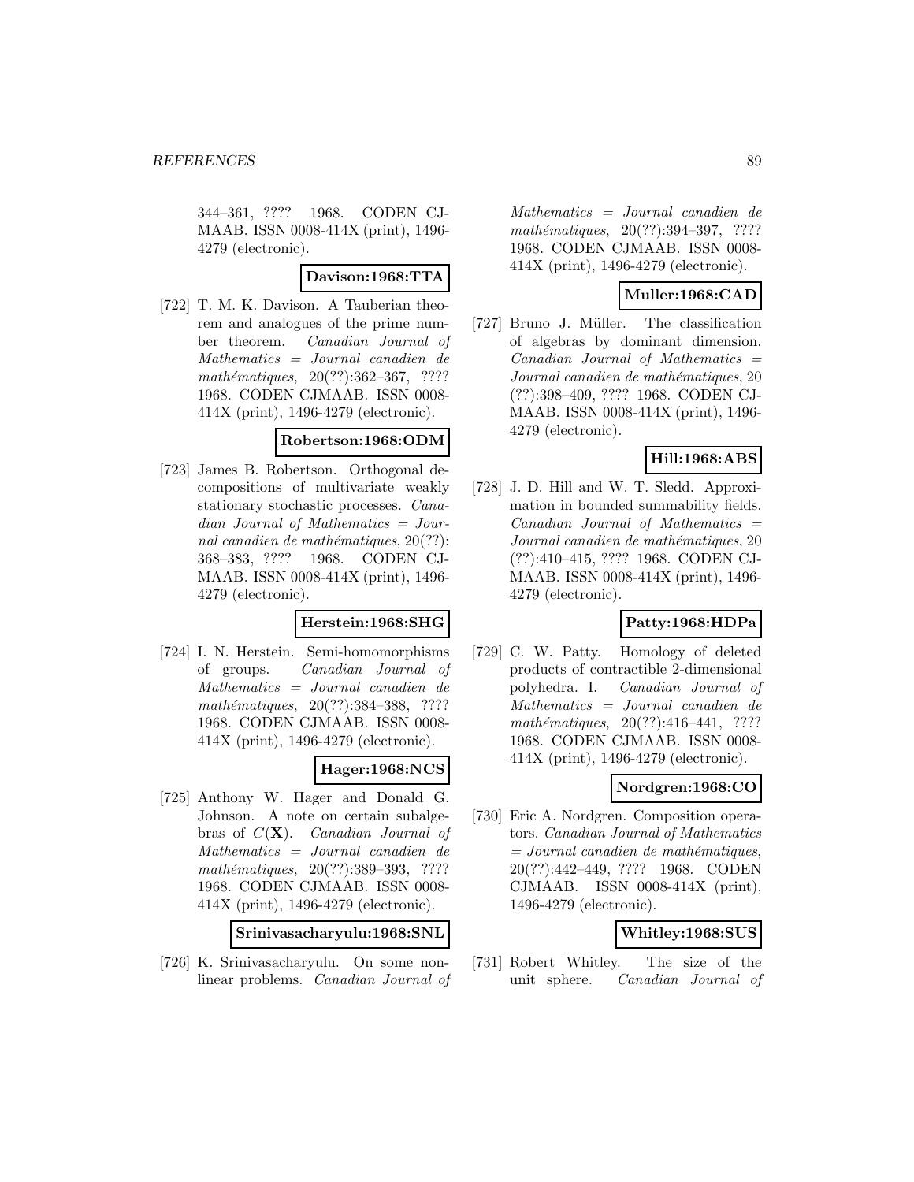344–361, ???? 1968. CODEN CJMAAB. ISSN 0008-414X (print), 1496-4279 (electronic).

**Davison:1968:TTA**

[722] T. M. K. Davison. A Tauberian theorem and analogues of the prime number theorem. *Canadian Journal of Mathematics = Journal canadien de mathématiques*, 20(??):362–367, ???? 1968. CODEN CJMAAB. ISSN 0008-414X (print), 1496-4279 (electronic).

**Robertson:1968:ODM**

[723] James B. Robertson. Orthogonal decompositions of multivariate weakly stationary stochastic processes. *Canadian Journal of Mathematics = Journal canadien de mathématiques*, 20(??):368–383, ???? 1968. CODEN CJMAAB. ISSN 0008-414X (print), 1496-4279 (electronic).

**Herstein:1968:SHG**

[724] I. N. Herstein. Semi-homomorphisms of groups. *Canadian Journal of Mathematics = Journal canadien de mathématiques*, 20(??):384–388, ???? 1968. CODEN CJMAAB. ISSN 0008-414X (print), 1496-4279 (electronic).

**Hager:1968:NCS**

[725] Anthony W. Hager and Donald G. Johnson. A note on certain subalgebras of $C(\mathbf{X})$. *Canadian Journal of Mathematics = Journal canadien de mathématiques*, 20(??):389–393, ???? 1968. CODEN CJMAAB. ISSN 0008-414X (print), 1496-4279 (electronic).

**Srinivasacharyulu:1968:SNL**

[726] K. Srinivasacharyulu. On some nonlinear problems. *Canadian Journal of Mathematics = Journal canadien de mathématiques*, 20(??):394–397, ???? 1968. CODEN CJMAAB. ISSN 0008-414X (print), 1496-4279 (electronic).

**Muller:1968:CAD**

[727] Bruno J. Müller. The classification of algebras by dominant dimension. *Canadian Journal of Mathematics = Journal canadien de mathématiques*, 20(??):398–409, ???? 1968. CODEN CJMAAB. ISSN 0008-414X (print), 1496-4279 (electronic).

**Hill:1968:ABS**

[728] J. D. Hill and W. T. Sledd. Approximation in bounded summability fields. *Canadian Journal of Mathematics = Journal canadien de mathématiques*, 20(??):410–415, ???? 1968. CODEN CJMAAB. ISSN 0008-414X (print), 1496-4279 (electronic).

**Patty:1968:HDPa**

[729] C. W. Patty. Homology of deleted products of contractible 2-dimensional polyhedra. I. *Canadian Journal of Mathematics = Journal canadien de mathématiques*, 20(??):416–441, ???? 1968. CODEN CJMAAB. ISSN 0008-414X (print), 1496-4279 (electronic).

**Nordgren:1968:CO**

[730] Eric A. Nordgren. Composition operators. *Canadian Journal of Mathematics = Journal canadien de mathématiques*, 20(??):442–449, ???? 1968. CODEN CJMAAB. ISSN 0008-414X (print), 1496-4279 (electronic).

**Whitley:1968:SUS**

[731] Robert Whitley. The size of the unit sphere. *Canadian Journal of*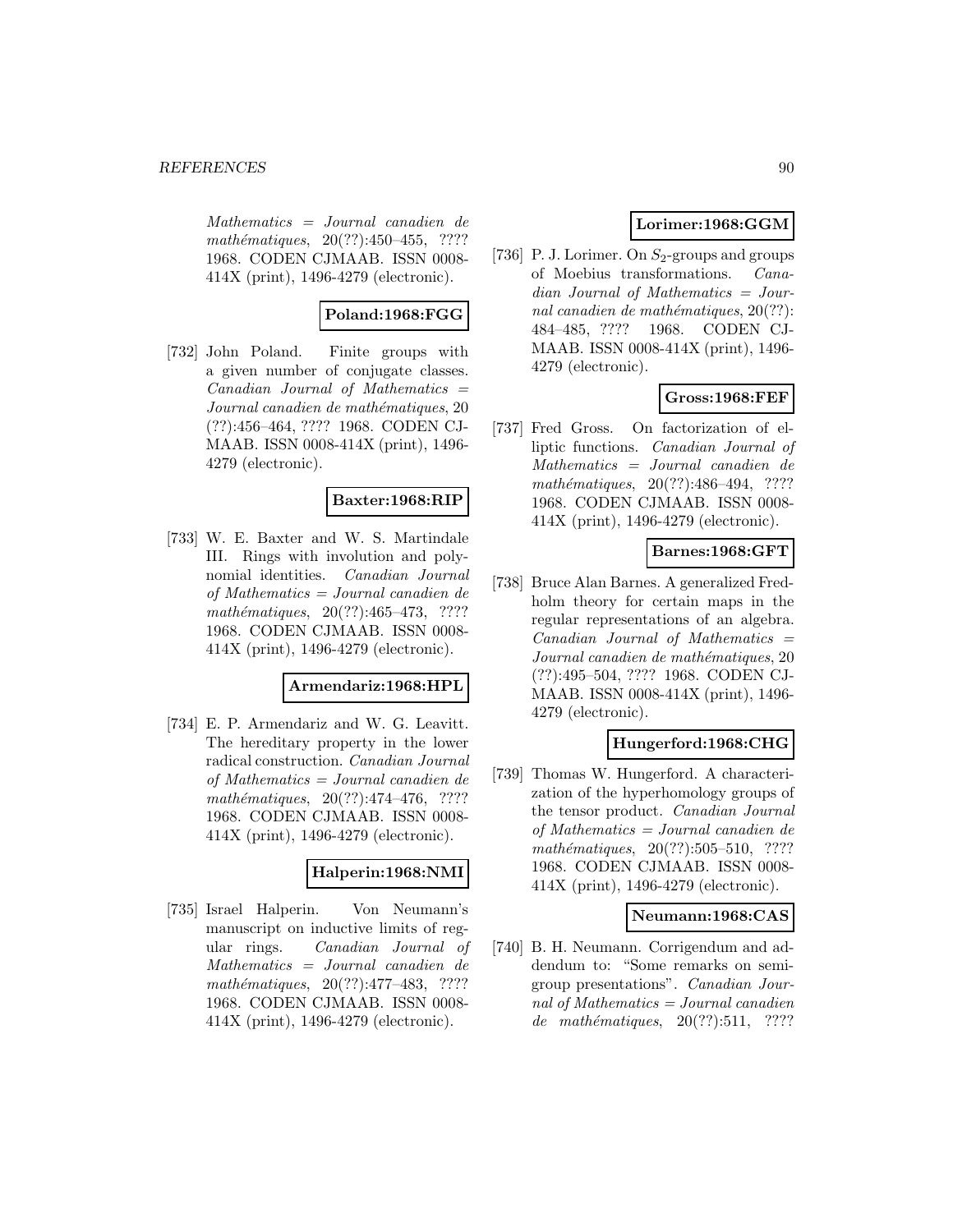*Mathematics = Journal canadien de mathématiques*, 20(??):450–455, ???? 1968. CODEN CJMAAB. ISSN 0008-414X (print), 1496-4279 (electronic).

**Poland:1968:FGG**

[732] John Poland. Finite groups with a given number of conjugate classes. *Canadian Journal of Mathematics = Journal canadien de mathématiques*, 20 (??):456–464, ???? 1968. CODEN CJMAAB. ISSN 0008-414X (print), 1496-4279 (electronic).

**Baxter:1968:RIP**

[733] W. E. Baxter and W. S. Martindale III. Rings with involution and polynomial identities. *Canadian Journal of Mathematics = Journal canadien de mathématiques*, 20(??):465–473, ???? 1968. CODEN CJMAAB. ISSN 0008-414X (print), 1496-4279 (electronic).

**Armendariz:1968:HPL**

[734] E. P. Armendariz and W. G. Leavitt. The hereditary property in the lower radical construction. *Canadian Journal of Mathematics = Journal canadien de mathématiques*, 20(??):474–476, ???? 1968. CODEN CJMAAB. ISSN 0008-414X (print), 1496-4279 (electronic).

**Halperin:1968:NMI**

[735] Israel Halperin. Von Neumann's manuscript on inductive limits of regular rings. *Canadian Journal of Mathematics = Journal canadien de mathématiques*, 20(??):477–483, ???? 1968. CODEN CJMAAB. ISSN 0008-414X (print), 1496-4279 (electronic).

**Lorimer:1968:GGM**

[736] P. J. Lorimer. On $S_2$-groups and groups of Moebius transformations. *Canadian Journal of Mathematics = Journal canadien de mathématiques*, 20(??): 484–485, ???? 1968. CODEN CJMAAB. ISSN 0008-414X (print), 1496-4279 (electronic).

**Gross:1968:FEF**

[737] Fred Gross. On factorization of elliptic functions. *Canadian Journal of Mathematics = Journal canadien de mathématiques*, 20(??):486–494, ???? 1968. CODEN CJMAAB. ISSN 0008-414X (print), 1496-4279 (electronic).

**Barnes:1968:GFT**

[738] Bruce Alan Barnes. A generalized Fredholm theory for certain maps in the regular representations of an algebra. *Canadian Journal of Mathematics = Journal canadien de mathématiques*, 20 (??):495–504, ???? 1968. CODEN CJMAAB. ISSN 0008-414X (print), 1496-4279 (electronic).

**Hungerford:1968:CHG**

[739] Thomas W. Hungerford. A characterization of the hyperhomology groups of the tensor product. *Canadian Journal of Mathematics = Journal canadien de mathématiques*, 20(??):505–510, ???? 1968. CODEN CJMAAB. ISSN 0008-414X (print), 1496-4279 (electronic).

**Neumann:1968:CAS**

[740] B. H. Neumann. Corrigendum and addendum to: "Some remarks on semigroup presentations". *Canadian Journal of Mathematics = Journal canadien de mathématiques*, 20(??):511, ????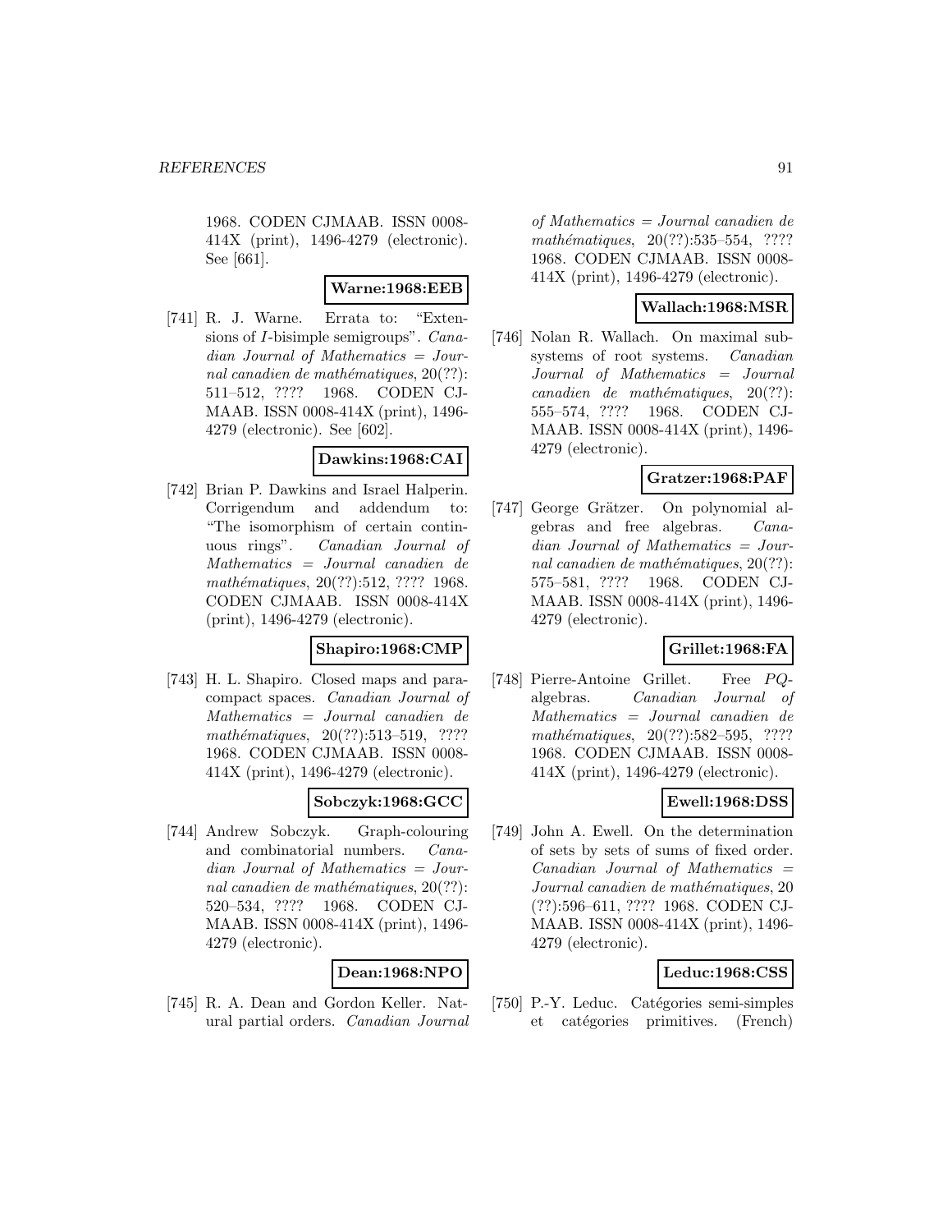1968. CODEN CJMAAB. ISSN 0008-414X (print), 1496-4279 (electronic). See [661].

**Warne:1968:EEB**

[741] R. J. Warne. Errata to: "Extensions of $I$-bisimple semigroups". *Canadian Journal of Mathematics = Journal canadien de mathématiques*, 20(??): 511–512, ???? 1968. CODEN CJMAAB. ISSN 0008-414X (print), 1496-4279 (electronic). See [602].

**Dawkins:1968:CAI**

[742] Brian P. Dawkins and Israel Halperin. Corrigendum and addendum to: "The isomorphism of certain continuous rings". *Canadian Journal of Mathematics = Journal canadien de mathématiques*, 20(??):512, ???? 1968. CODEN CJMAAB. ISSN 0008-414X (print), 1496-4279 (electronic).

**Shapiro:1968:CMP**

[743] H. L. Shapiro. Closed maps and paracompact spaces. *Canadian Journal of Mathematics = Journal canadien de mathématiques*, 20(??):513–519, ???? 1968. CODEN CJMAAB. ISSN 0008-414X (print), 1496-4279 (electronic).

**Sobczyk:1968:GCC**

[744] Andrew Sobczyk. Graph-colouring and combinatorial numbers. *Canadian Journal of Mathematics = Journal canadien de mathématiques*, 20(??): 520–534, ???? 1968. CODEN CJMAAB. ISSN 0008-414X (print), 1496-4279 (electronic).

**Dean:1968:NPO**

[745] R. A. Dean and Gordon Keller. Natural partial orders. *Canadian Journal of Mathematics = Journal canadien de mathématiques*, 20(??):535–554, ???? 1968. CODEN CJMAAB. ISSN 0008-414X (print), 1496-4279 (electronic).

**Wallach:1968:MSR**

[746] Nolan R. Wallach. On maximal subsystems of root systems. *Canadian Journal of Mathematics = Journal canadien de mathématiques*, 20(??): 555–574, ???? 1968. CODEN CJMAAB. ISSN 0008-414X (print), 1496-4279 (electronic).

**Gratzer:1968:PAF**

[747] George Grätzer. On polynomial algebras and free algebras. *Canadian Journal of Mathematics = Journal canadien de mathématiques*, 20(??): 575–581, ???? 1968. CODEN CJMAAB. ISSN 0008-414X (print), 1496-4279 (electronic).

**Grillet:1968:FA**

[748] Pierre-Antoine Grillet. Free $PQ$-algebras. *Canadian Journal of Mathematics = Journal canadien de mathématiques*, 20(??):582–595, ???? 1968. CODEN CJMAAB. ISSN 0008-414X (print), 1496-4279 (electronic).

**Ewell:1968:DSS**

[749] John A. Ewell. On the determination of sets by sets of sums of fixed order. *Canadian Journal of Mathematics = Journal canadien de mathématiques*, 20 (??):596–611, ???? 1968. CODEN CJMAAB. ISSN 0008-414X (print), 1496-4279 (electronic).

**Leduc:1968:CSS**

[750] P.-Y. Leduc. Catégories semi-simples et catégories primitives. (French)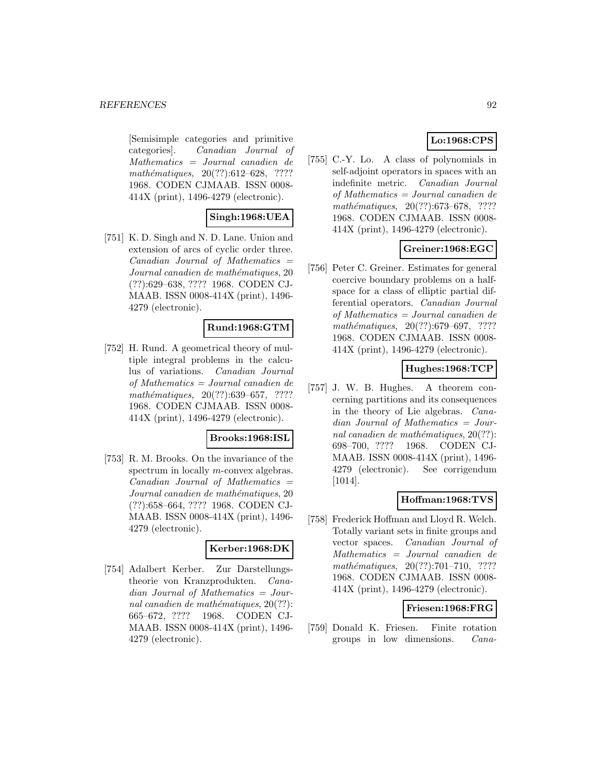[Semisimple categories and primitive categories]. *Canadian Journal of Mathematics = Journal canadien de mathématiques*, 20(??):612–628, ???? 1968. CODEN CJMAAB. ISSN 0008-414X (print), 1496-4279 (electronic).

**Singh:1968:UEA**

[751] K. D. Singh and N. D. Lane. Union and extension of arcs of cyclic order three. *Canadian Journal of Mathematics = Journal canadien de mathématiques*, 20 (??):629–638, ???? 1968. CODEN CJMAAB. ISSN 0008-414X (print), 1496-4279 (electronic).

**Rund:1968:GTM**

[752] H. Rund. A geometrical theory of multiple integral problems in the calculus of variations. *Canadian Journal of Mathematics = Journal canadien de mathématiques*, 20(??):639–657, ???? 1968. CODEN CJMAAB. ISSN 0008-414X (print), 1496-4279 (electronic).

**Brooks:1968:ISL**

[753] R. M. Brooks. On the invariance of the spectrum in locally $m$-convex algebras. *Canadian Journal of Mathematics = Journal canadien de mathématiques*, 20 (??):658–664, ???? 1968. CODEN CJMAAB. ISSN 0008-414X (print), 1496-4279 (electronic).

**Kerber:1968:DK**

[754] Adalbert Kerber. Zur Darstellungstheorie von Kranzprodukten. *Canadian Journal of Mathematics = Journal canadien de mathématiques*, 20(??): 665–672, ???? 1968. CODEN CJMAAB. ISSN 0008-414X (print), 1496-4279 (electronic).

**Lo:1968:CPS**

[755] C.-Y. Lo. A class of polynomials in self-adjoint operators in spaces with an indefinite metric. *Canadian Journal of Mathematics = Journal canadien de mathématiques*, 20(??):673–678, ???? 1968. CODEN CJMAAB. ISSN 0008-414X (print), 1496-4279 (electronic).

**Greiner:1968:EGC**

[756] Peter C. Greiner. Estimates for general coercive boundary problems on a half-space for a class of elliptic partial differential operators. *Canadian Journal of Mathematics = Journal canadien de mathématiques*, 20(??):679–697, ???? 1968. CODEN CJMAAB. ISSN 0008-414X (print), 1496-4279 (electronic).

**Hughes:1968:TCP**

[757] J. W. B. Hughes. A theorem concerning partitions and its consequences in the theory of Lie algebras. *Canadian Journal of Mathematics = Journal canadien de mathématiques*, 20(??): 698–700, ???? 1968. CODEN CJMAAB. ISSN 0008-414X (print), 1496-4279 (electronic). See corrigendum [1014].

**Hoffman:1968:TVS**

[758] Frederick Hoffman and Lloyd R. Welch. Totally variant sets in finite groups and vector spaces. *Canadian Journal of Mathematics = Journal canadien de mathématiques*, 20(??):701–710, ???? 1968. CODEN CJMAAB. ISSN 0008-414X (print), 1496-4279 (electronic).

**Friesen:1968:FRG**

[759] Donald K. Friesen. Finite rotation groups in low dimensions. *Cana-*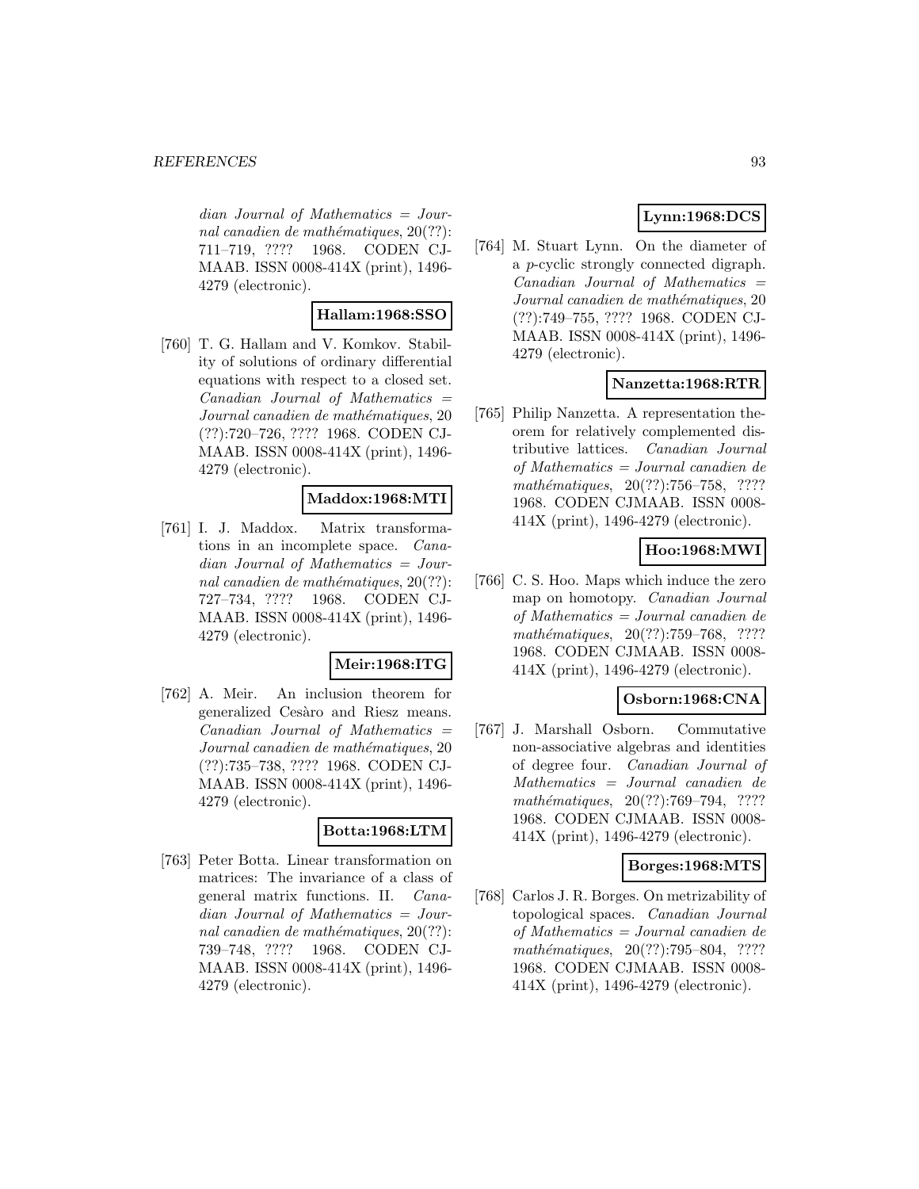*dian Journal of Mathematics = Journal canadien de mathématiques*, 20(??): 711–719, ???? 1968. CODEN CJMAAB. ISSN 0008-414X (print), 1496-4279 (electronic).

**Hallam:1968:SSO**

[760] T. G. Hallam and V. Komkov. Stability of solutions of ordinary differential equations with respect to a closed set. *Canadian Journal of Mathematics = Journal canadien de mathématiques*, 20 (??):720–726, ???? 1968. CODEN CJMAAB. ISSN 0008-414X (print), 1496-4279 (electronic).

**Maddox:1968:MTI**

[761] I. J. Maddox. Matrix transformations in an incomplete space. *Canadian Journal of Mathematics = Journal canadien de mathématiques*, 20(??): 727–734, ???? 1968. CODEN CJMAAB. ISSN 0008-414X (print), 1496-4279 (electronic).

**Meir:1968:ITG**

[762] A. Meir. An inclusion theorem for generalized Cesàro and Riesz means. *Canadian Journal of Mathematics = Journal canadien de mathématiques*, 20 (??):735–738, ???? 1968. CODEN CJMAAB. ISSN 0008-414X (print), 1496-4279 (electronic).

**Botta:1968:LTM**

[763] Peter Botta. Linear transformation on matrices: The invariance of a class of general matrix functions. II. *Canadian Journal of Mathematics = Journal canadien de mathématiques*, 20(??): 739–748, ???? 1968. CODEN CJMAAB. ISSN 0008-414X (print), 1496-4279 (electronic).

**Lynn:1968:DCS**

[764] M. Stuart Lynn. On the diameter of a $p$-cyclic strongly connected digraph. *Canadian Journal of Mathematics = Journal canadien de mathématiques*, 20 (??):749–755, ???? 1968. CODEN CJMAAB. ISSN 0008-414X (print), 1496-4279 (electronic).

**Nanzetta:1968:RTR**

[765] Philip Nanzetta. A representation theorem for relatively complemented distributive lattices. *Canadian Journal of Mathematics = Journal canadien de mathématiques*, 20(??):756–758, ???? 1968. CODEN CJMAAB. ISSN 0008-414X (print), 1496-4279 (electronic).

**Hoo:1968:MWI**

[766] C. S. Hoo. Maps which induce the zero map on homotopy. *Canadian Journal of Mathematics = Journal canadien de mathématiques*, 20(??):759–768, ???? 1968. CODEN CJMAAB. ISSN 0008-414X (print), 1496-4279 (electronic).

**Osborn:1968:CNA**

[767] J. Marshall Osborn. Commutative non-associative algebras and identities of degree four. *Canadian Journal of Mathematics = Journal canadien de mathématiques*, 20(??):769–794, ???? 1968. CODEN CJMAAB. ISSN 0008-414X (print), 1496-4279 (electronic).

**Borges:1968:MTS**

[768] Carlos J. R. Borges. On metrizability of topological spaces. *Canadian Journal of Mathematics = Journal canadien de mathématiques*, 20(??):795–804, ???? 1968. CODEN CJMAAB. ISSN 0008-414X (print), 1496-4279 (electronic).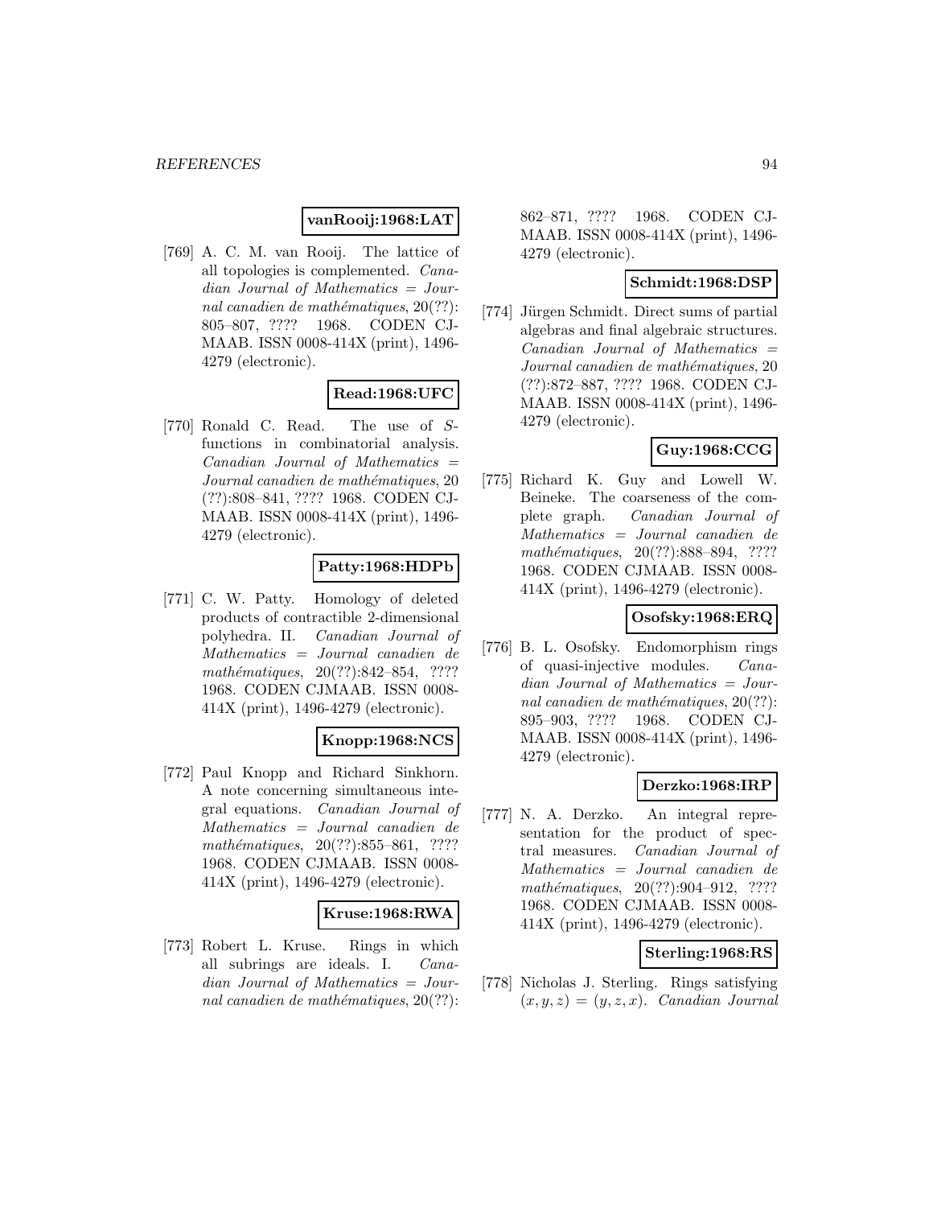**vanRooij:1968:LAT**

[769] A. C. M. van Rooij. The lattice of all topologies is complemented. *Canadian Journal of Mathematics = Journal canadien de mathématiques*, 20(??): 805–807, ???? 1968. CODEN CJMAAB. ISSN 0008-414X (print), 1496-4279 (electronic).

**Read:1968:UFC**

[770] Ronald C. Read. The use of *S*-functions in combinatorial analysis. *Canadian Journal of Mathematics = Journal canadien de mathématiques*, 20 (??):808–841, ???? 1968. CODEN CJMAAB. ISSN 0008-414X (print), 1496-4279 (electronic).

**Patty:1968:HDPb**

[771] C. W. Patty. Homology of deleted products of contractible 2-dimensional polyhedra. II. *Canadian Journal of Mathematics = Journal canadien de mathématiques*, 20(??):842–854, ???? 1968. CODEN CJMAAB. ISSN 0008-414X (print), 1496-4279 (electronic).

**Knopp:1968:NCS**

[772] Paul Knopp and Richard Sinkhorn. A note concerning simultaneous integral equations. *Canadian Journal of Mathematics = Journal canadien de mathématiques*, 20(??):855–861, ???? 1968. CODEN CJMAAB. ISSN 0008-414X (print), 1496-4279 (electronic).

**Kruse:1968:RWA**

[773] Robert L. Kruse. Rings in which all subrings are ideals. I. *Canadian Journal of Mathematics = Journal canadien de mathématiques*, 20(??): 862–871, ???? 1968. CODEN CJMAAB. ISSN 0008-414X (print), 1496-4279 (electronic).

**Schmidt:1968:DSP**

[774] Jürgen Schmidt. Direct sums of partial algebras and final algebraic structures. *Canadian Journal of Mathematics = Journal canadien de mathématiques*, 20 (??):872–887, ???? 1968. CODEN CJMAAB. ISSN 0008-414X (print), 1496-4279 (electronic).

**Guy:1968:CCG**

[775] Richard K. Guy and Lowell W. Beineke. The coarseness of the complete graph. *Canadian Journal of Mathematics = Journal canadien de mathématiques*, 20(??):888–894, ???? 1968. CODEN CJMAAB. ISSN 0008-414X (print), 1496-4279 (electronic).

**Osofsky:1968:ERQ**

[776] B. L. Osofsky. Endomorphism rings of quasi-injective modules. *Canadian Journal of Mathematics = Journal canadien de mathématiques*, 20(??): 895–903, ???? 1968. CODEN CJMAAB. ISSN 0008-414X (print), 1496-4279 (electronic).

**Derzko:1968:IRP**

[777] N. A. Derzko. An integral representation for the product of spectral measures. *Canadian Journal of Mathematics = Journal canadien de mathématiques*, 20(??):904–912, ???? 1968. CODEN CJMAAB. ISSN 0008-414X (print), 1496-4279 (electronic).

**Sterling:1968:RS**

[778] Nicholas J. Sterling. Rings satisfying $(x, y, z) = (y, z, x)$. *Canadian Journal*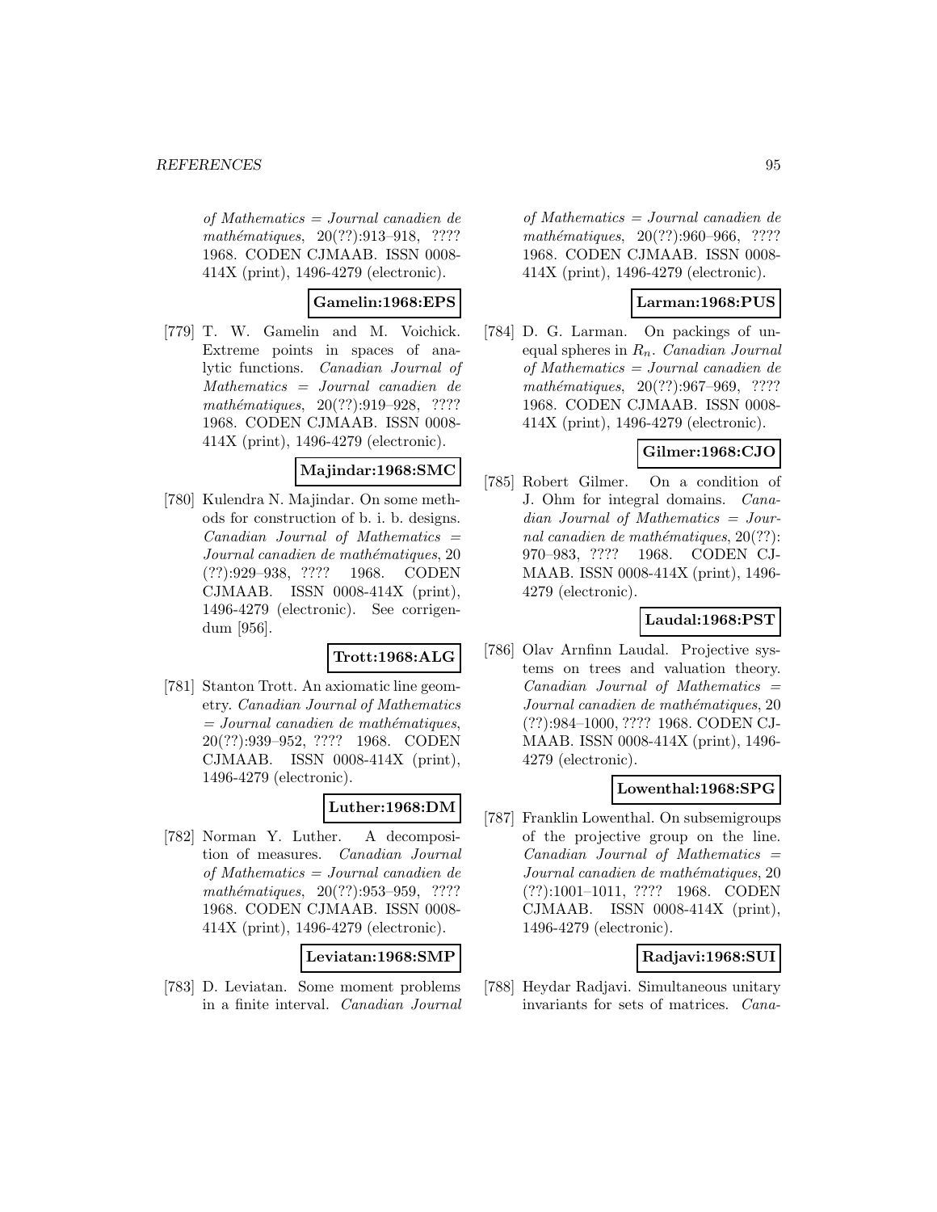*of Mathematics = Journal canadien de mathématiques*, 20(??):913–918, ???? 1968. CODEN CJMAAB. ISSN 0008-414X (print), 1496-4279 (electronic).

**Gamelin:1968:EPS**

[779] T. W. Gamelin and M. Voichick. Extreme points in spaces of analytic functions. *Canadian Journal of Mathematics = Journal canadien de mathématiques*, 20(??):919–928, ???? 1968. CODEN CJMAAB. ISSN 0008-414X (print), 1496-4279 (electronic).

**Majindar:1968:SMC**

[780] Kulendra N. Majindar. On some methods for construction of b. i. b. designs. *Canadian Journal of Mathematics = Journal canadien de mathématiques*, 20 (??):929–938, ???? 1968. CODEN CJMAAB. ISSN 0008-414X (print), 1496-4279 (electronic). See corrigendum [956].

**Trott:1968:ALG**

[781] Stanton Trott. An axiomatic line geometry. *Canadian Journal of Mathematics = Journal canadien de mathématiques*, 20(??):939–952, ???? 1968. CODEN CJMAAB. ISSN 0008-414X (print), 1496-4279 (electronic).

**Luther:1968:DM**

[782] Norman Y. Luther. A decomposition of measures. *Canadian Journal of Mathematics = Journal canadien de mathématiques*, 20(??):953–959, ???? 1968. CODEN CJMAAB. ISSN 0008-414X (print), 1496-4279 (electronic).

**Leviatan:1968:SMP**

[783] D. Leviatan. Some moment problems in a finite interval. *Canadian Journal of Mathematics = Journal canadien de mathématiques*, 20(??):960–966, ???? 1968. CODEN CJMAAB. ISSN 0008-414X (print), 1496-4279 (electronic).

**Larman:1968:PUS**

[784] D. G. Larman. On packings of unequal spheres in $R_n$. *Canadian Journal of Mathematics = Journal canadien de mathématiques*, 20(??):967–969, ???? 1968. CODEN CJMAAB. ISSN 0008-414X (print), 1496-4279 (electronic).

**Gilmer:1968:CJO**

[785] Robert Gilmer. On a condition of J. Ohm for integral domains. *Canadian Journal of Mathematics = Journal canadien de mathématiques*, 20(??): 970–983, ???? 1968. CODEN CJMAAB. ISSN 0008-414X (print), 1496-4279 (electronic).

**Laudal:1968:PST**

[786] Olav Arnfinn Laudal. Projective systems on trees and valuation theory. *Canadian Journal of Mathematics = Journal canadien de mathématiques*, 20 (??):984–1000, ???? 1968. CODEN CJMAAB. ISSN 0008-414X (print), 1496-4279 (electronic).

**Lowenthal:1968:SPG**

[787] Franklin Lowenthal. On subsemigroups of the projective group on the line. *Canadian Journal of Mathematics = Journal canadien de mathématiques*, 20 (??):1001–1011, ???? 1968. CODEN CJMAAB. ISSN 0008-414X (print), 1496-4279 (electronic).

**Radjavi:1968:SUI**

[788] Heydar Radjavi. Simultaneous unitary invariants for sets of matrices. *Cana-*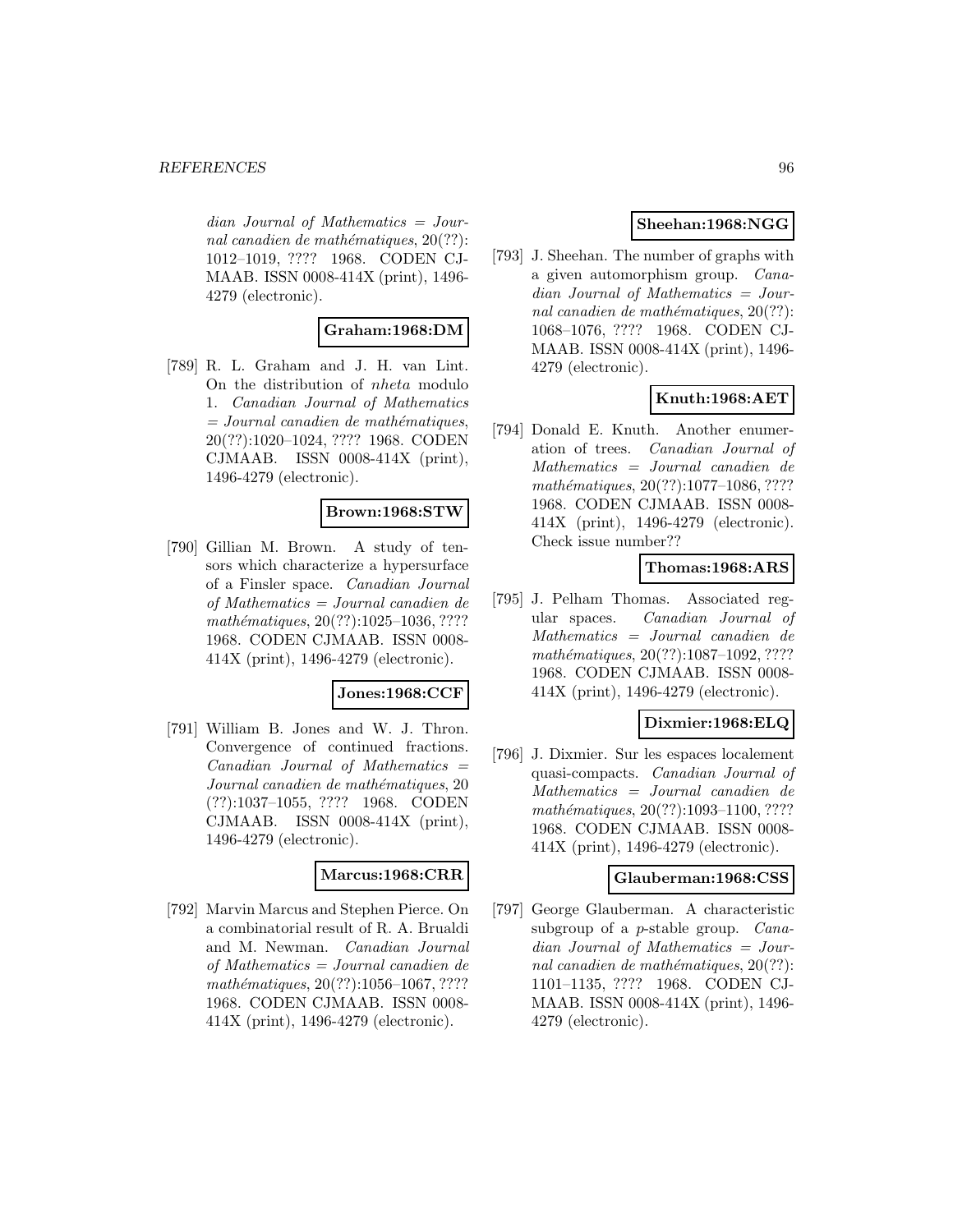*dian Journal of Mathematics = Journal canadien de mathématiques*, 20(??): 1012–1019, ???? 1968. CODEN CJMAAB. ISSN 0008-414X (print), 1496-4279 (electronic).

**Graham:1968:DM**

[789] R. L. Graham and J. H. van Lint. On the distribution of *nheta* modulo 1. *Canadian Journal of Mathematics = Journal canadien de mathématiques*, 20(??):1020–1024, ???? 1968. CODEN CJMAAB. ISSN 0008-414X (print), 1496-4279 (electronic).

**Brown:1968:STW**

[790] Gillian M. Brown. A study of tensors which characterize a hypersurface of a Finsler space. *Canadian Journal of Mathematics = Journal canadien de mathématiques*, 20(??):1025–1036, ???? 1968. CODEN CJMAAB. ISSN 0008-414X (print), 1496-4279 (electronic).

**Jones:1968:CCF**

[791] William B. Jones and W. J. Thron. Convergence of continued fractions. *Canadian Journal of Mathematics = Journal canadien de mathématiques*, 20 (??):1037–1055, ???? 1968. CODEN CJMAAB. ISSN 0008-414X (print), 1496-4279 (electronic).

**Marcus:1968:CRR**

[792] Marvin Marcus and Stephen Pierce. On a combinatorial result of R. A. Brualdi and M. Newman. *Canadian Journal of Mathematics = Journal canadien de mathématiques*, 20(??):1056–1067, ???? 1968. CODEN CJMAAB. ISSN 0008-414X (print), 1496-4279 (electronic).

**Sheehan:1968:NGG**

[793] J. Sheehan. The number of graphs with a given automorphism group. *Canadian Journal of Mathematics = Journal canadien de mathématiques*, 20(??): 1068–1076, ???? 1968. CODEN CJMAAB. ISSN 0008-414X (print), 1496-4279 (electronic).

**Knuth:1968:AET**

[794] Donald E. Knuth. Another enumeration of trees. *Canadian Journal of Mathematics = Journal canadien de mathématiques*, 20(??):1077–1086, ???? 1968. CODEN CJMAAB. ISSN 0008-414X (print), 1496-4279 (electronic). Check issue number??

**Thomas:1968:ARS**

[795] J. Pelham Thomas. Associated regular spaces. *Canadian Journal of Mathematics = Journal canadien de mathématiques*, 20(??):1087–1092, ???? 1968. CODEN CJMAAB. ISSN 0008-414X (print), 1496-4279 (electronic).

**Dixmier:1968:ELQ**

[796] J. Dixmier. Sur les espaces localement quasi-compacts. *Canadian Journal of Mathematics = Journal canadien de mathématiques*, 20(??):1093–1100, ???? 1968. CODEN CJMAAB. ISSN 0008-414X (print), 1496-4279 (electronic).

**Glauberman:1968:CSS**

[797] George Glauberman. A characteristic subgroup of a $p$-stable group. *Canadian Journal of Mathematics = Journal canadien de mathématiques*, 20(??): 1101–1135, ???? 1968. CODEN CJMAAB. ISSN 0008-414X (print), 1496-4279 (electronic).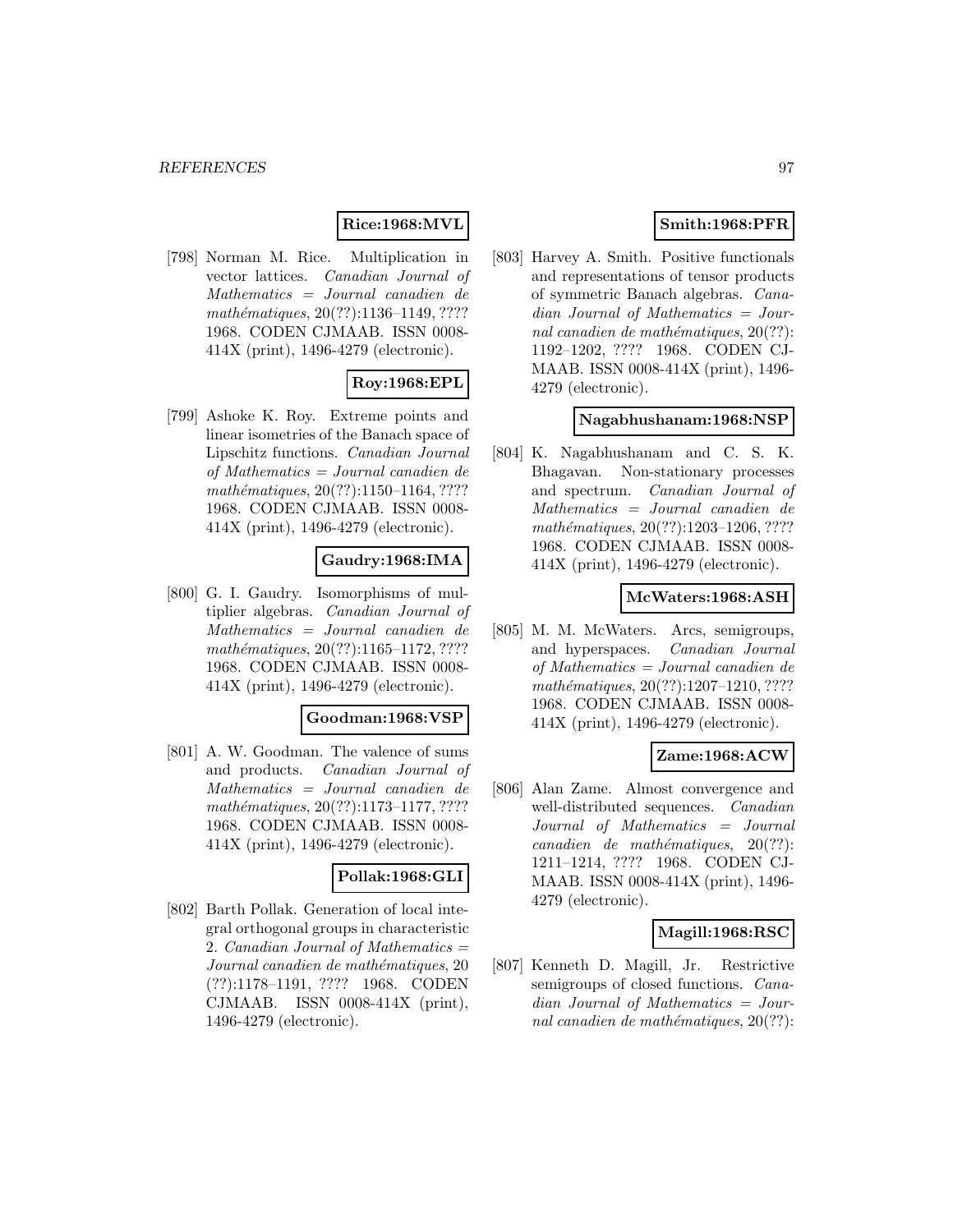**Rice:1968:MVL**

[798] Norman M. Rice. Multiplication in vector lattices. *Canadian Journal of Mathematics = Journal canadien de mathématiques*, 20(??):1136–1149, ???? 1968. CODEN CJMAAB. ISSN 0008-414X (print), 1496-4279 (electronic).

**Roy:1968:EPL**

[799] Ashoke K. Roy. Extreme points and linear isometries of the Banach space of Lipschitz functions. *Canadian Journal of Mathematics = Journal canadien de mathématiques*, 20(??):1150–1164, ???? 1968. CODEN CJMAAB. ISSN 0008-414X (print), 1496-4279 (electronic).

**Gaudry:1968:IMA**

[800] G. I. Gaudry. Isomorphisms of multiplier algebras. *Canadian Journal of Mathematics = Journal canadien de mathématiques*, 20(??):1165–1172, ???? 1968. CODEN CJMAAB. ISSN 0008-414X (print), 1496-4279 (electronic).

**Goodman:1968:VSP**

[801] A. W. Goodman. The valence of sums and products. *Canadian Journal of Mathematics = Journal canadien de mathématiques*, 20(??):1173–1177, ???? 1968. CODEN CJMAAB. ISSN 0008-414X (print), 1496-4279 (electronic).

**Pollak:1968:GLI**

[802] Barth Pollak. Generation of local integral orthogonal groups in characteristic 2. *Canadian Journal of Mathematics = Journal canadien de mathématiques*, 20 (??):1178–1191, ???? 1968. CODEN CJMAAB. ISSN 0008-414X (print), 1496-4279 (electronic).

**Smith:1968:PFR**

[803] Harvey A. Smith. Positive functionals and representations of tensor products of symmetric Banach algebras. *Canadian Journal of Mathematics = Journal canadien de mathématiques*, 20(??): 1192–1202, ???? 1968. CODEN CJMAAB. ISSN 0008-414X (print), 1496-4279 (electronic).

**Nagabhushanam:1968:NSP**

[804] K. Nagabhushanam and C. S. K. Bhagavan. Non-stationary processes and spectrum. *Canadian Journal of Mathematics = Journal canadien de mathématiques*, 20(??):1203–1206, ???? 1968. CODEN CJMAAB. ISSN 0008-414X (print), 1496-4279 (electronic).

**McWaters:1968:ASH**

[805] M. M. McWaters. Arcs, semigroups, and hyperspaces. *Canadian Journal of Mathematics = Journal canadien de mathématiques*, 20(??):1207–1210, ???? 1968. CODEN CJMAAB. ISSN 0008-414X (print), 1496-4279 (electronic).

**Zame:1968:ACW**

[806] Alan Zame. Almost convergence and well-distributed sequences. *Canadian Journal of Mathematics = Journal canadien de mathématiques*, 20(??): 1211–1214, ???? 1968. CODEN CJMAAB. ISSN 0008-414X (print), 1496-4279 (electronic).

**Magill:1968:RSC**

[807] Kenneth D. Magill, Jr. Restrictive semigroups of closed functions. *Canadian Journal of Mathematics = Journal canadien de mathématiques*, 20(??):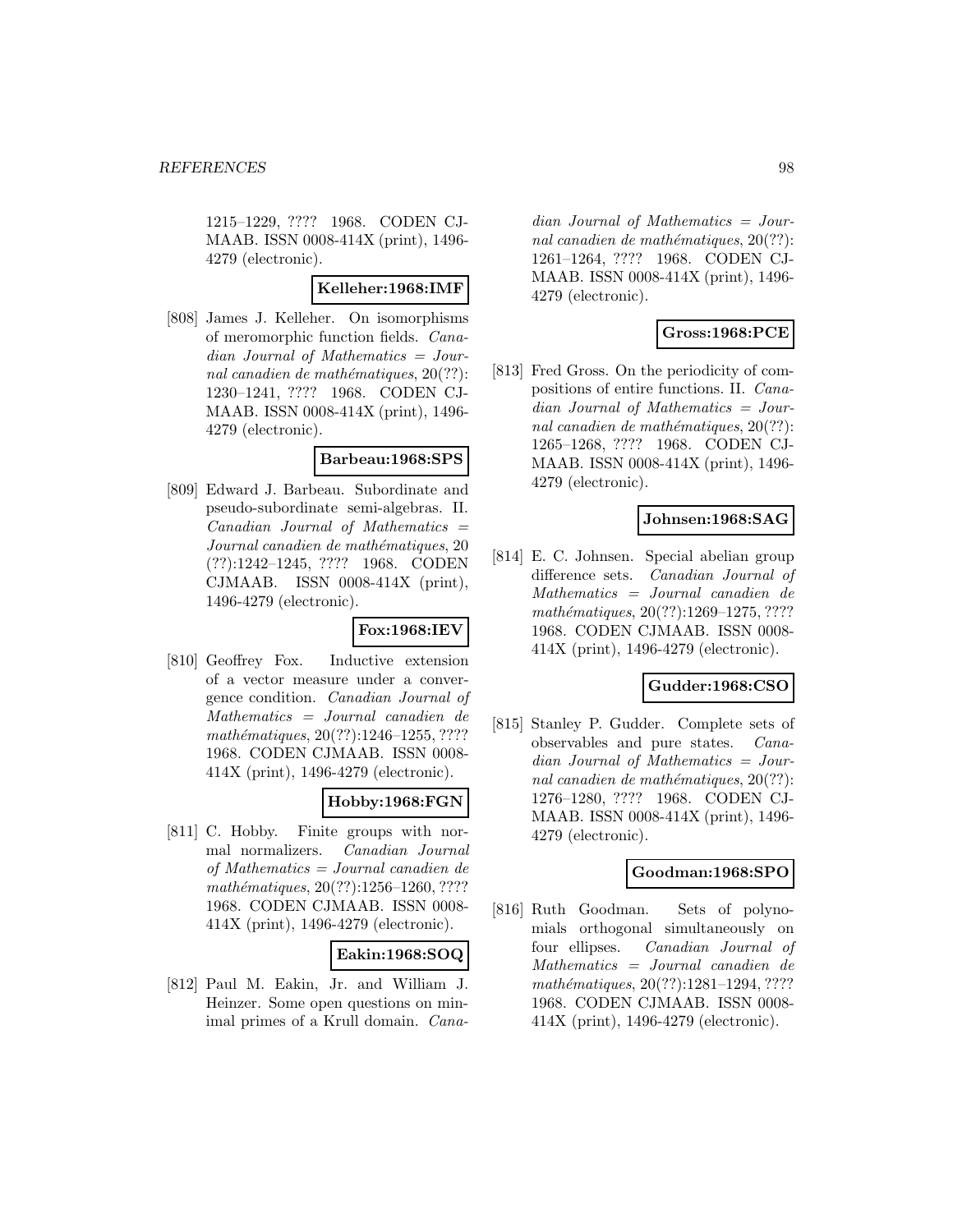1215–1229, ???? 1968. CODEN CJMAAB. ISSN 0008-414X (print), 1496-4279 (electronic).

**Kelleher:1968:IMF**

[808] James J. Kelleher. On isomorphisms of meromorphic function fields. *Canadian Journal of Mathematics = Journal canadien de mathématiques*, 20(??): 1230–1241, ???? 1968. CODEN CJMAAB. ISSN 0008-414X (print), 1496-4279 (electronic).

**Barbeau:1968:SPS**

[809] Edward J. Barbeau. Subordinate and pseudo-subordinate semi-algebras. II. *Canadian Journal of Mathematics = Journal canadien de mathématiques*, 20 (??):1242–1245, ???? 1968. CODEN CJMAAB. ISSN 0008-414X (print), 1496-4279 (electronic).

**Fox:1968:IEV**

[810] Geoffrey Fox. Inductive extension of a vector measure under a convergence condition. *Canadian Journal of Mathematics = Journal canadien de mathématiques*, 20(??):1246–1255, ???? 1968. CODEN CJMAAB. ISSN 0008-414X (print), 1496-4279 (electronic).

**Hobby:1968:FGN**

[811] C. Hobby. Finite groups with normal normalizers. *Canadian Journal of Mathematics = Journal canadien de mathématiques*, 20(??):1256–1260, ???? 1968. CODEN CJMAAB. ISSN 0008-414X (print), 1496-4279 (electronic).

**Eakin:1968:SOQ**

[812] Paul M. Eakin, Jr. and William J. Heinzer. Some open questions on minimal primes of a Krull domain. *Canadian Journal of Mathematics = Journal canadien de mathématiques*, 20(??): 1261–1264, ???? 1968. CODEN CJMAAB. ISSN 0008-414X (print), 1496-4279 (electronic).

**Gross:1968:PCE**

[813] Fred Gross. On the periodicity of compositions of entire functions. II. *Canadian Journal of Mathematics = Journal canadien de mathématiques*, 20(??): 1265–1268, ???? 1968. CODEN CJMAAB. ISSN 0008-414X (print), 1496-4279 (electronic).

**Johnsen:1968:SAG**

[814] E. C. Johnsen. Special abelian group difference sets. *Canadian Journal of Mathematics = Journal canadien de mathématiques*, 20(??):1269–1275, ???? 1968. CODEN CJMAAB. ISSN 0008-414X (print), 1496-4279 (electronic).

**Gudder:1968:CSO**

[815] Stanley P. Gudder. Complete sets of observables and pure states. *Canadian Journal of Mathematics = Journal canadien de mathématiques*, 20(??): 1276–1280, ???? 1968. CODEN CJMAAB. ISSN 0008-414X (print), 1496-4279 (electronic).

**Goodman:1968:SPO**

[816] Ruth Goodman. Sets of polynomials orthogonal simultaneously on four ellipses. *Canadian Journal of Mathematics = Journal canadien de mathématiques*, 20(??):1281–1294, ???? 1968. CODEN CJMAAB. ISSN 0008-414X (print), 1496-4279 (electronic).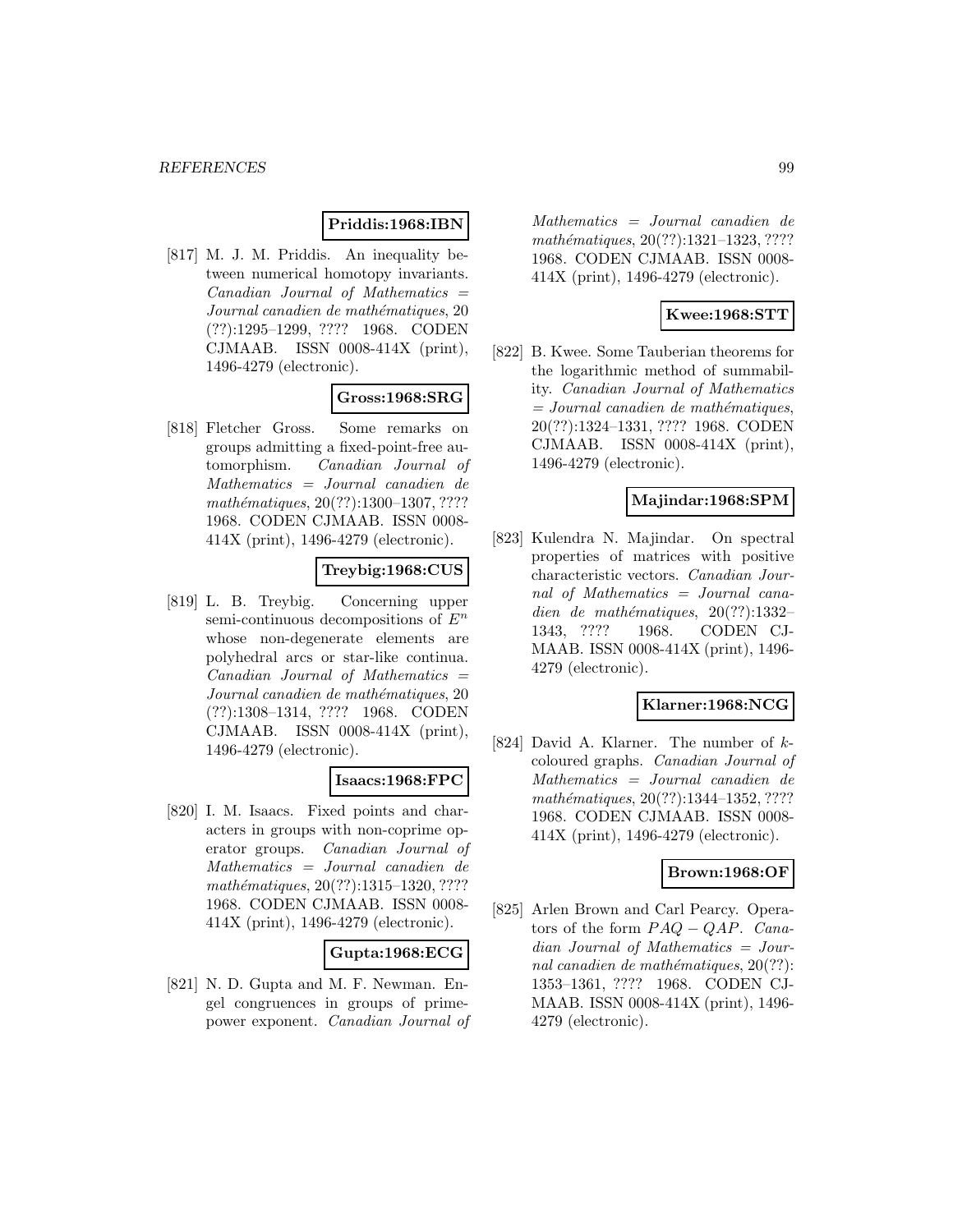**Priddis:1968:IBN**

[817] M. J. M. Priddis. An inequality between numerical homotopy invariants. *Canadian Journal of Mathematics = Journal canadien de mathématiques*, 20 (??):1295–1299, ???? 1968. CODEN CJMAAB. ISSN 0008-414X (print), 1496-4279 (electronic).

**Gross:1968:SRG**

[818] Fletcher Gross. Some remarks on groups admitting a fixed-point-free automorphism. *Canadian Journal of Mathematics = Journal canadien de mathématiques*, 20(??):1300–1307, ???? 1968. CODEN CJMAAB. ISSN 0008-414X (print), 1496-4279 (electronic).

**Treybig:1968:CUS**

[819] L. B. Treybig. Concerning upper semi-continuous decompositions of $E^n$ whose non-degenerate elements are polyhedral arcs or star-like continua. *Canadian Journal of Mathematics = Journal canadien de mathématiques*, 20 (??):1308–1314, ???? 1968. CODEN CJMAAB. ISSN 0008-414X (print), 1496-4279 (electronic).

**Isaacs:1968:FPC**

[820] I. M. Isaacs. Fixed points and characters in groups with non-coprime operator groups. *Canadian Journal of Mathematics = Journal canadien de mathématiques*, 20(??):1315–1320, ???? 1968. CODEN CJMAAB. ISSN 0008-414X (print), 1496-4279 (electronic).

**Gupta:1968:ECG**

[821] N. D. Gupta and M. F. Newman. Engel congruences in groups of prime-power exponent. *Canadian Journal of Mathematics = Journal canadien de mathématiques*, 20(??):1321–1323, ???? 1968. CODEN CJMAAB. ISSN 0008-414X (print), 1496-4279 (electronic).

**Kwee:1968:STT**

[822] B. Kwee. Some Tauberian theorems for the logarithmic method of summability. *Canadian Journal of Mathematics = Journal canadien de mathématiques*, 20(??):1324–1331, ???? 1968. CODEN CJMAAB. ISSN 0008-414X (print), 1496-4279 (electronic).

**Majindar:1968:SPM**

[823] Kulendra N. Majindar. On spectral properties of matrices with positive characteristic vectors. *Canadian Journal of Mathematics = Journal canadien de mathématiques*, 20(??):1332–1343, ???? 1968. CODEN CJMAAB. ISSN 0008-414X (print), 1496-4279 (electronic).

**Klarner:1968:NCG**

[824] David A. Klarner. The number of $k$-coloured graphs. *Canadian Journal of Mathematics = Journal canadien de mathématiques*, 20(??):1344–1352, ???? 1968. CODEN CJMAAB. ISSN 0008-414X (print), 1496-4279 (electronic).

**Brown:1968:OF**

[825] Arlen Brown and Carl Pearcy. Operators of the form $PAQ - QAP$. *Canadian Journal of Mathematics = Journal canadien de mathématiques*, 20(??):1353–1361, ???? 1968. CODEN CJMAAB. ISSN 0008-414X (print), 1496-4279 (electronic).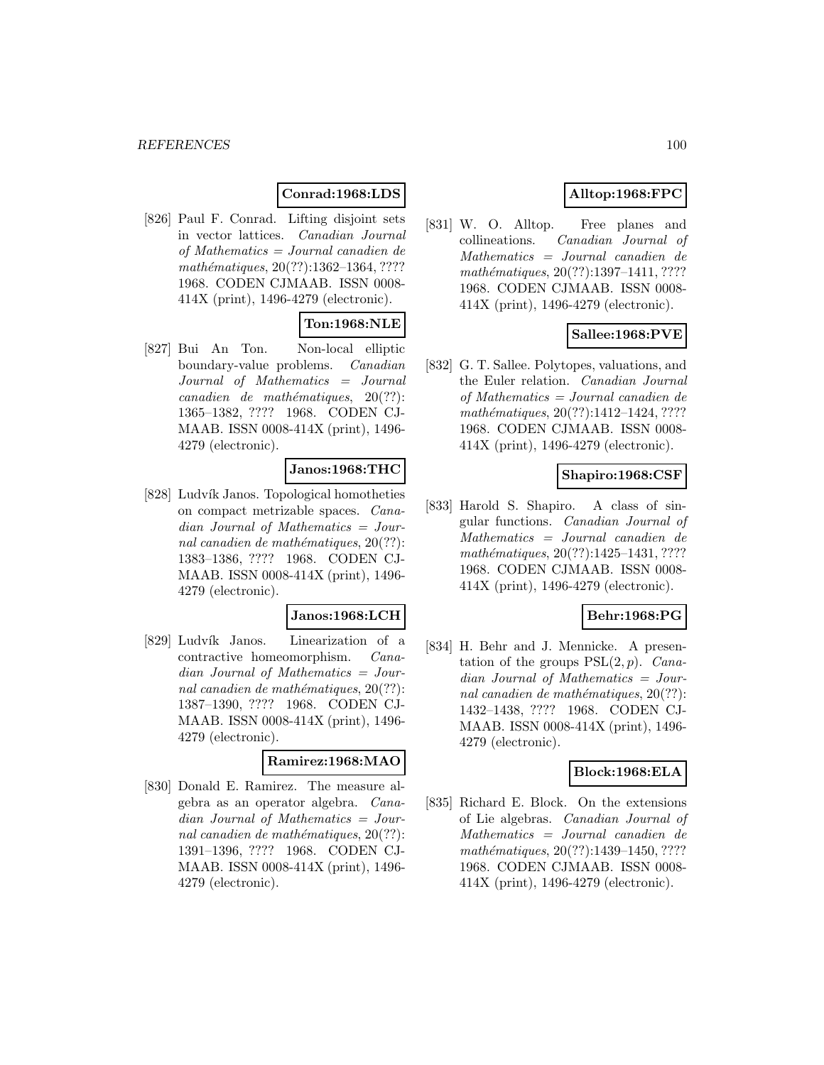**Conrad:1968:LDS**

[826] Paul F. Conrad. Lifting disjoint sets in vector lattices. *Canadian Journal of Mathematics = Journal canadien de mathématiques*, 20(??):1362–1364, ???? 1968. CODEN CJMAAB. ISSN 0008-414X (print), 1496-4279 (electronic).

**Ton:1968:NLE**

[827] Bui An Ton. Non-local elliptic boundary-value problems. *Canadian Journal of Mathematics = Journal canadien de mathématiques*, 20(??):1365–1382, ???? 1968. CODEN CJMAAB. ISSN 0008-414X (print), 1496-4279 (electronic).

**Janos:1968:THC**

[828] Ludvík Janos. Topological homotheties on compact metrizable spaces. *Canadian Journal of Mathematics = Journal canadien de mathématiques*, 20(??):1383–1386, ???? 1968. CODEN CJMAAB. ISSN 0008-414X (print), 1496-4279 (electronic).

**Janos:1968:LCH**

[829] Ludvík Janos. Linearization of a contractive homeomorphism. *Canadian Journal of Mathematics = Journal canadien de mathématiques*, 20(??):1387–1390, ???? 1968. CODEN CJMAAB. ISSN 0008-414X (print), 1496-4279 (electronic).

**Ramirez:1968:MAO**

[830] Donald E. Ramirez. The measure algebra as an operator algebra. *Canadian Journal of Mathematics = Journal canadien de mathématiques*, 20(??):1391–1396, ???? 1968. CODEN CJMAAB. ISSN 0008-414X (print), 1496-4279 (electronic).

**Alltop:1968:FPC**

[831] W. O. Alltop. Free planes and collineations. *Canadian Journal of Mathematics = Journal canadien de mathématiques*, 20(??):1397–1411, ???? 1968. CODEN CJMAAB. ISSN 0008-414X (print), 1496-4279 (electronic).

**Sallee:1968:PVE**

[832] G. T. Sallee. Polytopes, valuations, and the Euler relation. *Canadian Journal of Mathematics = Journal canadien de mathématiques*, 20(??):1412–1424, ???? 1968. CODEN CJMAAB. ISSN 0008-414X (print), 1496-4279 (electronic).

**Shapiro:1968:CSF**

[833] Harold S. Shapiro. A class of singular functions. *Canadian Journal of Mathematics = Journal canadien de mathématiques*, 20(??):1425–1431, ???? 1968. CODEN CJMAAB. ISSN 0008-414X (print), 1496-4279 (electronic).

**Behr:1968:PG**

[834] H. Behr and J. Mennicke. A presentation of the groups $\mathrm{PSL}(2, p)$. *Canadian Journal of Mathematics = Journal canadien de mathématiques*, 20(??):1432–1438, ???? 1968. CODEN CJMAAB. ISSN 0008-414X (print), 1496-4279 (electronic).

**Block:1968:ELA**

[835] Richard E. Block. On the extensions of Lie algebras. *Canadian Journal of Mathematics = Journal canadien de mathématiques*, 20(??):1439–1450, ???? 1968. CODEN CJMAAB. ISSN 0008-414X (print), 1496-4279 (electronic).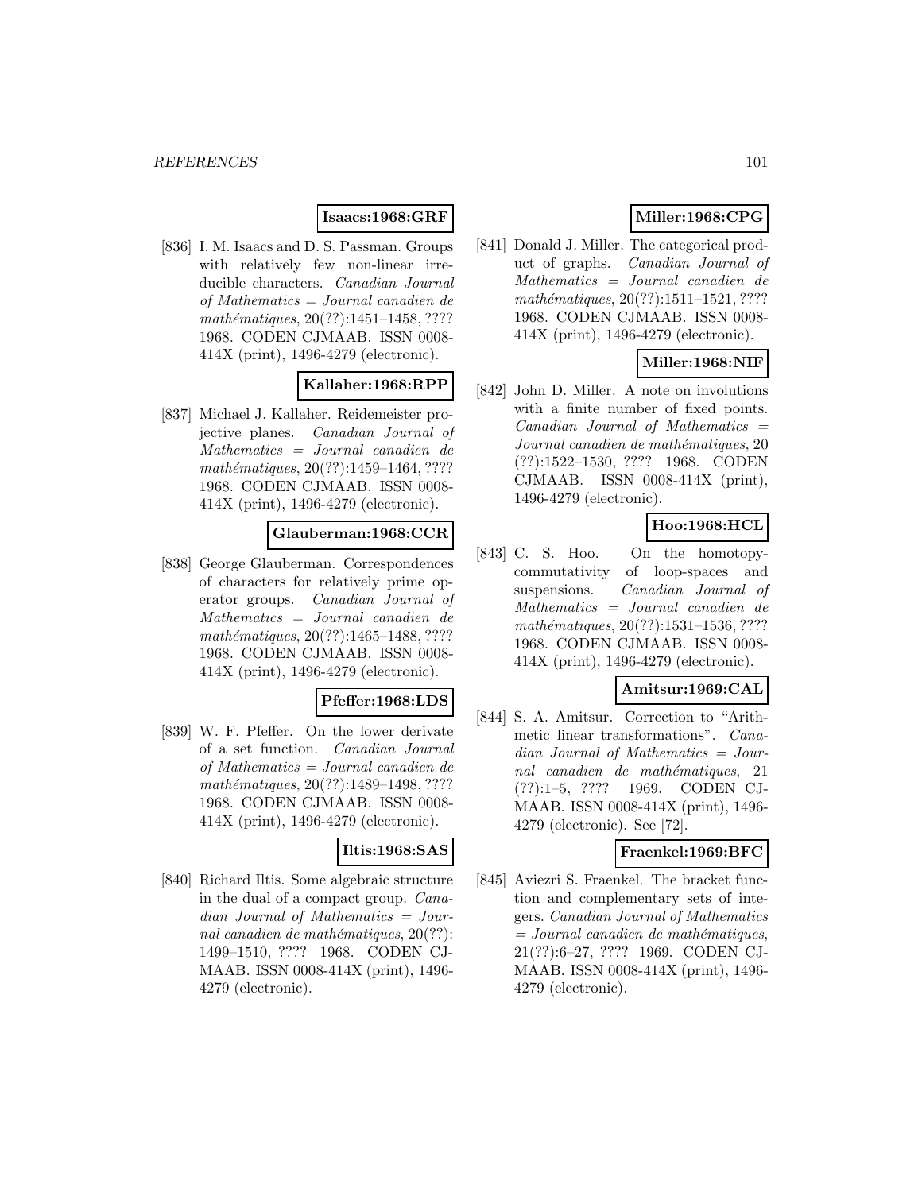**Isaacs:1968:GRF**

[836] I. M. Isaacs and D. S. Passman. Groups with relatively few non-linear irreducible characters. *Canadian Journal of Mathematics = Journal canadien de mathématiques*, 20(??):1451–1458, ???? 1968. CODEN CJMAAB. ISSN 0008-414X (print), 1496-4279 (electronic).

**Kallaher:1968:RPP**

[837] Michael J. Kallaher. Reidemeister projective planes. *Canadian Journal of Mathematics = Journal canadien de mathématiques*, 20(??):1459–1464, ???? 1968. CODEN CJMAAB. ISSN 0008-414X (print), 1496-4279 (electronic).

**Glauberman:1968:CCR**

[838] George Glauberman. Correspondences of characters for relatively prime operator groups. *Canadian Journal of Mathematics = Journal canadien de mathématiques*, 20(??):1465–1488, ???? 1968. CODEN CJMAAB. ISSN 0008-414X (print), 1496-4279 (electronic).

**Pfeffer:1968:LDS**

[839] W. F. Pfeffer. On the lower derivate of a set function. *Canadian Journal of Mathematics = Journal canadien de mathématiques*, 20(??):1489–1498, ???? 1968. CODEN CJMAAB. ISSN 0008-414X (print), 1496-4279 (electronic).

**Iltis:1968:SAS**

[840] Richard Iltis. Some algebraic structure in the dual of a compact group. *Canadian Journal of Mathematics = Journal canadien de mathématiques*, 20(??): 1499–1510, ???? 1968. CODEN CJMAAB. ISSN 0008-414X (print), 1496-4279 (electronic).

**Miller:1968:CPG**

[841] Donald J. Miller. The categorical product of graphs. *Canadian Journal of Mathematics = Journal canadien de mathématiques*, 20(??):1511–1521, ???? 1968. CODEN CJMAAB. ISSN 0008-414X (print), 1496-4279 (electronic).

**Miller:1968:NIF**

[842] John D. Miller. A note on involutions with a finite number of fixed points. *Canadian Journal of Mathematics = Journal canadien de mathématiques*, 20 (??):1522–1530, ???? 1968. CODEN CJMAAB. ISSN 0008-414X (print), 1496-4279 (electronic).

**Hoo:1968:HCL**

[843] C. S. Hoo. On the homotopy-commutativity of loop-spaces and suspensions. *Canadian Journal of Mathematics = Journal canadien de mathématiques*, 20(??):1531–1536, ???? 1968. CODEN CJMAAB. ISSN 0008-414X (print), 1496-4279 (electronic).

**Amitsur:1969:CAL**

[844] S. A. Amitsur. Correction to "Arithmetic linear transformations". *Canadian Journal of Mathematics = Journal canadien de mathématiques*, 21 (??):1–5, ???? 1969. CODEN CJMAAB. ISSN 0008-414X (print), 1496-4279 (electronic). See [72].

**Fraenkel:1969:BFC**

[845] Aviezri S. Fraenkel. The bracket function and complementary sets of integers. *Canadian Journal of Mathematics = Journal canadien de mathématiques*, 21(??):6–27, ???? 1969. CODEN CJMAAB. ISSN 0008-414X (print), 1496-4279 (electronic).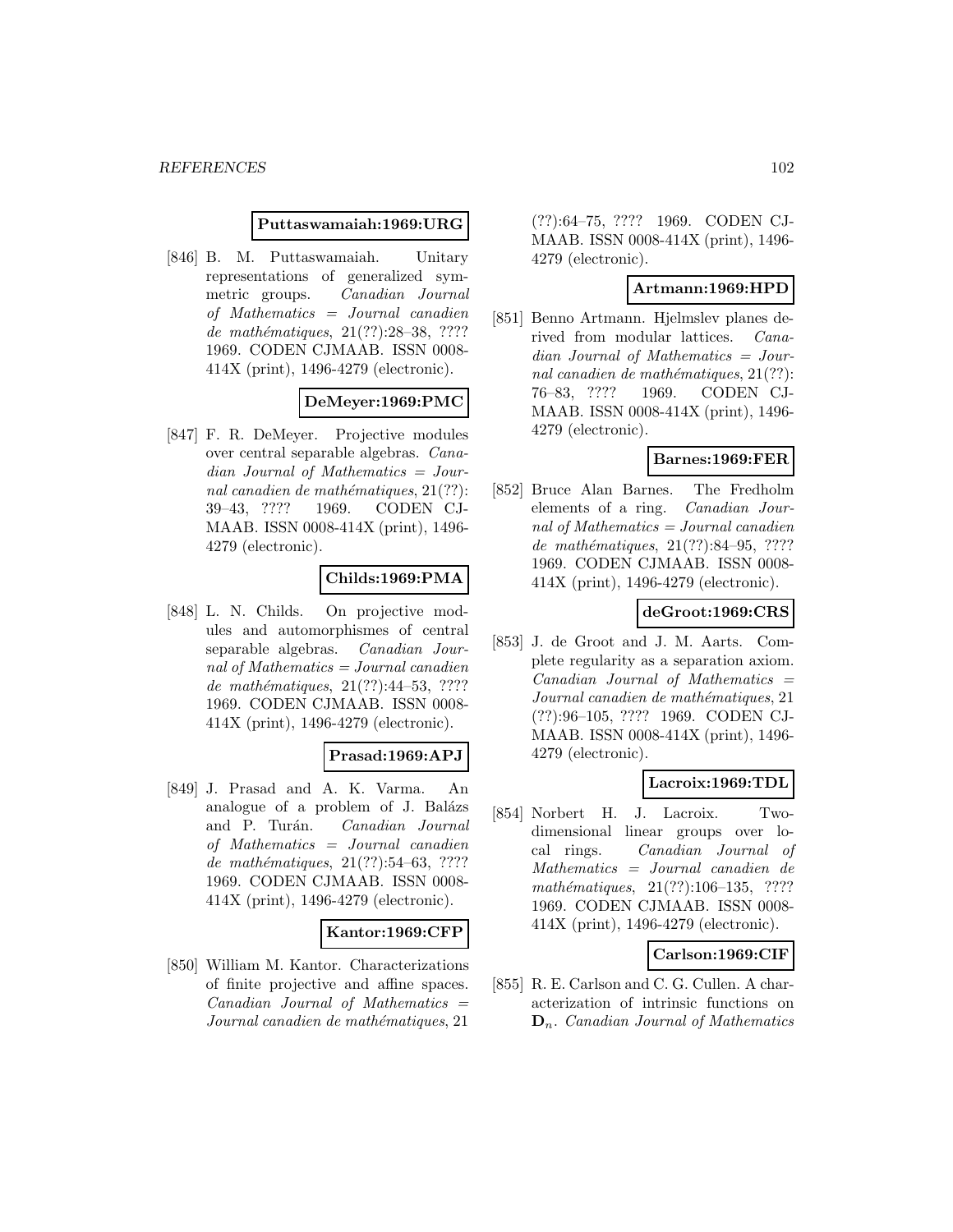**Puttaswamaiah:1969:URG**

[846] B. M. Puttaswamaiah. Unitary representations of generalized symmetric groups. *Canadian Journal of Mathematics = Journal canadien de mathématiques*, 21(??):28–38, ???? 1969. CODEN CJMAAB. ISSN 0008-414X (print), 1496-4279 (electronic).

**DeMeyer:1969:PMC**

[847] F. R. DeMeyer. Projective modules over central separable algebras. *Canadian Journal of Mathematics = Journal canadien de mathématiques*, 21(??): 39–43, ???? 1969. CODEN CJMAAB. ISSN 0008-414X (print), 1496-4279 (electronic).

**Childs:1969:PMA**

[848] L. N. Childs. On projective modules and automorphismes of central separable algebras. *Canadian Journal of Mathematics = Journal canadien de mathématiques*, 21(??):44–53, ???? 1969. CODEN CJMAAB. ISSN 0008-414X (print), 1496-4279 (electronic).

**Prasad:1969:APJ**

[849] J. Prasad and A. K. Varma. An analogue of a problem of J. Balázs and P. Turán. *Canadian Journal of Mathematics = Journal canadien de mathématiques*, 21(??):54–63, ???? 1969. CODEN CJMAAB. ISSN 0008-414X (print), 1496-4279 (electronic).

**Kantor:1969:CFP**

[850] William M. Kantor. Characterizations of finite projective and affine spaces. *Canadian Journal of Mathematics = Journal canadien de mathématiques*, 21 (??):64–75, ???? 1969. CODEN CJMAAB. ISSN 0008-414X (print), 1496-4279 (electronic).

**Artmann:1969:HPD**

[851] Benno Artmann. Hjelmslev planes derived from modular lattices. *Canadian Journal of Mathematics = Journal canadien de mathématiques*, 21(??): 76–83, ???? 1969. CODEN CJMAAB. ISSN 0008-414X (print), 1496-4279 (electronic).

**Barnes:1969:FER**

[852] Bruce Alan Barnes. The Fredholm elements of a ring. *Canadian Journal of Mathematics = Journal canadien de mathématiques*, 21(??):84–95, ???? 1969. CODEN CJMAAB. ISSN 0008-414X (print), 1496-4279 (electronic).

**deGroot:1969:CRS**

[853] J. de Groot and J. M. Aarts. Complete regularity as a separation axiom. *Canadian Journal of Mathematics = Journal canadien de mathématiques*, 21 (??):96–105, ???? 1969. CODEN CJMAAB. ISSN 0008-414X (print), 1496-4279 (electronic).

**Lacroix:1969:TDL**

[854] Norbert H. J. Lacroix. Two-dimensional linear groups over local rings. *Canadian Journal of Mathematics = Journal canadien de mathématiques*, 21(??):106–135, ???? 1969. CODEN CJMAAB. ISSN 0008-414X (print), 1496-4279 (electronic).

**Carlson:1969:CIF**

[855] R. E. Carlson and C. G. Cullen. A characterization of intrinsic functions on $\mathbf{D}_n$. *Canadian Journal of Mathematics*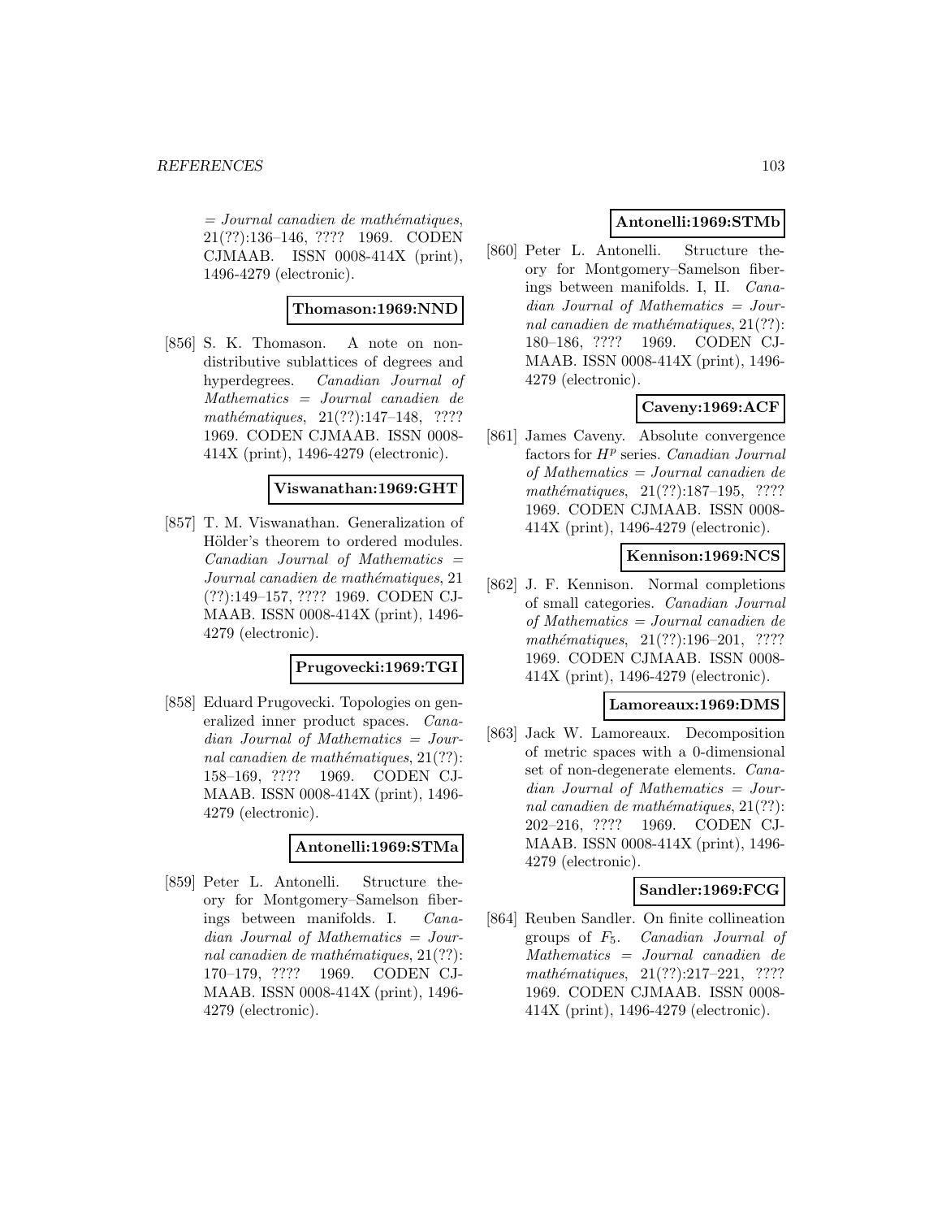= *Journal canadien de mathématiques*, 21(??):136–146, ???? 1969. CODEN CJMAAB. ISSN 0008-414X (print), 1496-4279 (electronic).

**Thomason:1969:NND**

[856] S. K. Thomason. A note on non-distributive sublattices of degrees and hyperdegrees. *Canadian Journal of Mathematics = Journal canadien de mathématiques*, 21(??):147–148, ???? 1969. CODEN CJMAAB. ISSN 0008-414X (print), 1496-4279 (electronic).

**Viswanathan:1969:GHT**

[857] T. M. Viswanathan. Generalization of Hölder's theorem to ordered modules. *Canadian Journal of Mathematics = Journal canadien de mathématiques*, 21 (??):149–157, ???? 1969. CODEN CJMAAB. ISSN 0008-414X (print), 1496-4279 (electronic).

**Prugovecki:1969:TGI**

[858] Eduard Prugovecki. Topologies on generalized inner product spaces. *Canadian Journal of Mathematics = Journal canadien de mathématiques*, 21(??): 158–169, ???? 1969. CODEN CJMAAB. ISSN 0008-414X (print), 1496-4279 (electronic).

**Antonelli:1969:STMa**

[859] Peter L. Antonelli. Structure theory for Montgomery–Samelson fiberings between manifolds. I. *Canadian Journal of Mathematics = Journal canadien de mathématiques*, 21(??): 170–179, ???? 1969. CODEN CJMAAB. ISSN 0008-414X (print), 1496-4279 (electronic).

**Antonelli:1969:STMb**

[860] Peter L. Antonelli. Structure theory for Montgomery–Samelson fiberings between manifolds. I, II. *Canadian Journal of Mathematics = Journal canadien de mathématiques*, 21(??): 180–186, ???? 1969. CODEN CJMAAB. ISSN 0008-414X (print), 1496-4279 (electronic).

**Caveny:1969:ACF**

[861] James Caveny. Absolute convergence factors for $H^p$ series. *Canadian Journal of Mathematics = Journal canadien de mathématiques*, 21(??):187–195, ???? 1969. CODEN CJMAAB. ISSN 0008-414X (print), 1496-4279 (electronic).

**Kennison:1969:NCS**

[862] J. F. Kennison. Normal completions of small categories. *Canadian Journal of Mathematics = Journal canadien de mathématiques*, 21(??):196–201, ???? 1969. CODEN CJMAAB. ISSN 0008-414X (print), 1496-4279 (electronic).

**Lamoreaux:1969:DMS**

[863] Jack W. Lamoreaux. Decomposition of metric spaces with a 0-dimensional set of non-degenerate elements. *Canadian Journal of Mathematics = Journal canadien de mathématiques*, 21(??): 202–216, ???? 1969. CODEN CJMAAB. ISSN 0008-414X (print), 1496-4279 (electronic).

**Sandler:1969:FCG**

[864] Reuben Sandler. On finite collineation groups of $F_5$. *Canadian Journal of Mathematics = Journal canadien de mathématiques*, 21(??):217–221, ???? 1969. CODEN CJMAAB. ISSN 0008-414X (print), 1496-4279 (electronic).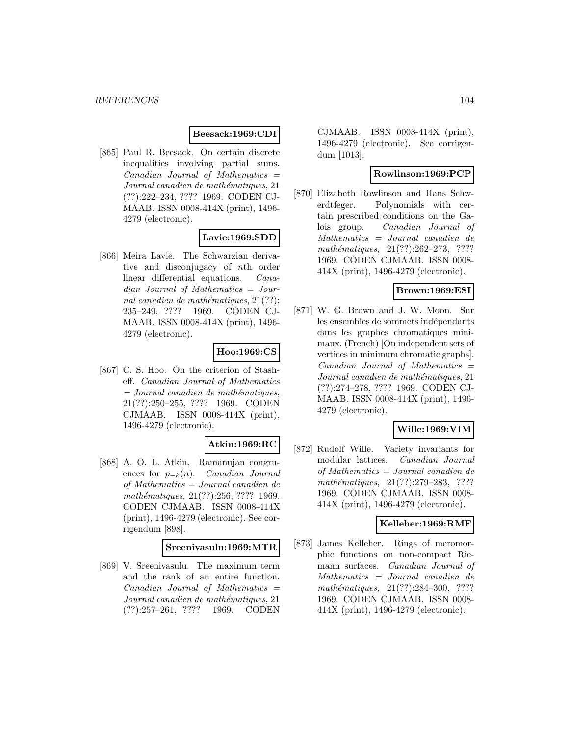**Beesack:1969:CDI**

[865] Paul R. Beesack. On certain discrete inequalities involving partial sums. *Canadian Journal of Mathematics = Journal canadien de mathématiques*, 21 (??):222–234, ???? 1969. CODEN CJMAAB. ISSN 0008-414X (print), 1496-4279 (electronic).

**Lavie:1969:SDD**

[866] Meira Lavie. The Schwarzian derivative and disconjugacy of $n$th order linear differential equations. *Canadian Journal of Mathematics = Journal canadien de mathématiques*, 21(??): 235–249, ???? 1969. CODEN CJMAAB. ISSN 0008-414X (print), 1496-4279 (electronic).

**Hoo:1969:CS**

[867] C. S. Hoo. On the criterion of Stasheff. *Canadian Journal of Mathematics = Journal canadien de mathématiques*, 21(??):250–255, ???? 1969. CODEN CJMAAB. ISSN 0008-414X (print), 1496-4279 (electronic).

**Atkin:1969:RC**

[868] A. O. L. Atkin. Ramanujan congruences for $p_{-k}(n)$. *Canadian Journal of Mathematics = Journal canadien de mathématiques*, 21(??):256, ???? 1969. CODEN CJMAAB. ISSN 0008-414X (print), 1496-4279 (electronic). See corrigendum [898].

**Sreenivasulu:1969:MTR**

[869] V. Sreenivasulu. The maximum term and the rank of an entire function. *Canadian Journal of Mathematics = Journal canadien de mathématiques*, 21 (??):257–261, ???? 1969. CODEN CJMAAB. ISSN 0008-414X (print), 1496-4279 (electronic). See corrigendum [1013].

**Rowlinson:1969:PCP**

[870] Elizabeth Rowlinson and Hans Schwerdtfeger. Polynomials with certain prescribed conditions on the Galois group. *Canadian Journal of Mathematics = Journal canadien de mathématiques*, 21(??):262–273, ???? 1969. CODEN CJMAAB. ISSN 0008-414X (print), 1496-4279 (electronic).

**Brown:1969:ESI**

[871] W. G. Brown and J. W. Moon. Sur les ensembles de sommets indépendants dans les graphes chromatiques minimaux. (French) [On independent sets of vertices in minimum chromatic graphs]. *Canadian Journal of Mathematics = Journal canadien de mathématiques*, 21 (??):274–278, ???? 1969. CODEN CJMAAB. ISSN 0008-414X (print), 1496-4279 (electronic).

**Wille:1969:VIM**

[872] Rudolf Wille. Variety invariants for modular lattices. *Canadian Journal of Mathematics = Journal canadien de mathématiques*, 21(??):279–283, ???? 1969. CODEN CJMAAB. ISSN 0008-414X (print), 1496-4279 (electronic).

**Kelleher:1969:RMF**

[873] James Kelleher. Rings of meromorphic functions on non-compact Riemann surfaces. *Canadian Journal of Mathematics = Journal canadien de mathématiques*, 21(??):284–300, ???? 1969. CODEN CJMAAB. ISSN 0008-414X (print), 1496-4279 (electronic).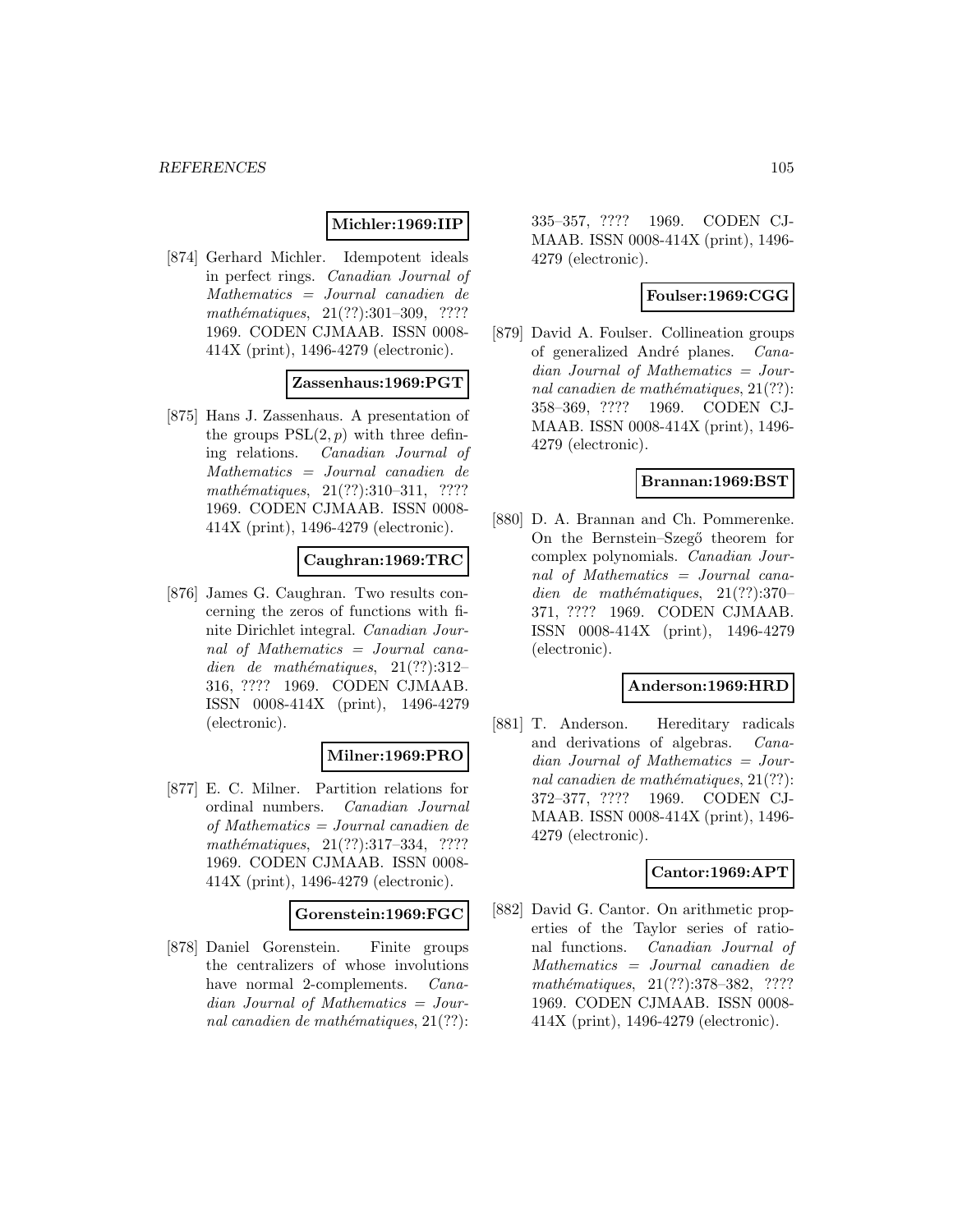**Michler:1969:IIP**

[874] Gerhard Michler. Idempotent ideals in perfect rings. *Canadian Journal of Mathematics = Journal canadien de mathématiques*, 21(??):301–309, ???? 1969. CODEN CJMAAB. ISSN 0008-414X (print), 1496-4279 (electronic).

**Zassenhaus:1969:PGT**

[875] Hans J. Zassenhaus. A presentation of the groups $\mathrm{PSL}(2,p)$ with three defining relations. *Canadian Journal of Mathematics = Journal canadien de mathématiques*, 21(??):310–311, ???? 1969. CODEN CJMAAB. ISSN 0008-414X (print), 1496-4279 (electronic).

**Caughran:1969:TRC**

[876] James G. Caughran. Two results concerning the zeros of functions with finite Dirichlet integral. *Canadian Journal of Mathematics = Journal canadien de mathématiques*, 21(??):312–316, ???? 1969. CODEN CJMAAB. ISSN 0008-414X (print), 1496-4279 (electronic).

**Milner:1969:PRO**

[877] E. C. Milner. Partition relations for ordinal numbers. *Canadian Journal of Mathematics = Journal canadien de mathématiques*, 21(??):317–334, ???? 1969. CODEN CJMAAB. ISSN 0008-414X (print), 1496-4279 (electronic).

**Gorenstein:1969:FGC**

[878] Daniel Gorenstein. Finite groups the centralizers of whose involutions have normal 2-complements. *Canadian Journal of Mathematics = Journal canadien de mathématiques*, 21(??):335–357, ???? 1969. CODEN CJMAAB. ISSN 0008-414X (print), 1496-4279 (electronic).

**Foulser:1969:CGG**

[879] David A. Foulser. Collineation groups of generalized André planes. *Canadian Journal of Mathematics = Journal canadien de mathématiques*, 21(??):358–369, ???? 1969. CODEN CJMAAB. ISSN 0008-414X (print), 1496-4279 (electronic).

**Brannan:1969:BST**

[880] D. A. Brannan and Ch. Pommerenke. On the Bernstein–Szegő theorem for complex polynomials. *Canadian Journal of Mathematics = Journal canadien de mathématiques*, 21(??):370–371, ???? 1969. CODEN CJMAAB. ISSN 0008-414X (print), 1496-4279 (electronic).

**Anderson:1969:HRD**

[881] T. Anderson. Hereditary radicals and derivations of algebras. *Canadian Journal of Mathematics = Journal canadien de mathématiques*, 21(??):372–377, ???? 1969. CODEN CJMAAB. ISSN 0008-414X (print), 1496-4279 (electronic).

**Cantor:1969:APT**

[882] David G. Cantor. On arithmetic properties of the Taylor series of rational functions. *Canadian Journal of Mathematics = Journal canadien de mathématiques*, 21(??):378–382, ???? 1969. CODEN CJMAAB. ISSN 0008-414X (print), 1496-4279 (electronic).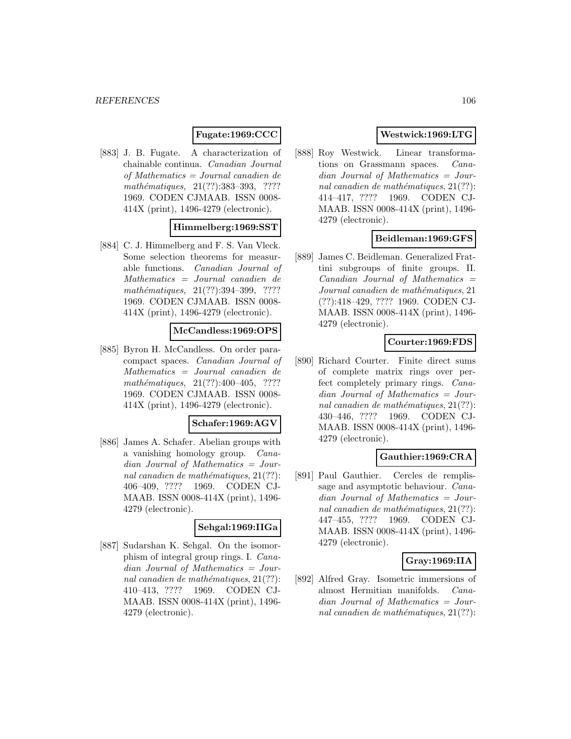**Fugate:1969:CCC**

[883] J. B. Fugate. A characterization of chainable continua. *Canadian Journal of Mathematics = Journal canadien de mathématiques*, 21(??):383–393, ???? 1969. CODEN CJMAAB. ISSN 0008-414X (print), 1496-4279 (electronic).

**Himmelberg:1969:SST**

[884] C. J. Himmelberg and F. S. Van Vleck. Some selection theorems for measurable functions. *Canadian Journal of Mathematics = Journal canadien de mathématiques*, 21(??):394–399, ???? 1969. CODEN CJMAAB. ISSN 0008-414X (print), 1496-4279 (electronic).

**McCandless:1969:OPS**

[885] Byron H. McCandless. On order paracompact spaces. *Canadian Journal of Mathematics = Journal canadien de mathématiques*, 21(??):400–405, ???? 1969. CODEN CJMAAB. ISSN 0008-414X (print), 1496-4279 (electronic).

**Schafer:1969:AGV**

[886] James A. Schafer. Abelian groups with a vanishing homology group. *Canadian Journal of Mathematics = Journal canadien de mathématiques*, 21(??): 406–409, ???? 1969. CODEN CJMAAB. ISSN 0008-414X (print), 1496-4279 (electronic).

**Sehgal:1969:IIGa**

[887] Sudarshan K. Sehgal. On the isomorphism of integral group rings. I. *Canadian Journal of Mathematics = Journal canadien de mathématiques*, 21(??): 410–413, ???? 1969. CODEN CJMAAB. ISSN 0008-414X (print), 1496-4279 (electronic).

**Westwick:1969:LTG**

[888] Roy Westwick. Linear transformations on Grassmann spaces. *Canadian Journal of Mathematics = Journal canadien de mathématiques*, 21(??): 414–417, ???? 1969. CODEN CJMAAB. ISSN 0008-414X (print), 1496-4279 (electronic).

**Beidleman:1969:GFS**

[889] James C. Beidleman. Generalized Frattini subgroups of finite groups. II. *Canadian Journal of Mathematics = Journal canadien de mathématiques*, 21 (??):418–429, ???? 1969. CODEN CJMAAB. ISSN 0008-414X (print), 1496-4279 (electronic).

**Courter:1969:FDS**

[890] Richard Courter. Finite direct sums of complete matrix rings over perfect completely primary rings. *Canadian Journal of Mathematics = Journal canadien de mathématiques*, 21(??): 430–446, ???? 1969. CODEN CJMAAB. ISSN 0008-414X (print), 1496-4279 (electronic).

**Gauthier:1969:CRA**

[891] Paul Gauthier. Cercles de remplissage and asymptotic behaviour. *Canadian Journal of Mathematics = Journal canadien de mathématiques*, 21(??): 447–455, ???? 1969. CODEN CJMAAB. ISSN 0008-414X (print), 1496-4279 (electronic).

**Gray:1969:IIA**

[892] Alfred Gray. Isometric immersions of almost Hermitian manifolds. *Canadian Journal of Mathematics = Journal canadien de mathématiques*, 21(??):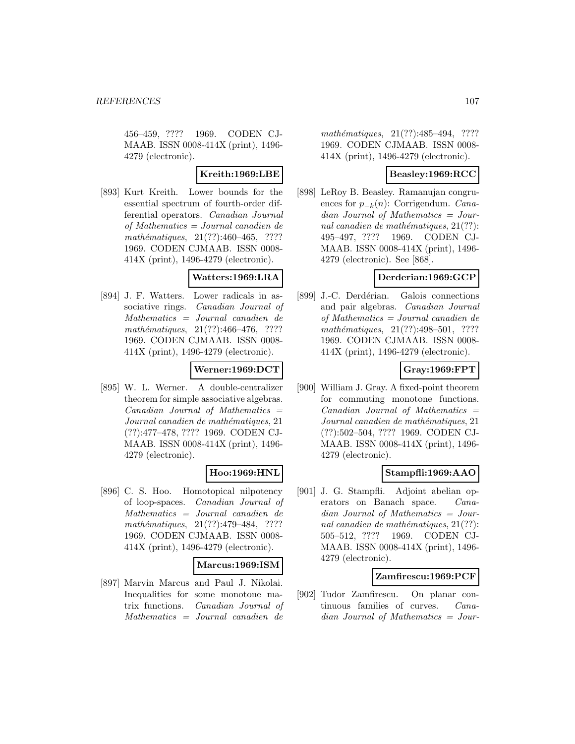456–459, ???? 1969. CODEN CJMAAB. ISSN 0008-414X (print), 1496-4279 (electronic).

**Kreith:1969:LBE**

[893] Kurt Kreith. Lower bounds for the essential spectrum of fourth-order differential operators. *Canadian Journal of Mathematics = Journal canadien de mathématiques*, 21(??):460–465, ???? 1969. CODEN CJMAAB. ISSN 0008-414X (print), 1496-4279 (electronic).

**Watters:1969:LRA**

[894] J. F. Watters. Lower radicals in associative rings. *Canadian Journal of Mathematics = Journal canadien de mathématiques*, 21(??):466–476, ???? 1969. CODEN CJMAAB. ISSN 0008-414X (print), 1496-4279 (electronic).

**Werner:1969:DCT**

[895] W. L. Werner. A double-centralizer theorem for simple associative algebras. *Canadian Journal of Mathematics = Journal canadien de mathématiques*, 21 (??):477–478, ???? 1969. CODEN CJMAAB. ISSN 0008-414X (print), 1496-4279 (electronic).

**Hoo:1969:HNL**

[896] C. S. Hoo. Homotopical nilpotency of loop-spaces. *Canadian Journal of Mathematics = Journal canadien de mathématiques*, 21(??):479–484, ???? 1969. CODEN CJMAAB. ISSN 0008-414X (print), 1496-4279 (electronic).

**Marcus:1969:ISM**

[897] Marvin Marcus and Paul J. Nikolai. Inequalities for some monotone matrix functions. *Canadian Journal of Mathematics = Journal canadien de mathématiques*, 21(??):485–494, ???? 1969. CODEN CJMAAB. ISSN 0008-414X (print), 1496-4279 (electronic).

**Beasley:1969:RCC**

[898] LeRoy B. Beasley. Ramanujan congruences for $p_{-k}(n)$: Corrigendum. *Canadian Journal of Mathematics = Journal canadien de mathématiques*, 21(??): 495–497, ???? 1969. CODEN CJMAAB. ISSN 0008-414X (print), 1496-4279 (electronic). See [868].

**Derderian:1969:GCP**

[899] J.-C. Derdérian. Galois connections and pair algebras. *Canadian Journal of Mathematics = Journal canadien de mathématiques*, 21(??):498–501, ???? 1969. CODEN CJMAAB. ISSN 0008-414X (print), 1496-4279 (electronic).

**Gray:1969:FPT**

[900] William J. Gray. A fixed-point theorem for commuting monotone functions. *Canadian Journal of Mathematics = Journal canadien de mathématiques*, 21 (??):502–504, ???? 1969. CODEN CJMAAB. ISSN 0008-414X (print), 1496-4279 (electronic).

**Stampfli:1969:AAO**

[901] J. G. Stampfli. Adjoint abelian operators on Banach space. *Canadian Journal of Mathematics = Journal canadien de mathématiques*, 21(??): 505–512, ???? 1969. CODEN CJMAAB. ISSN 0008-414X (print), 1496-4279 (electronic).

**Zamfirescu:1969:PCF**

[902] Tudor Zamfirescu. On planar continuous families of curves. *Canadian Journal of Mathematics = Jour-*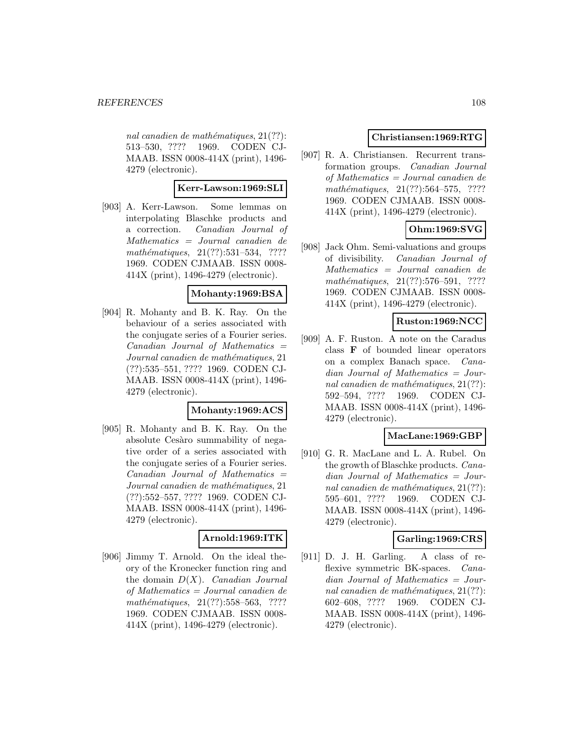*nal canadien de mathématiques*, 21(??): 513–530, ???? 1969. CODEN CJMAAB. ISSN 0008-414X (print), 1496-4279 (electronic).

**Kerr-Lawson:1969:SLI**

[903] A. Kerr-Lawson. Some lemmas on interpolating Blaschke products and a correction. *Canadian Journal of Mathematics = Journal canadien de mathématiques*, 21(??):531–534, ???? 1969. CODEN CJMAAB. ISSN 0008-414X (print), 1496-4279 (electronic).

**Mohanty:1969:BSA**

[904] R. Mohanty and B. K. Ray. On the behaviour of a series associated with the conjugate series of a Fourier series. *Canadian Journal of Mathematics = Journal canadien de mathématiques*, 21 (??):535–551, ???? 1969. CODEN CJMAAB. ISSN 0008-414X (print), 1496-4279 (electronic).

**Mohanty:1969:ACS**

[905] R. Mohanty and B. K. Ray. On the absolute Cesàro summability of negative order of a series associated with the conjugate series of a Fourier series. *Canadian Journal of Mathematics = Journal canadien de mathématiques*, 21 (??):552–557, ???? 1969. CODEN CJMAAB. ISSN 0008-414X (print), 1496-4279 (electronic).

**Arnold:1969:ITK**

[906] Jimmy T. Arnold. On the ideal theory of the Kronecker function ring and the domain $D(X)$. *Canadian Journal of Mathematics = Journal canadien de mathématiques*, 21(??):558–563, ???? 1969. CODEN CJMAAB. ISSN 0008-414X (print), 1496-4279 (electronic).

**Christiansen:1969:RTG**

[907] R. A. Christiansen. Recurrent transformation groups. *Canadian Journal of Mathematics = Journal canadien de mathématiques*, 21(??):564–575, ???? 1969. CODEN CJMAAB. ISSN 0008-414X (print), 1496-4279 (electronic).

**Ohm:1969:SVG**

[908] Jack Ohm. Semi-valuations and groups of divisibility. *Canadian Journal of Mathematics = Journal canadien de mathématiques*, 21(??):576–591, ???? 1969. CODEN CJMAAB. ISSN 0008-414X (print), 1496-4279 (electronic).

**Ruston:1969:NCC**

[909] A. F. Ruston. A note on the Caradus class **F** of bounded linear operators on a complex Banach space. *Canadian Journal of Mathematics = Journal canadien de mathématiques*, 21(??): 592–594, ???? 1969. CODEN CJMAAB. ISSN 0008-414X (print), 1496-4279 (electronic).

**MacLane:1969:GBP**

[910] G. R. MacLane and L. A. Rubel. On the growth of Blaschke products. *Canadian Journal of Mathematics = Journal canadien de mathématiques*, 21(??): 595–601, ???? 1969. CODEN CJMAAB. ISSN 0008-414X (print), 1496-4279 (electronic).

**Garling:1969:CRS**

[911] D. J. H. Garling. A class of reflexive symmetric BK-spaces. *Canadian Journal of Mathematics = Journal canadien de mathématiques*, 21(??): 602–608, ???? 1969. CODEN CJMAAB. ISSN 0008-414X (print), 1496-4279 (electronic).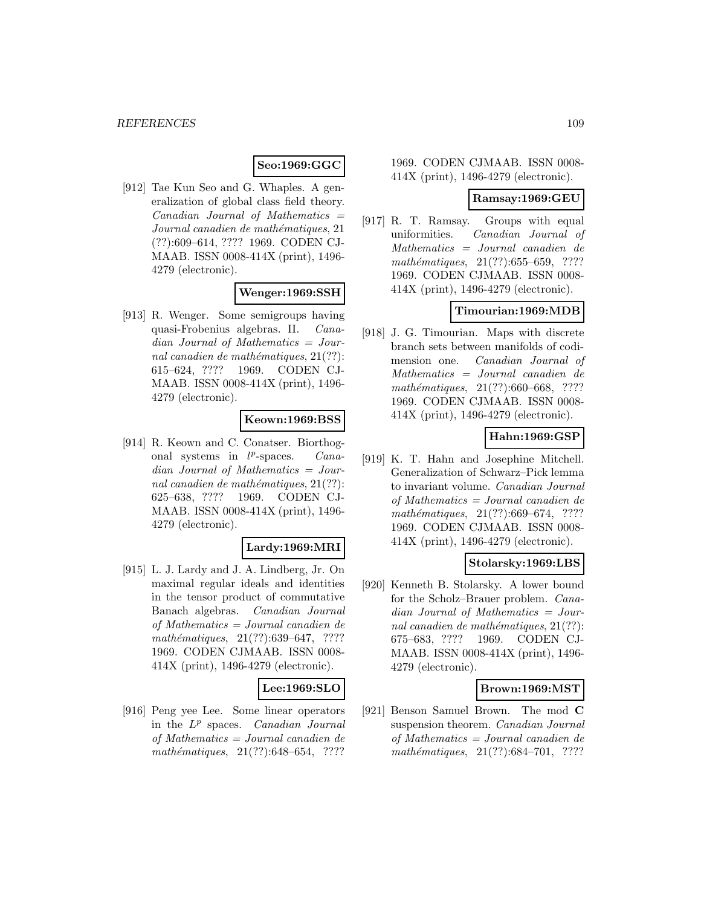**Seo:1969:GGC**

[912] Tae Kun Seo and G. Whaples. A generalization of global class field theory. *Canadian Journal of Mathematics = Journal canadien de mathématiques*, 21 (??):609–614, ???? 1969. CODEN CJMAAB. ISSN 0008-414X (print), 1496-4279 (electronic).

**Wenger:1969:SSH**

[913] R. Wenger. Some semigroups having quasi-Frobenius algebras. II. *Canadian Journal of Mathematics = Journal canadien de mathématiques*, 21(??): 615–624, ???? 1969. CODEN CJMAAB. ISSN 0008-414X (print), 1496-4279 (electronic).

**Keown:1969:BSS**

[914] R. Keown and C. Conatser. Biorthogonal systems in $l^p$-spaces. *Canadian Journal of Mathematics = Journal canadien de mathématiques*, 21(??): 625–638, ???? 1969. CODEN CJMAAB. ISSN 0008-414X (print), 1496-4279 (electronic).

**Lardy:1969:MRI**

[915] L. J. Lardy and J. A. Lindberg, Jr. On maximal regular ideals and identities in the tensor product of commutative Banach algebras. *Canadian Journal of Mathematics = Journal canadien de mathématiques*, 21(??):639–647, ???? 1969. CODEN CJMAAB. ISSN 0008-414X (print), 1496-4279 (electronic).

**Lee:1969:SLO**

[916] Peng yee Lee. Some linear operators in the $L^p$ spaces. *Canadian Journal of Mathematics = Journal canadien de mathématiques*, 21(??):648–654, ???? 1969. CODEN CJMAAB. ISSN 0008-414X (print), 1496-4279 (electronic).

**Ramsay:1969:GEU**

[917] R. T. Ramsay. Groups with equal uniformities. *Canadian Journal of Mathematics = Journal canadien de mathématiques*, 21(??):655–659, ???? 1969. CODEN CJMAAB. ISSN 0008-414X (print), 1496-4279 (electronic).

**Timourian:1969:MDB**

[918] J. G. Timourian. Maps with discrete branch sets between manifolds of codimension one. *Canadian Journal of Mathematics = Journal canadien de mathématiques*, 21(??):660–668, ???? 1969. CODEN CJMAAB. ISSN 0008-414X (print), 1496-4279 (electronic).

**Hahn:1969:GSP**

[919] K. T. Hahn and Josephine Mitchell. Generalization of Schwarz–Pick lemma to invariant volume. *Canadian Journal of Mathematics = Journal canadien de mathématiques*, 21(??):669–674, ???? 1969. CODEN CJMAAB. ISSN 0008-414X (print), 1496-4279 (electronic).

**Stolarsky:1969:LBS**

[920] Kenneth B. Stolarsky. A lower bound for the Scholz–Brauer problem. *Canadian Journal of Mathematics = Journal canadien de mathématiques*, 21(??): 675–683, ???? 1969. CODEN CJMAAB. ISSN 0008-414X (print), 1496-4279 (electronic).

**Brown:1969:MST**

[921] Benson Samuel Brown. The mod **C** suspension theorem. *Canadian Journal of Mathematics = Journal canadien de mathématiques*, 21(??):684–701, ????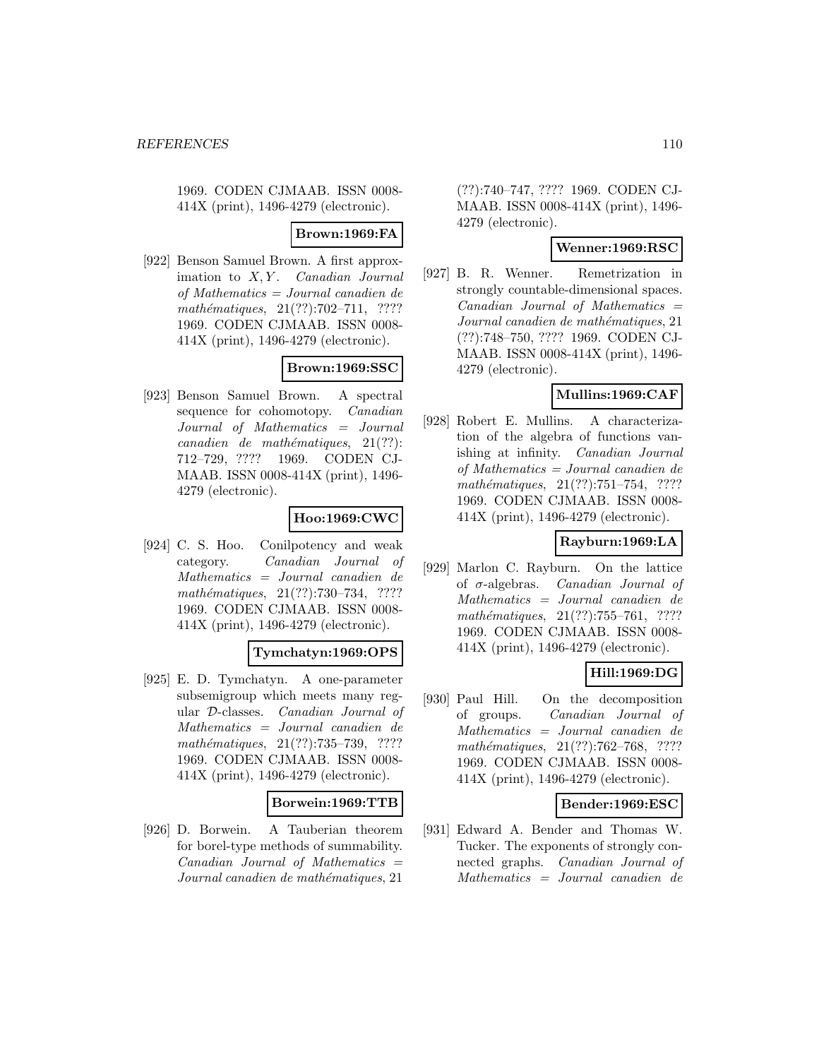1969. CODEN CJMAAB. ISSN 0008-414X (print), 1496-4279 (electronic).

**Brown:1969:FA**

[922] Benson Samuel Brown. A first approximation to $X, Y$. *Canadian Journal of Mathematics = Journal canadien de mathématiques*, 21(??):702–711, ???? 1969. CODEN CJMAAB. ISSN 0008-414X (print), 1496-4279 (electronic).

**Brown:1969:SSC**

[923] Benson Samuel Brown. A spectral sequence for cohomotopy. *Canadian Journal of Mathematics = Journal canadien de mathématiques*, 21(??): 712–729, ???? 1969. CODEN CJMAAB. ISSN 0008-414X (print), 1496-4279 (electronic).

**Hoo:1969:CWC**

[924] C. S. Hoo. Conilpotency and weak category. *Canadian Journal of Mathematics = Journal canadien de mathématiques*, 21(??):730–734, ???? 1969. CODEN CJMAAB. ISSN 0008-414X (print), 1496-4279 (electronic).

**Tymchatyn:1969:OPS**

[925] E. D. Tymchatyn. A one-parameter subsemigroup which meets many regular $\mathcal{D}$-classes. *Canadian Journal of Mathematics = Journal canadien de mathématiques*, 21(??):735–739, ???? 1969. CODEN CJMAAB. ISSN 0008-414X (print), 1496-4279 (electronic).

**Borwein:1969:TTB**

[926] D. Borwein. A Tauberian theorem for borel-type methods of summability. *Canadian Journal of Mathematics = Journal canadien de mathématiques*, 21 (??):740–747, ???? 1969. CODEN CJMAAB. ISSN 0008-414X (print), 1496-4279 (electronic).

**Wenner:1969:RSC**

[927] B. R. Wenner. Remetrization in strongly countable-dimensional spaces. *Canadian Journal of Mathematics = Journal canadien de mathématiques*, 21 (??):748–750, ???? 1969. CODEN CJMAAB. ISSN 0008-414X (print), 1496-4279 (electronic).

**Mullins:1969:CAF**

[928] Robert E. Mullins. A characterization of the algebra of functions vanishing at infinity. *Canadian Journal of Mathematics = Journal canadien de mathématiques*, 21(??):751–754, ???? 1969. CODEN CJMAAB. ISSN 0008-414X (print), 1496-4279 (electronic).

**Rayburn:1969:LA**

[929] Marlon C. Rayburn. On the lattice of $\sigma$-algebras. *Canadian Journal of Mathematics = Journal canadien de mathématiques*, 21(??):755–761, ???? 1969. CODEN CJMAAB. ISSN 0008-414X (print), 1496-4279 (electronic).

**Hill:1969:DG**

[930] Paul Hill. On the decomposition of groups. *Canadian Journal of Mathematics = Journal canadien de mathématiques*, 21(??):762–768, ???? 1969. CODEN CJMAAB. ISSN 0008-414X (print), 1496-4279 (electronic).

**Bender:1969:ESC**

[931] Edward A. Bender and Thomas W. Tucker. The exponents of strongly connected graphs. *Canadian Journal of Mathematics = Journal canadien de*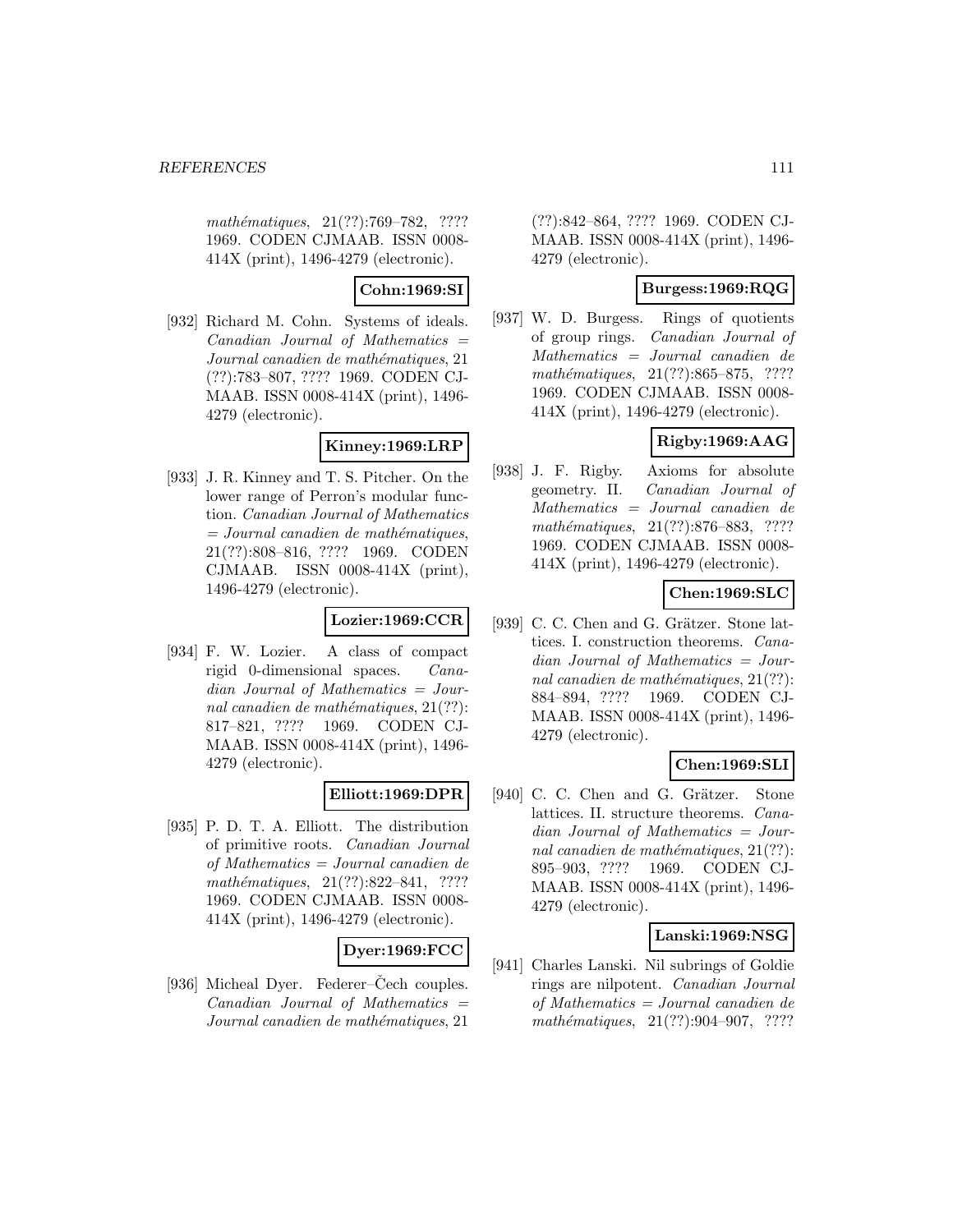*mathématiques*, 21(??):769–782, ???? 1969. CODEN CJMAAB. ISSN 0008-414X (print), 1496-4279 (electronic).

**Cohn:1969:SI**

[932] Richard M. Cohn. Systems of ideals. *Canadian Journal of Mathematics = Journal canadien de mathématiques*, 21 (??):783–807, ???? 1969. CODEN CJMAAB. ISSN 0008-414X (print), 1496-4279 (electronic).

**Kinney:1969:LRP**

[933] J. R. Kinney and T. S. Pitcher. On the lower range of Perron's modular function. *Canadian Journal of Mathematics = Journal canadien de mathématiques*, 21(??):808–816, ???? 1969. CODEN CJMAAB. ISSN 0008-414X (print), 1496-4279 (electronic).

**Lozier:1969:CCR**

[934] F. W. Lozier. A class of compact rigid 0-dimensional spaces. *Canadian Journal of Mathematics = Journal canadien de mathématiques*, 21(??): 817–821, ???? 1969. CODEN CJMAAB. ISSN 0008-414X (print), 1496-4279 (electronic).

**Elliott:1969:DPR**

[935] P. D. T. A. Elliott. The distribution of primitive roots. *Canadian Journal of Mathematics = Journal canadien de mathématiques*, 21(??):822–841, ???? 1969. CODEN CJMAAB. ISSN 0008-414X (print), 1496-4279 (electronic).

**Dyer:1969:FCC**

[936] Micheal Dyer. Federer–Čech couples. *Canadian Journal of Mathematics = Journal canadien de mathématiques*, 21 (??):842–864, ???? 1969. CODEN CJMAAB. ISSN 0008-414X (print), 1496-4279 (electronic).

**Burgess:1969:RQG**

[937] W. D. Burgess. Rings of quotients of group rings. *Canadian Journal of Mathematics = Journal canadien de mathématiques*, 21(??):865–875, ???? 1969. CODEN CJMAAB. ISSN 0008-414X (print), 1496-4279 (electronic).

**Rigby:1969:AAG**

[938] J. F. Rigby. Axioms for absolute geometry. II. *Canadian Journal of Mathematics = Journal canadien de mathématiques*, 21(??):876–883, ???? 1969. CODEN CJMAAB. ISSN 0008-414X (print), 1496-4279 (electronic).

**Chen:1969:SLC**

[939] C. C. Chen and G. Grätzer. Stone lattices. I. construction theorems. *Canadian Journal of Mathematics = Journal canadien de mathématiques*, 21(??): 884–894, ???? 1969. CODEN CJMAAB. ISSN 0008-414X (print), 1496-4279 (electronic).

**Chen:1969:SLI**

[940] C. C. Chen and G. Grätzer. Stone lattices. II. structure theorems. *Canadian Journal of Mathematics = Journal canadien de mathématiques*, 21(??): 895–903, ???? 1969. CODEN CJMAAB. ISSN 0008-414X (print), 1496-4279 (electronic).

**Lanski:1969:NSG**

[941] Charles Lanski. Nil subrings of Goldie rings are nilpotent. *Canadian Journal of Mathematics = Journal canadien de mathématiques*, 21(??):904–907, ????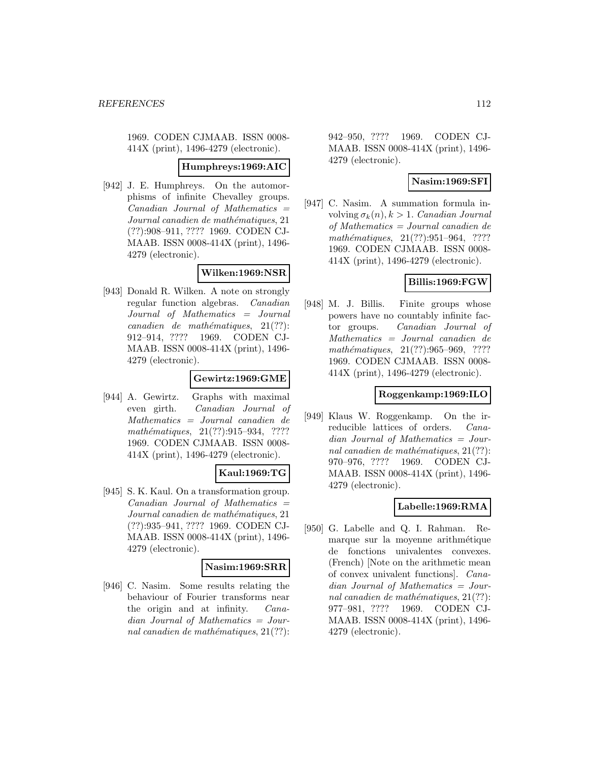1969. CODEN CJMAAB. ISSN 0008-414X (print), 1496-4279 (electronic).

**Humphreys:1969:AIC**

[942] J. E. Humphreys. On the automorphisms of infinite Chevalley groups. *Canadian Journal of Mathematics = Journal canadien de mathématiques*, 21 (??):908–911, ???? 1969. CODEN CJMAAB. ISSN 0008-414X (print), 1496-4279 (electronic).

**Wilken:1969:NSR**

[943] Donald R. Wilken. A note on strongly regular function algebras. *Canadian Journal of Mathematics = Journal canadien de mathématiques*, 21(??): 912–914, ???? 1969. CODEN CJMAAB. ISSN 0008-414X (print), 1496-4279 (electronic).

**Gewirtz:1969:GME**

[944] A. Gewirtz. Graphs with maximal even girth. *Canadian Journal of Mathematics = Journal canadien de mathématiques*, 21(??):915–934, ???? 1969. CODEN CJMAAB. ISSN 0008-414X (print), 1496-4279 (electronic).

**Kaul:1969:TG**

[945] S. K. Kaul. On a transformation group. *Canadian Journal of Mathematics = Journal canadien de mathématiques*, 21 (??):935–941, ???? 1969. CODEN CJMAAB. ISSN 0008-414X (print), 1496-4279 (electronic).

**Nasim:1969:SRR**

[946] C. Nasim. Some results relating the behaviour of Fourier transforms near the origin and at infinity. *Canadian Journal of Mathematics = Journal canadien de mathématiques*, 21(??): 942–950, ???? 1969. CODEN CJMAAB. ISSN 0008-414X (print), 1496-4279 (electronic).

**Nasim:1969:SFI**

[947] C. Nasim. A summation formula involving $\sigma_k(n), k > 1$. *Canadian Journal of Mathematics = Journal canadien de mathématiques*, 21(??):951–964, ???? 1969. CODEN CJMAAB. ISSN 0008-414X (print), 1496-4279 (electronic).

**Billis:1969:FGW**

[948] M. J. Billis. Finite groups whose powers have no countably infinite factor groups. *Canadian Journal of Mathematics = Journal canadien de mathématiques*, 21(??):965–969, ???? 1969. CODEN CJMAAB. ISSN 0008-414X (print), 1496-4279 (electronic).

**Roggenkamp:1969:ILO**

[949] Klaus W. Roggenkamp. On the irreducible lattices of orders. *Canadian Journal of Mathematics = Journal canadien de mathématiques*, 21(??): 970–976, ???? 1969. CODEN CJMAAB. ISSN 0008-414X (print), 1496-4279 (electronic).

**Labelle:1969:RMA**

[950] G. Labelle and Q. I. Rahman. Remarque sur la moyenne arithmétique de fonctions univalentes convexes. (French) [Note on the arithmetic mean of convex univalent functions]. *Canadian Journal of Mathematics = Journal canadien de mathématiques*, 21(??): 977–981, ???? 1969. CODEN CJMAAB. ISSN 0008-414X (print), 1496-4279 (electronic).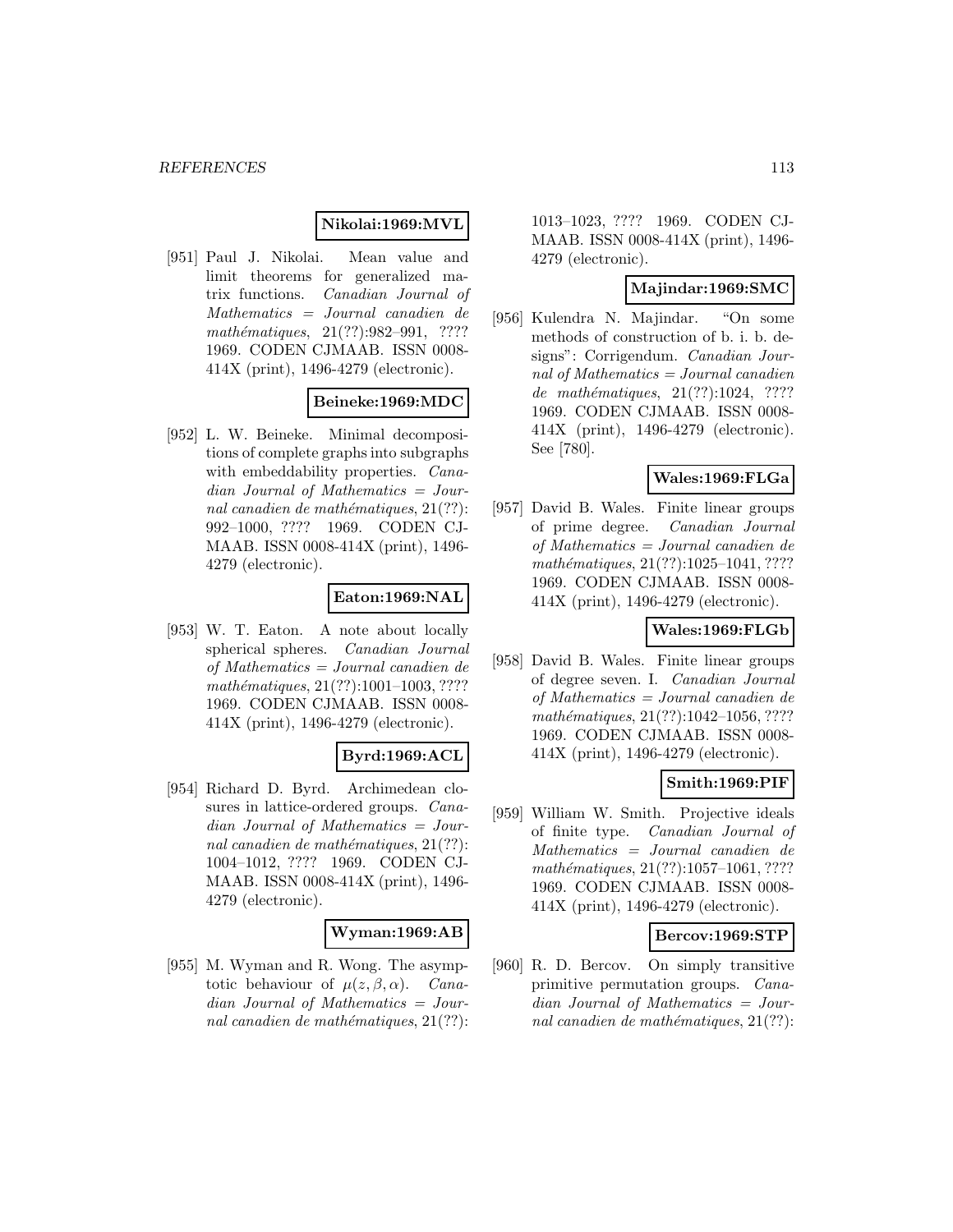**Nikolai:1969:MVL**

[951] Paul J. Nikolai. Mean value and limit theorems for generalized matrix functions. *Canadian Journal of Mathematics = Journal canadien de mathématiques*, 21(??):982–991, ???? 1969. CODEN CJMAAB. ISSN 0008-414X (print), 1496-4279 (electronic).

**Beineke:1969:MDC**

[952] L. W. Beineke. Minimal decompositions of complete graphs into subgraphs with embeddability properties. *Canadian Journal of Mathematics = Journal canadien de mathématiques*, 21(??): 992–1000, ???? 1969. CODEN CJMAAB. ISSN 0008-414X (print), 1496-4279 (electronic).

**Eaton:1969:NAL**

[953] W. T. Eaton. A note about locally spherical spheres. *Canadian Journal of Mathematics = Journal canadien de mathématiques*, 21(??):1001–1003, ???? 1969. CODEN CJMAAB. ISSN 0008-414X (print), 1496-4279 (electronic).

**Byrd:1969:ACL**

[954] Richard D. Byrd. Archimedean closures in lattice-ordered groups. *Canadian Journal of Mathematics = Journal canadien de mathématiques*, 21(??): 1004–1012, ???? 1969. CODEN CJMAAB. ISSN 0008-414X (print), 1496-4279 (electronic).

**Wyman:1969:AB**

[955] M. Wyman and R. Wong. The asymptotic behaviour of $\mu(z, \beta, \alpha)$. *Canadian Journal of Mathematics = Journal canadien de mathématiques*, 21(??): 1013–1023, ???? 1969. CODEN CJMAAB. ISSN 0008-414X (print), 1496-4279 (electronic).

**Majindar:1969:SMC**

[956] Kulendra N. Majindar. "On some methods of construction of b. i. b. designs": Corrigendum. *Canadian Journal of Mathematics = Journal canadien de mathématiques*, 21(??):1024, ???? 1969. CODEN CJMAAB. ISSN 0008-414X (print), 1496-4279 (electronic). See [780].

**Wales:1969:FLGa**

[957] David B. Wales. Finite linear groups of prime degree. *Canadian Journal of Mathematics = Journal canadien de mathématiques*, 21(??):1025–1041, ???? 1969. CODEN CJMAAB. ISSN 0008-414X (print), 1496-4279 (electronic).

**Wales:1969:FLGb**

[958] David B. Wales. Finite linear groups of degree seven. I. *Canadian Journal of Mathematics = Journal canadien de mathématiques*, 21(??):1042–1056, ???? 1969. CODEN CJMAAB. ISSN 0008-414X (print), 1496-4279 (electronic).

**Smith:1969:PIF**

[959] William W. Smith. Projective ideals of finite type. *Canadian Journal of Mathematics = Journal canadien de mathématiques*, 21(??):1057–1061, ???? 1969. CODEN CJMAAB. ISSN 0008-414X (print), 1496-4279 (electronic).

**Bercov:1969:STP**

[960] R. D. Bercov. On simply transitive primitive permutation groups. *Canadian Journal of Mathematics = Journal canadien de mathématiques*, 21(??):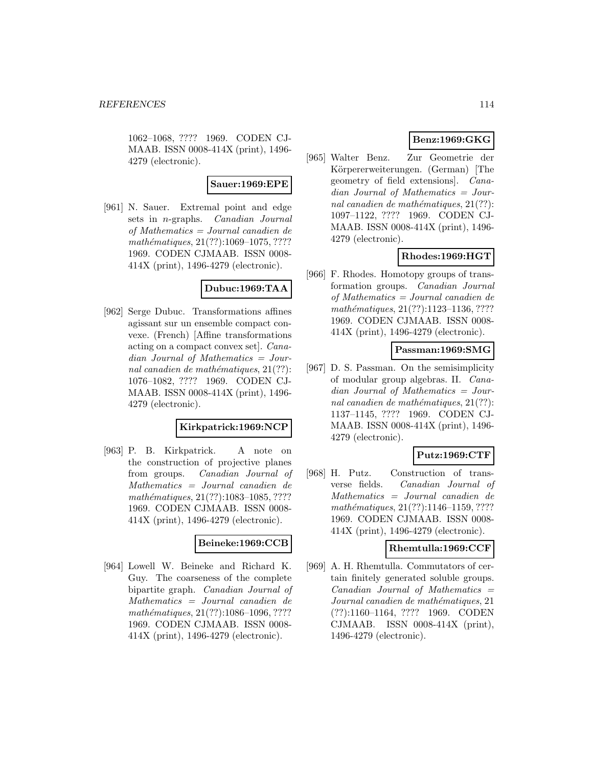1062–1068, ???? 1969. CODEN CJMAAB. ISSN 0008-414X (print), 1496-4279 (electronic).

**Sauer:1969:EPE**

[961] N. Sauer. Extremal point and edge sets in $n$-graphs. *Canadian Journal of Mathematics = Journal canadien de mathématiques*, 21(??):1069–1075, ???? 1969. CODEN CJMAAB. ISSN 0008-414X (print), 1496-4279 (electronic).

**Dubuc:1969:TAA**

[962] Serge Dubuc. Transformations affines agissant sur un ensemble compact convexe. (French) [Affine transformations acting on a compact convex set]. *Canadian Journal of Mathematics = Journal canadien de mathématiques*, 21(??): 1076–1082, ???? 1969. CODEN CJMAAB. ISSN 0008-414X (print), 1496-4279 (electronic).

**Kirkpatrick:1969:NCP**

[963] P. B. Kirkpatrick. A note on the construction of projective planes from groups. *Canadian Journal of Mathematics = Journal canadien de mathématiques*, 21(??):1083–1085, ???? 1969. CODEN CJMAAB. ISSN 0008-414X (print), 1496-4279 (electronic).

**Beineke:1969:CCB**

[964] Lowell W. Beineke and Richard K. Guy. The coarseness of the complete bipartite graph. *Canadian Journal of Mathematics = Journal canadien de mathématiques*, 21(??):1086–1096, ???? 1969. CODEN CJMAAB. ISSN 0008-414X (print), 1496-4279 (electronic).

**Benz:1969:GKG**

[965] Walter Benz. Zur Geometrie der Körpererweiterungen. (German) [The geometry of field extensions]. *Canadian Journal of Mathematics = Journal canadien de mathématiques*, 21(??): 1097–1122, ???? 1969. CODEN CJMAAB. ISSN 0008-414X (print), 1496-4279 (electronic).

**Rhodes:1969:HGT**

[966] F. Rhodes. Homotopy groups of transformation groups. *Canadian Journal of Mathematics = Journal canadien de mathématiques*, 21(??):1123–1136, ???? 1969. CODEN CJMAAB. ISSN 0008-414X (print), 1496-4279 (electronic).

**Passman:1969:SMG**

[967] D. S. Passman. On the semisimplicity of modular group algebras. II. *Canadian Journal of Mathematics = Journal canadien de mathématiques*, 21(??): 1137–1145, ???? 1969. CODEN CJMAAB. ISSN 0008-414X (print), 1496-4279 (electronic).

**Putz:1969:CTF**

[968] H. Putz. Construction of transverse fields. *Canadian Journal of Mathematics = Journal canadien de mathématiques*, 21(??):1146–1159, ???? 1969. CODEN CJMAAB. ISSN 0008-414X (print), 1496-4279 (electronic).

**Rhemtulla:1969:CCF**

[969] A. H. Rhemtulla. Commutators of certain finitely generated soluble groups. *Canadian Journal of Mathematics = Journal canadien de mathématiques*, 21 (??):1160–1164, ???? 1969. CODEN CJMAAB. ISSN 0008-414X (print), 1496-4279 (electronic).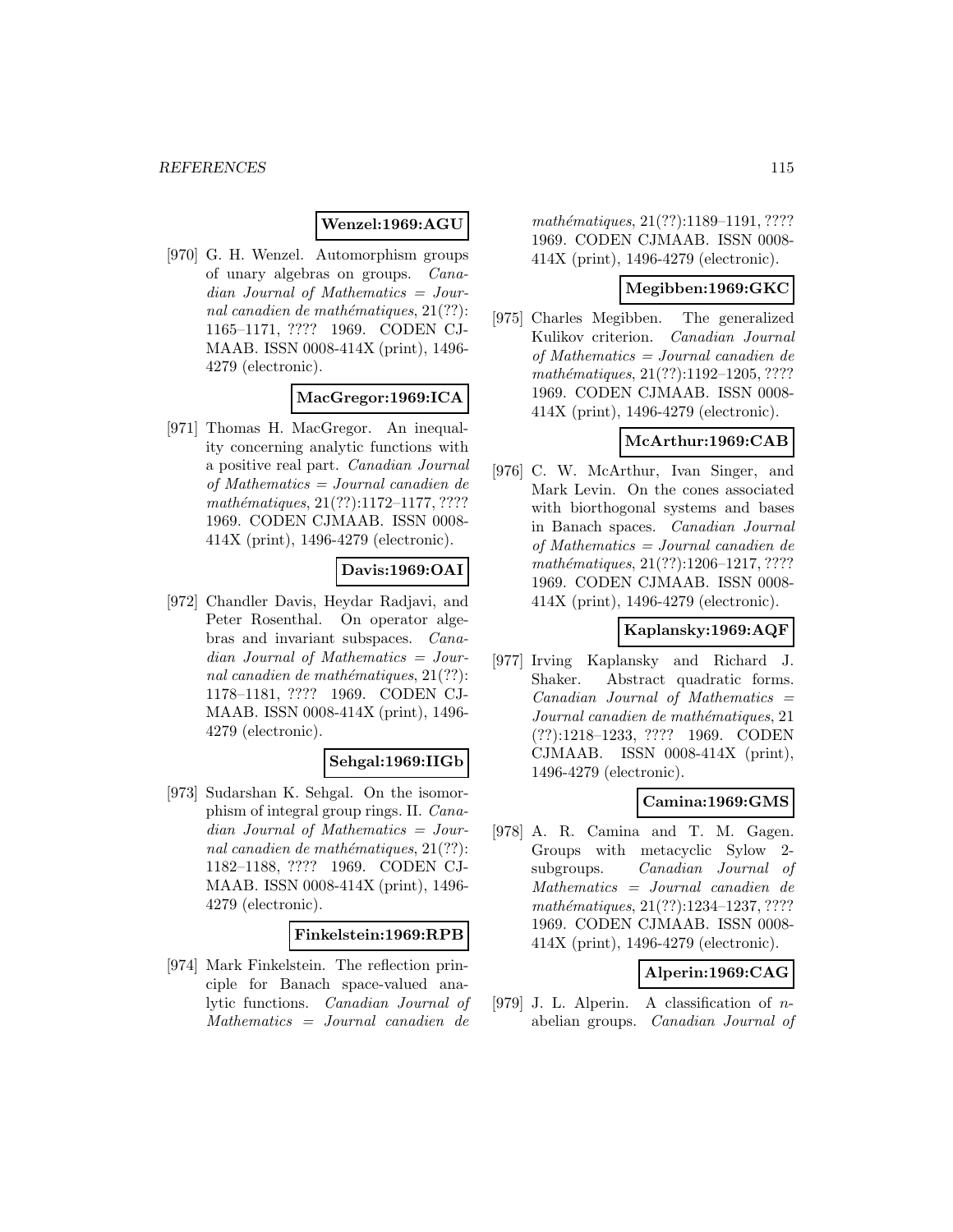**Wenzel:1969:AGU**

[970] G. H. Wenzel. Automorphism groups of unary algebras on groups. *Canadian Journal of Mathematics = Journal canadien de mathématiques*, 21(??): 1165–1171, ???? 1969. CODEN CJMAAB. ISSN 0008-414X (print), 1496-4279 (electronic).

**MacGregor:1969:ICA**

[971] Thomas H. MacGregor. An inequality concerning analytic functions with a positive real part. *Canadian Journal of Mathematics = Journal canadien de mathématiques*, 21(??):1172–1177, ???? 1969. CODEN CJMAAB. ISSN 0008-414X (print), 1496-4279 (electronic).

**Davis:1969:OAI**

[972] Chandler Davis, Heydar Radjavi, and Peter Rosenthal. On operator algebras and invariant subspaces. *Canadian Journal of Mathematics = Journal canadien de mathématiques*, 21(??): 1178–1181, ???? 1969. CODEN CJMAAB. ISSN 0008-414X (print), 1496-4279 (electronic).

**Sehgal:1969:IIGb**

[973] Sudarshan K. Sehgal. On the isomorphism of integral group rings. II. *Canadian Journal of Mathematics = Journal canadien de mathématiques*, 21(??): 1182–1188, ???? 1969. CODEN CJMAAB. ISSN 0008-414X (print), 1496-4279 (electronic).

**Finkelstein:1969:RPB**

[974] Mark Finkelstein. The reflection principle for Banach space-valued analytic functions. *Canadian Journal of Mathematics = Journal canadien de mathématiques*, 21(??):1189–1191, ???? 1969. CODEN CJMAAB. ISSN 0008-414X (print), 1496-4279 (electronic).

**Megibben:1969:GKC**

[975] Charles Megibben. The generalized Kulikov criterion. *Canadian Journal of Mathematics = Journal canadien de mathématiques*, 21(??):1192–1205, ???? 1969. CODEN CJMAAB. ISSN 0008-414X (print), 1496-4279 (electronic).

**McArthur:1969:CAB**

[976] C. W. McArthur, Ivan Singer, and Mark Levin. On the cones associated with biorthogonal systems and bases in Banach spaces. *Canadian Journal of Mathematics = Journal canadien de mathématiques*, 21(??):1206–1217, ???? 1969. CODEN CJMAAB. ISSN 0008-414X (print), 1496-4279 (electronic).

**Kaplansky:1969:AQF**

[977] Irving Kaplansky and Richard J. Shaker. Abstract quadratic forms. *Canadian Journal of Mathematics = Journal canadien de mathématiques*, 21 (??):1218–1233, ???? 1969. CODEN CJMAAB. ISSN 0008-414X (print), 1496-4279 (electronic).

**Camina:1969:GMS**

[978] A. R. Camina and T. M. Gagen. Groups with metacyclic Sylow 2-subgroups. *Canadian Journal of Mathematics = Journal canadien de mathématiques*, 21(??):1234–1237, ???? 1969. CODEN CJMAAB. ISSN 0008-414X (print), 1496-4279 (electronic).

**Alperin:1969:CAG**

[979] J. L. Alperin. A classification of $n$-abelian groups. *Canadian Journal of*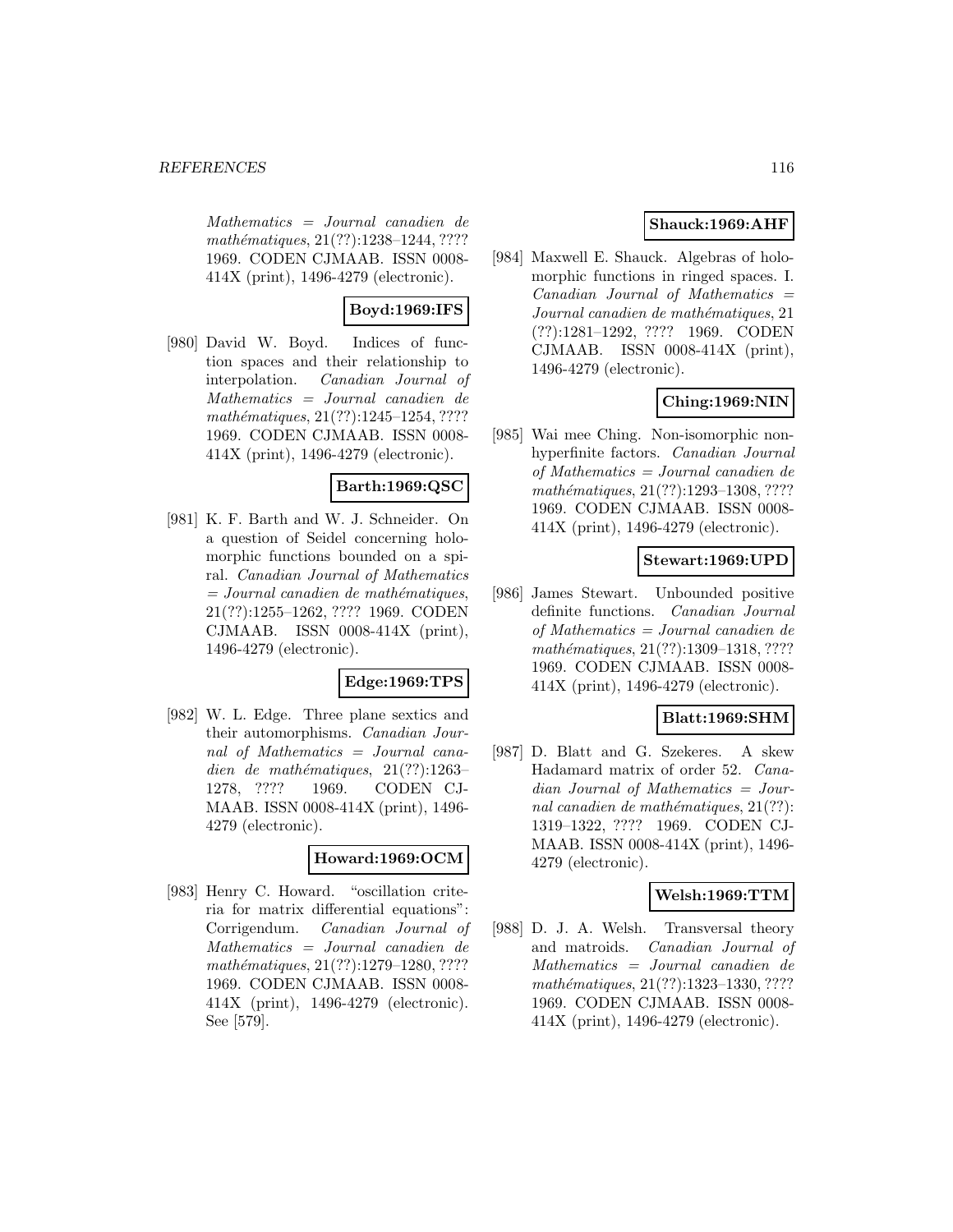*Mathematics = Journal canadien de mathématiques*, 21(??):1238–1244, ???? 1969. CODEN CJMAAB. ISSN 0008-414X (print), 1496-4279 (electronic).

**Boyd:1969:IFS**

[980] David W. Boyd. Indices of function spaces and their relationship to interpolation. *Canadian Journal of Mathematics = Journal canadien de mathématiques*, 21(??):1245–1254, ???? 1969. CODEN CJMAAB. ISSN 0008-414X (print), 1496-4279 (electronic).

**Barth:1969:QSC**

[981] K. F. Barth and W. J. Schneider. On a question of Seidel concerning holomorphic functions bounded on a spiral. *Canadian Journal of Mathematics = Journal canadien de mathématiques*, 21(??):1255–1262, ???? 1969. CODEN CJMAAB. ISSN 0008-414X (print), 1496-4279 (electronic).

**Edge:1969:TPS**

[982] W. L. Edge. Three plane sextics and their automorphisms. *Canadian Journal of Mathematics = Journal canadien de mathématiques*, 21(??):1263–1278, ???? 1969. CODEN CJMAAB. ISSN 0008-414X (print), 1496-4279 (electronic).

**Howard:1969:OCM**

[983] Henry C. Howard. "oscillation criteria for matrix differential equations": Corrigendum. *Canadian Journal of Mathematics = Journal canadien de mathématiques*, 21(??):1279–1280, ???? 1969. CODEN CJMAAB. ISSN 0008-414X (print), 1496-4279 (electronic). See [579].

**Shauck:1969:AHF**

[984] Maxwell E. Shauck. Algebras of holomorphic functions in ringed spaces. I. *Canadian Journal of Mathematics = Journal canadien de mathématiques*, 21 (??):1281–1292, ???? 1969. CODEN CJMAAB. ISSN 0008-414X (print), 1496-4279 (electronic).

**Ching:1969:NIN**

[985] Wai mee Ching. Non-isomorphic non-hyperfinite factors. *Canadian Journal of Mathematics = Journal canadien de mathématiques*, 21(??):1293–1308, ???? 1969. CODEN CJMAAB. ISSN 0008-414X (print), 1496-4279 (electronic).

**Stewart:1969:UPD**

[986] James Stewart. Unbounded positive definite functions. *Canadian Journal of Mathematics = Journal canadien de mathématiques*, 21(??):1309–1318, ???? 1969. CODEN CJMAAB. ISSN 0008-414X (print), 1496-4279 (electronic).

**Blatt:1969:SHM**

[987] D. Blatt and G. Szekeres. A skew Hadamard matrix of order 52. *Canadian Journal of Mathematics = Journal canadien de mathématiques*, 21(??):1319–1322, ???? 1969. CODEN CJMAAB. ISSN 0008-414X (print), 1496-4279 (electronic).

**Welsh:1969:TTM**

[988] D. J. A. Welsh. Transversal theory and matroids. *Canadian Journal of Mathematics = Journal canadien de mathématiques*, 21(??):1323–1330, ???? 1969. CODEN CJMAAB. ISSN 0008-414X (print), 1496-4279 (electronic).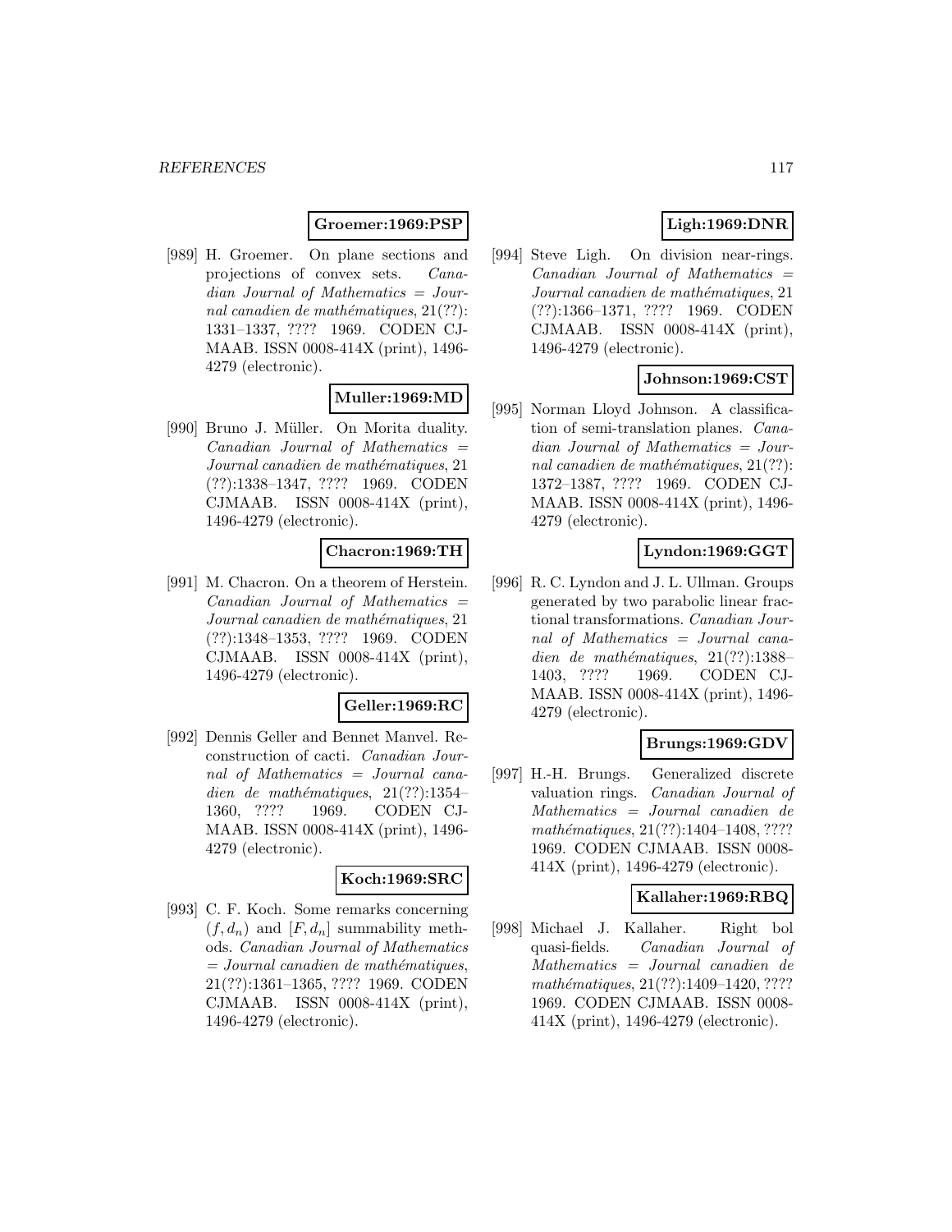**Groemer:1969:PSP**

[989] H. Groemer. On plane sections and projections of convex sets. *Canadian Journal of Mathematics = Journal canadien de mathématiques*, 21(??): 1331–1337, ???? 1969. CODEN CJMAAB. ISSN 0008-414X (print), 1496-4279 (electronic).

**Muller:1969:MD**

[990] Bruno J. Müller. On Morita duality. *Canadian Journal of Mathematics = Journal canadien de mathématiques*, 21 (??):1338–1347, ???? 1969. CODEN CJMAAB. ISSN 0008-414X (print), 1496-4279 (electronic).

**Chacron:1969:TH**

[991] M. Chacron. On a theorem of Herstein. *Canadian Journal of Mathematics = Journal canadien de mathématiques*, 21 (??):1348–1353, ???? 1969. CODEN CJMAAB. ISSN 0008-414X (print), 1496-4279 (electronic).

**Geller:1969:RC**

[992] Dennis Geller and Bennet Manvel. Reconstruction of cacti. *Canadian Journal of Mathematics = Journal canadien de mathématiques*, 21(??):1354–1360, ???? 1969. CODEN CJMAAB. ISSN 0008-414X (print), 1496-4279 (electronic).

**Koch:1969:SRC**

[993] C. F. Koch. Some remarks concerning $(f, d_n)$ and $[F, d_n]$ summability methods. *Canadian Journal of Mathematics = Journal canadien de mathématiques*, 21(??):1361–1365, ???? 1969. CODEN CJMAAB. ISSN 0008-414X (print), 1496-4279 (electronic).

**Ligh:1969:DNR**

[994] Steve Ligh. On division near-rings. *Canadian Journal of Mathematics = Journal canadien de mathématiques*, 21 (??):1366–1371, ???? 1969. CODEN CJMAAB. ISSN 0008-414X (print), 1496-4279 (electronic).

**Johnson:1969:CST**

[995] Norman Lloyd Johnson. A classification of semi-translation planes. *Canadian Journal of Mathematics = Journal canadien de mathématiques*, 21(??): 1372–1387, ???? 1969. CODEN CJMAAB. ISSN 0008-414X (print), 1496-4279 (electronic).

**Lyndon:1969:GGT**

[996] R. C. Lyndon and J. L. Ullman. Groups generated by two parabolic linear fractional transformations. *Canadian Journal of Mathematics = Journal canadien de mathématiques*, 21(??):1388–1403, ???? 1969. CODEN CJMAAB. ISSN 0008-414X (print), 1496-4279 (electronic).

**Brungs:1969:GDV**

[997] H.-H. Brungs. Generalized discrete valuation rings. *Canadian Journal of Mathematics = Journal canadien de mathématiques*, 21(??):1404–1408, ???? 1969. CODEN CJMAAB. ISSN 0008-414X (print), 1496-4279 (electronic).

**Kallaher:1969:RBQ**

[998] Michael J. Kallaher. Right bol quasi-fields. *Canadian Journal of Mathematics = Journal canadien de mathématiques*, 21(??):1409–1420, ???? 1969. CODEN CJMAAB. ISSN 0008-414X (print), 1496-4279 (electronic).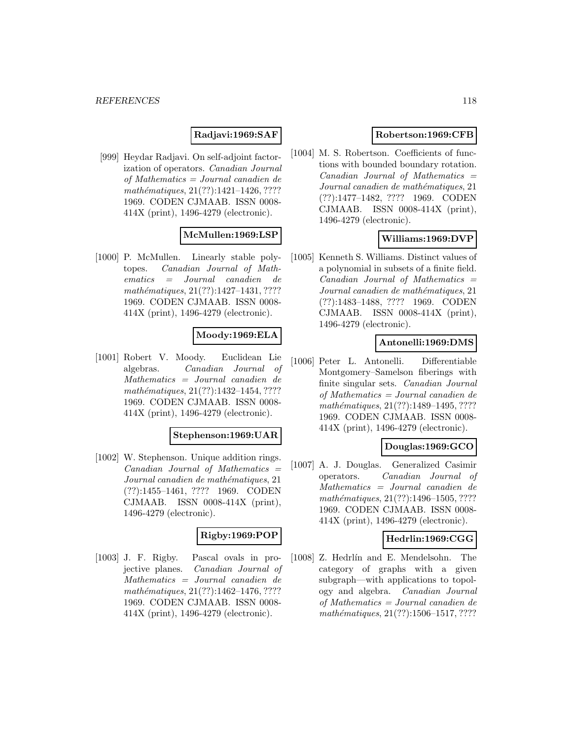**Radjavi:1969:SAF**

[999] Heydar Radjavi. On self-adjoint factorization of operators. *Canadian Journal of Mathematics = Journal canadien de mathématiques*, 21(??):1421–1426, ???? 1969. CODEN CJMAAB. ISSN 0008-414X (print), 1496-4279 (electronic).

**McMullen:1969:LSP**

[1000] P. McMullen. Linearly stable polytopes. *Canadian Journal of Mathematics = Journal canadien de mathématiques*, 21(??):1427–1431, ???? 1969. CODEN CJMAAB. ISSN 0008-414X (print), 1496-4279 (electronic).

**Moody:1969:ELA**

[1001] Robert V. Moody. Euclidean Lie algebras. *Canadian Journal of Mathematics = Journal canadien de mathématiques*, 21(??):1432–1454, ???? 1969. CODEN CJMAAB. ISSN 0008-414X (print), 1496-4279 (electronic).

**Stephenson:1969:UAR**

[1002] W. Stephenson. Unique addition rings. *Canadian Journal of Mathematics = Journal canadien de mathématiques*, 21 (??):1455–1461, ???? 1969. CODEN CJMAAB. ISSN 0008-414X (print), 1496-4279 (electronic).

**Rigby:1969:POP**

[1003] J. F. Rigby. Pascal ovals in projective planes. *Canadian Journal of Mathematics = Journal canadien de mathématiques*, 21(??):1462–1476, ???? 1969. CODEN CJMAAB. ISSN 0008-414X (print), 1496-4279 (electronic).

**Robertson:1969:CFB**

[1004] M. S. Robertson. Coefficients of functions with bounded boundary rotation. *Canadian Journal of Mathematics = Journal canadien de mathématiques*, 21 (??):1477–1482, ???? 1969. CODEN CJMAAB. ISSN 0008-414X (print), 1496-4279 (electronic).

**Williams:1969:DVP**

[1005] Kenneth S. Williams. Distinct values of a polynomial in subsets of a finite field. *Canadian Journal of Mathematics = Journal canadien de mathématiques*, 21 (??):1483–1488, ???? 1969. CODEN CJMAAB. ISSN 0008-414X (print), 1496-4279 (electronic).

**Antonelli:1969:DMS**

[1006] Peter L. Antonelli. Differentiable Montgomery–Samelson fiberings with finite singular sets. *Canadian Journal of Mathematics = Journal canadien de mathématiques*, 21(??):1489–1495, ???? 1969. CODEN CJMAAB. ISSN 0008-414X (print), 1496-4279 (electronic).

**Douglas:1969:GCO**

[1007] A. J. Douglas. Generalized Casimir operators. *Canadian Journal of Mathematics = Journal canadien de mathématiques*, 21(??):1496–1505, ???? 1969. CODEN CJMAAB. ISSN 0008-414X (print), 1496-4279 (electronic).

**Hedrlin:1969:CGG**

[1008] Z. Hedrlín and E. Mendelsohn. The category of graphs with a given subgraph—with applications to topology and algebra. *Canadian Journal of Mathematics = Journal canadien de mathématiques*, 21(??):1506–1517, ????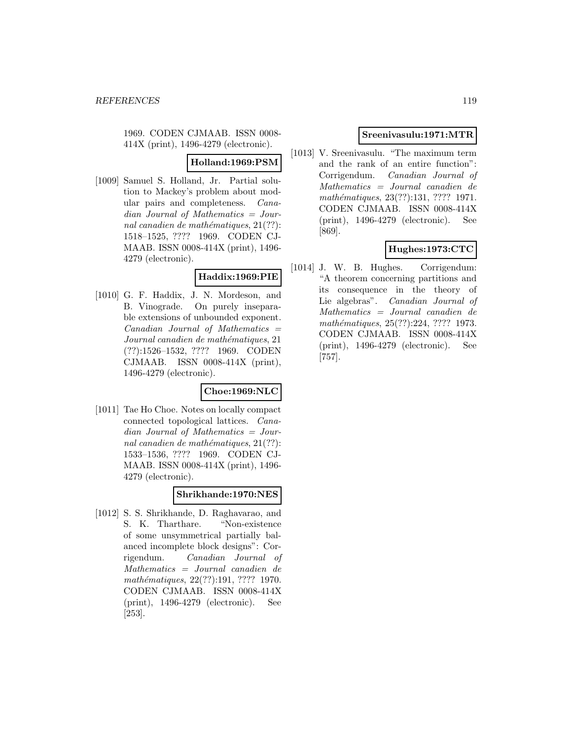1969. CODEN CJMAAB. ISSN 0008-414X (print), 1496-4279 (electronic).

**Holland:1969:PSM**

[1009] Samuel S. Holland, Jr. Partial solution to Mackey's problem about modular pairs and completeness. *Canadian Journal of Mathematics = Journal canadien de mathématiques*, 21(??): 1518–1525, ???? 1969. CODEN CJMAAB. ISSN 0008-414X (print), 1496-4279 (electronic).

**Haddix:1969:PIE**

[1010] G. F. Haddix, J. N. Mordeson, and B. Vinograde. On purely inseparable extensions of unbounded exponent. *Canadian Journal of Mathematics = Journal canadien de mathématiques*, 21 (??):1526–1532, ???? 1969. CODEN CJMAAB. ISSN 0008-414X (print), 1496-4279 (electronic).

**Choe:1969:NLC**

[1011] Tae Ho Choe. Notes on locally compact connected topological lattices. *Canadian Journal of Mathematics = Journal canadien de mathématiques*, 21(??): 1533–1536, ???? 1969. CODEN CJMAAB. ISSN 0008-414X (print), 1496-4279 (electronic).

**Shrikhande:1970:NES**

[1012] S. S. Shrikhande, D. Raghavarao, and S. K. Tharthare. "Non-existence of some unsymmetrical partially balanced incomplete block designs": Corrigendum. *Canadian Journal of Mathematics = Journal canadien de mathématiques*, 22(??):191, ???? 1970. CODEN CJMAAB. ISSN 0008-414X (print), 1496-4279 (electronic). See [253].

**Sreenivasulu:1971:MTR**

[1013] V. Sreenivasulu. "The maximum term and the rank of an entire function": Corrigendum. *Canadian Journal of Mathematics = Journal canadien de mathématiques*, 23(??):131, ???? 1971. CODEN CJMAAB. ISSN 0008-414X (print), 1496-4279 (electronic). See [869].

**Hughes:1973:CTC**

[1014] J. W. B. Hughes. Corrigendum: "A theorem concerning partitions and its consequence in the theory of Lie algebras". *Canadian Journal of Mathematics = Journal canadien de mathématiques*, 25(??):224, ???? 1973. CODEN CJMAAB. ISSN 0008-414X (print), 1496-4279 (electronic). See [757].